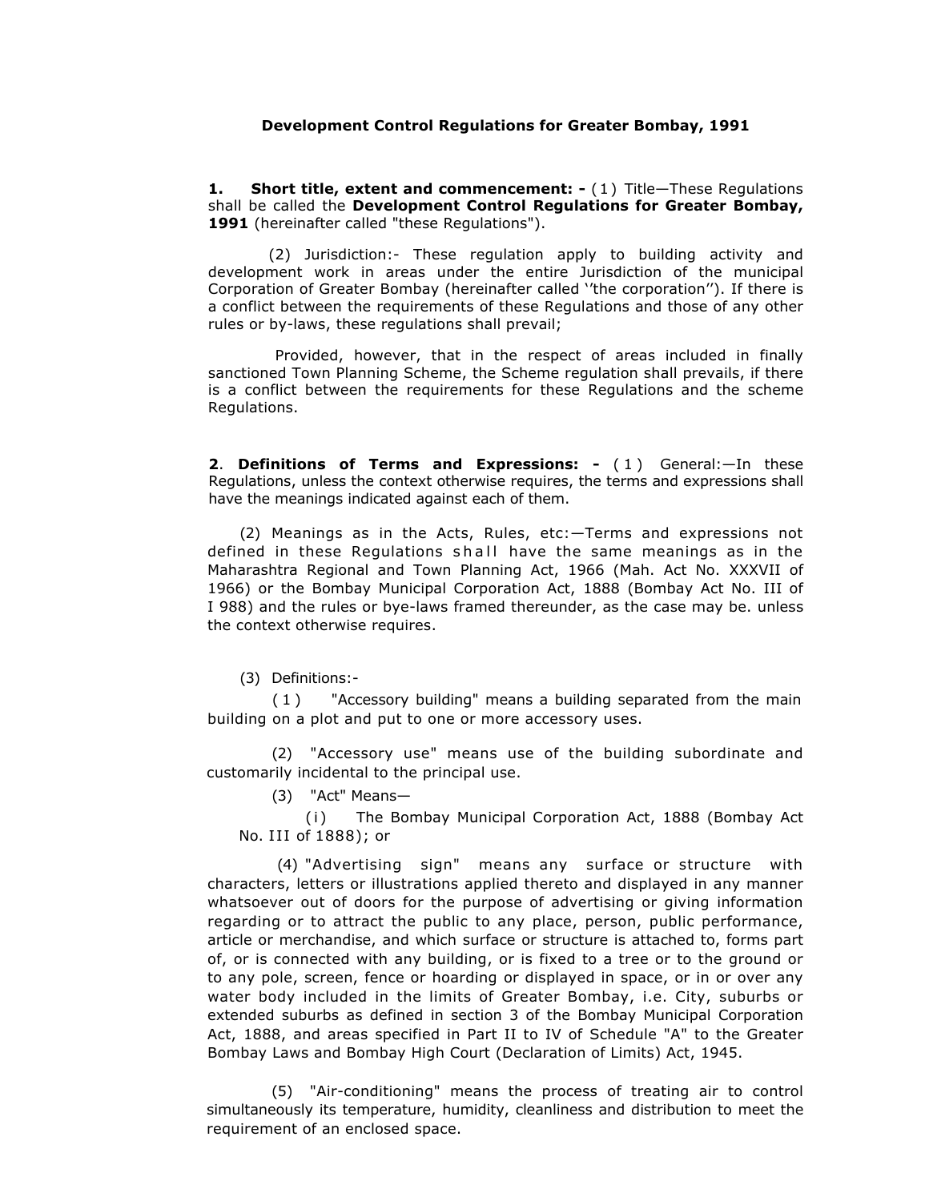# Development Control Regulations for Greater Bombay, 1991

**1. Short title, extent and commencement: -** (1) Title—These Regulations shall be called the **Development Control Regulations for Greater Bombay, 1991** (hereinafter called "these Regulations").

(2) Jurisdiction:- These regulation apply to building activity and development work in areas under the entire Jurisdiction of the municipal Corporation of Greater Bombay (hereinafter called ''the corporation''). If there is a conflict between the requirements of these Regulations and those of any other rules or by-laws, these regulations shall prevail;

Provided, however, that in the respect of areas included in finally sanctioned Town Planning Scheme, the Scheme regulation shall prevails, if there is a conflict between the requirements for these Regulations and the scheme Regulations.

**2. Definitions of Terms and Expressions: -** (1) General:—In these Regulations, unless the context otherwise requires, the terms and expressions shall have the meanings indicated against each of them.

(2) Meanings as in the Acts, Rules, etc:—Terms and expressions not defined in these Regulations shall have the same meanings as in the Maharashtra Regional and Town Planning Act, 1966 (Mah. Act No. XXXVII of 1966) or the Bombay Municipal Corporation Act, 1888 (Bombay Act No. III of I 988) and the rules or bye-laws framed thereunder, as the case may be. unless the context otherwise requires.

(3) Definitions:-

(1) "Accessory building" means a building separated from the main building on a plot and put to one or more accessory uses.

(2) "Accessory use" means use of the building subordinate and customarily incidental to the principal use.

(3) "Act" Means—

(i) The Bombay Municipal Corporation Act, 1888 (Bombay Act No. III of 1888); or

(4) "Advertising sign" means any surface or structure with characters, letters or illustrations applied thereto and displayed in any manner whatsoever out of doors for the purpose of advertising or giving information regarding or to attract the public to any place, person, public performance, article or merchandise, and which surface or structure is attached to, forms part of, or is connected with any building, or is fixed to a tree or to the ground or to any pole, screen, fence or hoarding or displayed in space, or in or over any water body included in the limits of Greater Bombay, i.e. City, suburbs or extended suburbs as defined in section 3 of the Bombay Municipal Corporation Act, 1888, and areas specified in Part II to IV of Schedule "A" to the Greater Bombay Laws and Bombay High Court (Declaration of Limits) Act, 1945.

(5) "Air-conditioning" means the process of treating air to control simultaneously its temperature, humidity, cleanliness and distribution to meet the requirement of an enclosed space.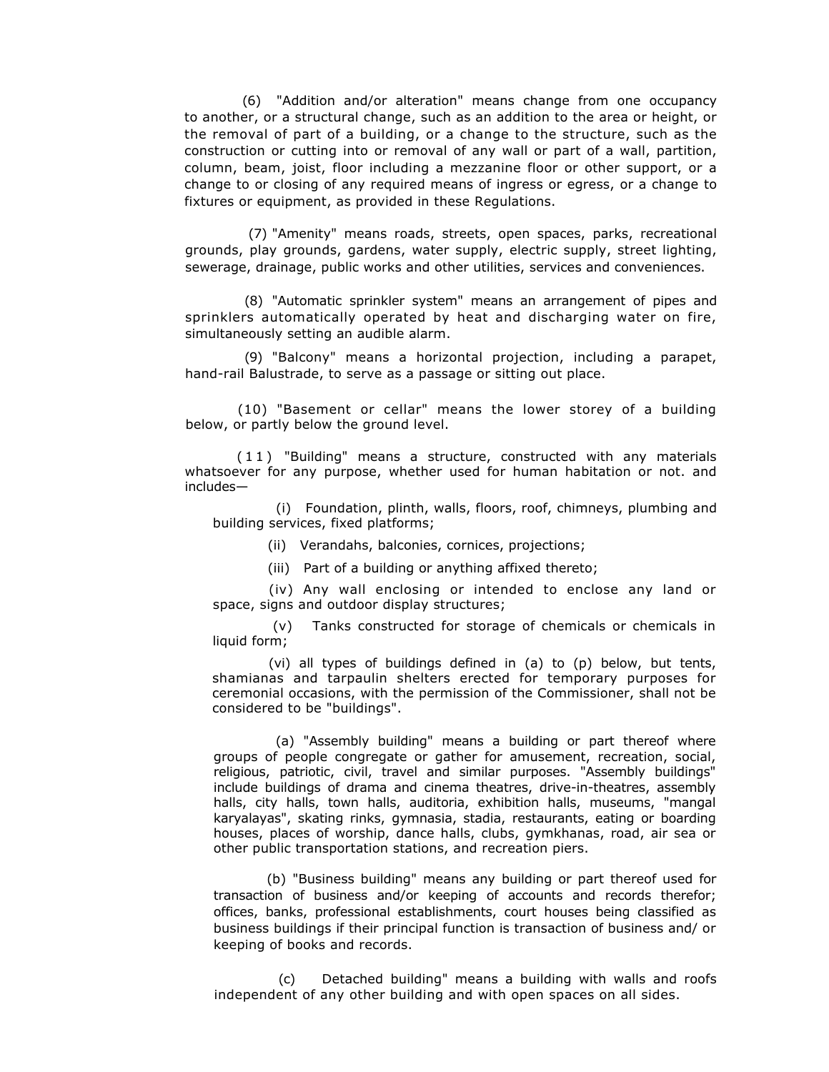(6) "Addition and/or alteration" means change from one occupancy to another, or a structural change, such as an addition to the area or height, or the removal of part of a building, or a change to the structure, such as the construction or cutting into or removal of any wall or part of a wall, partition, column, beam, joist, floor including a mezzanine floor or other support, or a change to or closing of any required means of ingress or egress, or a change to fixtures or equipment, as provided in these Regulations.

(7) "Amenity" means roads, streets, open spaces, parks, recreational grounds, play grounds, gardens, water supply, electric supply, street lighting, sewerage, drainage, public works and other utilities, services and conveniences.

(8) "Automatic sprinkler system" means an arrangement of pipes and sprinklers automatically operated by heat and discharging water on fire, simultaneously setting an audible alarm.

(9) "Balcony" means a horizontal projection, including a parapet, hand-rail Balustrade, to serve as a passage or sitting out place.

(10) "Basement or cellar" means the lower storey of a building below, or partly below the ground level.

(11) "Building" means a structure, constructed with any materials whatsoever for any purpose, whether used for human habitation or not. and includes—

(i) Foundation, plinth, walls, floors, roof, chimneys, plumbing and building services, fixed platforms;

(ii) Verandahs, balconies, cornices, projections;

(iii) Part of a building or anything affixed thereto;

(iv) Any wall enclosing or intended to enclose any land or space, signs and outdoor display structures;

(v) Tanks constructed for storage of chemicals or chemicals in liquid form;

(vi) all types of buildings defined in (a) to (p) below, but tents, shamianas and tarpaulin shelters erected for temporary purposes for ceremonial occasions, with the permission of the Commissioner, shall not be considered to be "buildings".

(a) "Assembly building" means a building or part thereof where groups of people congregate or gather for amusement, recreation, social, religious, patriotic, civil, travel and similar purposes. "Assembly buildings" include buildings of drama and cinema theatres, drive-in-theatres, assembly halls, city halls, town halls, auditoria, exhibition halls, museums, "mangal karyalayas", skating rinks, gymnasia, stadia, restaurants, eating or boarding houses, places of worship, dance halls, clubs, gymkhanas, road, air sea or other public transportation stations, and recreation piers.

(b) "Business building" means any building or part thereof used for transaction of business and/or keeping of accounts and records therefor; offices, banks, professional establishments, court houses being classified as business buildings if their principal function is transaction of business and/ or keeping of books and records.

(c) Detached building" means a building with walls and roofs independent of any other building and with open spaces on all sides.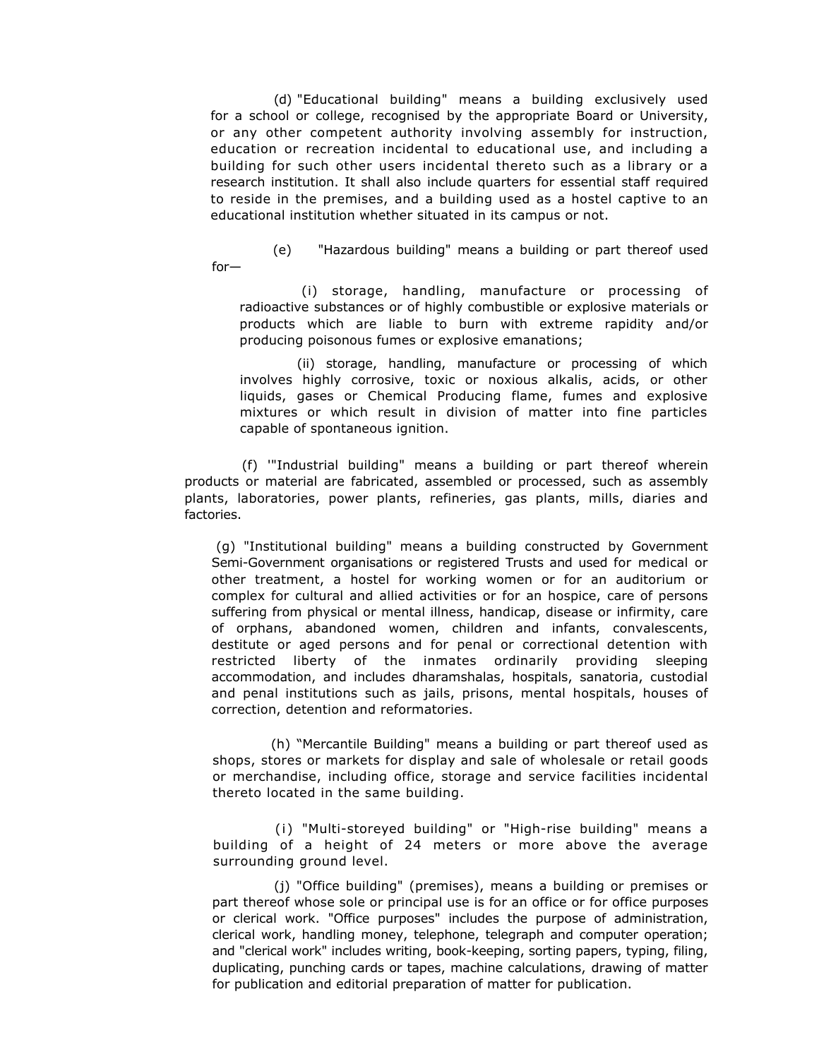(d) "Educational building" means a building exclusively used for a school or college, recognised by the appropriate Board or University, or any other competent authority involving assembly for instruction, education or recreation incidental to educational use, and including a building for such other users incidental thereto such as a library or a research institution. It shall also include quarters for essential staff required to reside in the premises, and a building used as a hostel captive to an educational institution whether situated in its campus or not.

(e) "Hazardous building" means a building or part thereof used for—

(i) storage, handling, manufacture or processing of radioactive substances or of highly combustible or explosive materials or products which are liable to burn with extreme rapidity and/or producing poisonous fumes or explosive emanations;

(ii) storage, handling, manufacture or processing of which involves highly corrosive, toxic or noxious alkalis, acids, or other liquids, gases or Chemical Producing flame, fumes and explosive mixtures or which result in division of matter into fine particles capable of spontaneous ignition.

(f) '"Industrial building" means a building or part thereof wherein products or material are fabricated, assembled or processed, such as assembly plants, laboratories, power plants, refineries, gas plants, mills, diaries and factories.

(g) "Institutional building" means a building constructed by Government Semi-Government organisations or registered Trusts and used for medical or other treatment, a hostel for working women or for an auditorium or complex for cultural and allied activities or for an hospice, care of persons suffering from physical or mental illness, handicap, disease or infirmity, care of orphans, abandoned women, children and infants, convalescents, destitute or aged persons and for penal or correctional detention with restricted liberty of the inmates ordinarily providing sleeping accommodation, and includes dharamshalas, hospitals, sanatoria, custodial and penal institutions such as jails, prisons, mental hospitals, houses of correction, detention and reformatories.

(h) "Mercantile Building" means a building or part thereof used as shops, stores or markets for display and sale of wholesale or retail goods or merchandise, including office, storage and service facilities incidental thereto located in the same building.

(i) "Multi-storeyed building" or "High-rise building" means a building of a height of 24 meters or more above the average surrounding ground level.

(j) "Office building" (premises), means a building or premises or part thereof whose sole or principal use is for an office or for office purposes or clerical work. "Office purposes" includes the purpose of administration, clerical work, handling money, telephone, telegraph and computer operation; and "clerical work" includes writing, book-keeping, sorting papers, typing, filing, duplicating, punching cards or tapes, machine calculations, drawing of matter for publication and editorial preparation of matter for publication.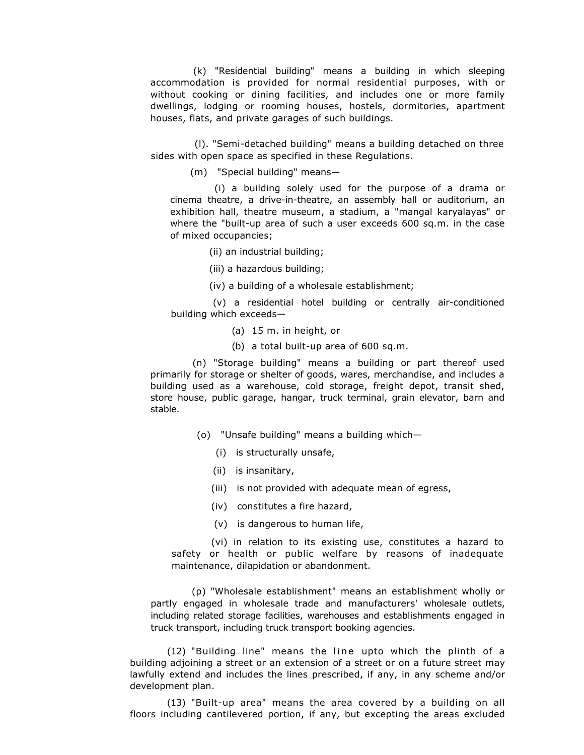(k) "Residential building" means a building in which sleeping accommodation is provided for normal residential purposes, with or without cooking or dining facilities, and includes one or more family dwellings, lodging or rooming houses, hostels, dormitories, apartment houses, flats, and private garages of such buildings.

(l). "Semi-detached building" means a building detached on three sides with open space as specified in these Regulations.

(m) "Special building" means—

(i) a building solely used for the purpose of a drama or cinema theatre, a drive-in-theatre, an assembly hall or auditorium, an exhibition hall, theatre museum, a stadium, a "mangal karyalayas" or where the "built-up area of such a user exceeds 600 sq.m. in the case of mixed occupancies;

(ii) an industrial building;

(iii) a hazardous building;

(iv) a building of a wholesale establishment;

(v) a residential hotel building or centrally air-conditioned building which exceeds—

(a) 15 m. in height, or

(b) a total built-up area of 600 sq.m.

(n) "Storage building" means a building or part thereof used primarily for storage or shelter of goods, wares, merchandise, and includes a building used as a warehouse, cold storage, freight depot, transit shed, store house, public garage, hangar, truck terminal, grain elevator, barn and stable.

(o) "Unsafe building" means a building which—

(i) is structurally unsafe,

(ii) is insanitary,

(iii) is not provided with adequate mean of egress,

(iv) constitutes a fire hazard,

(v) is dangerous to human life,

(vi) in relation to its existing use, constitutes a hazard to safety or health or public welfare by reasons of inadequate maintenance, dilapidation or abandonment.

(p) "Wholesale establishment" means an establishment wholly or partly engaged in wholesale trade and manufacturers' wholesale outlets, including related storage facilities, warehouses and establishments engaged in truck transport, including truck transport booking agencies.

(12) "Building line" means the line upto which the plinth of a building adjoining a street or an extension of a street or on a future street may lawfully extend and includes the lines prescribed, if any, in any scheme and/or development plan.

(13) "Built-up area" means the area covered by a building on all floors including cantilevered portion, if any, but excepting the areas excluded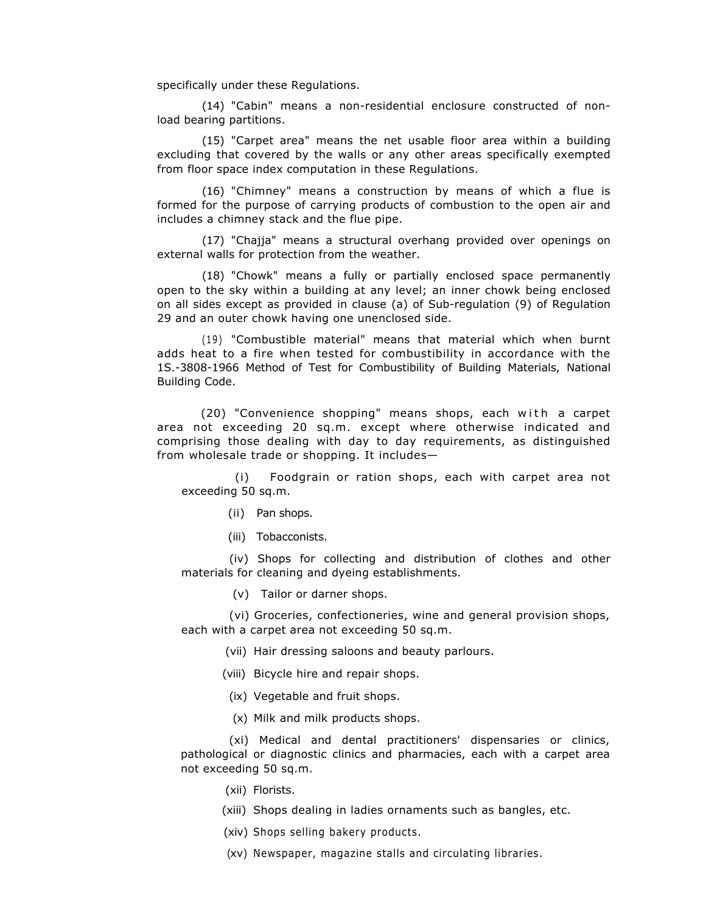specifically under these Regulations.

(14) "Cabin" means a non-residential enclosure constructed of non-load bearing partitions.

(15) "Carpet area" means the net usable floor area within a building excluding that covered by the walls or any other areas specifically exempted from floor space index computation in these Regulations.

(16) "Chimney" means a construction by means of which a flue is formed for the purpose of carrying products of combustion to the open air and includes a chimney stack and the flue pipe.

(17) "Chajja" means a structural overhang provided over openings on external walls for protection from the weather.

(18) "Chowk" means a fully or partially enclosed space permanently open to the sky within a building at any level; an inner chowk being enclosed on all sides except as provided in clause (a) of Sub-regulation (9) of Regulation 29 and an outer chowk having one unenclosed side.

(19) "Combustible material" means that material which when burnt adds heat to a fire when tested for combustibility in accordance with the 1S.-3808-1966 Method of Test for Combustibility of Building Materials, National Building Code.

(20) "Convenience shopping" means shops, each with a carpet area not exceeding 20 sq.m. except where otherwise indicated and comprising those dealing with day to day requirements, as distinguished from wholesale trade or shopping. It includes—

(i) Foodgrain or ration shops, each with carpet area not exceeding 50 sq.m.

(ii) Pan shops.

(iii) Tobacconists.

(iv) Shops for collecting and distribution of clothes and other materials for cleaning and dyeing establishments.

(v) Tailor or darner shops.

(vi) Groceries, confectioneries, wine and general provision shops, each with a carpet area not exceeding 50 sq.m.

(vii) Hair dressing saloons and beauty parlours.

(viii) Bicycle hire and repair shops.

(ix) Vegetable and fruit shops.

(x) Milk and milk products shops.

(xi) Medical and dental practitioners' dispensaries or clinics, pathological or diagnostic clinics and pharmacies, each with a carpet area not exceeding 50 sq.m.

(xii) Florists.

(xiii) Shops dealing in ladies ornaments such as bangles, etc.

(xiv) Shops selling bakery products.

(xv) Newspaper, magazine stalls and circulating libraries.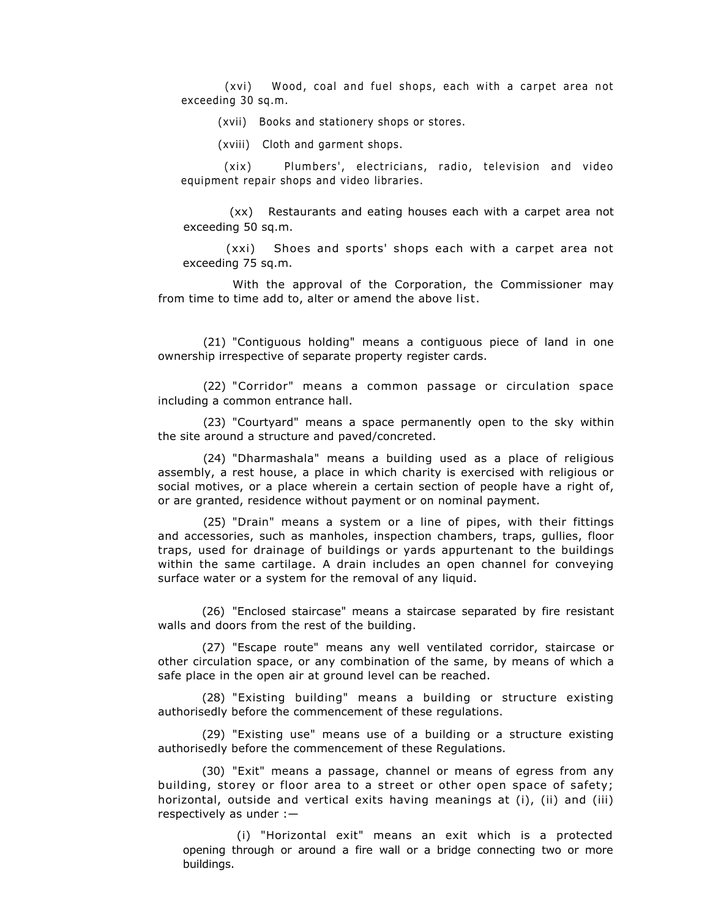(xvi) Wood, coal and fuel shops, each with a carpet area not exceeding 30 sq.m.

(xvii) Books and stationery shops or stores.

(xviii) Cloth and garment shops.

(xix) Plumbers', electricians, radio, television and video equipment repair shops and video libraries.

(xx) Restaurants and eating houses each with a carpet area not exceeding 50 sq.m.

(xxi) Shoes and sports' shops each with a carpet area not exceeding 75 sq.m.

With the approval of the Corporation, the Commissioner may from time to time add to, alter or amend the above list.

(21) "Contiguous holding" means a contiguous piece of land in one ownership irrespective of separate property register cards.

(22) "Corridor" means a common passage or circulation space including a common entrance hall.

(23) "Courtyard" means a space permanently open to the sky within the site around a structure and paved/concreted.

(24) "Dharmashala" means a building used as a place of religious assembly, a rest house, a place in which charity is exercised with religious or social motives, or a place wherein a certain section of people have a right of, or are granted, residence without payment or on nominal payment.

(25) "Drain" means a system or a line of pipes, with their fittings and accessories, such as manholes, inspection chambers, traps, gullies, floor traps, used for drainage of buildings or yards appurtenant to the buildings within the same cartilage. A drain includes an open channel for conveying surface water or a system for the removal of any liquid.

(26) "Enclosed staircase" means a staircase separated by fire resistant walls and doors from the rest of the building.

(27) "Escape route" means any well ventilated corridor, staircase or other circulation space, or any combination of the same, by means of which a safe place in the open air at ground level can be reached.

(28) "Existing building" means a building or structure existing authorisedly before the commencement of these regulations.

(29) "Existing use" means use of a building or a structure existing authorisedly before the commencement of these Regulations.

(30) "Exit" means a passage, channel or means of egress from any building, storey or floor area to a street or other open space of safety; horizontal, outside and vertical exits having meanings at (i), (ii) and (iii) respectively as under :—

(i) "Horizontal exit" means an exit which is a protected opening through or around a fire wall or a bridge connecting two or more buildings.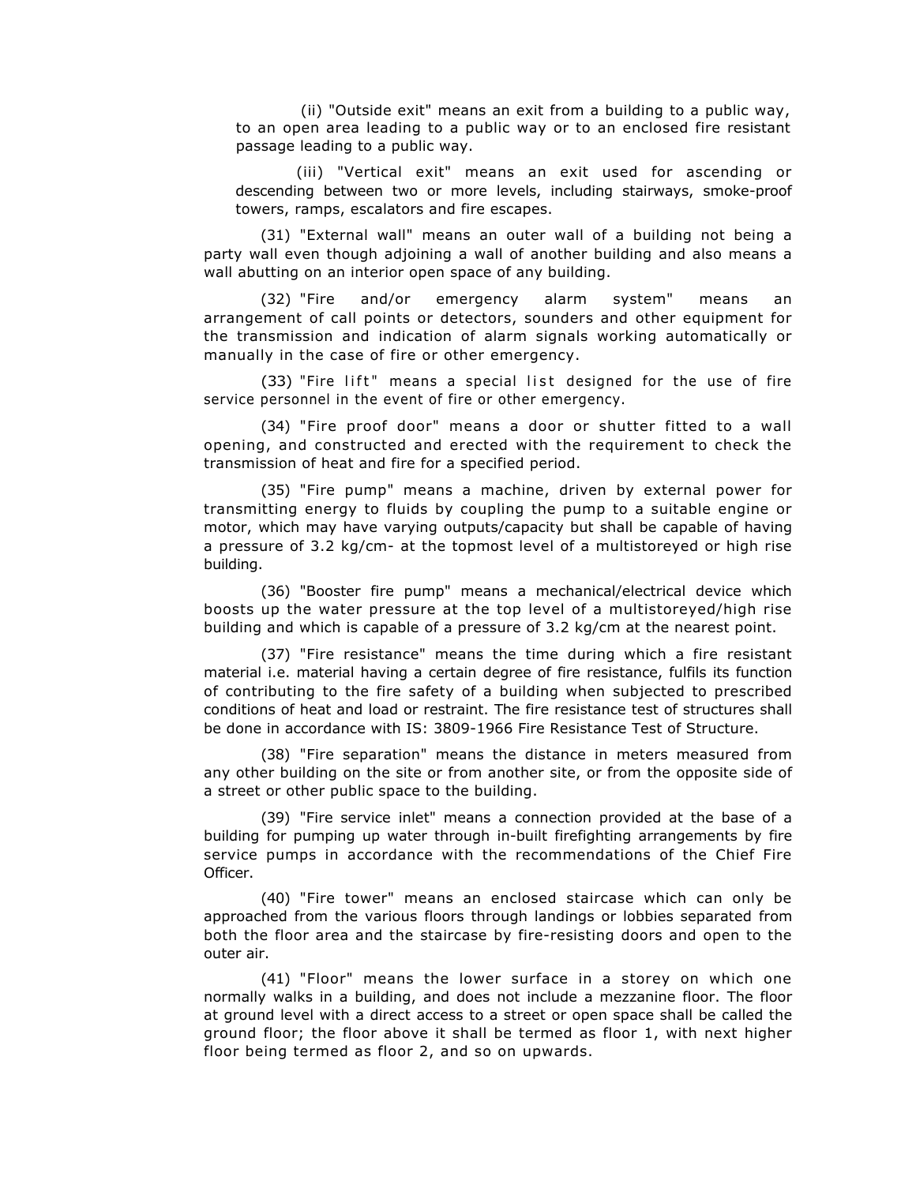(ii) "Outside exit" means an exit from a building to a public way, to an open area leading to a public way or to an enclosed fire resistant passage leading to a public way.

(iii) "Vertical exit" means an exit used for ascending or descending between two or more levels, including stairways, smoke-proof towers, ramps, escalators and fire escapes.

(31) "External wall" means an outer wall of a building not being a party wall even though adjoining a wall of another building and also means a wall abutting on an interior open space of any building.

(32) "Fire and/or emergency alarm system" means an arrangement of call points or detectors, sounders and other equipment for the transmission and indication of alarm signals working automatically or manually in the case of fire or other emergency.

(33) "Fire lift" means a special list designed for the use of fire service personnel in the event of fire or other emergency.

(34) "Fire proof door" means a door or shutter fitted to a wall opening, and constructed and erected with the requirement to check the transmission of heat and fire for a specified period.

(35) "Fire pump" means a machine, driven by external power for transmitting energy to fluids by coupling the pump to a suitable engine or motor, which may have varying outputs/capacity but shall be capable of having a pressure of 3.2 kg/cm- at the topmost level of a multistoreyed or high rise building.

(36) "Booster fire pump" means a mechanical/electrical device which boosts up the water pressure at the top level of a multistoreyed/high rise building and which is capable of a pressure of 3.2 kg/cm at the nearest point.

(37) "Fire resistance" means the time during which a fire resistant material i.e. material having a certain degree of fire resistance, fulfils its function of contributing to the fire safety of a building when subjected to prescribed conditions of heat and load or restraint. The fire resistance test of structures shall be done in accordance with IS: 3809-1966 Fire Resistance Test of Structure.

(38) "Fire separation" means the distance in meters measured from any other building on the site or from another site, or from the opposite side of a street or other public space to the building.

(39) "Fire service inlet" means a connection provided at the base of a building for pumping up water through in-built firefighting arrangements by fire service pumps in accordance with the recommendations of the Chief Fire Officer.

(40) "Fire tower" means an enclosed staircase which can only be approached from the various floors through landings or lobbies separated from both the floor area and the staircase by fire-resisting doors and open to the outer air.

(41) "Floor" means the lower surface in a storey on which one normally walks in a building, and does not include a mezzanine floor. The floor at ground level with a direct access to a street or open space shall be called the ground floor; the floor above it shall be termed as floor 1, with next higher floor being termed as floor 2, and so on upwards.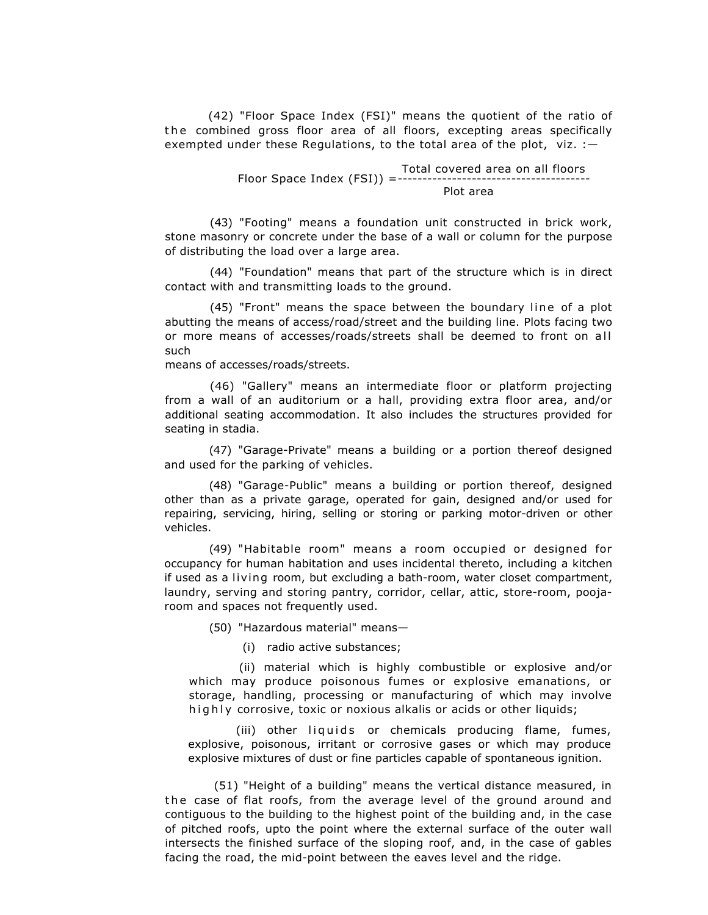(42) "Floor Space Index (FSI)" means the quotient of the ratio of the combined gross floor area of all floors, excepting areas specifically exempted under these Regulations, to the total area of the plot, viz. :—

$$\text{Floor Space Index (FSI))} = \frac{\text{Total covered area on all floors}}{\text{Plot area}}$$

(43) "Footing" means a foundation unit constructed in brick work, stone masonry or concrete under the base of a wall or column for the purpose of distributing the load over a large area.

(44) "Foundation" means that part of the structure which is in direct contact with and transmitting loads to the ground.

(45) "Front" means the space between the boundary line of a plot abutting the means of access/road/street and the building line. Plots facing two or more means of accesses/roads/streets shall be deemed to front on all such means of accesses/roads/streets.

(46) "Gallery" means an intermediate floor or platform projecting from a wall of an auditorium or a hall, providing extra floor area, and/or additional seating accommodation. It also includes the structures provided for seating in stadia.

(47) "Garage-Private" means a building or a portion thereof designed and used for the parking of vehicles.

(48) "Garage-Public" means a building or portion thereof, designed other than as a private garage, operated for gain, designed and/or used for repairing, servicing, hiring, selling or storing or parking motor-driven or other vehicles.

(49) "Habitable room" means a room occupied or designed for occupancy for human habitation and uses incidental thereto, including a kitchen if used as a living room, but excluding a bath-room, water closet compartment, laundry, serving and storing pantry, corridor, cellar, attic, store-room, pooja-room and spaces not frequently used.

(50) "Hazardous material" means—

(i) radio active substances;

(ii) material which is highly combustible or explosive and/or which may produce poisonous fumes or explosive emanations, or storage, handling, processing or manufacturing of which may involve highly corrosive, toxic or noxious alkalis or acids or other liquids;

(iii) other liquids or chemicals producing flame, fumes, explosive, poisonous, irritant or corrosive gases or which may produce explosive mixtures of dust or fine particles capable of spontaneous ignition.

(51) "Height of a building" means the vertical distance measured, in the case of flat roofs, from the average level of the ground around and contiguous to the building to the highest point of the building and, in the case of pitched roofs, upto the point where the external surface of the outer wall intersects the finished surface of the sloping roof, and, in the case of gables facing the road, the mid-point between the eaves level and the ridge.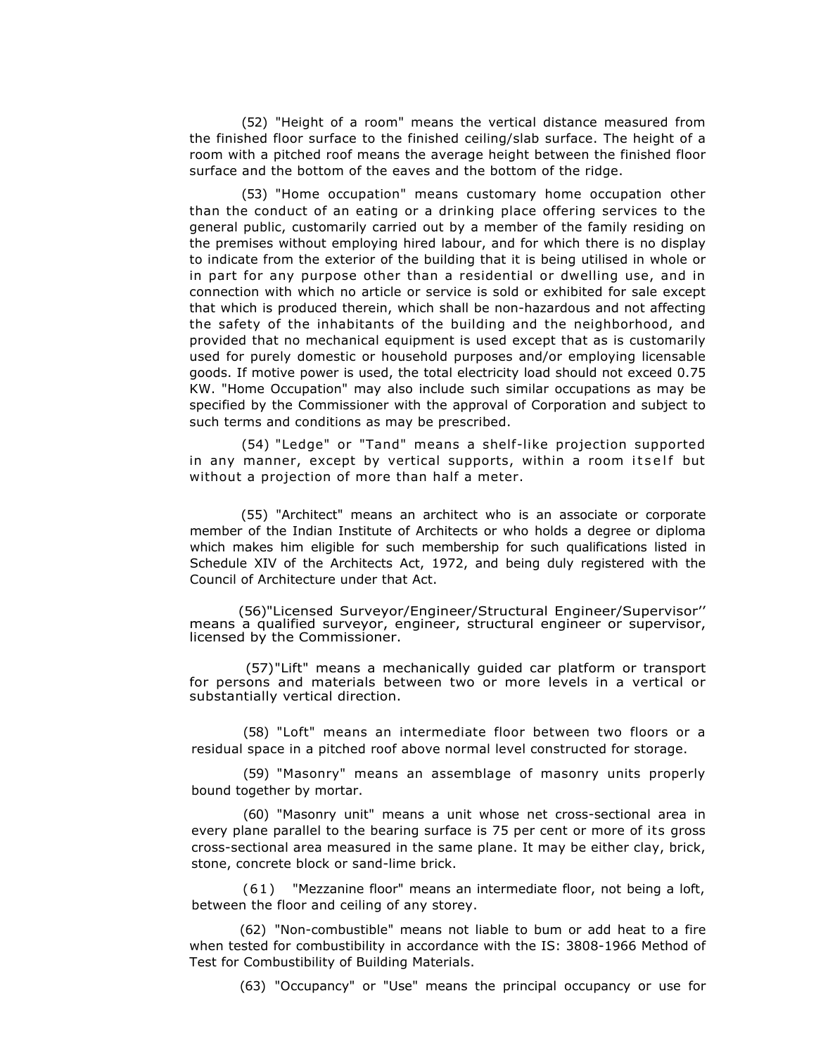(52) "Height of a room" means the vertical distance measured from the finished floor surface to the finished ceiling/slab surface. The height of a room with a pitched roof means the average height between the finished floor surface and the bottom of the eaves and the bottom of the ridge.

(53) "Home occupation" means customary home occupation other than the conduct of an eating or a drinking place offering services to the general public, customarily carried out by a member of the family residing on the premises without employing hired labour, and for which there is no display to indicate from the exterior of the building that it is being utilised in whole or in part for any purpose other than a residential or dwelling use, and in connection with which no article or service is sold or exhibited for sale except that which is produced therein, which shall be non-hazardous and not affecting the safety of the inhabitants of the building and the neighborhood, and provided that no mechanical equipment is used except that as is customarily used for purely domestic or household purposes and/or employing licensable goods. If motive power is used, the total electricity load should not exceed 0.75 KW. "Home Occupation" may also include such similar occupations as may be specified by the Commissioner with the approval of Corporation and subject to such terms and conditions as may be prescribed.

(54) "Ledge" or "Tand" means a shelf-like projection supported in any manner, except by vertical supports, within a room itself but without a projection of more than half a meter.

(55) "Architect" means an architect who is an associate or corporate member of the Indian Institute of Architects or who holds a degree or diploma which makes him eligible for such membership for such qualifications listed in Schedule XIV of the Architects Act, 1972, and being duly registered with the Council of Architecture under that Act.

(56)"Licensed Surveyor/Engineer/Structural Engineer/Supervisor'' means a qualified surveyor, engineer, structural engineer or supervisor, licensed by the Commissioner.

(57)"Lift" means a mechanically guided car platform or transport for persons and materials between two or more levels in a vertical or substantially vertical direction.

(58) "Loft" means an intermediate floor between two floors or a residual space in a pitched roof above normal level constructed for storage.

(59) "Masonry" means an assemblage of masonry units properly bound together by mortar.

(60) "Masonry unit" means a unit whose net cross-sectional area in every plane parallel to the bearing surface is 75 per cent or more of its gross cross-sectional area measured in the same plane. It may be either clay, brick, stone, concrete block or sand-lime brick.

(61) "Mezzanine floor" means an intermediate floor, not being a loft, between the floor and ceiling of any storey.

(62) "Non-combustible" means not liable to bum or add heat to a fire when tested for combustibility in accordance with the IS: 3808-1966 Method of Test for Combustibility of Building Materials.

(63) "Occupancy" or "Use" means the principal occupancy or use for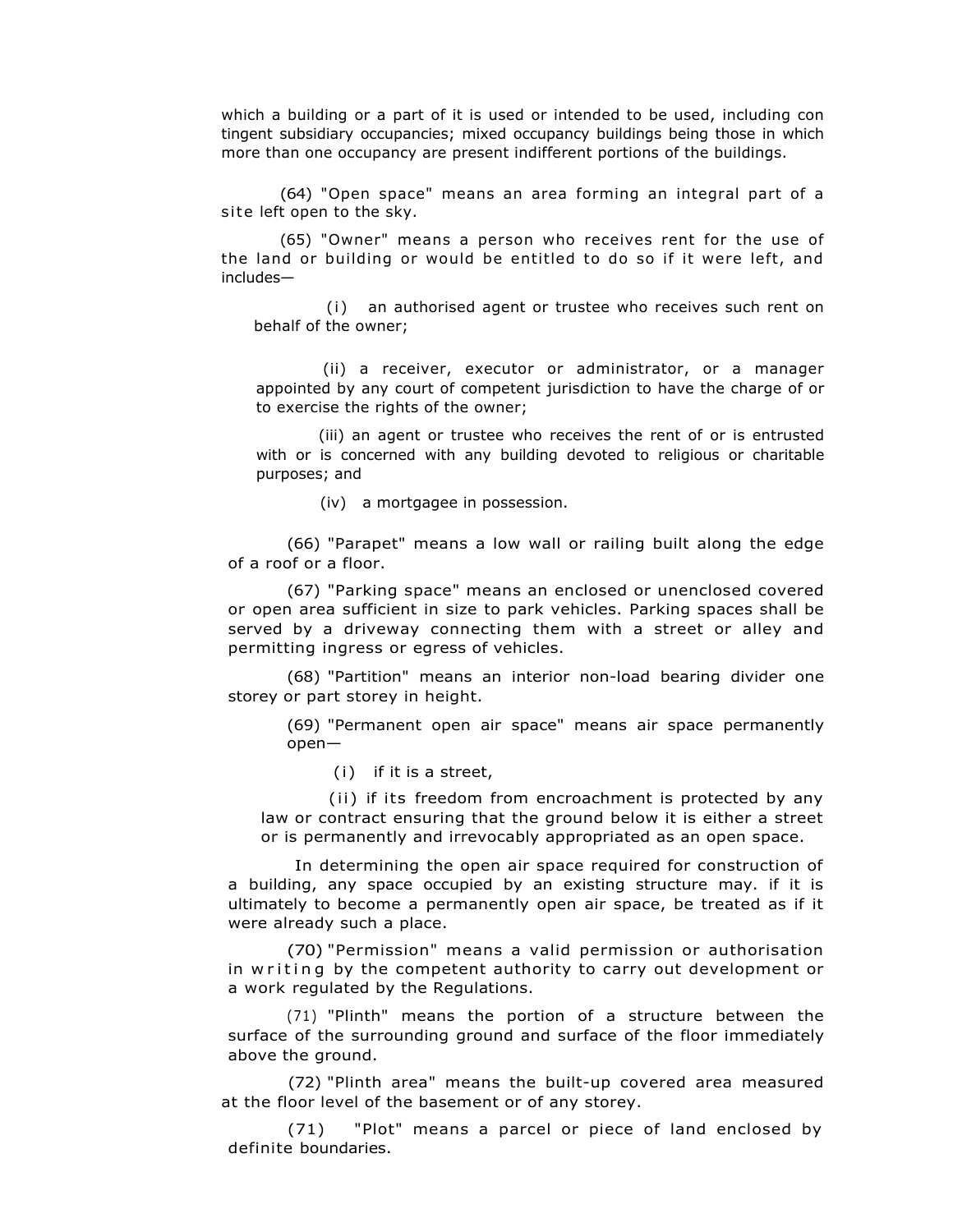which a building or a part of it is used or intended to be used, including con tingent subsidiary occupancies; mixed occupancy buildings being those in which more than one occupancy are present indifferent portions of the buildings.

(64) "Open space" means an area forming an integral part of a site left open to the sky.

(65) "Owner" means a person who receives rent for the use of the land or building or would be entitled to do so if it were left, and includes—

(i) an authorised agent or trustee who receives such rent on behalf of the owner;

(ii) a receiver, executor or administrator, or a manager appointed by any court of competent jurisdiction to have the charge of or to exercise the rights of the owner;

(iii) an agent or trustee who receives the rent of or is entrusted with or is concerned with any building devoted to religious or charitable purposes; and

(iv) a mortgagee in possession.

(66) "Parapet" means a low wall or railing built along the edge of a roof or a floor.

(67) "Parking space" means an enclosed or unenclosed covered or open area sufficient in size to park vehicles. Parking spaces shall be served by a driveway connecting them with a street or alley and permitting ingress or egress of vehicles.

(68) "Partition" means an interior non-load bearing divider one storey or part storey in height.

(69) "Permanent open air space" means air space permanently open—

(i) if it is a street,

(ii) if its freedom from encroachment is protected by any law or contract ensuring that the ground below it is either a street or is permanently and irrevocably appropriated as an open space.

In determining the open air space required for construction of a building, any space occupied by an existing structure may. if it is ultimately to become a permanently open air space, be treated as if it were already such a place.

(70) "Permission" means a valid permission or authorisation in writing by the competent authority to carry out development or a work regulated by the Regulations.

(71) "Plinth" means the portion of a structure between the surface of the surrounding ground and surface of the floor immediately above the ground.

(72) "Plinth area" means the built-up covered area measured at the floor level of the basement or of any storey.

(71) "Plot" means a parcel or piece of land enclosed by definite boundaries.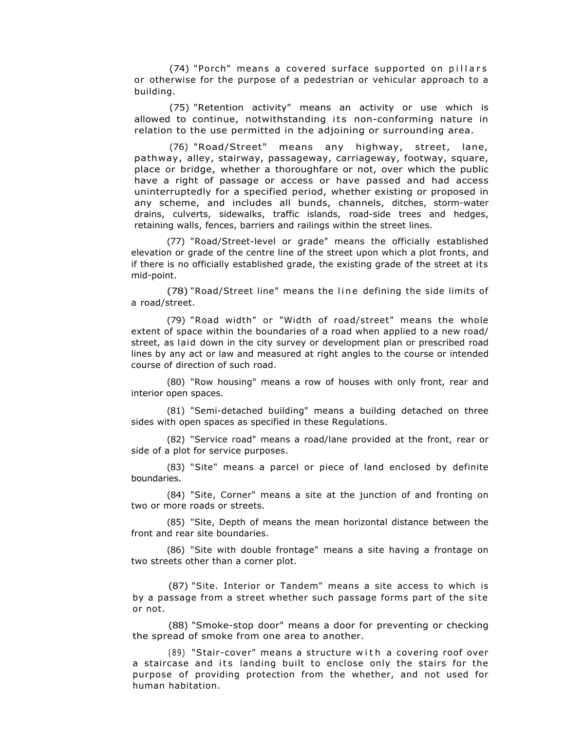(74) "Porch" means a covered surface supported on pillars or otherwise for the purpose of a pedestrian or vehicular approach to a building.

(75) "Retention activity" means an activity or use which is allowed to continue, notwithstanding its non-conforming nature in relation to the use permitted in the adjoining or surrounding area.

(76) "Road/Street" means any highway, street, lane, pathway, alley, stairway, passageway, carriageway, footway, square, place or bridge, whether a thoroughfare or not, over which the public have a right of passage or access or have passed and had access uninterruptedly for a specified period, whether existing or proposed in any scheme, and includes all bunds, channels, ditches, storm-water drains, culverts, sidewalks, traffic islands, road-side trees and hedges, retaining walls, fences, barriers and railings within the street lines.

(77) "Road/Street-level or grade" means the officially established elevation or grade of the centre line of the street upon which a plot fronts, and if there is no officially established grade, the existing grade of the street at its mid-point.

(78) "Road/Street line" means the line defining the side limits of a road/street.

(79) "Road width" or "Width of road/street" means the whole extent of space within the boundaries of a road when applied to a new road/ street, as laid down in the city survey or development plan or prescribed road lines by any act or law and measured at right angles to the course or intended course of direction of such road.

(80) "Row housing" means a row of houses with only front, rear and interior open spaces.

(81) "Semi-detached building" means a building detached on three sides with open spaces as specified in these Regulations.

(82) "Service road" means a road/lane provided at the front, rear or side of a plot for service purposes.

(83) "Site" means a parcel or piece of land enclosed by definite boundaries.

(84) "Site, Corner" means a site at the junction of and fronting on two or more roads or streets.

(85) "Site, Depth of means the mean horizontal distance between the front and rear site boundaries.

(86) "Site with double frontage" means a site having a frontage on two streets other than a corner plot.

(87) "Site. Interior or Tandem" means a site access to which is by a passage from a street whether such passage forms part of the site or not.

(88) "Smoke-stop door" means a door for preventing or checking the spread of smoke from one area to another.

(89) "Stair-cover" means a structure with a covering roof over a staircase and its landing built to enclose only the stairs for the purpose of providing protection from the whether, and not used for human habitation.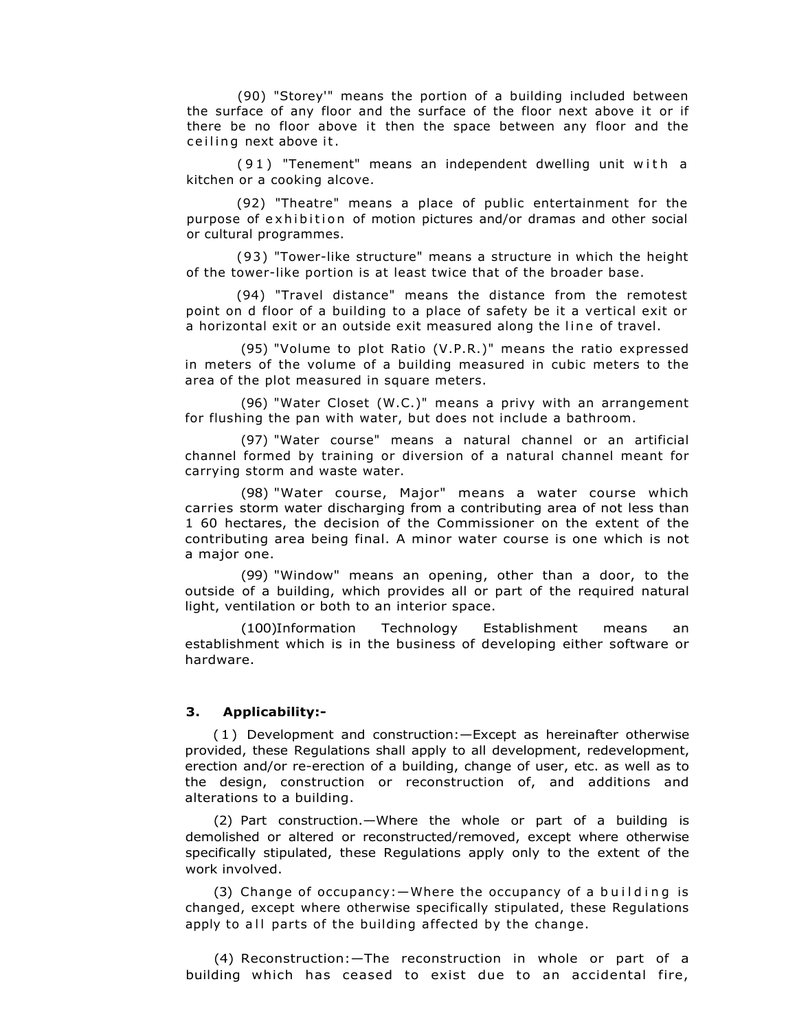(90) "Storey'" means the portion of a building included between the surface of any floor and the surface of the floor next above it or if there be no floor above it then the space between any floor and the ceiling next above it.

(91) "Tenement" means an independent dwelling unit with a kitchen or a cooking alcove.

(92) "Theatre" means a place of public entertainment for the purpose of exhibition of motion pictures and/or dramas and other social or cultural programmes.

(93) "Tower-like structure" means a structure in which the height of the tower-like portion is at least twice that of the broader base.

(94) "Travel distance" means the distance from the remotest point on d floor of a building to a place of safety be it a vertical exit or a horizontal exit or an outside exit measured along the line of travel.

(95) "Volume to plot Ratio (V.P.R.)" means the ratio expressed in meters of the volume of a building measured in cubic meters to the area of the plot measured in square meters.

(96) "Water Closet (W.C.)" means a privy with an arrangement for flushing the pan with water, but does not include a bathroom.

(97) "Water course" means a natural channel or an artificial channel formed by training or diversion of a natural channel meant for carrying storm and waste water.

(98) "Water course, Major" means a water course which carries storm water discharging from a contributing area of not less than 1 60 hectares, the decision of the Commissioner on the extent of the contributing area being final. A minor water course is one which is not a major one.

(99) "Window" means an opening, other than a door, to the outside of a building, which provides all or part of the required natural light, ventilation or both to an interior space.

(100)Information Technology Establishment means an establishment which is in the business of developing either software or hardware.

### 3. Applicability:-

(1) Development and construction:—Except as hereinafter otherwise provided, these Regulations shall apply to all development, redevelopment, erection and/or re-erection of a building, change of user, etc. as well as to the design, construction or reconstruction of, and additions and alterations to a building.

(2) Part construction.—Where the whole or part of a building is demolished or altered or reconstructed/removed, except where otherwise specifically stipulated, these Regulations apply only to the extent of the work involved.

(3) Change of occupancy:—Where the occupancy of a building is changed, except where otherwise specifically stipulated, these Regulations apply to all parts of the building affected by the change.

(4) Reconstruction:—The reconstruction in whole or part of a building which has ceased to exist due to an accidental fire,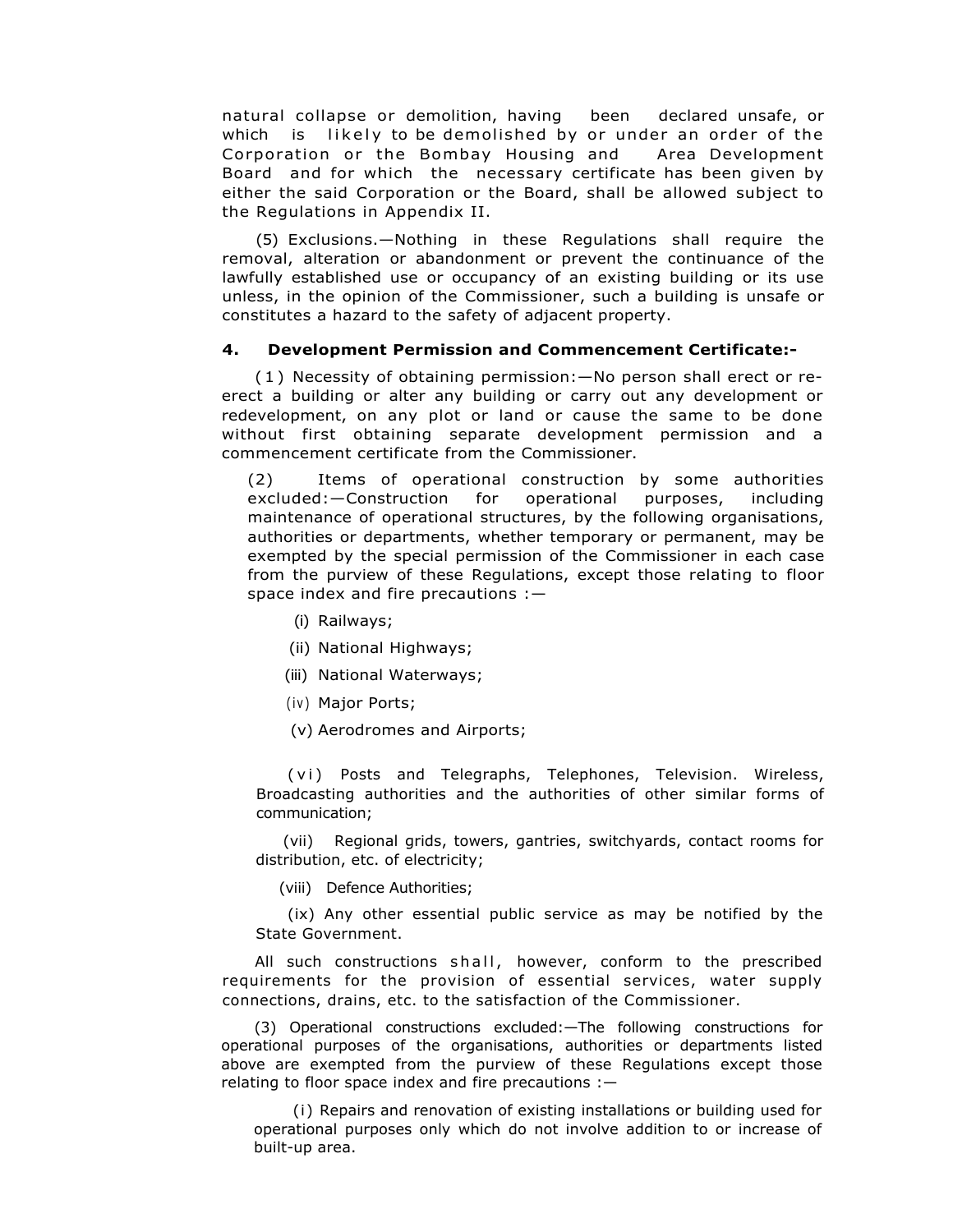natural collapse or demolition, having been declared unsafe, or which is likely to be demolished by or under an order of the Corporation or the Bombay Housing and Area Development Board and for which the necessary certificate has been given by either the said Corporation or the Board, shall be allowed subject to the Regulations in Appendix II.

(5) Exclusions.—Nothing in these Regulations shall require the removal, alteration or abandonment or prevent the continuance of the lawfully established use or occupancy of an existing building or its use unless, in the opinion of the Commissioner, such a building is unsafe or constitutes a hazard to the safety of adjacent property.

**4. Development Permission and Commencement Certificate:-**

(1) Necessity of obtaining permission:—No person shall erect or re-erect a building or alter any building or carry out any development or redevelopment, on any plot or land or cause the same to be done without first obtaining separate development permission and a commencement certificate from the Commissioner.

(2) Items of operational construction by some authorities excluded:—Construction for operational purposes, including maintenance of operational structures, by the following organisations, authorities or departments, whether temporary or permanent, may be exempted by the special permission of the Commissioner in each case from the purview of these Regulations, except those relating to floor space index and fire precautions :—

(i) Railways;

(ii) National Highways;

(iii) National Waterways;

(iv) Major Ports;

(v) Aerodromes and Airports;

(vi) Posts and Telegraphs, Telephones, Television. Wireless, Broadcasting authorities and the authorities of other similar forms of communication;

(vii) Regional grids, towers, gantries, switchyards, contact rooms for distribution, etc. of electricity;

(viii) Defence Authorities;

(ix) Any other essential public service as may be notified by the State Government.

All such constructions shall, however, conform to the prescribed requirements for the provision of essential services, water supply connections, drains, etc. to the satisfaction of the Commissioner.

(3) Operational constructions excluded:—The following constructions for operational purposes of the organisations, authorities or departments listed above are exempted from the purview of these Regulations except those relating to floor space index and fire precautions :—

(i) Repairs and renovation of existing installations or building used for operational purposes only which do not involve addition to or increase of built-up area.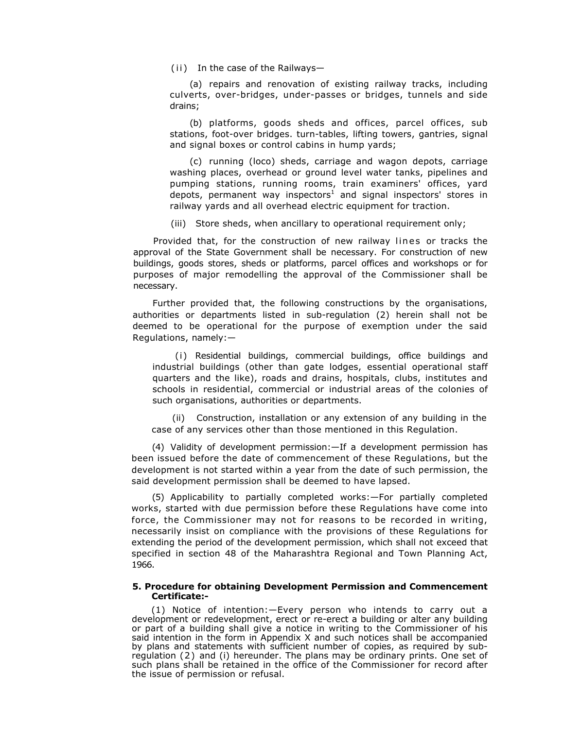(ii) In the case of the Railways—

(a) repairs and renovation of existing railway tracks, including culverts, over-bridges, under-passes or bridges, tunnels and side drains;

(b) platforms, goods sheds and offices, parcel offices, sub stations, foot-over bridges. turn-tables, lifting towers, gantries, signal and signal boxes or control cabins in hump yards;

(c) running (loco) sheds, carriage and wagon depots, carriage washing places, overhead or ground level water tanks, pipelines and pumping stations, running rooms, train examiners' offices, yard depots, permanent way inspectors[1] and signal inspectors' stores in railway yards and all overhead electric equipment for traction.

(iii) Store sheds, when ancillary to operational requirement only;

Provided that, for the construction of new railway lines or tracks the approval of the State Government shall be necessary. For construction of new buildings, goods stores, sheds or platforms, parcel offices and workshops or for purposes of major remodelling the approval of the Commissioner shall be necessary.

Further provided that, the following constructions by the organisations, authorities or departments listed in sub-regulation (2) herein shall not be deemed to be operational for the purpose of exemption under the said Regulations, namely:—

(i) Residential buildings, commercial buildings, office buildings and industrial buildings (other than gate lodges, essential operational staff quarters and the like), roads and drains, hospitals, clubs, institutes and schools in residential, commercial or industrial areas of the colonies of such organisations, authorities or departments.

(ii) Construction, installation or any extension of any building in the case of any services other than those mentioned in this Regulation.

(4) Validity of development permission:—If a development permission has been issued before the date of commencement of these Regulations, but the development is not started within a year from the date of such permission, the said development permission shall be deemed to have lapsed.

(5) Applicability to partially completed works:—For partially completed works, started with due permission before these Regulations have come into force, the Commissioner may not for reasons to be recorded in writing, necessarily insist on compliance with the provisions of these Regulations for extending the period of the development permission, which shall not exceed that specified in section 48 of the Maharashtra Regional and Town Planning Act, 1966.

**5. Procedure for obtaining Development Permission and Commencement Certificate:-**

(1) Notice of intention:—Every person who intends to carry out a development or redevelopment, erect or re-erect a building or alter any building or part of a building shall give a notice in writing to the Commissioner of his said intention in the form in Appendix X and such notices shall be accompanied by plans and statements with sufficient number of copies, as required by sub-regulation (2) and (i) hereunder. The plans may be ordinary prints. One set of such plans shall be retained in the office of the Commissioner for record after the issue of permission or refusal.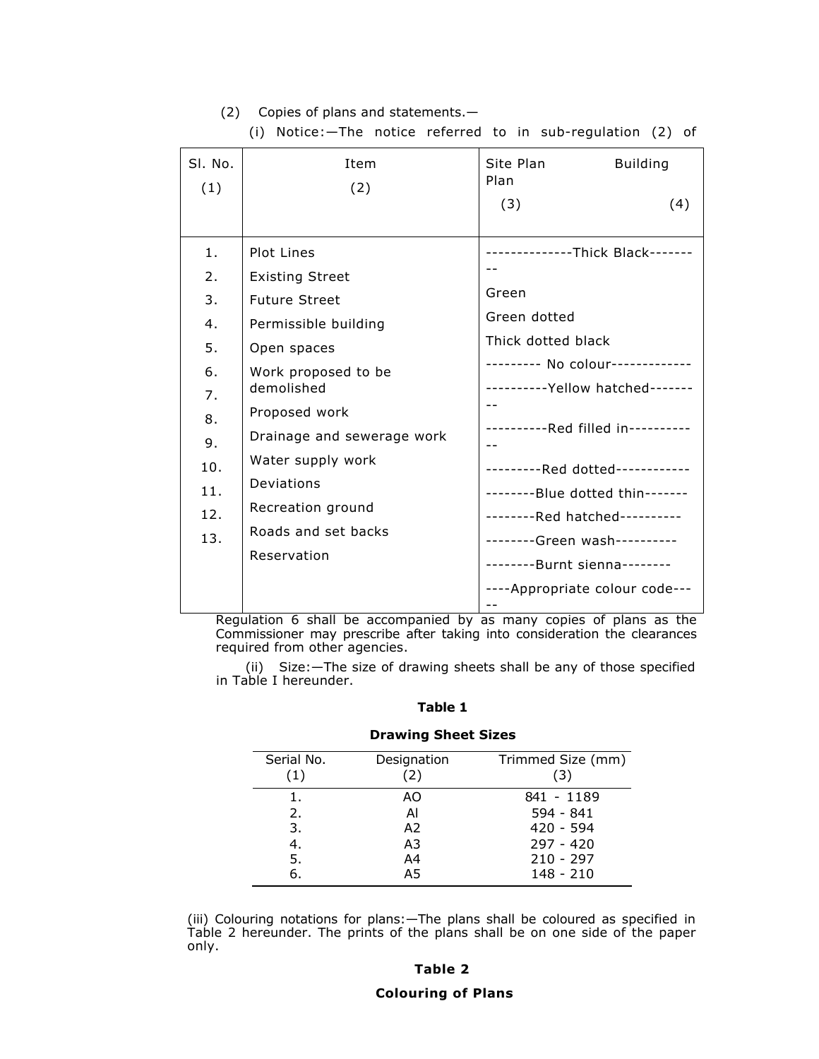(2) Copies of plans and statements.—

(i) Notice:—The notice referred to in sub-regulation (2) of Regulation 6 shall be accompanied by as many copies of plans as the Commissioner may prescribe after taking into consideration the clearances required from other agencies.

(ii) Size:—The size of drawing sheets shall be any of those specified in Table I hereunder.

**Table 1**

**Drawing Sheet Sizes**

| Serial No. (1) | Designation (2) | Trimmed Size (mm) (3) |
|---|---|---|
| 1. | AO | 841 - 1189 |
| 2. | Al | 594 - 841 |
| 3. | A2 | 420 - 594 |
| 4. | A3 | 297 - 420 |
| 5. | A4 | 210 - 297 |
| 6. | A5 | 148 - 210 |

(iii) Colouring notations for plans:—The plans shall be coloured as specified in Table 2 hereunder. The prints of the plans shall be on one side of the paper only.

**Table 2**

**Colouring of Plans**

| Sl. No. (1) | Item (2) | Site Plan (3) | Building Plan (4) |
|---|---|---|---|
| 1. | Plot Lines | --------------Thick Black--------- | |
| 2. | Existing Street | Green | |
| 3. | Future Street | Green dotted | |
| 4. | Permissible building | Thick dotted black | |
| 5. | Open spaces | --------- No colour------------- | |
| 6. | Work proposed to be demolished | ----------Yellow hatched--------- | |
| 7. | Proposed work | ----------Red filled in------------ | |
| 8. | Drainage and sewerage work | ---------Red dotted------------ | |
| 9. | Water supply work | --------Blue dotted thin------- | |
| 10. | Deviations | --------Red hatched---------- | |
| 11. | Recreation ground | --------Green wash---------- | |
| 12. | Roads and set backs | --------Burnt sienna-------- | |
| 13. | Reservation | ----Appropriate colour code----- | |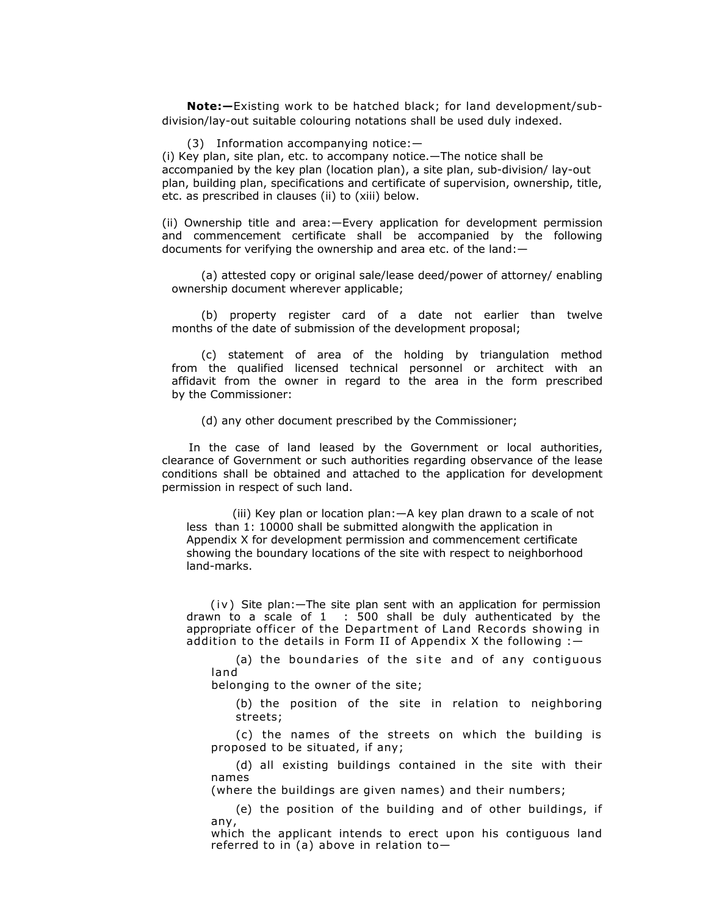**Note:—**Existing work to be hatched black; for land development/sub-division/lay-out suitable colouring notations shall be used duly indexed.

(3) Information accompanying notice:—

(i) Key plan, site plan, etc. to accompany notice.—The notice shall be accompanied by the key plan (location plan), a site plan, sub-division/ lay-out plan, building plan, specifications and certificate of supervision, ownership, title, etc. as prescribed in clauses (ii) to (xiii) below.

(ii) Ownership title and area:—Every application for development permission and commencement certificate shall be accompanied by the following documents for verifying the ownership and area etc. of the land:—

(a) attested copy or original sale/lease deed/power of attorney/ enabling ownership document wherever applicable;

(b) property register card of a date not earlier than twelve months of the date of submission of the development proposal;

(c) statement of area of the holding by triangulation method from the qualified licensed technical personnel or architect with an affidavit from the owner in regard to the area in the form prescribed by the Commissioner:

(d) any other document prescribed by the Commissioner;

In the case of land leased by the Government or local authorities, clearance of Government or such authorities regarding observance of the lease conditions shall be obtained and attached to the application for development permission in respect of such land.

(iii) Key plan or location plan:—A key plan drawn to a scale of not less than 1: 10000 shall be submitted alongwith the application in Appendix X for development permission and commencement certificate showing the boundary locations of the site with respect to neighborhood land-marks.

(iv) Site plan:—The site plan sent with an application for permission drawn to a scale of 1 : 500 shall be duly authenticated by the appropriate officer of the Department of Land Records showing in addition to the details in Form II of Appendix X the following :—

(a) the boundaries of the site and of any contiguous land belonging to the owner of the site;

(b) the position of the site in relation to neighboring streets;

(c) the names of the streets on which the building is proposed to be situated, if any;

(d) all existing buildings contained in the site with their names (where the buildings are given names) and their numbers;

(e) the position of the building and of other buildings, if any, which the applicant intends to erect upon his contiguous land referred to in (a) above in relation to—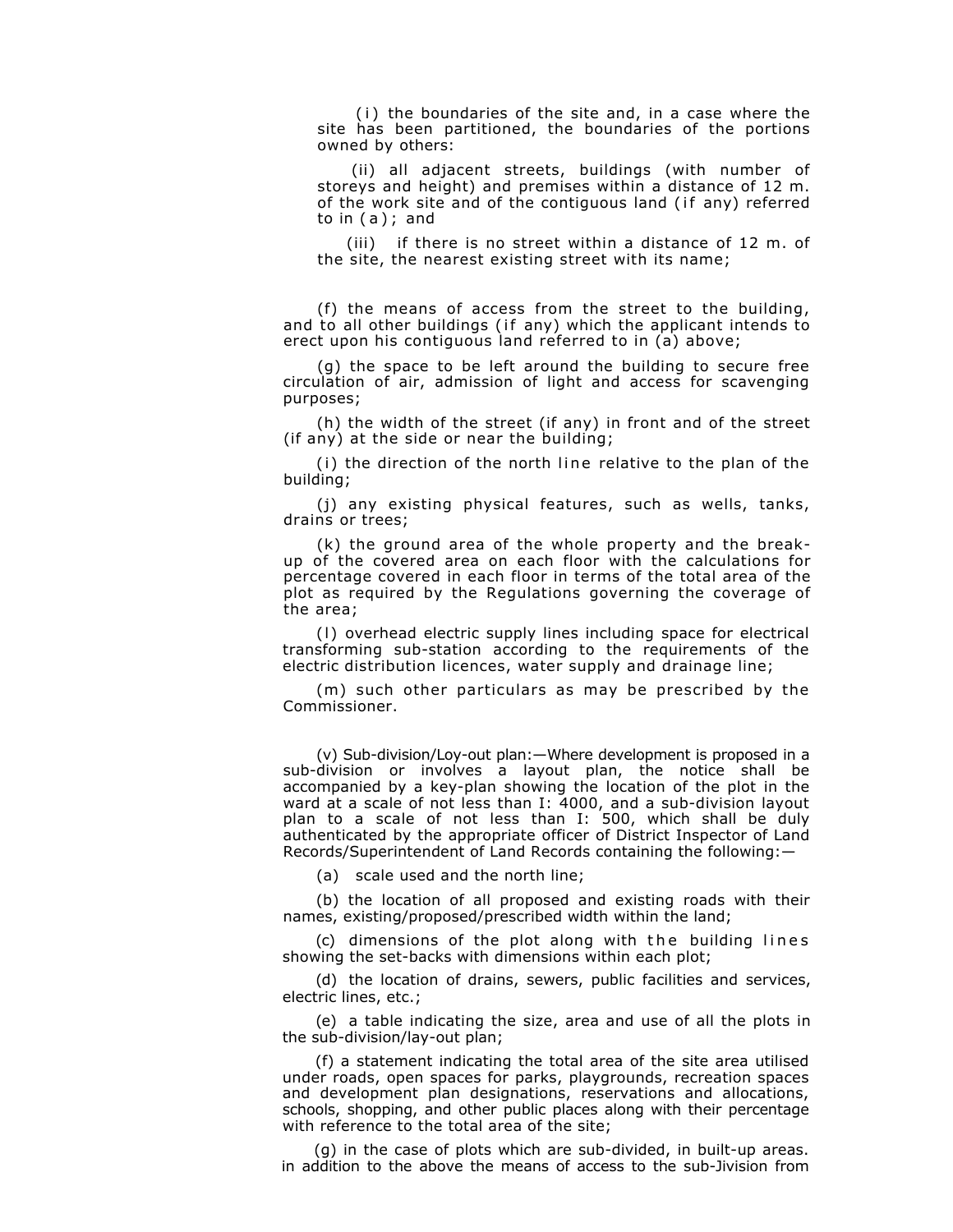(i) the boundaries of the site and, in a case where the site has been partitioned, the boundaries of the portions owned by others:

(ii) all adjacent streets, buildings (with number of storeys and height) and premises within a distance of 12 m. of the work site and of the contiguous land (if any) referred to in (a); and

(iii) if there is no street within a distance of 12 m. of the site, the nearest existing street with its name;

(f) the means of access from the street to the building, and to all other buildings (if any) which the applicant intends to erect upon his contiguous land referred to in (a) above;

(g) the space to be left around the building to secure free circulation of air, admission of light and access for scavenging purposes;

(h) the width of the street (if any) in front and of the street (if any) at the side or near the building;

(i) the direction of the north line relative to the plan of the building;

(j) any existing physical features, such as wells, tanks, drains or trees;

(k) the ground area of the whole property and the break-up of the covered area on each floor with the calculations for percentage covered in each floor in terms of the total area of the plot as required by the Regulations governing the coverage of the area;

(l) overhead electric supply lines including space for electrical transforming sub-station according to the requirements of the electric distribution licences, water supply and drainage line;

(m) such other particulars as may be prescribed by the Commissioner.

(v) Sub-division/Loy-out plan:—Where development is proposed in a sub-division or involves a layout plan, the notice shall be accompanied by a key-plan showing the location of the plot in the ward at a scale of not less than I: 4000, and a sub-division layout plan to a scale of not less than I: 500, which shall be duly authenticated by the appropriate officer of District Inspector of Land Records/Superintendent of Land Records containing the following:—

(a) scale used and the north line;

(b) the location of all proposed and existing roads with their names, existing/proposed/prescribed width within the land;

(c) dimensions of the plot along with the building lines showing the set-backs with dimensions within each plot;

(d) the location of drains, sewers, public facilities and services, electric lines, etc.;

(e) a table indicating the size, area and use of all the plots in the sub-division/lay-out plan;

(f) a statement indicating the total area of the site area utilised under roads, open spaces for parks, playgrounds, recreation spaces and development plan designations, reservations and allocations, schools, shopping, and other public places along with their percentage with reference to the total area of the site;

(g) in the case of plots which are sub-divided, in built-up areas. in addition to the above the means of access to the sub-Jivision from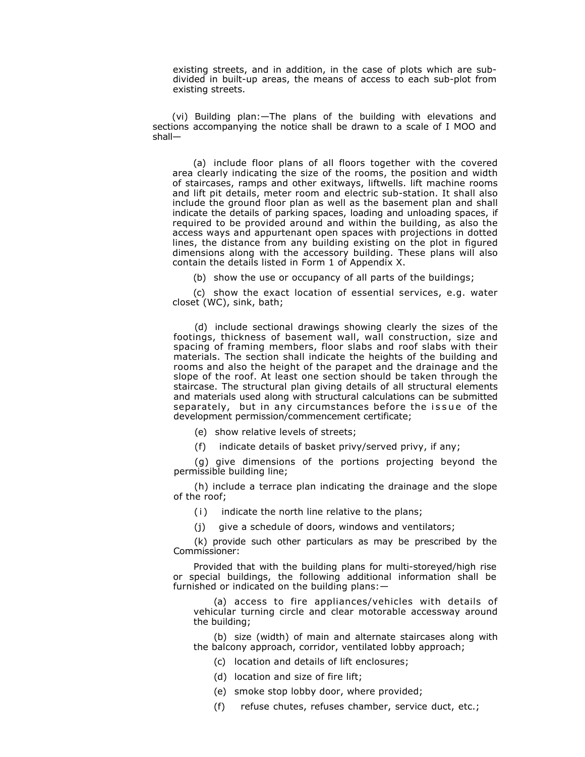existing streets, and in addition, in the case of plots which are sub-divided in built-up areas, the means of access to each sub-plot from existing streets.

(vi) Building plan:—The plans of the building with elevations and sections accompanying the notice shall be drawn to a scale of I MOO and shall—

(a) include floor plans of all floors together with the covered area clearly indicating the size of the rooms, the position and width of staircases, ramps and other exitways, liftwells. lift machine rooms and lift pit details, meter room and electric sub-station. It shall also include the ground floor plan as well as the basement plan and shall indicate the details of parking spaces, loading and unloading spaces, if required to be provided around and within the building, as also the access ways and appurtenant open spaces with projections in dotted lines, the distance from any building existing on the plot in figured dimensions along with the accessory building. These plans will also contain the details listed in Form 1 of Appendix X.

(b) show the use or occupancy of all parts of the buildings;

(c) show the exact location of essential services, e.g. water closet (WC), sink, bath;

(d) include sectional drawings showing clearly the sizes of the footings, thickness of basement wall, wall construction, size and spacing of framing members, floor slabs and roof slabs with their materials. The section shall indicate the heights of the building and rooms and also the height of the parapet and the drainage and the slope of the roof. At least one section should be taken through the staircase. The structural plan giving details of all structural elements and materials used along with structural calculations can be submitted separately, but in any circumstances before the issue of the development permission/commencement certificate;

(e) show relative levels of streets;

(f) indicate details of basket privy/served privy, if any;

(g) give dimensions of the portions projecting beyond the permissible building line;

(h) include a terrace plan indicating the drainage and the slope of the roof;

(i) indicate the north line relative to the plans;

(j) give a schedule of doors, windows and ventilators;

(k) provide such other particulars as may be prescribed by the Commissioner:

Provided that with the building plans for multi-storeyed/high rise or special buildings, the following additional information shall be furnished or indicated on the building plans:—

(a) access to fire appliances/vehicles with details of vehicular turning circle and clear motorable accessway around the building;

(b) size (width) of main and alternate staircases along with the balcony approach, corridor, ventilated lobby approach;

(c) location and details of lift enclosures;

(d) location and size of fire lift;

(e) smoke stop lobby door, where provided;

(f) refuse chutes, refuses chamber, service duct, etc.;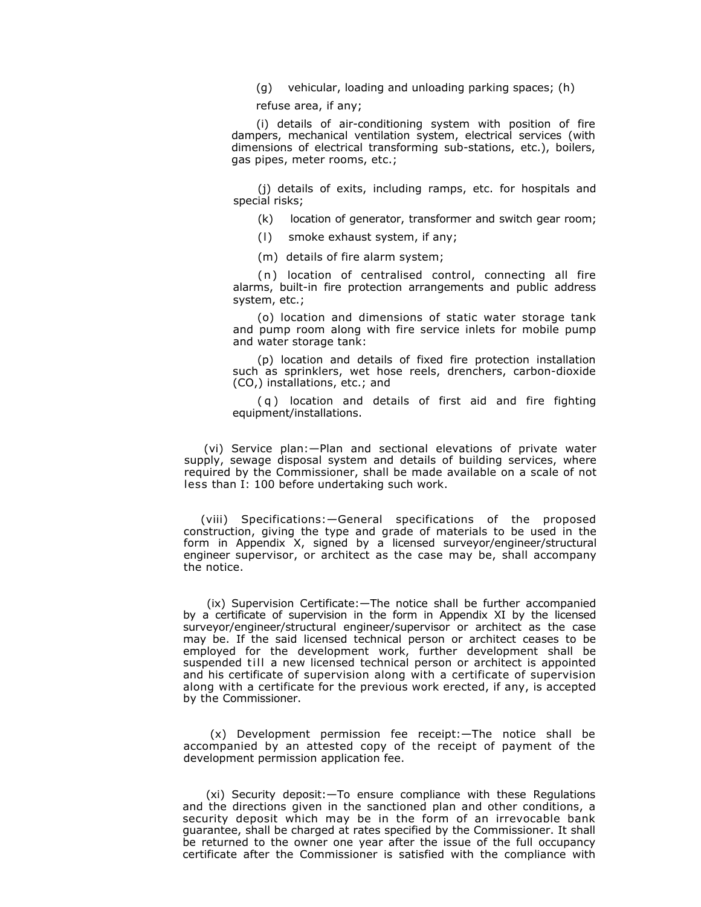(g) vehicular, loading and unloading parking spaces; (h)

refuse area, if any;

(i) details of air-conditioning system with position of fire dampers, mechanical ventilation system, electrical services (with dimensions of electrical transforming sub-stations, etc.), boilers, gas pipes, meter rooms, etc.;

(j) details of exits, including ramps, etc. for hospitals and special risks;

(k) location of generator, transformer and switch gear room;

(l) smoke exhaust system, if any;

(m) details of fire alarm system;

(n) location of centralised control, connecting all fire alarms, built-in fire protection arrangements and public address system, etc.;

(o) location and dimensions of static water storage tank and pump room along with fire service inlets for mobile pump and water storage tank:

(p) location and details of fixed fire protection installation such as sprinklers, wet hose reels, drenchers, carbon-dioxide (CO,) installations, etc.; and

(q) location and details of first aid and fire fighting equipment/installations.

(vi) Service plan:—Plan and sectional elevations of private water supply, sewage disposal system and details of building services, where required by the Commissioner, shall be made available on a scale of not less than I: 100 before undertaking such work.

(viii) Specifications:—General specifications of the proposed construction, giving the type and grade of materials to be used in the form in Appendix X, signed by a licensed surveyor/engineer/structural engineer supervisor, or architect as the case may be, shall accompany the notice.

(ix) Supervision Certificate:—The notice shall be further accompanied by a certificate of supervision in the form in Appendix XI by the licensed surveyor/engineer/structural engineer/supervisor or architect as the case may be. If the said licensed technical person or architect ceases to be employed for the development work, further development shall be suspended till a new licensed technical person or architect is appointed and his certificate of supervision along with a certificate of supervision along with a certificate for the previous work erected, if any, is accepted by the Commissioner.

(x) Development permission fee receipt:—The notice shall be accompanied by an attested copy of the receipt of payment of the development permission application fee.

(xi) Security deposit:—To ensure compliance with these Regulations and the directions given in the sanctioned plan and other conditions, a security deposit which may be in the form of an irrevocable bank guarantee, shall be charged at rates specified by the Commissioner. It shall be returned to the owner one year after the issue of the full occupancy certificate after the Commissioner is satisfied with the compliance with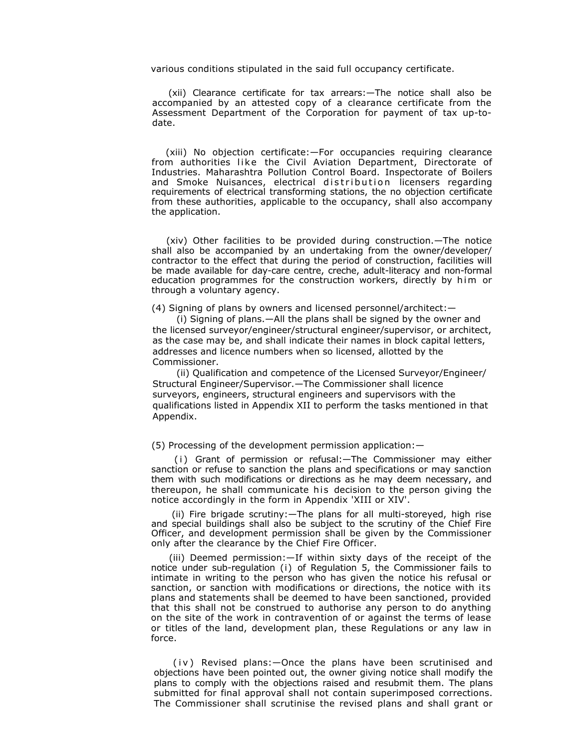various conditions stipulated in the said full occupancy certificate.

(xii) Clearance certificate for tax arrears:—The notice shall also be accompanied by an attested copy of a clearance certificate from the Assessment Department of the Corporation for payment of tax up-to-date.

(xiii) No objection certificate:—For occupancies requiring clearance from authorities like the Civil Aviation Department, Directorate of Industries. Maharashtra Pollution Control Board. Inspectorate of Boilers and Smoke Nuisances, electrical distribution licensers regarding requirements of electrical transforming stations, the no objection certificate from these authorities, applicable to the occupancy, shall also accompany the application.

(xiv) Other facilities to be provided during construction.—The notice shall also be accompanied by an undertaking from the owner/developer/ contractor to the effect that during the period of construction, facilities will be made available for day-care centre, creche, adult-literacy and non-formal education programmes for the construction workers, directly by him or through a voluntary agency.

(4) Signing of plans by owners and licensed personnel/architect:—

(i) Signing of plans.—All the plans shall be signed by the owner and the licensed surveyor/engineer/structural engineer/supervisor, or architect, as the case may be, and shall indicate their names in block capital letters, addresses and licence numbers when so licensed, allotted by the Commissioner.

(ii) Qualification and competence of the Licensed Surveyor/Engineer/ Structural Engineer/Supervisor.—The Commissioner shall licence surveyors, engineers, structural engineers and supervisors with the qualifications listed in Appendix XII to perform the tasks mentioned in that Appendix.

(5) Processing of the development permission application:—

(i) Grant of permission or refusal:—The Commissioner may either sanction or refuse to sanction the plans and specifications or may sanction them with such modifications or directions as he may deem necessary, and thereupon, he shall communicate his decision to the person giving the notice accordingly in the form in Appendix 'XIII or XIV'.

(ii) Fire brigade scrutiny:—The plans for all multi-storeyed, high rise and special buildings shall also be subject to the scrutiny of the Chief Fire Officer, and development permission shall be given by the Commissioner only after the clearance by the Chief Fire Officer.

(iii) Deemed permission:—If within sixty days of the receipt of the notice under sub-regulation (i) of Regulation 5, the Commissioner fails to intimate in writing to the person who has given the notice his refusal or sanction, or sanction with modifications or directions, the notice with its plans and statements shall be deemed to have been sanctioned, provided that this shall not be construed to authorise any person to do anything on the site of the work in contravention of or against the terms of lease or titles of the land, development plan, these Regulations or any law in force.

(iv) Revised plans:—Once the plans have been scrutinised and objections have been pointed out, the owner giving notice shall modify the plans to comply with the objections raised and resubmit them. The plans submitted for final approval shall not contain superimposed corrections. The Commissioner shall scrutinise the revised plans and shall grant or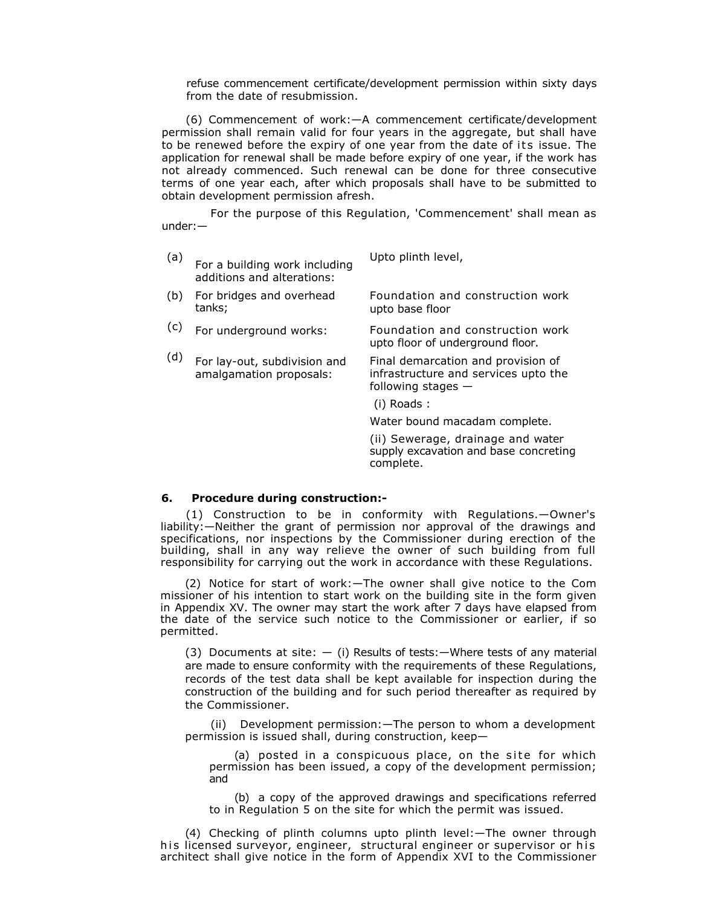refuse commencement certificate/development permission within sixty days from the date of resubmission.

(6) Commencement of work:—A commencement certificate/development permission shall remain valid for four years in the aggregate, but shall have to be renewed before the expiry of one year from the date of its issue. The application for renewal shall be made before expiry of one year, if the work has not already commenced. Such renewal can be done for three consecutive terms of one year each, after which proposals shall have to be submitted to obtain development permission afresh.

For the purpose of this Regulation, 'Commencement' shall mean as under:—

| | | |
|---|---|---|
| (a) | For a building work including additions and alterations: | Upto plinth level, |
| (b) | For bridges and overhead tanks; | Foundation and construction work upto base floor |
| (c) | For underground works: | Foundation and construction work upto floor of underground floor. |
| (d) | For lay-out, subdivision and amalgamation proposals: | Final demarcation and provision of infrastructure and services upto the following stages — |
| | | (i) Roads : |
| | | Water bound macadam complete. |
| | | (ii) Sewerage, drainage and water supply excavation and base concreting complete. |

## 6. Procedure during construction:-

(1) Construction to be in conformity with Regulations.—Owner's liability:—Neither the grant of permission nor approval of the drawings and specifications, nor inspections by the Commissioner during erection of the building, shall in any way relieve the owner of such building from full responsibility for carrying out the work in accordance with these Regulations.

(2) Notice for start of work:—The owner shall give notice to the Com missioner of his intention to start work on the building site in the form given in Appendix XV. The owner may start the work after 7 days have elapsed from the date of the service such notice to the Commissioner or earlier, if so permitted.

(3) Documents at site: — (i) Results of tests:—Where tests of any material are made to ensure conformity with the requirements of these Regulations, records of the test data shall be kept available for inspection during the construction of the building and for such period thereafter as required by the Commissioner.

(ii) Development permission:—The person to whom a development permission is issued shall, during construction, keep—

(a) posted in a conspicuous place, on the site for which permission has been issued, a copy of the development permission; and

(b) a copy of the approved drawings and specifications referred to in Regulation 5 on the site for which the permit was issued.

(4) Checking of plinth columns upto plinth level:—The owner through his licensed surveyor, engineer, structural engineer or supervisor or his architect shall give notice in the form of Appendix XVI to the Commissioner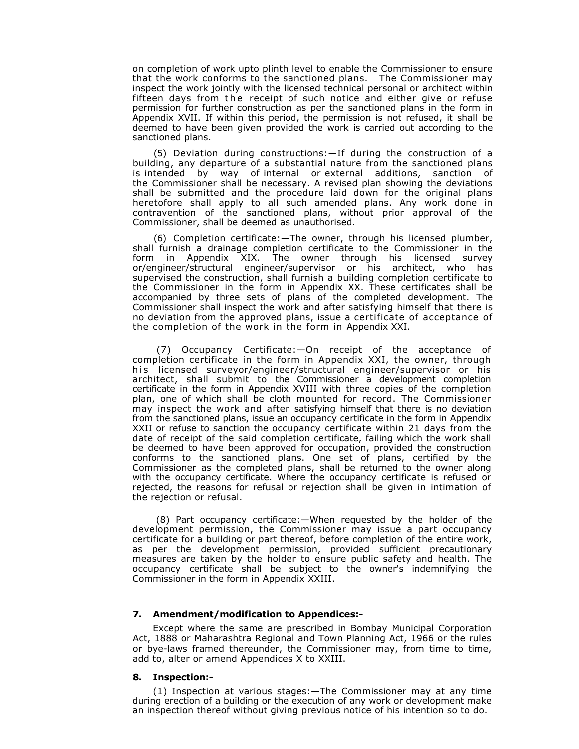on completion of work upto plinth level to enable the Commissioner to ensure that the work conforms to the sanctioned plans. The Commissioner may inspect the work jointly with the licensed technical personal or architect within fifteen days from the receipt of such notice and either give or refuse permission for further construction as per the sanctioned plans in the form in Appendix XVII. If within this period, the permission is not refused, it shall be deemed to have been given provided the work is carried out according to the sanctioned plans.

(5) Deviation during constructions:—If during the construction of a building, any departure of a substantial nature from the sanctioned plans is intended by way of internal or external additions, sanction of the Commissioner shall be necessary. A revised plan showing the deviations shall be submitted and the procedure laid down for the original plans heretofore shall apply to all such amended plans. Any work done in contravention of the sanctioned plans, without prior approval of the Commissioner, shall be deemed as unauthorised.

(6) Completion certificate:—The owner, through his licensed plumber, shall furnish a drainage completion certificate to the Commissioner in the form in Appendix XIX. The owner through his licensed survey or/engineer/structural engineer/supervisor or his architect, who has supervised the construction, shall furnish a building completion certificate to the Commissioner in the form in Appendix XX. These certificates shall be accompanied by three sets of plans of the completed development. The Commissioner shall inspect the work and after satisfying himself that there is no deviation from the approved plans, issue a certificate of acceptance of the completion of the work in the form in Appendix XXI.

(7) Occupancy Certificate:—On receipt of the acceptance of completion certificate in the form in Appendix XXI, the owner, through his licensed surveyor/engineer/structural engineer/supervisor or his architect, shall submit to the Commissioner a development completion certificate in the form in Appendix XVIII with three copies of the completion plan, one of which shall be cloth mounted for record. The Commissioner may inspect the work and after satisfying himself that there is no deviation from the sanctioned plans, issue an occupancy certificate in the form in Appendix XXII or refuse to sanction the occupancy certificate within 21 days from the date of receipt of the said completion certificate, failing which the work shall be deemed to have been approved for occupation, provided the construction conforms to the sanctioned plans. One set of plans, certified by the Commissioner as the completed plans, shall be returned to the owner along with the occupancy certificate. Where the occupancy certificate is refused or rejected, the reasons for refusal or rejection shall be given in intimation of the rejection or refusal.

(8) Part occupancy certificate:—When requested by the holder of the development permission, the Commissioner may issue a part occupancy certificate for a building or part thereof, before completion of the entire work, as per the development permission, provided sufficient precautionary measures are taken by the holder to ensure public safety and health. The occupancy certificate shall be subject to the owner's indemnifying the Commissioner in the form in Appendix XXIII.

### 7. Amendment/modification to Appendices:-

Except where the same are prescribed in Bombay Municipal Corporation Act, 1888 or Maharashtra Regional and Town Planning Act, 1966 or the rules or bye-laws framed thereunder, the Commissioner may, from time to time, add to, alter or amend Appendices X to XXIII.

### 8. Inspection:-

(1) Inspection at various stages:—The Commissioner may at any time during erection of a building or the execution of any work or development make an inspection thereof without giving previous notice of his intention so to do.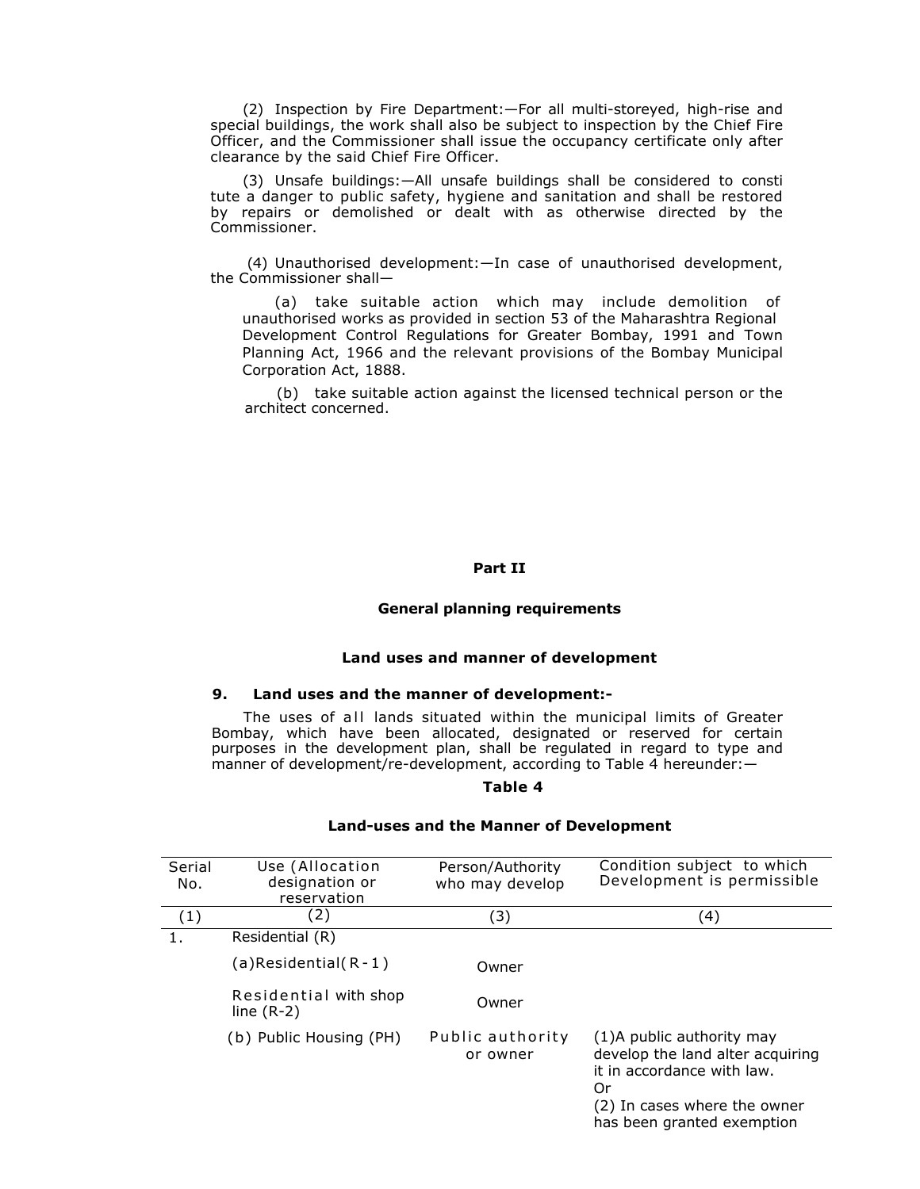(2) Inspection by Fire Department:—For all multi-storeyed, high-rise and special buildings, the work shall also be subject to inspection by the Chief Fire Officer, and the Commissioner shall issue the occupancy certificate only after clearance by the said Chief Fire Officer.

(3) Unsafe buildings:—All unsafe buildings shall be considered to consti tute a danger to public safety, hygiene and sanitation and shall be restored by repairs or demolished or dealt with as otherwise directed by the Commissioner.

(4) Unauthorised development:—In case of unauthorised development, the Commissioner shall—

(a) take suitable action which may include demolition of unauthorised works as provided in section 53 of the Maharashtra Regional Development Control Regulations for Greater Bombay, 1991 and Town Planning Act, 1966 and the relevant provisions of the Bombay Municipal Corporation Act, 1888.

(b) take suitable action against the licensed technical person or the architect concerned.

## Part II

### General planning requirements

### Land uses and manner of development

**9. Land uses and the manner of development:-**

The uses of all lands situated within the municipal limits of Greater Bombay, which have been allocated, designated or reserved for certain purposes in the development plan, shall be regulated in regard to type and manner of development/re-development, according to Table 4 hereunder:—

**Table 4**

**Land-uses and the Manner of Development**

| Serial No. | Use (Allocation designation or reservation | Person/Authority who may develop | Condition subject to which Development is permissible |
|---|---|---|---|
| (1) | (2) | (3) | (4) |
| 1. | Residential (R) | | |
| | (a)Residential(R-1) | Owner | |
| | Residential with shop line (R-2) | Owner | |
| | (b) Public Housing (PH) | Public authority or owner | (1)A public authority may develop the land alter acquiring it in accordance with law.<br>Or<br>(2) In cases where the owner has been granted exemption |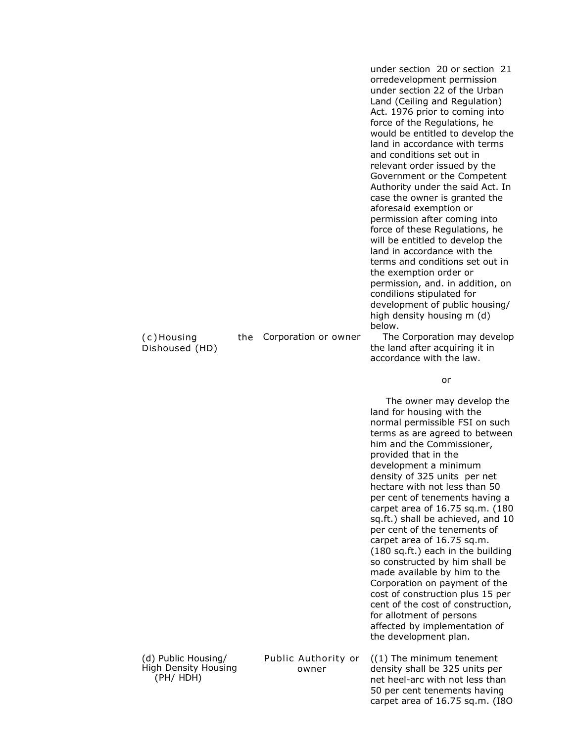| | | |
|---|---|---|
| | | under section 20 or section 21 orredevelopment permission under section 22 of the Urban Land (Ceiling and Regulation) Act. 1976 prior to coming into force of the Regulations, he would be entitled to develop the land in accordance with terms and conditions set out in relevant order issued by the Government or the Competent Authority under the said Act. In case the owner is granted the aforesaid exemption or permission after coming into force of these Regulations, he will be entitled to develop the land in accordance with the terms and conditions set out in the exemption order or permission, and. in addition, on condilions stipulated for development of public housing/ high density housing m (d) below. |
| (c) Housing the Dishoused (HD) | Corporation or owner | The Corporation may develop the land after acquiring it in accordance with the law.<br><br>or<br><br>The owner may develop the land for housing with the normal permissible FSI on such terms as are agreed to between him and the Commissioner, provided that in the development a minimum density of 325 units per net hectare with not less than 50 per cent of tenements having a carpet area of 16.75 sq.m. (180 sq.ft.) shall be achieved, and 10 per cent of the tenements of carpet area of 16.75 sq.m. (180 sq.ft.) each in the building so constructed by him shall be made available by him to the Corporation on payment of the cost of construction plus 15 per cent of the cost of construction, for allotment of persons affected by implementation of the development plan. |
| (d) Public Housing/ High Density Housing (PH/ HDH) | Public Authority or owner | ((1) The minimum tenement density shall be 325 units per net heel-arc with not less than 50 per cent tenements having carpet area of 16.75 sq.m. (I8O |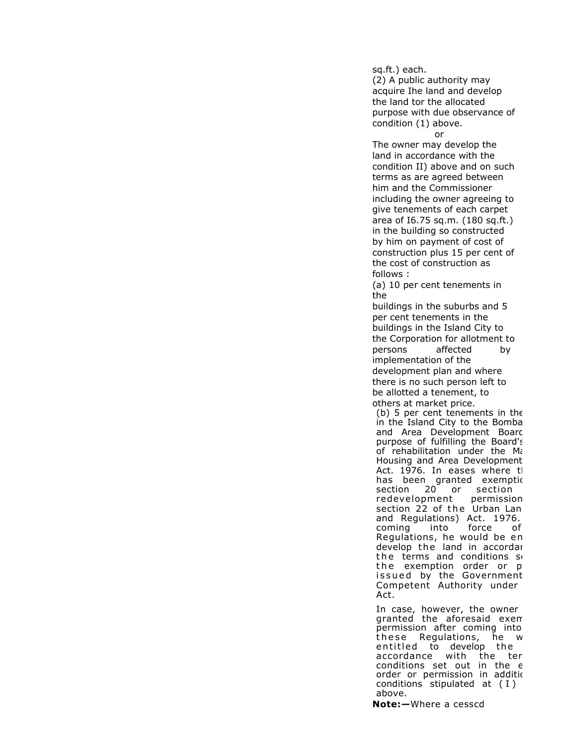sq.ft.) each.

(2) A public authority may acquire Ihe land and develop the land tor the allocated purpose with due observance of condition (1) above.

or

The owner may develop the land in accordance with the condition II) above and on such terms as are agreed between him and the Commissioner including the owner agreeing to give tenements of each carpet area of I6.75 sq.m. (180 sq.ft.) in the building so constructed by him on payment of cost of construction plus 15 per cent of the cost of construction as follows :

(a) 10 per cent tenements in the buildings in the suburbs and 5 per cent tenements in the buildings in the Island City to the Corporation for allotment to persons affected by implementation of the development plan and where there is no such person left to be allotted a tenement, to others at market price.

(b) 5 per cent tenements in the in the Island City to the Bomba and Area Development Boarc purpose of fulfilling the Board's of rehabilitation under the Ma Housing and Area Development Act. 1976. In eases where tl has been granted exemptic section 20 or section redevelopment permission section 22 of the Urban Lan and Regulations) Act. 1976. coming into force of Regulations, he would be en develop the land in accordar the terms and conditions s the exemption order or p issued by the Government Competent Authority under Act.

In case, however, the owner granted the aforesaid exem permission after coming into these Regulations, he w entitled to develop the accordance with the ter conditions set out in the e order or permission in additic conditions stipulated at (I) above.

**Note:—**Where a cesscd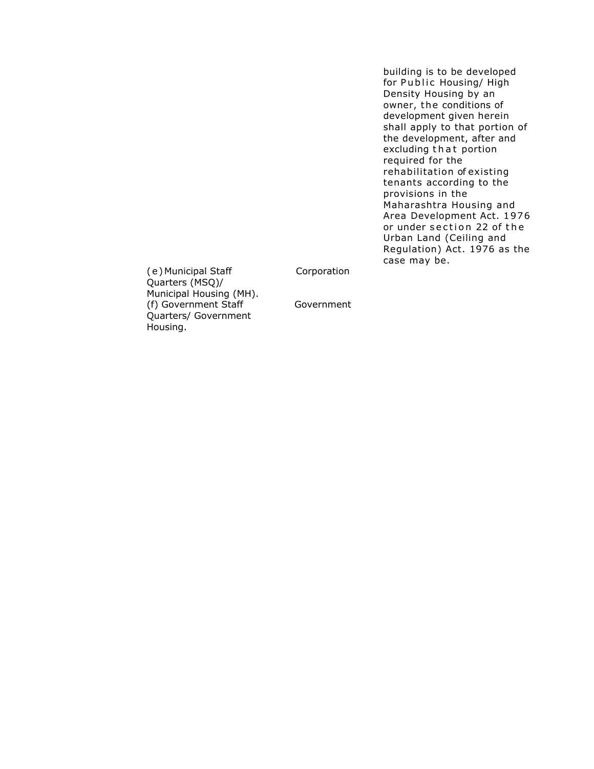| | | |
|---|---|---|
| | | building is to be developed for Public Housing/ High Density Housing by an owner, the conditions of development given herein shall apply to that portion of the development, after and excluding that portion required for the rehabilitation of existing tenants according to the provisions in the Maharashtra Housing and Area Development Act. 1976 or under section 22 of the Urban Land (Ceiling and Regulation) Act. 1976 as the case may be. |
| (e) Municipal Staff Quarters (MSQ)/ Municipal Housing (MH). | Corporation | |
| (f) Government Staff Quarters/ Government Housing. | Government | |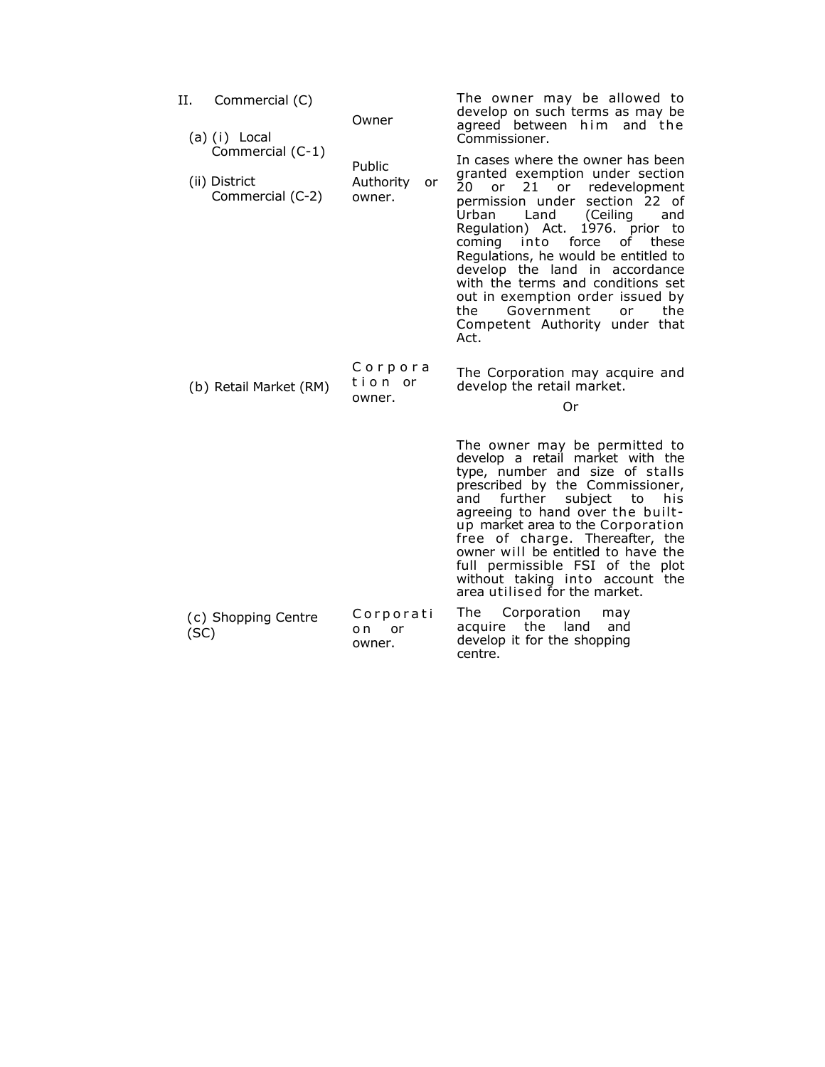| | | |
|---|---|---|
| II. Commercial (C) | | |
| (a) (i) Local Commercial (C-1) | Owner | The owner may be allowed to develop on such terms as may be agreed between him and the Commissioner. |
| (ii) District Commercial (C-2) | Public Authority or owner. | In cases where the owner has been granted exemption under section 20 or 21 or redevelopment permission under section 22 of Urban Land (Ceiling and Regulation) Act. 1976. prior to coming into force of these Regulations, he would be entitled to develop the land in accordance with the terms and conditions set out in exemption order issued by the Government or the Competent Authority under that Act. |
| (b) Retail Market (RM) | Corporation or owner. | The Corporation may acquire and develop the retail market.<br><br>Or<br><br>The owner may be permitted to develop a retail market with the type, number and size of stalls prescribed by the Commissioner, and further subject to his agreeing to hand over the built-up market area to the Corporation free of charge. Thereafter, the owner will be entitled to have the full permissible FSI of the plot without taking into account the area utilised for the market. |
| (c) Shopping Centre (SC) | Corporation or owner. | The Corporation may acquire the land and develop it for the shopping centre. |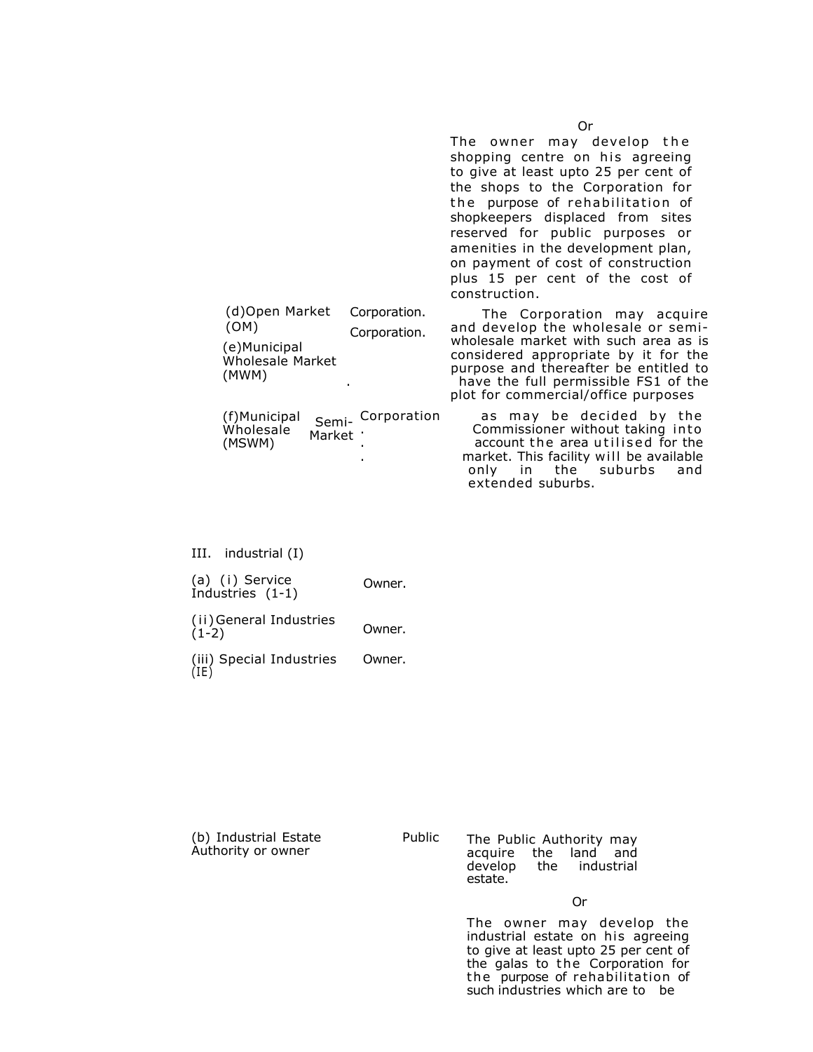| | | |
|---|---|---|
| | | Or<br>The owner may develop the shopping centre on his agreeing to give at least upto 25 per cent of the shops to the Corporation for the purpose of rehabilitation of shopkeepers displaced from sites reserved for public purposes or amenities in the development plan, on payment of cost of construction plus 15 per cent of the cost of construction. |
| (d)Open Market (OM) | Corporation. | The Corporation may acquire and develop the wholesale or semi-wholesale market with such area as is considered appropriate by it for the purpose and thereafter be entitled to have the full permissible FS1 of the plot for commercial/office purposes |
| (e)Municipal Wholesale Market (MWM) | Corporation. | |
| (f)Municipal Semi-Wholesale Market (MSWM) | Corporation. | as may be decided by the Commissioner without taking into account the area utilised for the market. This facility will be available only in the suburbs and extended suburbs. |

III. industrial (I)

| | | |
|---|---|---|
| (a) (i) Service Industries (1-1) | Owner. | |
| (ii) General Industries (1-2) | Owner. | |
| (iii) Special Industries (IE) | Owner. | |
| (b) Industrial Estate | Public Authority or owner | The Public Authority may acquire the land and develop the industrial estate.<br>Or<br>The owner may develop the industrial estate on his agreeing to give at least upto 25 per cent of the galas to the Corporation for the purpose of rehabilitation of such industries which are to be |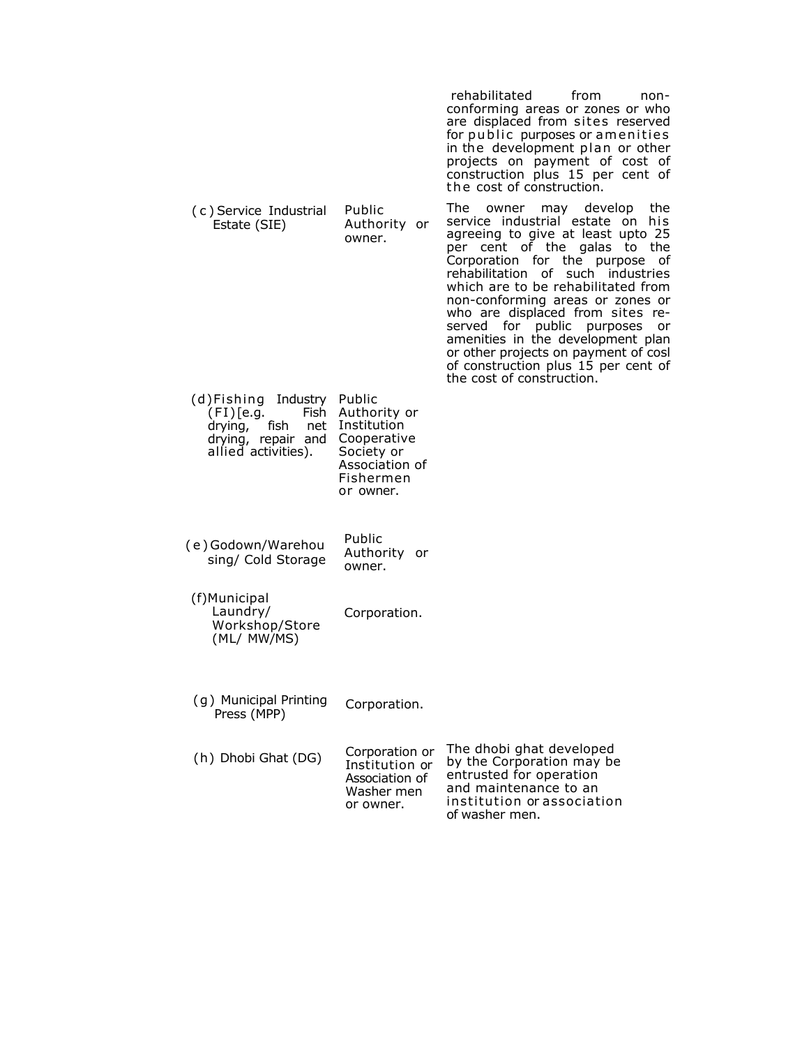| | | |
|---|---|---|
| | | rehabilitated from non-conforming areas or zones or who are displaced from sites reserved for public purposes or amenities in the development plan or other projects on payment of cost of construction plus 15 per cent of the cost of construction. |
| (c) Service Industrial Estate (SIE) | Public Authority or owner. | The owner may develop the service industrial estate on his agreeing to give at least upto 25 per cent of the galas to the Corporation for the purpose of rehabilitation of such industries which are to be rehabilitated from non-conforming areas or zones or who are displaced from sites reserved for public purposes or amenities in the development plan or other projects on payment of cosl of construction plus 15 per cent of the cost of construction. |
| (d) Fishing Industry (FI) [e.g. Fish drying, fish net drying, repair and allied activities). | Public Authority or Institution Cooperative Society or Association of Fishermen or owner. | |
| (e) Godown/Warehousing/ Cold Storage | Public Authority or owner. | |
| (f) Municipal Laundry/ Workshop/Store (ML/ MW/MS) | Corporation. | |
| (g) Municipal Printing Press (MPP) | Corporation. | |
| (h) Dhobi Ghat (DG) | Corporation or Institution or Association of Washer men or owner. | The dhobi ghat developed by the Corporation may be entrusted for operation and maintenance to an institution or association of washer men. |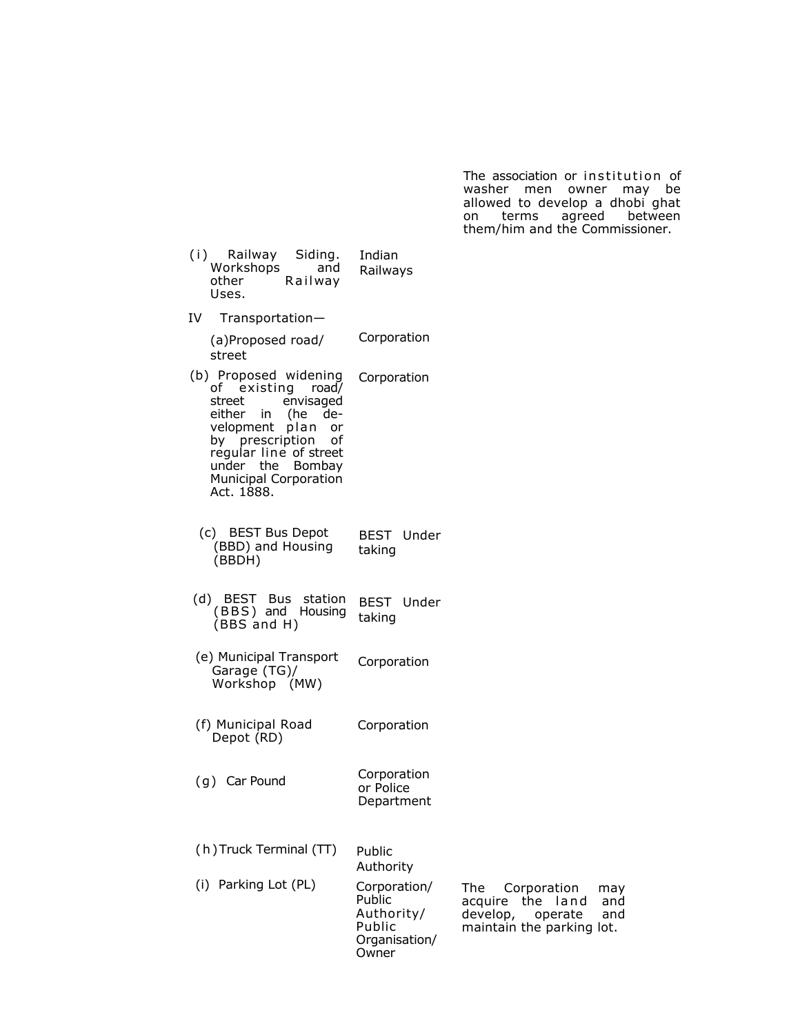| | | |
|---|---|---|
| | | The association or institution of washer men owner may be allowed to develop a dhobi ghat on terms agreed between them/him and the Commissioner. |
| (i) Railway Siding. Workshops and other Railway Uses. | Indian Railways | |
| IV Transportation— | | |
| (a) Proposed road/ street | Corporation | |
| (b) Proposed widening of existing road/ street envisaged either in (he development plan or by prescription of regular line of street under the Bombay Municipal Corporation Act. 1888. | Corporation | |
| (c) BEST Bus Depot (BBD) and Housing (BBDH) | BEST Under taking | |
| (d) BEST Bus station (BBS) and Housing (BBS and H) | BEST Under taking | |
| (e) Municipal Transport Garage (TG)/ Workshop (MW) | Corporation | |
| (f) Municipal Road Depot (RD) | Corporation | |
| (g) Car Pound | Corporation or Police Department | |
| (h) Truck Terminal (TT) | Public Authority | |
| (i) Parking Lot (PL) | Corporation/ Public Authority/ Public Organisation/ Owner | The Corporation may acquire the land and develop, operate and maintain the parking lot. |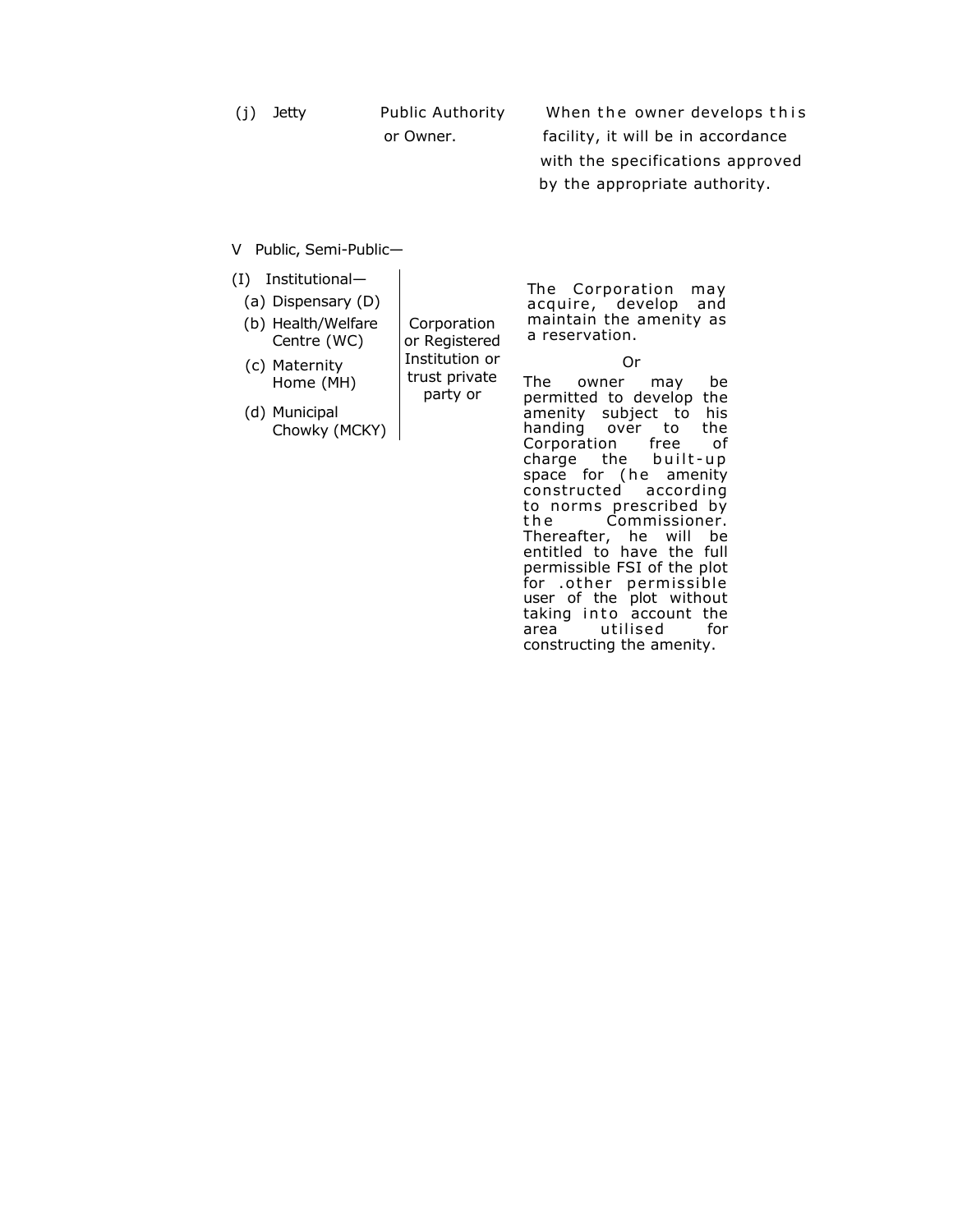| | | |
|---|---|---|
| (j) Jetty | Public Authority or Owner. | When the owner develops this facility, it will be in accordance with the specifications approved by the appropriate authority. |

V Public, Semi-Public—

| | | |
|---|---|---|
| (I) Institutional—<br>(a) Dispensary (D)<br>(b) Health/Welfare Centre (WC)<br>(c) Maternity Home (MH)<br>(d) Municipal Chowky (MCKY) | Corporation or Registered Institution or trust private party or | The Corporation may acquire, develop and maintain the amenity as a reservation.<br>Or<br>The owner may be permitted to develop the amenity subject to his handing over to the Corporation free of charge the built-up space for (he amenity constructed according to norms prescribed by the Commissioner. Thereafter, he will be entitled to have the full permissible FSI of the plot for .other permissible user of the plot without taking into account the area utilised for constructing the amenity. |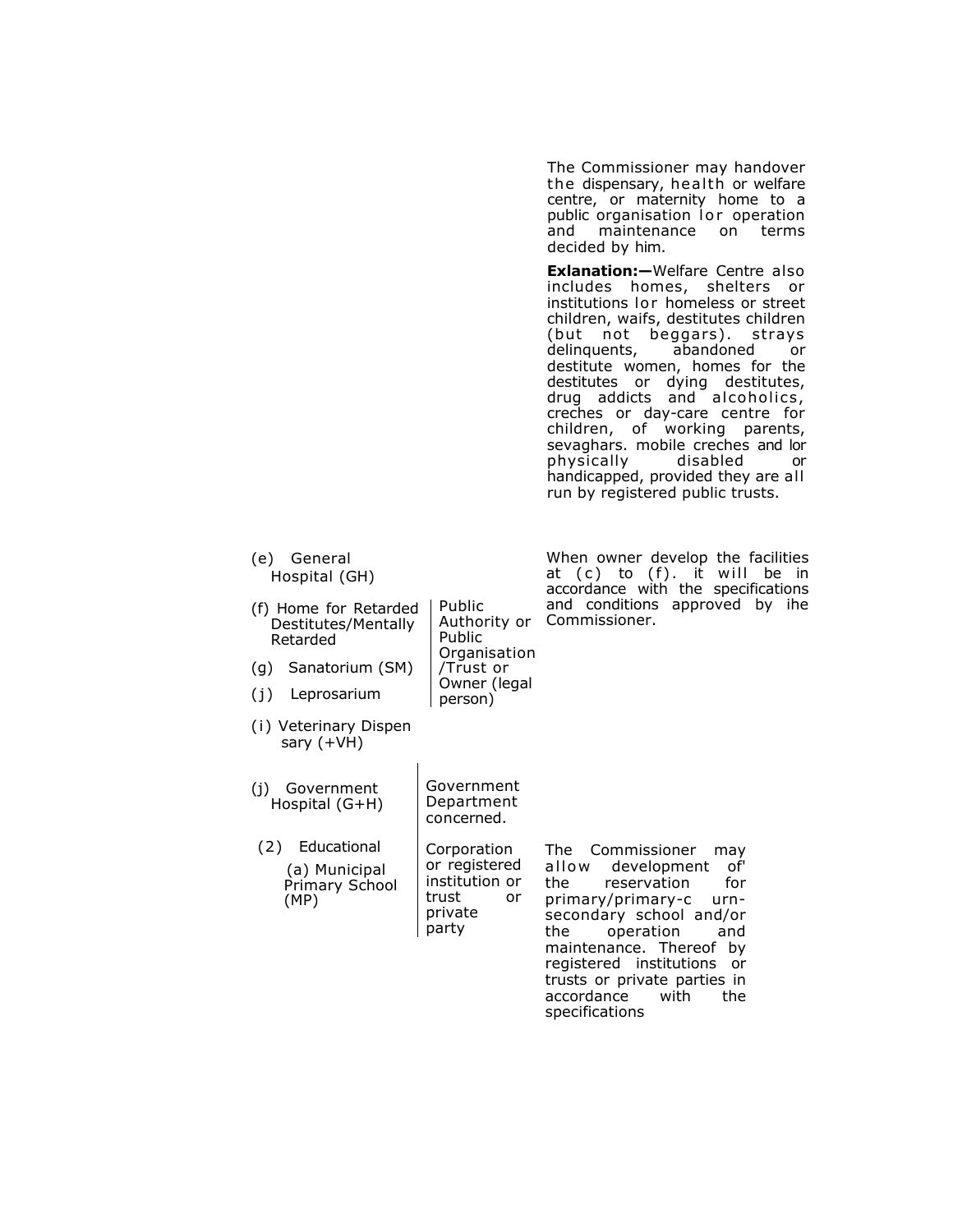| | | |
|---|---|---|
| | | The Commissioner may handover the dispensary, health or welfare centre, or maternity home to a public organisation lor operation and maintenance on terms decided by him. <br><br> **Exlanation:—**Welfare Centre also includes homes, shelters or institutions lor homeless or street children, waifs, destitutes children (but not beggars). strays delinquents, abandoned or destitute women, homes for the destitutes or dying destitutes, drug addicts and alcoholics, creches or day-care centre for children, of working parents, sevaghars. mobile creches and lor physically disabled or handicapped, provided they are all run by registered public trusts. |
| (e) General Hospital (GH) <br> (f) Home for Retarded Destitutes/Mentally Retarded <br> (g) Sanatorium (SM) <br> (j) Leprosarium <br> (i) Veterinary Dispen sary (+VH) | Public Authority or Public Organisation /Trust or Owner (legal person) | When owner develop the facilities at (c) to (f). it will be in accordance with the specifications and conditions approved by ihe Commissioner. |
| (j) Government Hospital (G+H) | Government Department concerned. | |
| (2) Educational <br> (a) Municipal Primary School (MP) | Corporation or registered institution or trust or private party | The Commissioner may allow development of' the reservation for primary/primary-c urn-secondary school and/or the operation and maintenance. Thereof by registered institutions or trusts or private parties in accordance with the specifications |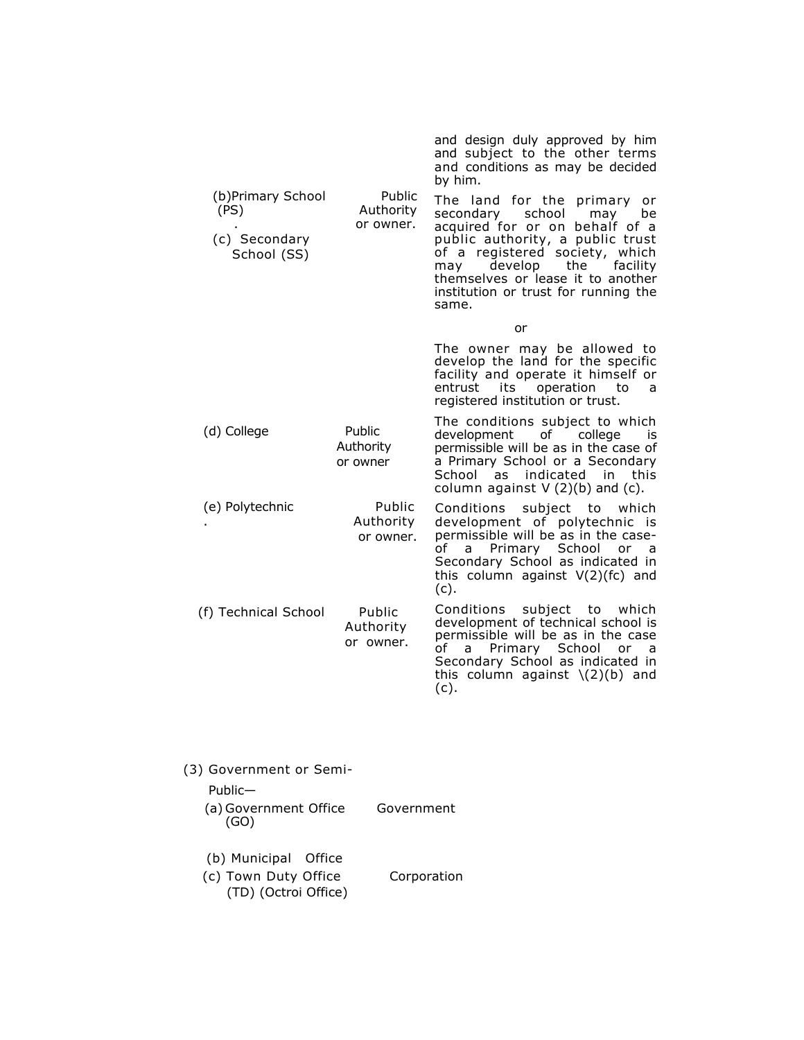| | | |
|---|---|---|
| | | and design duly approved by him and subject to the other terms and conditions as may be decided by him. |
| (b) Primary School (PS) . (c) Secondary School (SS) | Public Authority or owner. | The land for the primary or secondary school may be acquired for or on behalf of a public authority, a public trust of a registered society, which may develop the facility themselves or lease it to another institution or trust for running the same. |
| | | or |
| | | The owner may be allowed to develop the land for the specific facility and operate it himself or entrust its operation to a registered institution or trust. |
| (d) College | Public Authority or owner | The conditions subject to which development of college is permissible will be as in the case of a Primary School or a Secondary School as indicated in this column against V (2)(b) and (c). |
| (e) Polytechnic . | Public Authority or owner. | Conditions subject to which development of polytechnic is permissible will be as in the case-of a Primary School or a Secondary School as indicated in this column against V(2)(fc) and (c). |
| (f) Technical School | Public Authority or owner. | Conditions subject to which development of technical school is permissible will be as in the case of a Primary School or a Secondary School as indicated in this column against \(2)(b) and (c). |

| | | |
|---|---|---|
| (3) Government or Semi-Public— | | |
| (a) Government Office (GO) | Government | |
| (b) Municipal Office | | |
| (c) Town Duty Office (TD) (Octroi Office) | Corporation | |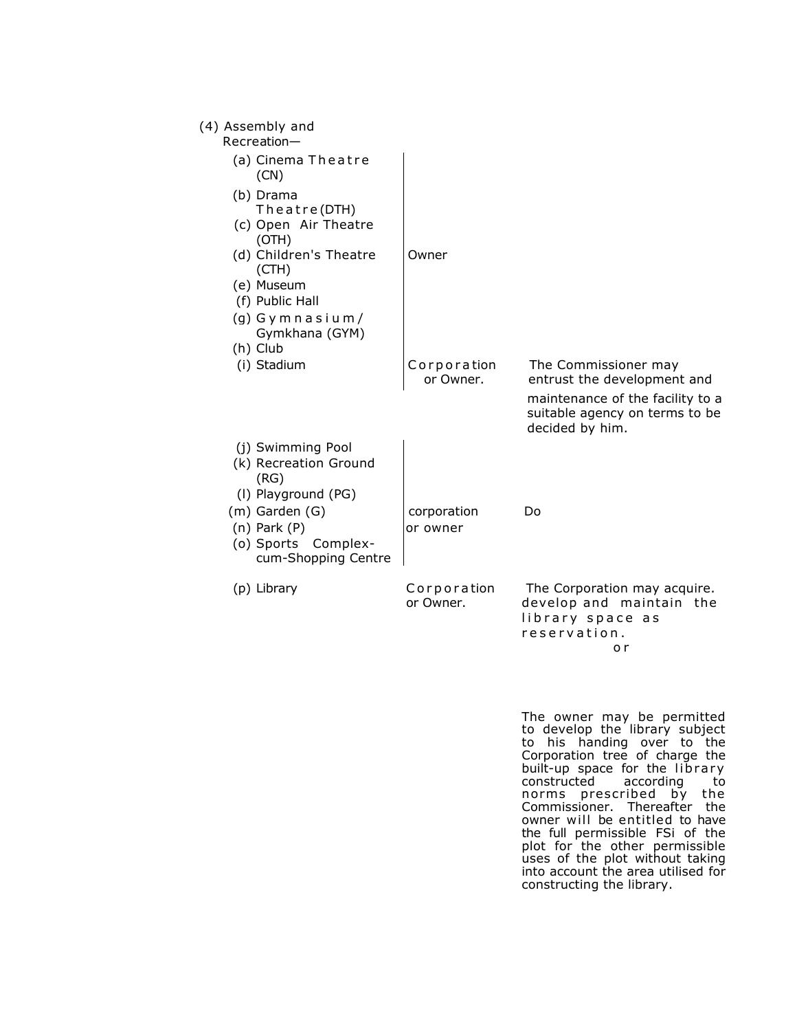(4) Assembly and Recreation—

| | | |
|---|---|---|
| (a) Cinema Theatre (CN)<br>(b) Drama Theatre (DTH)<br>(c) Open Air Theatre (OTH)<br>(d) Children's Theatre (CTH)<br>(e) Museum<br>(f) Public Hall<br>(g) Gymnasium/ Gymkhana (GYM)<br>(h) Club | Owner | |
| (i) Stadium | Corporation or Owner. | The Commissioner may entrust the development and maintenance of the facility to a suitable agency on terms to be decided by him. |
| (j) Swimming Pool<br>(k) Recreation Ground (RG)<br>(l) Playground (PG)<br>(m) Garden (G)<br>(n) Park (P)<br>(o) Sports Complex-cum-Shopping Centre | corporation or owner | Do |
| (p) Library | Corporation or Owner. | The Corporation may acquire. develop and maintain the library space as reservation.<br>or<br>The owner may be permitted to develop the library subject to his handing over to the Corporation tree of charge the built-up space for the library constructed according to norms prescribed by the Commissioner. Thereafter the owner will be entitled to have the full permissible FSi of the plot for the other permissible uses of the plot without taking into account the area utilised for constructing the library. |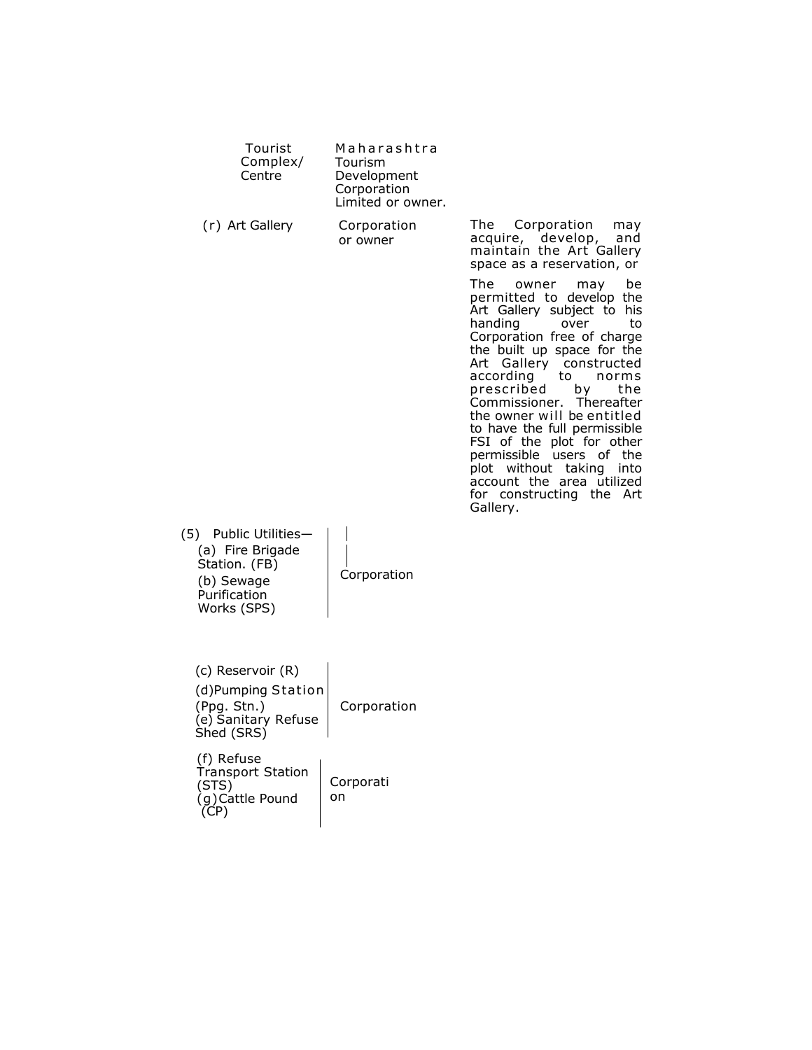| | | |
|---|---|---|
| Tourist Complex/ Centre | Maharashtra Tourism Development Corporation Limited or owner. | |
| (r) Art Gallery | Corporation or owner | The Corporation may acquire, develop, and maintain the Art Gallery space as a reservation, or<br><br>The owner may be permitted to develop the Art Gallery subject to his handing over to Corporation free of charge the built up space for the Art Gallery constructed according to norms prescribed by the Commissioner. Thereafter the owner will be entitled to have the full permissible FSI of the plot for other permissible users of the plot without taking into account the area utilized for constructing the Art Gallery. |
| (5) Public Utilities—<br>(a) Fire Brigade Station. (FB)<br>(b) Sewage Purification Works (SPS) | Corporation | |
| (c) Reservoir (R)<br>(d) Pumping Station (Ppg. Stn.)<br>(e) Sanitary Refuse Shed (SRS) | Corporation | |
| (f) Refuse Transport Station (STS)<br>(g) Cattle Pound (CP) | Corporation | |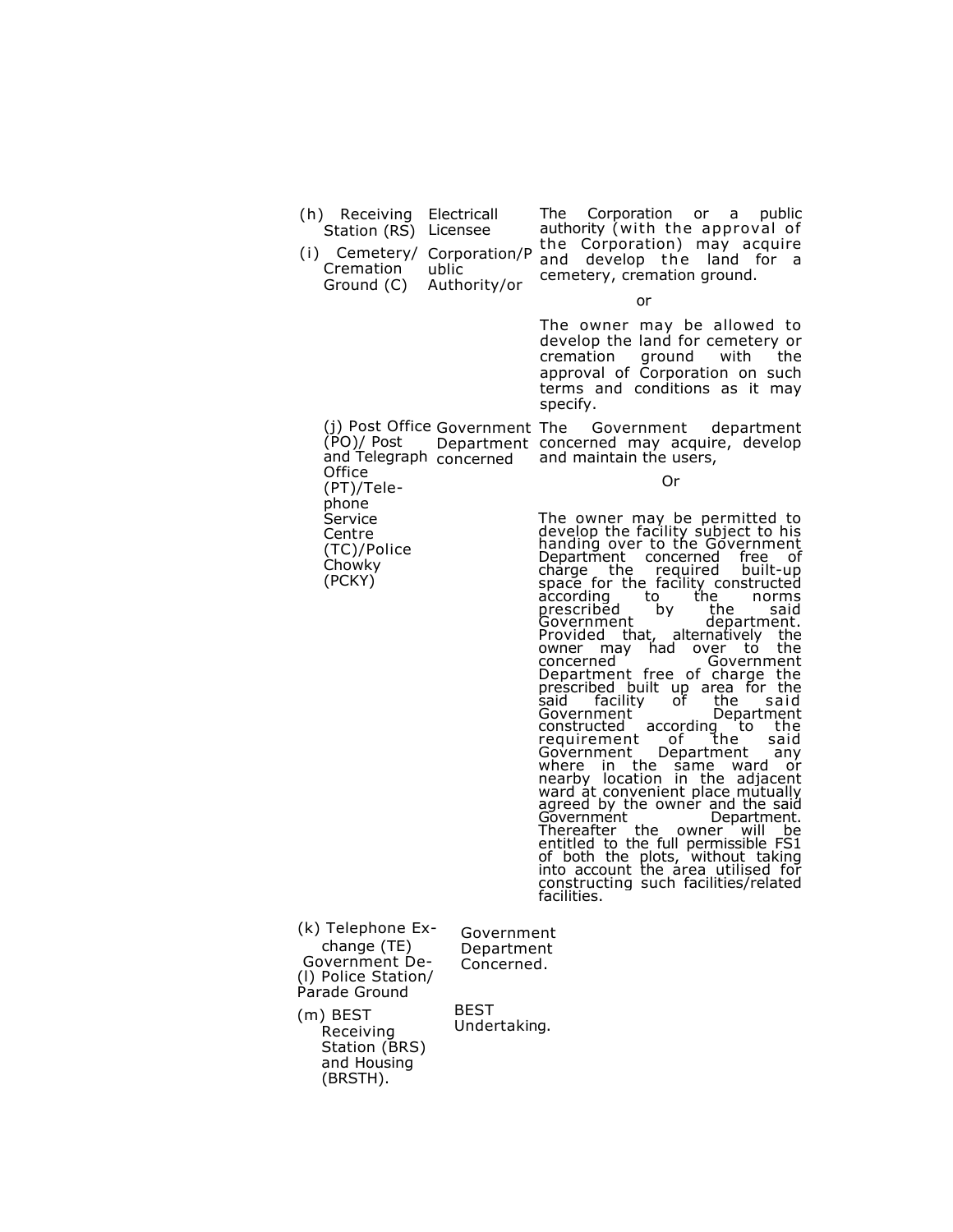| | | |
|---|---|---|
| (h) Receiving Station (RS) | Electricall Licensee | The Corporation or a public authority (with the approval of the Corporation) may acquire and develop the land for a cemetery, cremation ground.<br><br>or<br><br>The owner may be allowed to develop the land for cemetery or cremation ground with the approval of Corporation on such terms and conditions as it may specify. |
| (i) Cemetery/ Cremation Ground (C) | Corporation/Public Authority/or | |
| (j) Post Office (PO)/ Post and Telegraph Office (PT)/Telephone Service Centre (TC)/Police Chowky (PCKY) | Government Department concerned | The Government department concerned may acquire, develop and maintain the users,<br><br>Or<br><br>The owner may be permitted to develop the facility subject to his handing over to the Government Department concerned free of charge the required built-up space for the facility constructed according to the norms prescribed by the said Government department. Provided that, alternatively the owner may had over to the concerned Government Department free of charge the prescribed built up area for the said facility of the said Government Department constructed according to the requirement of the said Government Department any where in the same ward or nearby location in the adjacent ward at convenient place mutually agreed by the owner and the said Government Department. Thereafter the owner will be entitled to the full permissible FS1 of both the plots, without taking into account the area utilised for constructing such facilities/related facilities. |
| (k) Telephone Exchange (TE)<br>Government De-<br>(l) Police Station/ Parade Ground | Government Department Concerned. | |
| (m) BEST Receiving Station (BRS) and Housing (BRSTH). | BEST Undertaking. | |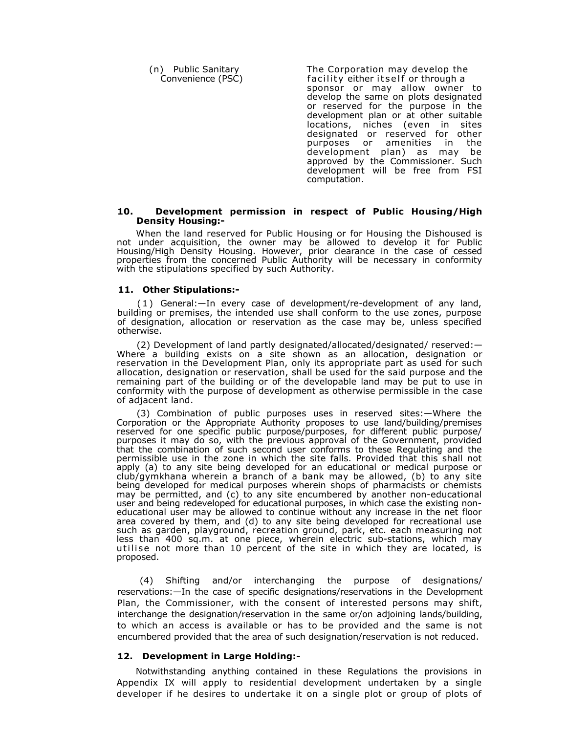| | |
|---|---|
| (n) Public Sanitary Convenience (PSC) | The Corporation may develop the facility either itself or through a sponsor or may allow owner to develop the same on plots designated or reserved for the purpose in the development plan or at other suitable locations, niches (even in sites designated or reserved for other purposes or amenities in the development plan) as may be approved by the Commissioner. Such development will be free from FSI computation. |

**10. Development permission in respect of Public Housing/High Density Housing:-**

When the land reserved for Public Housing or for Housing the Dishoused is not under acquisition, the owner may be allowed to develop it for Public Housing/High Density Housing. However, prior clearance in the case of cessed properties from the concerned Public Authority will be necessary in conformity with the stipulations specified by such Authority.

**11. Other Stipulations:-**

(1) General:—In every case of development/re-development of any land, building or premises, the intended use shall conform to the use zones, purpose of designation, allocation or reservation as the case may be, unless specified otherwise.

(2) Development of land partly designated/allocated/designated/ reserved:—Where a building exists on a site shown as an allocation, designation or reservation in the Development Plan, only its appropriate part as used for such allocation, designation or reservation, shall be used for the said purpose and the remaining part of the building or of the developable land may be put to use in conformity with the purpose of development as otherwise permissible in the case of adjacent land.

(3) Combination of public purposes uses in reserved sites:—Where the Corporation or the Appropriate Authority proposes to use land/building/premises reserved for one specific public purpose/purposes, for different public purpose/ purposes it may do so, with the previous approval of the Government, provided that the combination of such second user conforms to these Regulating and the permissible use in the zone in which the site falls. Provided that this shall not apply (a) to any site being developed for an educational or medical purpose or club/gymkhana wherein a branch of a bank may be allowed, (b) to any site being developed for medical purposes wherein shops of pharmacists or chemists may be permitted, and (c) to any site encumbered by another non-educational user and being redeveloped for educational purposes, in which case the existing non-educational user may be allowed to continue without any increase in the net floor area covered by them, and (d) to any site being developed for recreational use such as garden, playground, recreation ground, park, etc. each measuring not less than 400 sq.m. at one piece, wherein electric sub-stations, which may utilise not more than 10 percent of the site in which they are located, is proposed.

(4) Shifting and/or interchanging the purpose of designations/ reservations:—In the case of specific designations/reservations in the Development Plan, the Commissioner, with the consent of interested persons may shift, interchange the designation/reservation in the same or/on adjoining lands/building, to which an access is available or has to be provided and the same is not encumbered provided that the area of such designation/reservation is not reduced.

**12. Development in Large Holding:-**

Notwithstanding anything contained in these Regulations the provisions in Appendix IX will apply to residential development undertaken by a single developer if he desires to undertake it on a single plot or group of plots of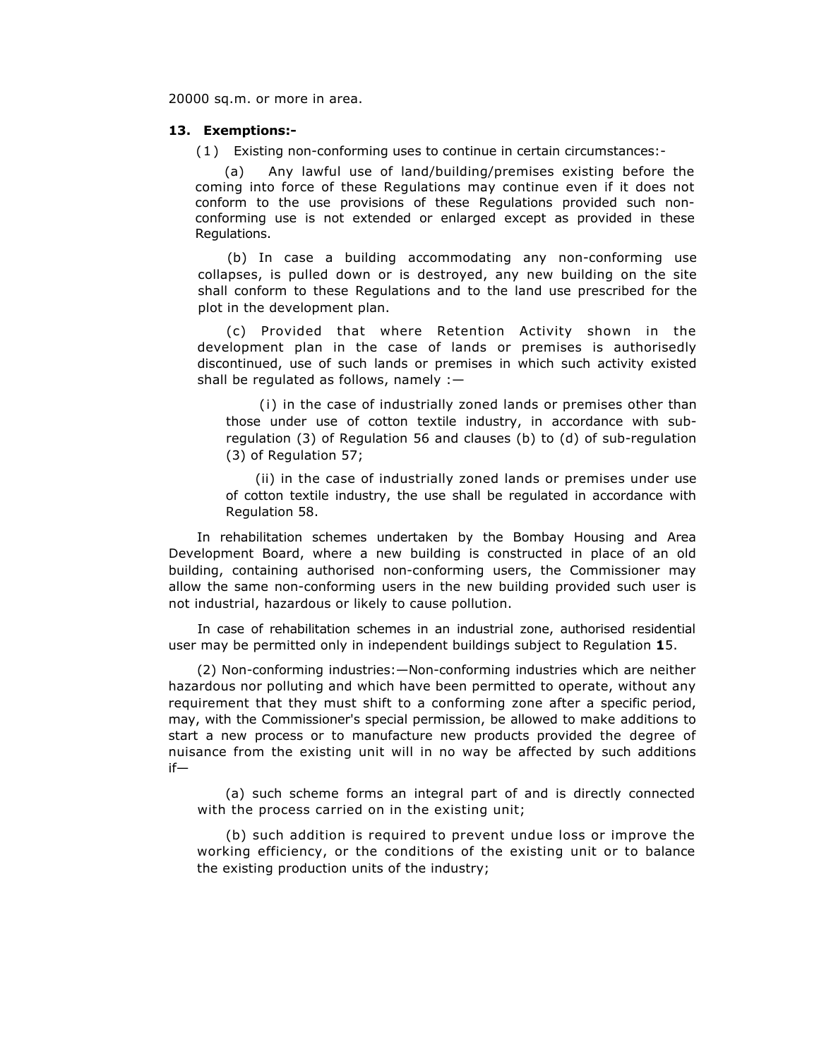20000 sq.m. or more in area.

**13. Exemptions:-**

(1) Existing non-conforming uses to continue in certain circumstances:-

(a) Any lawful use of land/building/premises existing before the coming into force of these Regulations may continue even if it does not conform to the use provisions of these Regulations provided such non-conforming use is not extended or enlarged except as provided in these Regulations.

(b) In case a building accommodating any non-conforming use collapses, is pulled down or is destroyed, any new building on the site shall conform to these Regulations and to the land use prescribed for the plot in the development plan.

(c) Provided that where Retention Activity shown in the development plan in the case of lands or premises is authorisedly discontinued, use of such lands or premises in which such activity existed shall be regulated as follows, namely :—

(i) in the case of industrially zoned lands or premises other than those under use of cotton textile industry, in accordance with sub-regulation (3) of Regulation 56 and clauses (b) to (d) of sub-regulation (3) of Regulation 57;

(ii) in the case of industrially zoned lands or premises under use of cotton textile industry, the use shall be regulated in accordance with Regulation 58.

In rehabilitation schemes undertaken by the Bombay Housing and Area Development Board, where a new building is constructed in place of an old building, containing authorised non-conforming users, the Commissioner may allow the same non-conforming users in the new building provided such user is not industrial, hazardous or likely to cause pollution.

In case of rehabilitation schemes in an industrial zone, authorised residential user may be permitted only in independent buildings subject to Regulation **1**5.

(2) Non-conforming industries:—Non-conforming industries which are neither hazardous nor polluting and which have been permitted to operate, without any requirement that they must shift to a conforming zone after a specific period, may, with the Commissioner's special permission, be allowed to make additions to start a new process or to manufacture new products provided the degree of nuisance from the existing unit will in no way be affected by such additions if—

(a) such scheme forms an integral part of and is directly connected with the process carried on in the existing unit;

(b) such addition is required to prevent undue loss or improve the working efficiency, or the conditions of the existing unit or to balance the existing production units of the industry;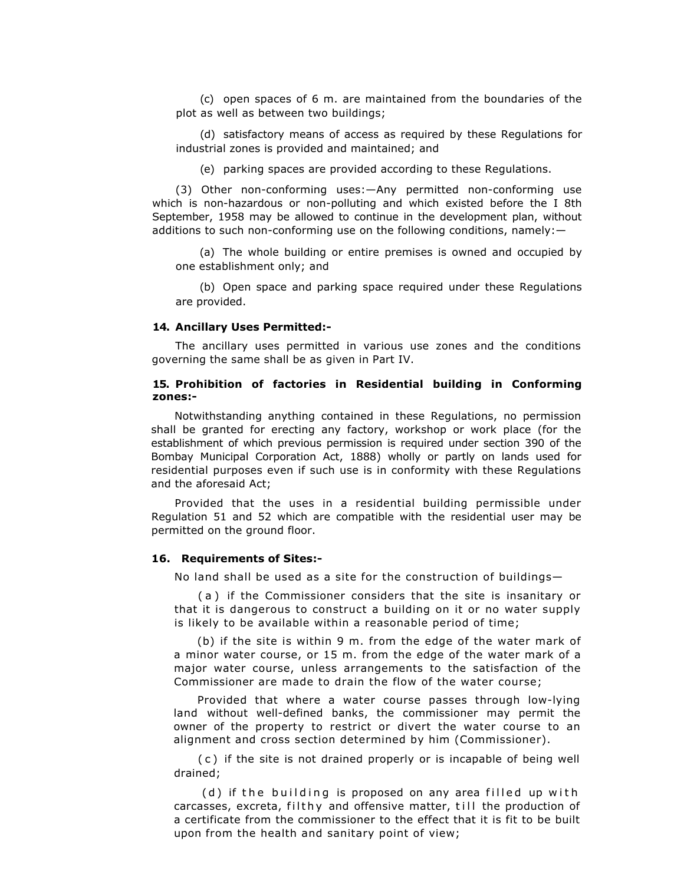(c) open spaces of 6 m. are maintained from the boundaries of the plot as well as between two buildings;

(d) satisfactory means of access as required by these Regulations for industrial zones is provided and maintained; and

(e) parking spaces are provided according to these Regulations.

(3) Other non-conforming uses:—Any permitted non-conforming use which is non-hazardous or non-polluting and which existed before the I 8th September, 1958 may be allowed to continue in the development plan, without additions to such non-conforming use on the following conditions, namely:—

(a) The whole building or entire premises is owned and occupied by one establishment only; and

(b) Open space and parking space required under these Regulations are provided.

#### 14. Ancillary Uses Permitted:-

The ancillary uses permitted in various use zones and the conditions governing the same shall be as given in Part IV.

#### 15. Prohibition of factories in Residential building in Conforming zones:-

Notwithstanding anything contained in these Regulations, no permission shall be granted for erecting any factory, workshop or work place (for the establishment of which previous permission is required under section 390 of the Bombay Municipal Corporation Act, 1888) wholly or partly on lands used for residential purposes even if such use is in conformity with these Regulations and the aforesaid Act;

Provided that the uses in a residential building permissible under Regulation 51 and 52 which are compatible with the residential user may be permitted on the ground floor.

#### 16. Requirements of Sites:-

No land shall be used as a site for the construction of buildings—

(a) if the Commissioner considers that the site is insanitary or that it is dangerous to construct a building on it or no water supply is likely to be available within a reasonable period of time;

(b) if the site is within 9 m. from the edge of the water mark of a minor water course, or 15 m. from the edge of the water mark of a major water course, unless arrangements to the satisfaction of the Commissioner are made to drain the flow of the water course;

Provided that where a water course passes through low-lying land without well-defined banks, the commissioner may permit the owner of the property to restrict or divert the water course to an alignment and cross section determined by him (Commissioner).

(c) if the site is not drained properly or is incapable of being well drained;

(d) if the building is proposed on any area filled up with carcasses, excreta, filthy and offensive matter, till the production of a certificate from the commissioner to the effect that it is fit to be built upon from the health and sanitary point of view;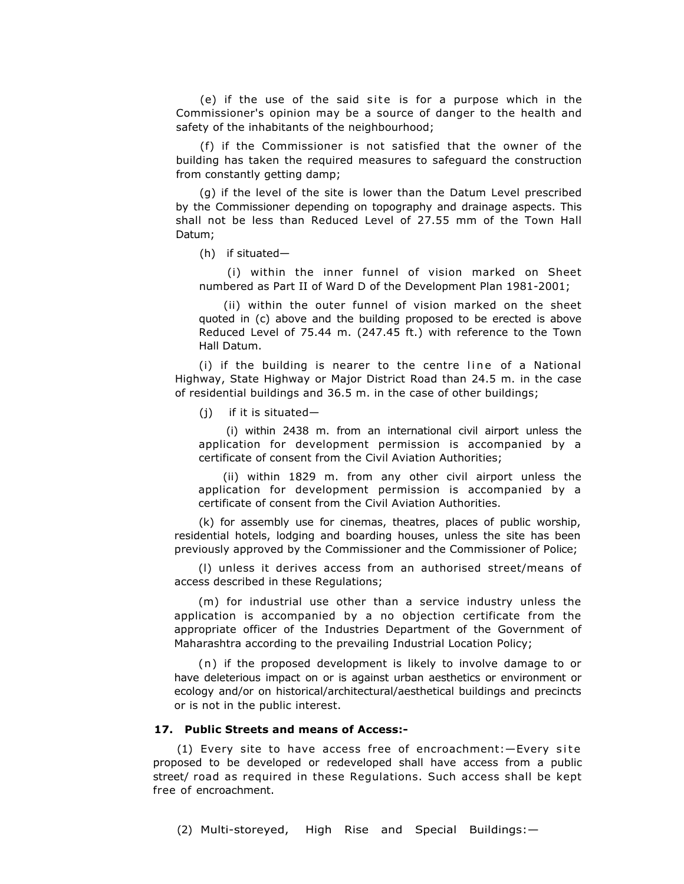(e) if the use of the said site is for a purpose which in the Commissioner's opinion may be a source of danger to the health and safety of the inhabitants of the neighbourhood;

(f) if the Commissioner is not satisfied that the owner of the building has taken the required measures to safeguard the construction from constantly getting damp;

(g) if the level of the site is lower than the Datum Level prescribed by the Commissioner depending on topography and drainage aspects. This shall not be less than Reduced Level of 27.55 mm of the Town Hall Datum;

(h) if situated—

(i) within the inner funnel of vision marked on Sheet numbered as Part II of Ward D of the Development Plan 1981-2001;

(ii) within the outer funnel of vision marked on the sheet quoted in (c) above and the building proposed to be erected is above Reduced Level of 75.44 m. (247.45 ft.) with reference to the Town Hall Datum.

(i) if the building is nearer to the centre line of a National Highway, State Highway or Major District Road than 24.5 m. in the case of residential buildings and 36.5 m. in the case of other buildings;

(j) if it is situated—

(i) within 2438 m. from an international civil airport unless the application for development permission is accompanied by a certificate of consent from the Civil Aviation Authorities;

(ii) within 1829 m. from any other civil airport unless the application for development permission is accompanied by a certificate of consent from the Civil Aviation Authorities.

(k) for assembly use for cinemas, theatres, places of public worship, residential hotels, lodging and boarding houses, unless the site has been previously approved by the Commissioner and the Commissioner of Police;

(l) unless it derives access from an authorised street/means of access described in these Regulations;

(m) for industrial use other than a service industry unless the application is accompanied by a no objection certificate from the appropriate officer of the Industries Department of the Government of Maharashtra according to the prevailing Industrial Location Policy;

(n) if the proposed development is likely to involve damage to or have deleterious impact on or is against urban aesthetics or environment or ecology and/or on historical/architectural/aesthetical buildings and precincts or is not in the public interest.

**17. Public Streets and means of Access:-**

(1) Every site to have access free of encroachment:—Every site proposed to be developed or redeveloped shall have access from a public street/ road as required in these Regulations. Such access shall be kept free of encroachment.

(2) Multi-storeyed, High Rise and Special Buildings:—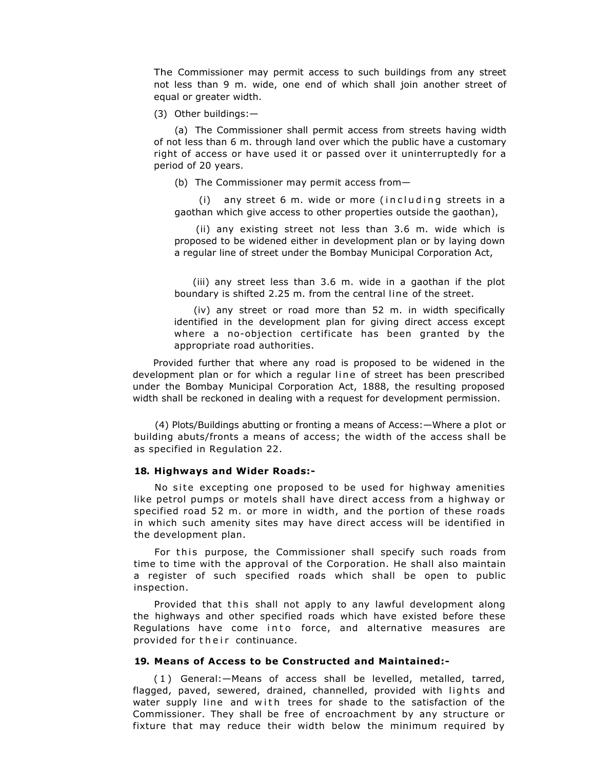The Commissioner may permit access to such buildings from any street not less than 9 m. wide, one end of which shall join another street of equal or greater width.

(3) Other buildings:—

(a) The Commissioner shall permit access from streets having width of not less than 6 m. through land over which the public have a customary right of access or have used it or passed over it uninterruptedly for a period of 20 years.

(b) The Commissioner may permit access from—

(i) any street 6 m. wide or more (including streets in a gaothan which give access to other properties outside the gaothan),

(ii) any existing street not less than 3.6 m. wide which is proposed to be widened either in development plan or by laying down a regular line of street under the Bombay Municipal Corporation Act,

(iii) any street less than 3.6 m. wide in a gaothan if the plot boundary is shifted 2.25 m. from the central line of the street.

(iv) any street or road more than 52 m. in width specifically identified in the development plan for giving direct access except where a no-objection certificate has been granted by the appropriate road authorities.

Provided further that where any road is proposed to be widened in the development plan or for which a regular line of street has been prescribed under the Bombay Municipal Corporation Act, 1888, the resulting proposed width shall be reckoned in dealing with a request for development permission.

(4) Plots/Buildings abutting or fronting a means of Access:—Where a plot or building abuts/fronts a means of access; the width of the access shall be as specified in Regulation 22.

**18. Highways and Wider Roads:-**

No site excepting one proposed to be used for highway amenities like petrol pumps or motels shall have direct access from a highway or specified road 52 m. or more in width, and the portion of these roads in which such amenity sites may have direct access will be identified in the development plan.

For this purpose, the Commissioner shall specify such roads from time to time with the approval of the Corporation. He shall also maintain a register of such specified roads which shall be open to public inspection.

Provided that this shall not apply to any lawful development along the highways and other specified roads which have existed before these Regulations have come into force, and alternative measures are provided for their continuance.

**19. Means of Access to be Constructed and Maintained:-**

(1) General:—Means of access shall be levelled, metalled, tarred, flagged, paved, sewered, drained, channelled, provided with lights and water supply line and with trees for shade to the satisfaction of the Commissioner. They shall be free of encroachment by any structure or fixture that may reduce their width below the minimum required by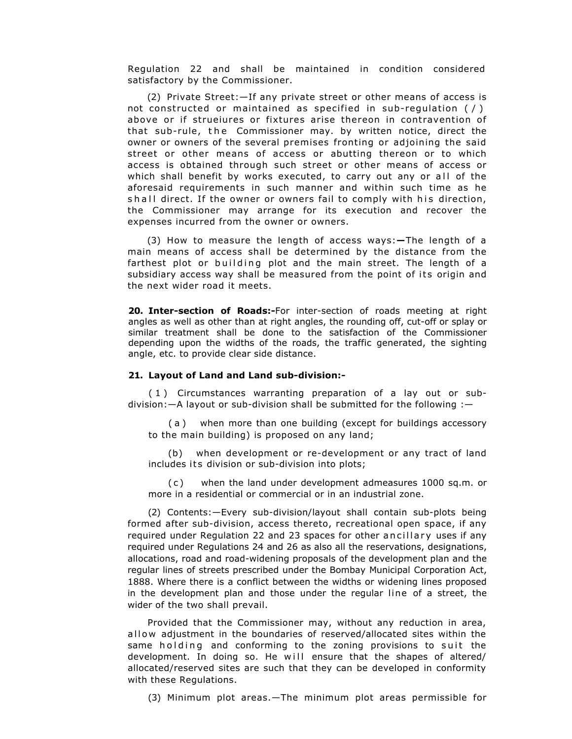Regulation 22 and shall be maintained in condition considered satisfactory by the Commissioner.

(2) Private Street:—If any private street or other means of access is not constructed or maintained as specified in sub-regulation ( / ) above or if strueiures or fixtures arise thereon in contravention of that sub-rule, the Commissioner may. by written notice, direct the owner or owners of the several premises fronting or adjoining the said street or other means of access or abutting thereon or to which access is obtained through such street or other means of access or which shall benefit by works executed, to carry out any or all of the aforesaid requirements in such manner and within such time as he shall direct. If the owner or owners fail to comply with his direction, the Commissioner may arrange for its execution and recover the expenses incurred from the owner or owners.

(3) How to measure the length of access ways:—The length of a main means of access shall be determined by the distance from the farthest plot or building plot and the main street. The length of a subsidiary access way shall be measured from the point of its origin and the next wider road it meets.

**20. Inter-section of Roads:-**For inter-section of roads meeting at right angles as well as other than at right angles, the rounding off, cut-off or splay or similar treatment shall be done to the satisfaction of the Commissioner depending upon the widths of the roads, the traffic generated, the sighting angle, etc. to provide clear side distance.

**21. Layout of Land and Land sub-division:-**

(1) Circumstances warranting preparation of a lay out or sub-division:—A layout or sub-division shall be submitted for the following :—

(a) when more than one building (except for buildings accessory to the main building) is proposed on any land;

(b) when development or re-development or any tract of land includes its division or sub-division into plots;

(c) when the land under development admeasures 1000 sq.m. or more in a residential or commercial or in an industrial zone.

(2) Contents:—Every sub-division/layout shall contain sub-plots being formed after sub-division, access thereto, recreational open space, if any required under Regulation 22 and 23 spaces for other ancillary uses if any required under Regulations 24 and 26 as also all the reservations, designations, allocations, road and road-widening proposals of the development plan and the regular lines of streets prescribed under the Bombay Municipal Corporation Act, 1888. Where there is a conflict between the widths or widening lines proposed in the development plan and those under the regular line of a street, the wider of the two shall prevail.

Provided that the Commissioner may, without any reduction in area, allow adjustment in the boundaries of reserved/allocated sites within the same holding and conforming to the zoning provisions to suit the development. In doing so. He will ensure that the shapes of altered/ allocated/reserved sites are such that they can be developed in conformity with these Regulations.

(3) Minimum plot areas.—The minimum plot areas permissible for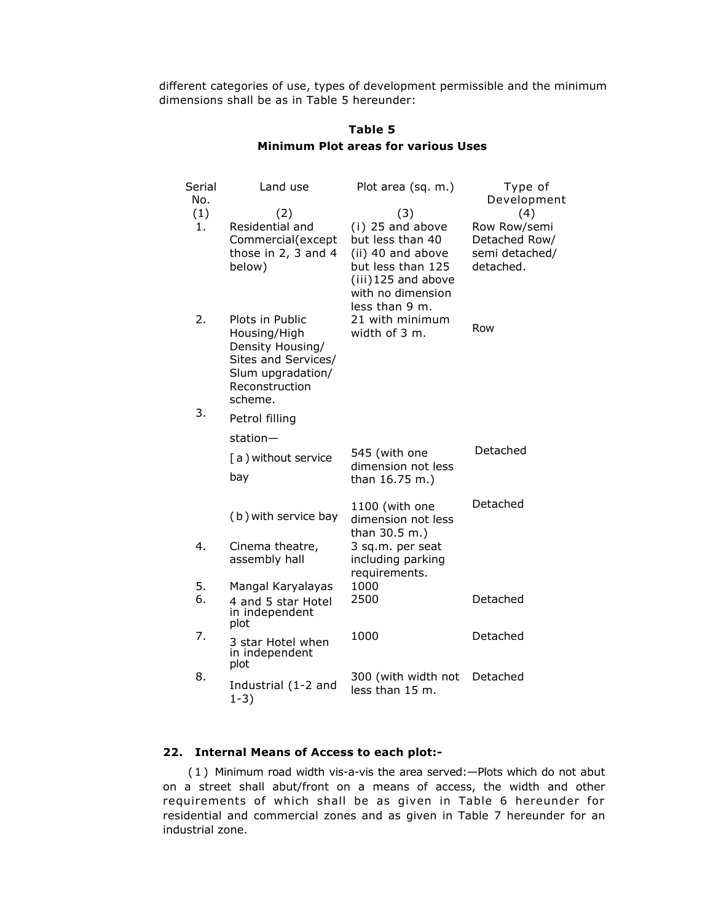different categories of use, types of development permissible and the minimum dimensions shall be as in Table 5 hereunder:

**Table 5**
**Minimum Plot areas for various Uses**

| Serial No. | Land use | Plot area (sq. m.) | Type of Development |
|---|---|---|---|
| (1) | (2) | (3) | (4) |
| 1. | Residential and Commercial(except those in 2, 3 and 4 below) | (i) 25 and above but less than 40<br>(ii) 40 and above but less than 125<br>(iii)125 and above with no dimension less than 9 m. | Row Row/semi Detached Row/ semi detached/ detached. |
| 2. | Plots in Public Housing/High Density Housing/ Sites and Services/ Slum upgradation/ Reconstruction scheme. | 21 with minimum width of 3 m. | Row |
| 3. | Petrol filling station— | | |
| | [ a ) without service bay | 545 (with one dimension not less than 16.75 m.) | Detached |
| | ( b ) with service bay | 1100 (with one dimension not less than 30.5 m.) | Detached |
| 4. | Cinema theatre, assembly hall | 3 sq.m. per seat including parking requirements. | |
| 5. | Mangal Karyalayas | 1000 | |
| 6. | 4 and 5 star Hotel in independent plot | 2500 | Detached |
| 7. | 3 star Hotel when in independent plot | 1000 | Detached |
| 8. | Industrial (1-2 and 1-3) | 300 (with width not less than 15 m. | Detached |

### 22. Internal Means of Access to each plot:-

(1) Minimum road width vis-a-vis the area served:—Plots which do not abut on a street shall abut/front on a means of access, the width and other requirements of which shall be as given in Table 6 hereunder for residential and commercial zones and as given in Table 7 hereunder for an industrial zone.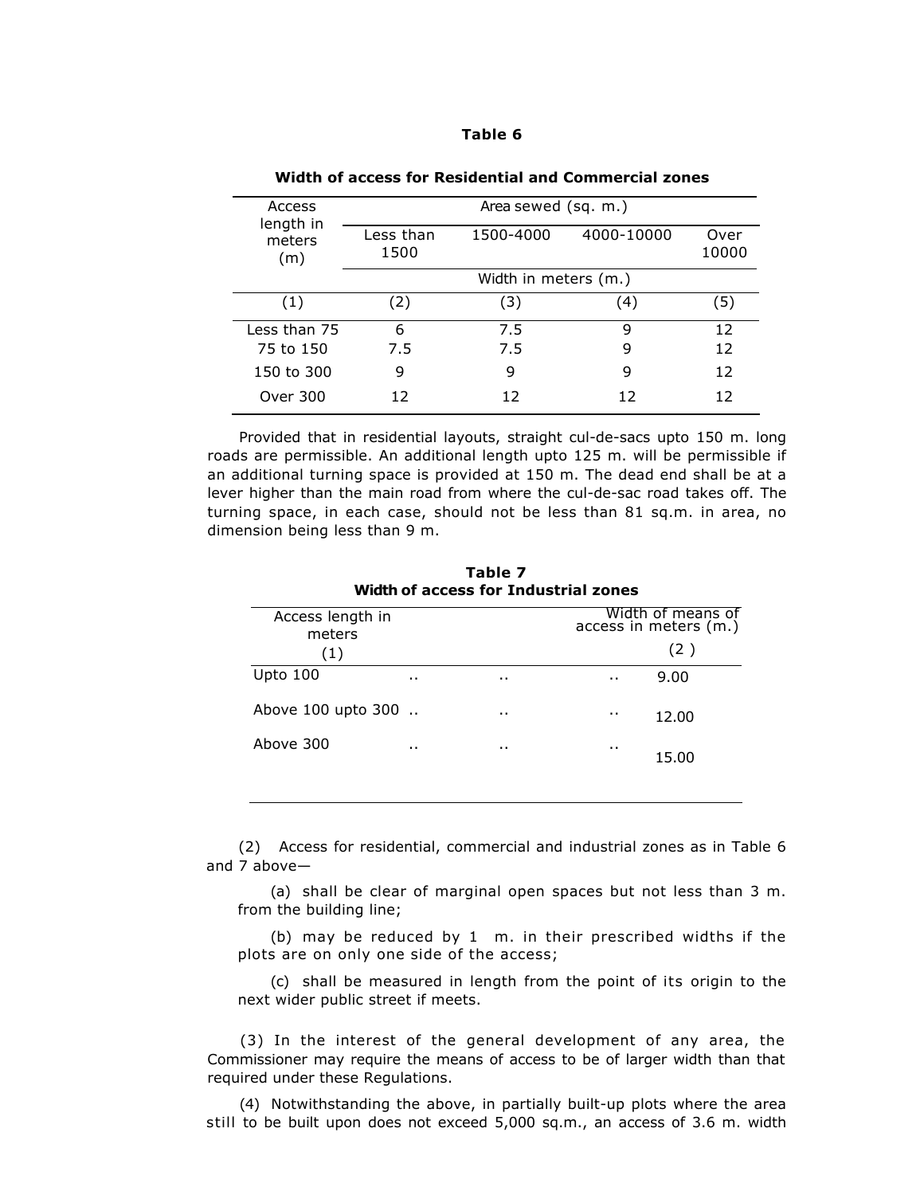**Table 6**

**Width of access for Residential and Commercial zones**

| Access length in meters (m) | Area sewed (sq. m.) | | | |
|---|---|---|---|---|
| | Less than 1500 | 1500-4000 | 4000-10000 | Over 10000 |
| | Width in meters (m.) | | | |
| (1) | (2) | (3) | (4) | (5) |
| Less than 75 | 6 | 7.5 | 9 | 12 |
| 75 to 150 | 7.5 | 7.5 | 9 | 12 |
| 150 to 300 | 9 | 9 | 9 | 12 |
| Over 300 | 12 | 12 | 12 | 12 |

Provided that in residential layouts, straight cul-de-sacs upto 150 m. long roads are permissible. An additional length upto 125 m. will be permissible if an additional turning space is provided at 150 m. The dead end shall be at a lever higher than the main road from where the cul-de-sac road takes off. The turning space, in each case, should not be less than 81 sq.m. in area, no dimension being less than 9 m.

**Table 7**
**Width of access for Industrial zones**

| Access length in meters (1) | Width of means of access in meters (m.) (2) |
|---|---|
| Upto 100 .. .. .. | 9.00 |
| Above 100 upto 300 .. .. .. | 12.00 |
| Above 300 .. .. .. | 15.00 |

(2) Access for residential, commercial and industrial zones as in Table 6 and 7 above—

(a) shall be clear of marginal open spaces but not less than 3 m. from the building line;

(b) may be reduced by 1 m. in their prescribed widths if the plots are on only one side of the access;

(c) shall be measured in length from the point of its origin to the next wider public street if meets.

(3) In the interest of the general development of any area, the Commissioner may require the means of access to be of larger width than that required under these Regulations.

(4) Notwithstanding the above, in partially built-up plots where the area still to be built upon does not exceed 5,000 sq.m., an access of 3.6 m. width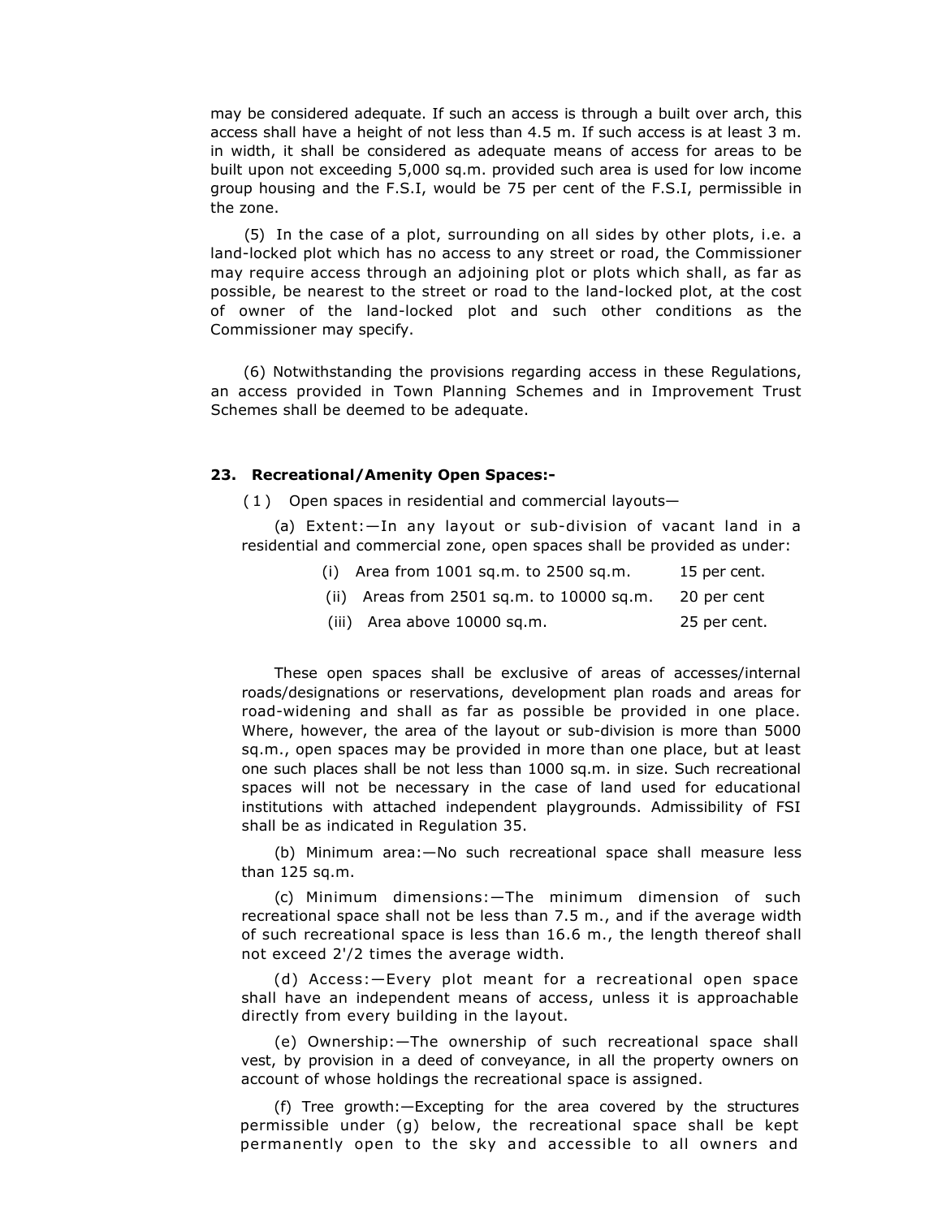may be considered adequate. If such an access is through a built over arch, this access shall have a height of not less than 4.5 m. If such access is at least 3 m. in width, it shall be considered as adequate means of access for areas to be built upon not exceeding 5,000 sq.m. provided such area is used for low income group housing and the F.S.I, would be 75 per cent of the F.S.I, permissible in the zone.

(5) In the case of a plot, surrounding on all sides by other plots, i.e. a land-locked plot which has no access to any street or road, the Commissioner may require access through an adjoining plot or plots which shall, as far as possible, be nearest to the street or road to the land-locked plot, at the cost of owner of the land-locked plot and such other conditions as the Commissioner may specify.

(6) Notwithstanding the provisions regarding access in these Regulations, an access provided in Town Planning Schemes and in Improvement Trust Schemes shall be deemed to be adequate.

### 23. Recreational/Amenity Open Spaces:-

(1) Open spaces in residential and commercial layouts—

(a) Extent:—In any layout or sub-division of vacant land in a residential and commercial zone, open spaces shall be provided as under:

| | |
|---|---|
| (i) Area from 1001 sq.m. to 2500 sq.m. | 15 per cent. |
| (ii) Areas from 2501 sq.m. to 10000 sq.m. | 20 per cent |
| (iii) Area above 10000 sq.m. | 25 per cent. |

These open spaces shall be exclusive of areas of accesses/internal roads/designations or reservations, development plan roads and areas for road-widening and shall as far as possible be provided in one place. Where, however, the area of the layout or sub-division is more than 5000 sq.m., open spaces may be provided in more than one place, but at least one such places shall be not less than 1000 sq.m. in size. Such recreational spaces will not be necessary in the case of land used for educational institutions with attached independent playgrounds. Admissibility of FSI shall be as indicated in Regulation 35.

(b) Minimum area:—No such recreational space shall measure less than 125 sq.m.

(c) Minimum dimensions:—The minimum dimension of such recreational space shall not be less than 7.5 m., and if the average width of such recreational space is less than 16.6 m., the length thereof shall not exceed 2'/2 times the average width.

(d) Access:—Every plot meant for a recreational open space shall have an independent means of access, unless it is approachable directly from every building in the layout.

(e) Ownership:—The ownership of such recreational space shall vest, by provision in a deed of conveyance, in all the property owners on account of whose holdings the recreational space is assigned.

(f) Tree growth:—Excepting for the area covered by the structures permissible under (g) below, the recreational space shall be kept permanently open to the sky and accessible to all owners and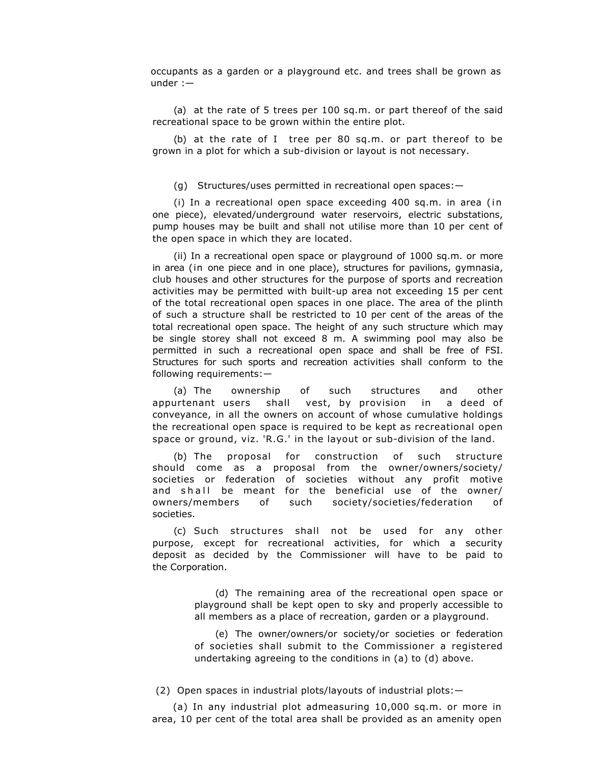occupants as a garden or a playground etc. and trees shall be grown as under :—

(a) at the rate of 5 trees per 100 sq.m. or part thereof of the said recreational space to be grown within the entire plot.

(b) at the rate of I tree per 80 sq.m. or part thereof to be grown in a plot for which a sub-division or layout is not necessary.

(g) Structures/uses permitted in recreational open spaces:—

(i) In a recreational open space exceeding 400 sq.m. in area (in one piece), elevated/underground water reservoirs, electric substations, pump houses may be built and shall not utilise more than 10 per cent of the open space in which they are located.

(ii) In a recreational open space or playground of 1000 sq.m. or more in area (in one piece and in one place), structures for pavilions, gymnasia, club houses and other structures for the purpose of sports and recreation activities may be permitted with built-up area not exceeding 15 per cent of the total recreational open spaces in one place. The area of the plinth of such a structure shall be restricted to 10 per cent of the areas of the total recreational open space. The height of any such structure which may be single storey shall not exceed 8 m. A swimming pool may also be permitted in such a recreational open space and shall be free of FSI. Structures for such sports and recreation activities shall conform to the following requirements:—

(a) The ownership of such structures and other appurtenant users shall vest, by provision in a deed of conveyance, in all the owners on account of whose cumulative holdings the recreational open space is required to be kept as recreational open space or ground, viz. 'R.G.' in the layout or sub-division of the land.

(b) The proposal for construction of such structure should come as a proposal from the owner/owners/society/ societies or federation of societies without any profit motive and shall be meant for the beneficial use of the owner/ owners/members of such society/societies/federation of societies.

(c) Such structures shall not be used for any other purpose, except for recreational activities, for which a security deposit as decided by the Commissioner will have to be paid to the Corporation.

(d) The remaining area of the recreational open space or playground shall be kept open to sky and properly accessible to all members as a place of recreation, garden or a playground.

(e) The owner/owners/or society/or societies or federation of societies shall submit to the Commissioner a registered undertaking agreeing to the conditions in (a) to (d) above.

(2) Open spaces in industrial plots/layouts of industrial plots:—

(a) In any industrial plot admeasuring 10,000 sq.m. or more in area, 10 per cent of the total area shall be provided as an amenity open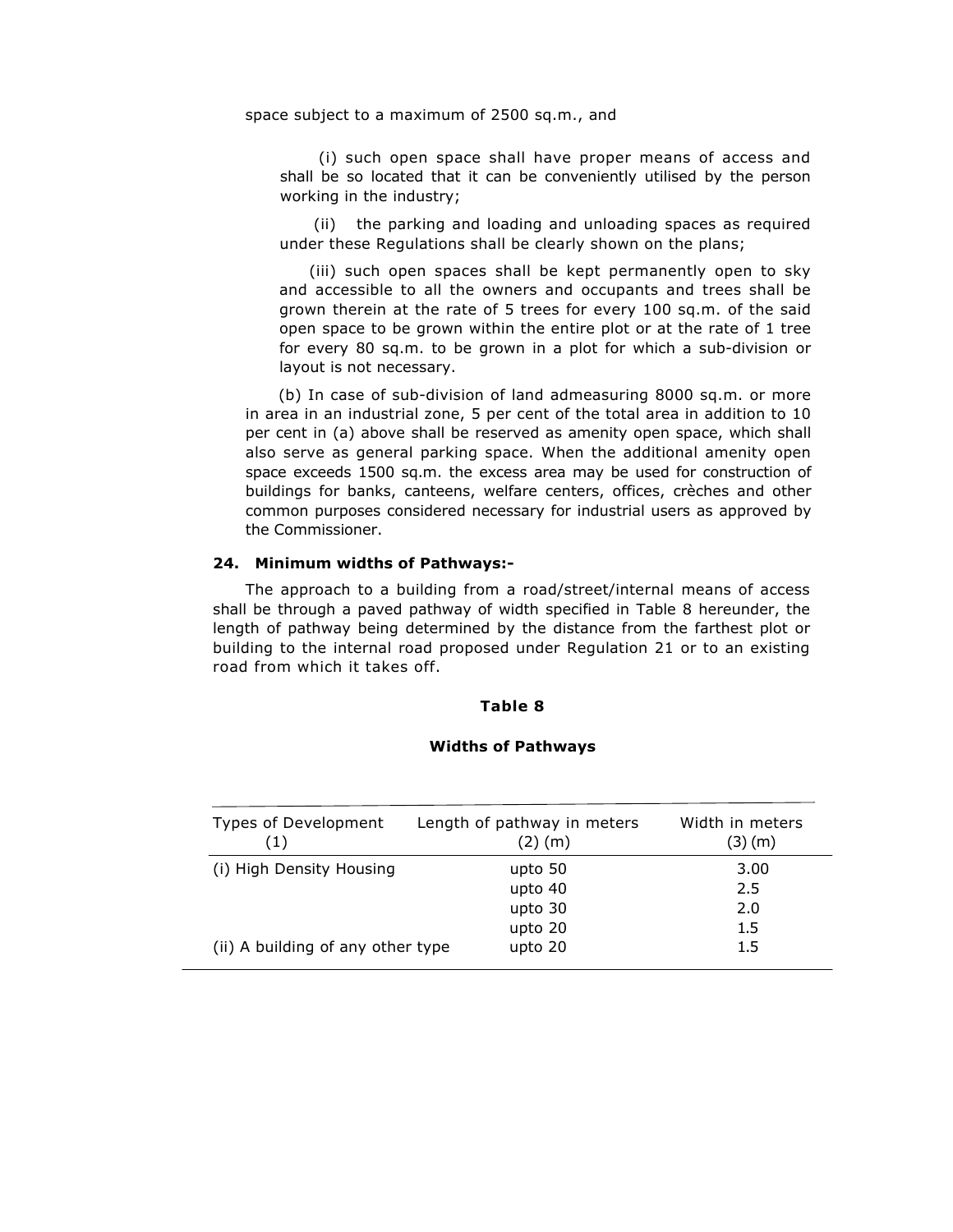space subject to a maximum of 2500 sq.m., and

(i) such open space shall have proper means of access and shall be so located that it can be conveniently utilised by the person working in the industry;

(ii) the parking and loading and unloading spaces as required under these Regulations shall be clearly shown on the plans;

(iii) such open spaces shall be kept permanently open to sky and accessible to all the owners and occupants and trees shall be grown therein at the rate of 5 trees for every 100 sq.m. of the said open space to be grown within the entire plot or at the rate of 1 tree for every 80 sq.m. to be grown in a plot for which a sub-division or layout is not necessary.

(b) In case of sub-division of land admeasuring 8000 sq.m. or more in area in an industrial zone, 5 per cent of the total area in addition to 10 per cent in (a) above shall be reserved as amenity open space, which shall also serve as general parking space. When the additional amenity open space exceeds 1500 sq.m. the excess area may be used for construction of buildings for banks, canteens, welfare centers, offices, crèches and other common purposes considered necessary for industrial users as approved by the Commissioner.

### 24. Minimum widths of Pathways:-

The approach to a building from a road/street/internal means of access shall be through a paved pathway of width specified in Table 8 hereunder, the length of pathway being determined by the distance from the farthest plot or building to the internal road proposed under Regulation 21 or to an existing road from which it takes off.

**Table 8**

**Widths of Pathways**

| Types of Development (1) | Length of pathway in meters (2) (m) | Width in meters (3) (m) |
|---|---|---|
| (i) High Density Housing | upto 50 | 3.00 |
| | upto 40 | 2.5 |
| | upto 30 | 2.0 |
| | upto 20 | 1.5 |
| (ii) A building of any other type | upto 20 | 1.5 |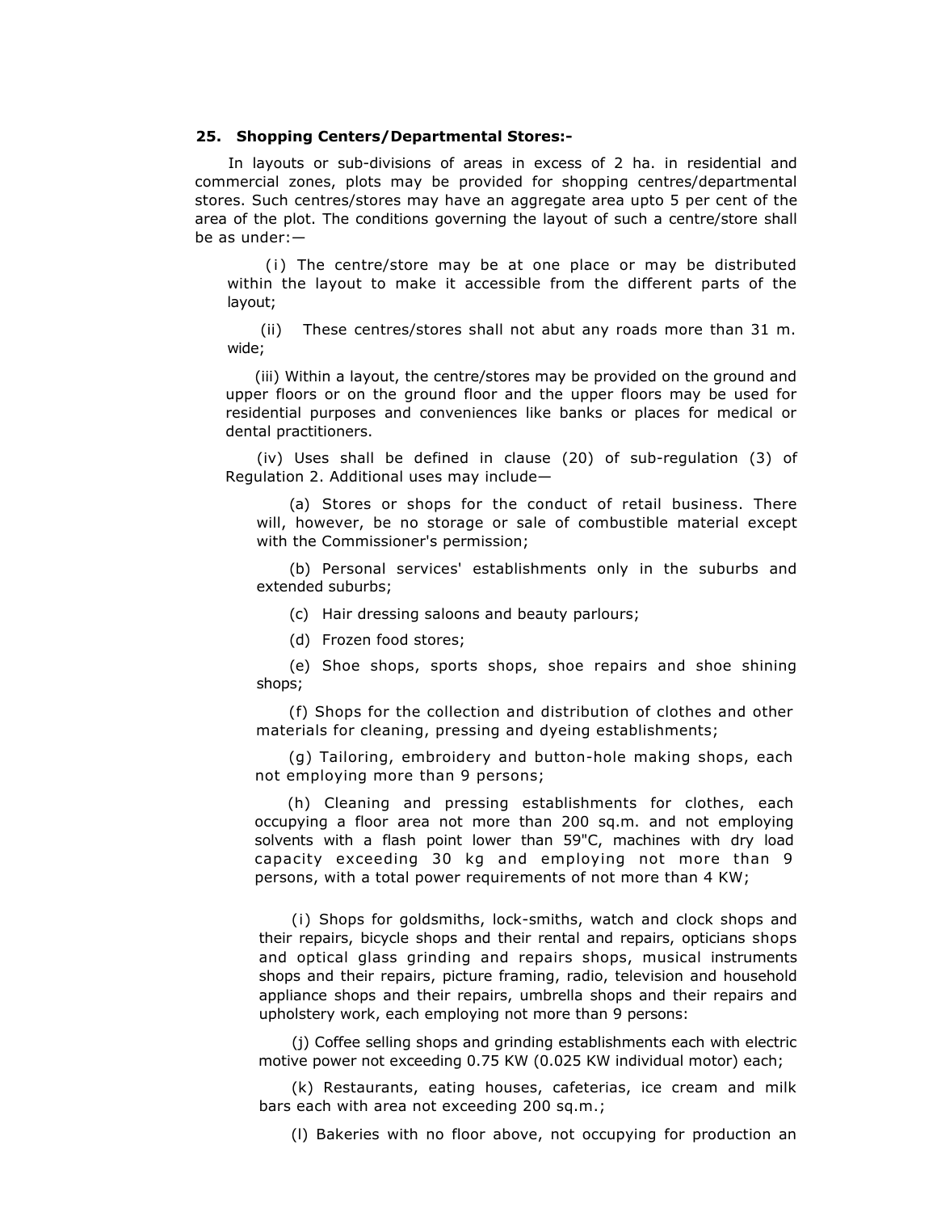**25. Shopping Centers/Departmental Stores:-**

In layouts or sub-divisions of areas in excess of 2 ha. in residential and commercial zones, plots may be provided for shopping centres/departmental stores. Such centres/stores may have an aggregate area upto 5 per cent of the area of the plot. The conditions governing the layout of such a centre/store shall be as under:—

(i) The centre/store may be at one place or may be distributed within the layout to make it accessible from the different parts of the layout;

(ii) These centres/stores shall not abut any roads more than 31 m. wide;

(iii) Within a layout, the centre/stores may be provided on the ground and upper floors or on the ground floor and the upper floors may be used for residential purposes and conveniences like banks or places for medical or dental practitioners.

(iv) Uses shall be defined in clause (20) of sub-regulation (3) of Regulation 2. Additional uses may include—

(a) Stores or shops for the conduct of retail business. There will, however, be no storage or sale of combustible material except with the Commissioner's permission;

(b) Personal services' establishments only in the suburbs and extended suburbs;

(c) Hair dressing saloons and beauty parlours;

(d) Frozen food stores;

(e) Shoe shops, sports shops, shoe repairs and shoe shining shops;

(f) Shops for the collection and distribution of clothes and other materials for cleaning, pressing and dyeing establishments;

(g) Tailoring, embroidery and button-hole making shops, each not employing more than 9 persons;

(h) Cleaning and pressing establishments for clothes, each occupying a floor area not more than 200 sq.m. and not employing solvents with a flash point lower than 59"C, machines with dry load capacity exceeding 30 kg and employing not more than 9 persons, with a total power requirements of not more than 4 KW;

(i) Shops for goldsmiths, lock-smiths, watch and clock shops and their repairs, bicycle shops and their rental and repairs, opticians shops and optical glass grinding and repairs shops, musical instruments shops and their repairs, picture framing, radio, television and household appliance shops and their repairs, umbrella shops and their repairs and upholstery work, each employing not more than 9 persons:

(j) Coffee selling shops and grinding establishments each with electric motive power not exceeding 0.75 KW (0.025 KW individual motor) each;

(k) Restaurants, eating houses, cafeterias, ice cream and milk bars each with area not exceeding 200 sq.m.;

(l) Bakeries with no floor above, not occupying for production an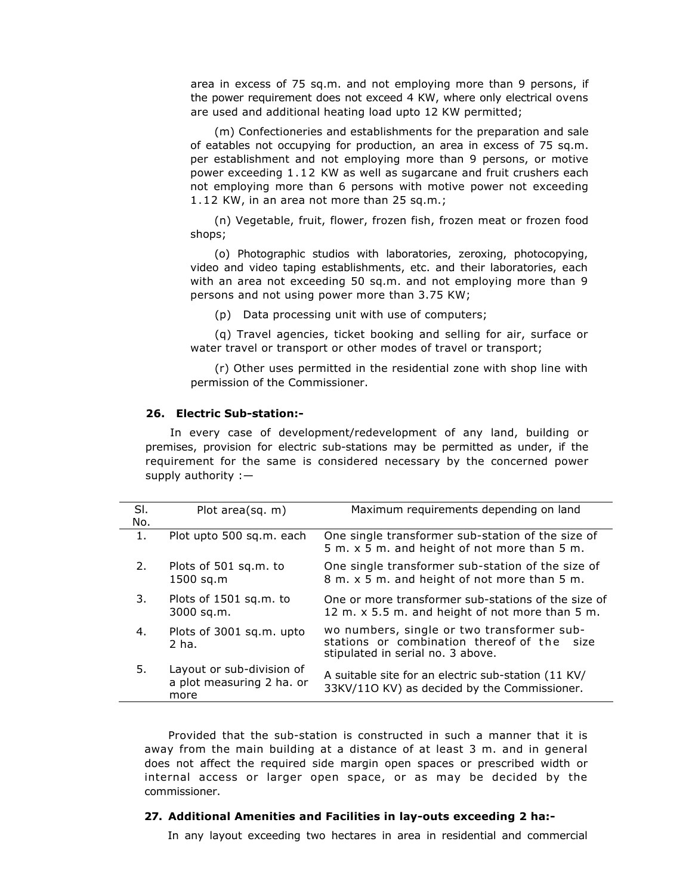area in excess of 75 sq.m. and not employing more than 9 persons, if the power requirement does not exceed 4 KW, where only electrical ovens are used and additional heating load upto 12 KW permitted;

(m) Confectioneries and establishments for the preparation and sale of eatables not occupying for production, an area in excess of 75 sq.m. per establishment and not employing more than 9 persons, or motive power exceeding 1.12 KW as well as sugarcane and fruit crushers each not employing more than 6 persons with motive power not exceeding 1.12 KW, in an area not more than 25 sq.m.;

(n) Vegetable, fruit, flower, frozen fish, frozen meat or frozen food shops;

(o) Photographic studios with laboratories, zeroxing, photocopying, video and video taping establishments, etc. and their laboratories, each with an area not exceeding 50 sq.m. and not employing more than 9 persons and not using power more than 3.75 KW;

(p) Data processing unit with use of computers;

(q) Travel agencies, ticket booking and selling for air, surface or water travel or transport or other modes of travel or transport;

(r) Other uses permitted in the residential zone with shop line with permission of the Commissioner.

**26. Electric Sub-station:-**

In every case of development/redevelopment of any land, building or premises, provision for electric sub-stations may be permitted as under, if the requirement for the same is considered necessary by the concerned power supply authority :—

| Sl. No. | Plot area(sq. m) | Maximum requirements depending on land |
|---|---|---|
| 1. | Plot upto 500 sq.m. each | One single transformer sub-station of the size of 5 m. x 5 m. and height of not more than 5 m. |
| 2. | Plots of 501 sq.m. to 1500 sq.m | One single transformer sub-station of the size of 8 m. x 5 m. and height of not more than 5 m. |
| 3. | Plots of 1501 sq.m. to 3000 sq.m. | One or more transformer sub-stations of the size of 12 m. x 5.5 m. and height of not more than 5 m. |
| 4. | Plots of 3001 sq.m. upto 2 ha. | wo numbers, single or two transformer sub-stations or combination thereof of the size stipulated in serial no. 3 above. |
| 5. | Layout or sub-division of a plot measuring 2 ha. or more | A suitable site for an electric sub-station (11 KV/ 33KV/11O KV) as decided by the Commissioner. |

Provided that the sub-station is constructed in such a manner that it is away from the main building at a distance of at least 3 m. and in general does not affect the required side margin open spaces or prescribed width or internal access or larger open space, or as may be decided by the commissioner.

**27. Additional Amenities and Facilities in lay-outs exceeding 2 ha:-**

In any layout exceeding two hectares in area in residential and commercial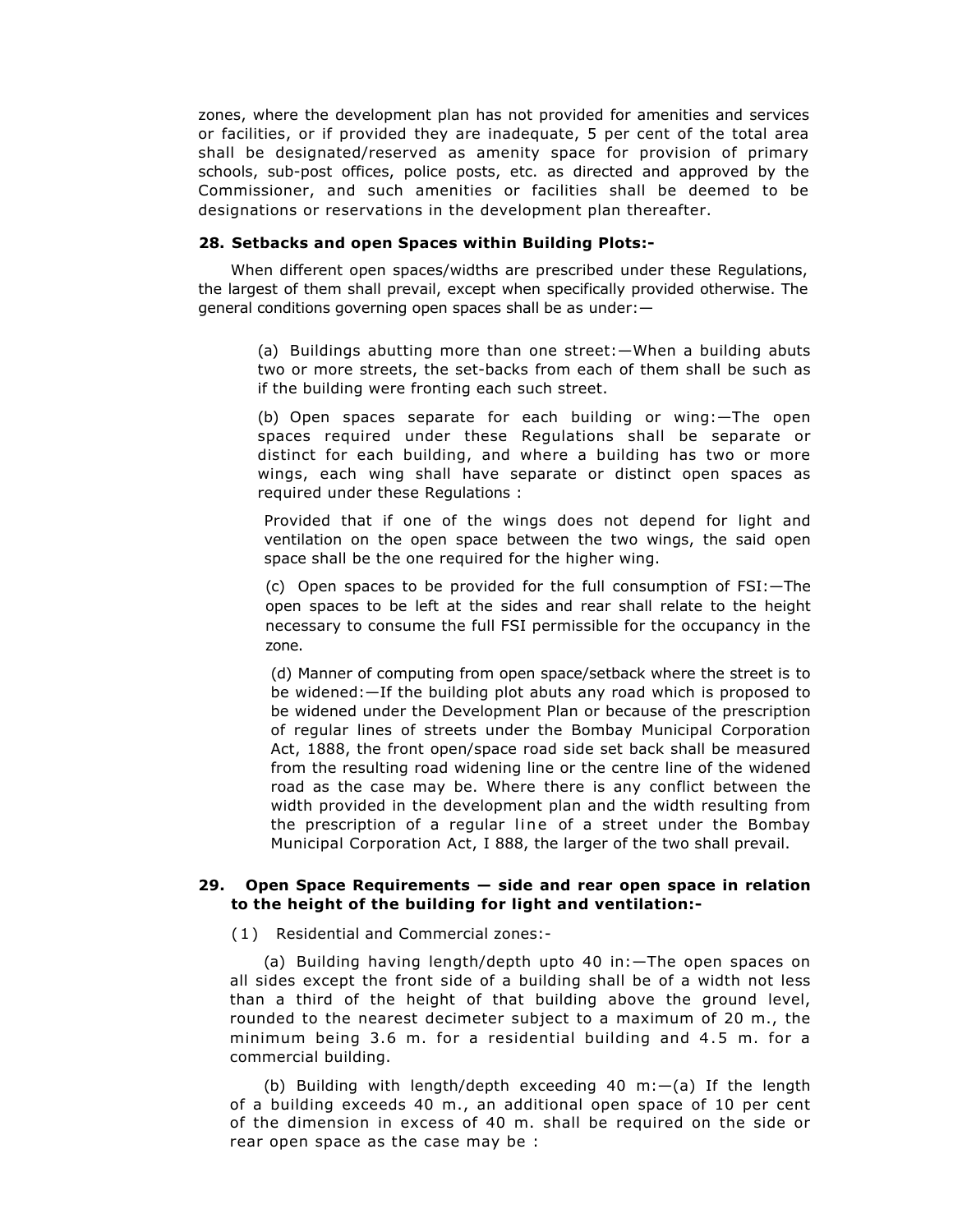zones, where the development plan has not provided for amenities and services or facilities, or if provided they are inadequate, 5 per cent of the total area shall be designated/reserved as amenity space for provision of primary schools, sub-post offices, police posts, etc. as directed and approved by the Commissioner, and such amenities or facilities shall be deemed to be designations or reservations in the development plan thereafter.

### 28. Setbacks and open Spaces within Building Plots:-

When different open spaces/widths are prescribed under these Regulations, the largest of them shall prevail, except when specifically provided otherwise. The general conditions governing open spaces shall be as under:—

(a) Buildings abutting more than one street:—When a building abuts two or more streets, the set-backs from each of them shall be such as if the building were fronting each such street.

(b) Open spaces separate for each building or wing:—The open spaces required under these Regulations shall be separate or distinct for each building, and where a building has two or more wings, each wing shall have separate or distinct open spaces as required under these Regulations :

Provided that if one of the wings does not depend for light and ventilation on the open space between the two wings, the said open space shall be the one required for the higher wing.

(c) Open spaces to be provided for the full consumption of FSI:—The open spaces to be left at the sides and rear shall relate to the height necessary to consume the full FSI permissible for the occupancy in the zone.

(d) Manner of computing from open space/setback where the street is to be widened:—If the building plot abuts any road which is proposed to be widened under the Development Plan or because of the prescription of regular lines of streets under the Bombay Municipal Corporation Act, 1888, the front open/space road side set back shall be measured from the resulting road widening line or the centre line of the widened road as the case may be. Where there is any conflict between the width provided in the development plan and the width resulting from the prescription of a regular line of a street under the Bombay Municipal Corporation Act, I 888, the larger of the two shall prevail.

### 29. Open Space Requirements — side and rear open space in relation to the height of the building for light and ventilation:-

(1) Residential and Commercial zones:-

(a) Building having length/depth upto 40 in:—The open spaces on all sides except the front side of a building shall be of a width not less than a third of the height of that building above the ground level, rounded to the nearest decimeter subject to a maximum of 20 m., the minimum being 3.6 m. for a residential building and 4.5 m. for a commercial building.

(b) Building with length/depth exceeding 40 m:—(a) If the length of a building exceeds 40 m., an additional open space of 10 per cent of the dimension in excess of 40 m. shall be required on the side or rear open space as the case may be :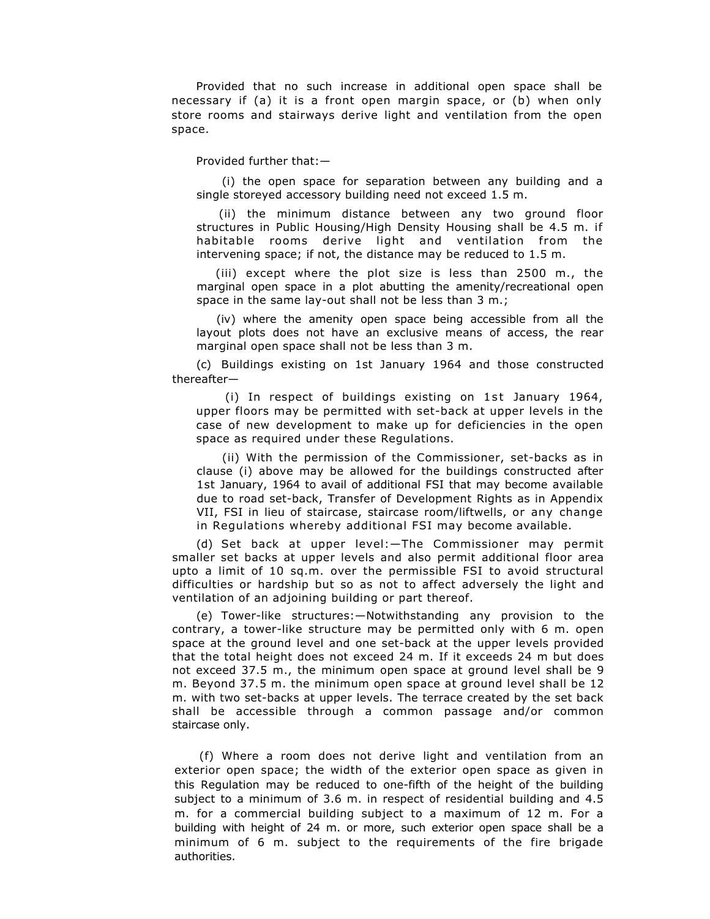Provided that no such increase in additional open space shall be necessary if (a) it is a front open margin space, or (b) when only store rooms and stairways derive light and ventilation from the open space.

Provided further that:—

(i) the open space for separation between any building and a single storeyed accessory building need not exceed 1.5 m.

(ii) the minimum distance between any two ground floor structures in Public Housing/High Density Housing shall be 4.5 m. if habitable rooms derive light and ventilation from the intervening space; if not, the distance may be reduced to 1.5 m.

(iii) except where the plot size is less than 2500 m., the marginal open space in a plot abutting the amenity/recreational open space in the same lay-out shall not be less than 3 m.;

(iv) where the amenity open space being accessible from all the layout plots does not have an exclusive means of access, the rear marginal open space shall not be less than 3 m.

(c) Buildings existing on 1st January 1964 and those constructed thereafter—

(i) In respect of buildings existing on 1st January 1964, upper floors may be permitted with set-back at upper levels in the case of new development to make up for deficiencies in the open space as required under these Regulations.

(ii) With the permission of the Commissioner, set-backs as in clause (i) above may be allowed for the buildings constructed after 1st January, 1964 to avail of additional FSI that may become available due to road set-back, Transfer of Development Rights as in Appendix VII, FSI in lieu of staircase, staircase room/liftwells, or any change in Regulations whereby additional FSI may become available.

(d) Set back at upper level:—The Commissioner may permit smaller set backs at upper levels and also permit additional floor area upto a limit of 10 sq.m. over the permissible FSI to avoid structural difficulties or hardship but so as not to affect adversely the light and ventilation of an adjoining building or part thereof.

(e) Tower-like structures:—Notwithstanding any provision to the contrary, a tower-like structure may be permitted only with 6 m. open space at the ground level and one set-back at the upper levels provided that the total height does not exceed 24 m. If it exceeds 24 m but does not exceed 37.5 m., the minimum open space at ground level shall be 9 m. Beyond 37.5 m. the minimum open space at ground level shall be 12 m. with two set-backs at upper levels. The terrace created by the set back shall be accessible through a common passage and/or common staircase only.

(f) Where a room does not derive light and ventilation from an exterior open space; the width of the exterior open space as given in this Regulation may be reduced to one-fifth of the height of the building subject to a minimum of 3.6 m. in respect of residential building and 4.5 m. for a commercial building subject to a maximum of 12 m. For a building with height of 24 m. or more, such exterior open space shall be a minimum of 6 m. subject to the requirements of the fire brigade authorities.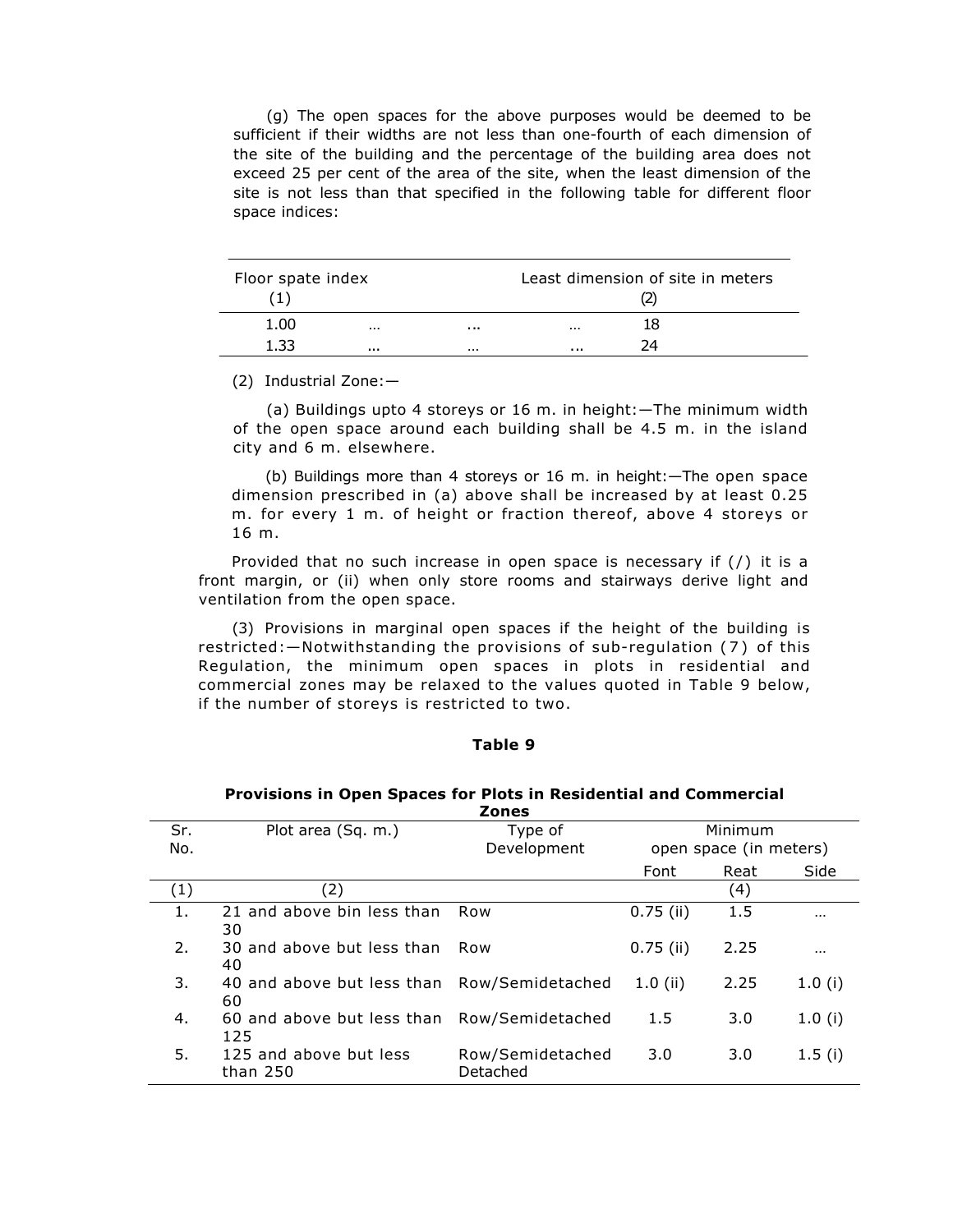(g) The open spaces for the above purposes would be deemed to be sufficient if their widths are not less than one-fourth of each dimension of the site of the building and the percentage of the building area does not exceed 25 per cent of the area of the site, when the least dimension of the site is not less than that specified in the following table for different floor space indices:

| Floor spate index (1) | Least dimension of site in meters (2) |
|---|---|
| 1.00 ... ... ... | 18 |
| 1.33 ... ... ... | 24 |

(2) Industrial Zone:—

(a) Buildings upto 4 storeys or 16 m. in height:—The minimum width of the open space around each building shall be 4.5 m. in the island city and 6 m. elsewhere.

(b) Buildings more than 4 storeys or 16 m. in height:—The open space dimension prescribed in (a) above shall be increased by at least 0.25 m. for every 1 m. of height or fraction thereof, above 4 storeys or 16 m.

Provided that no such increase in open space is necessary if (/) it is a front margin, or (ii) when only store rooms and stairways derive light and ventilation from the open space.

(3) Provisions in marginal open spaces if the height of the building is restricted:—Notwithstanding the provisions of sub-regulation (7) of this Regulation, the minimum open spaces in plots in residential and commercial zones may be relaxed to the values quoted in Table 9 below, if the number of storeys is restricted to two.

**Table 9**

**Provisions in Open Spaces for Plots in Residential and Commercial Zones**

| Sr. No. | Plot area (Sq. m.) | Type of Development | Minimum open space (in meters) | | |
|---|---|---|---|---|---|
| | | | Font | Reat | Side |
| (1) | (2) | | | (4) | |
| 1. | 21 and above bin less than 30 | Row | 0.75 (ii) | 1.5 | ... |
| 2. | 30 and above but less than 40 | Row | 0.75 (ii) | 2.25 | ... |
| 3. | 40 and above but less than 60 | Row/Semidetached | 1.0 (ii) | 2.25 | 1.0 (i) |
| 4. | 60 and above but less than 125 | Row/Semidetached | 1.5 | 3.0 | 1.0 (i) |
| 5. | 125 and above but less than 250 | Row/Semidetached Detached | 3.0 | 3.0 | 1.5 (i) |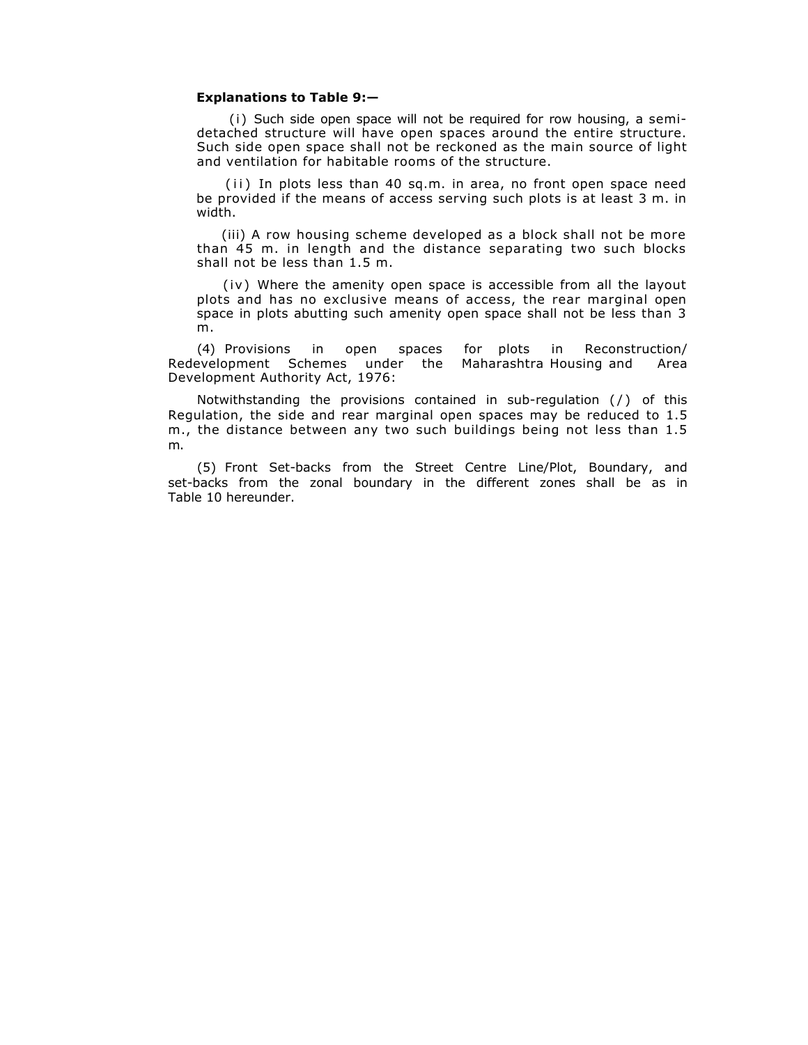**Explanations to Table 9:—**

(i) Such side open space will not be required for row housing, a semi-detached structure will have open spaces around the entire structure. Such side open space shall not be reckoned as the main source of light and ventilation for habitable rooms of the structure.

(ii) In plots less than 40 sq.m. in area, no front open space need be provided if the means of access serving such plots is at least 3 m. in width.

(iii) A row housing scheme developed as a block shall not be more than 45 m. in length and the distance separating two such blocks shall not be less than 1.5 m.

(iv) Where the amenity open space is accessible from all the layout plots and has no exclusive means of access, the rear marginal open space in plots abutting such amenity open space shall not be less than 3 m.

(4) Provisions in open spaces for plots in Reconstruction/ Redevelopment Schemes under the Maharashtra Housing and Area Development Authority Act, 1976:

Notwithstanding the provisions contained in sub-regulation (/) of this Regulation, the side and rear marginal open spaces may be reduced to 1.5 m., the distance between any two such buildings being not less than 1.5 m.

(5) Front Set-backs from the Street Centre Line/Plot, Boundary, and set-backs from the zonal boundary in the different zones shall be as in Table 10 hereunder.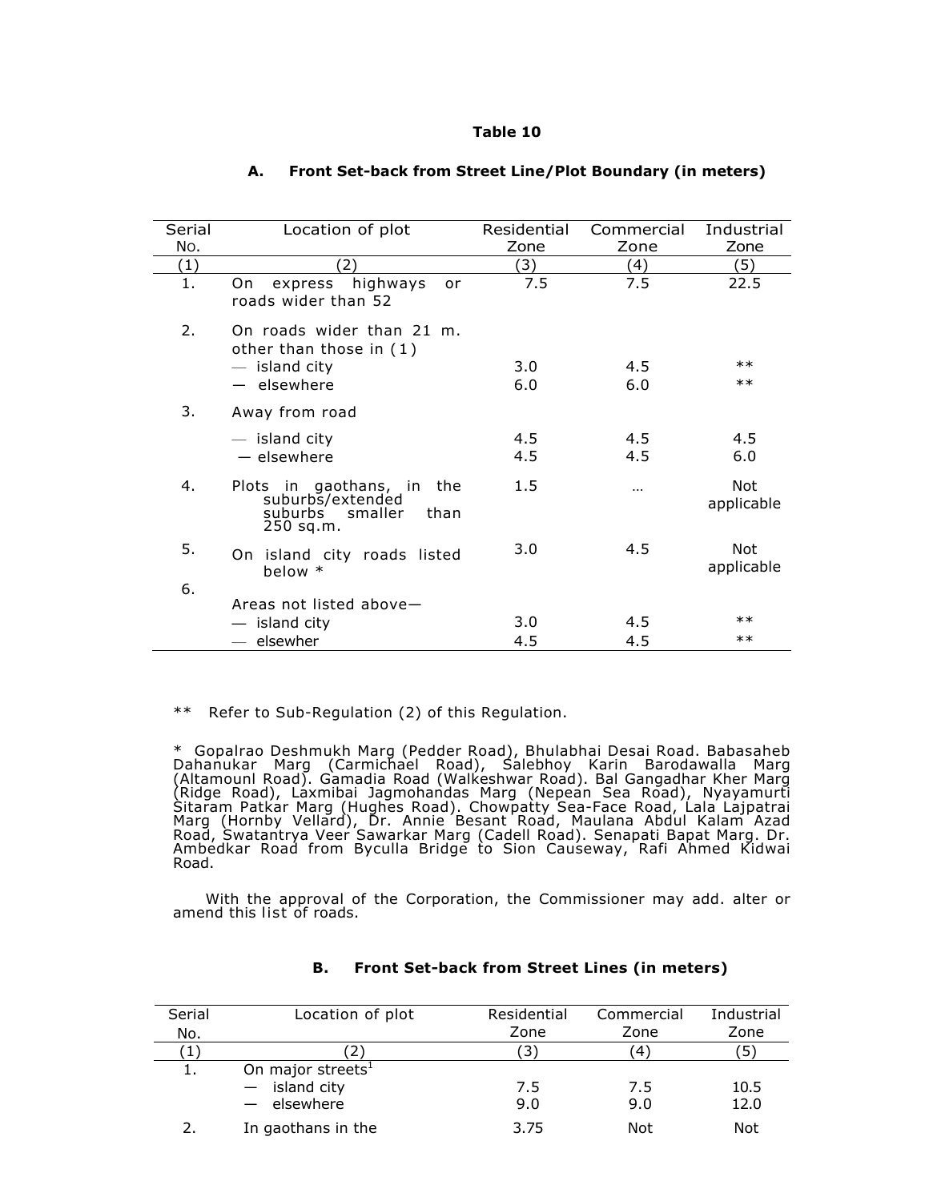**Table 10**

### A. Front Set-back from Street Line/Plot Boundary (in meters)

| Serial No. | Location of plot | Residential Zone | Commercial Zone | Industrial Zone |
|---|---|---|---|---|
| (1) | (2) | (3) | (4) | (5) |
| 1. | On express highways or roads wider than 52 | 7.5 | 7.5 | 22.5 |
| 2. | On roads wider than 21 m. other than those in (1) | | | |
| | — island city | 3.0 | 4.5 | ** |
| | — elsewhere | 6.0 | 6.0 | ** |
| 3. | Away from road | | | |
| | — island city | 4.5 | 4.5 | 4.5 |
| | — elsewhere | 4.5 | 4.5 | 6.0 |
| 4. | Plots in gaothans, in the suburbs/extended suburbs smaller than 250 sq.m. | 1.5 | … | Not applicable |
| 5. | On island city roads listed below * | 3.0 | 4.5 | Not applicable |
| 6. | Areas not listed above— | | | |
| | — island city | 3.0 | 4.5 | ** |
| | — elsewher | 4.5 | 4.5 | ** |

** Refer to Sub-Regulation (2) of this Regulation.

* Gopalrao Deshmukh Marg (Pedder Road), Bhulabhai Desai Road. Babasaheb Dahanukar Marg (Carmichael Road), Salebhoy Karin Barodawalla Marg (Altamounl Road). Gamadia Road (Walkeshwar Road). Bal Gangadhar Kher Marg (Ridge Road), Laxmibai Jagmohandas Marg (Nepean Sea Road), Nyayamurti Sitaram Patkar Marg (Hughes Road). Chowpatty Sea-Face Road, Lala Lajpatrai Marg (Hornby Vellard), Dr. Annie Besant Road, Maulana Abdul Kalam Azad Road, Swatantrya Veer Sawarkar Marg (Cadell Road). Senapati Bapat Marg. Dr. Ambedkar Road from Byculla Bridge to Sion Causeway, Rafi Ahmed Kidwai Road.

With the approval of the Corporation, the Commissioner may add. alter or amend this list of roads.

### B. Front Set-back from Street Lines (in meters)

| Serial No. | Location of plot | Residential Zone | Commercial Zone | Industrial Zone |
|---|---|---|---|---|
| (1) | (2) | (3) | (4) | (5) |
| 1. | On major streets[1] | | | |
| | — island city | 7.5 | 7.5 | 10.5 |
| | — elsewhere | 9.0 | 9.0 | 12.0 |
| 2. | In gaothans in the | 3.75 | Not | Not |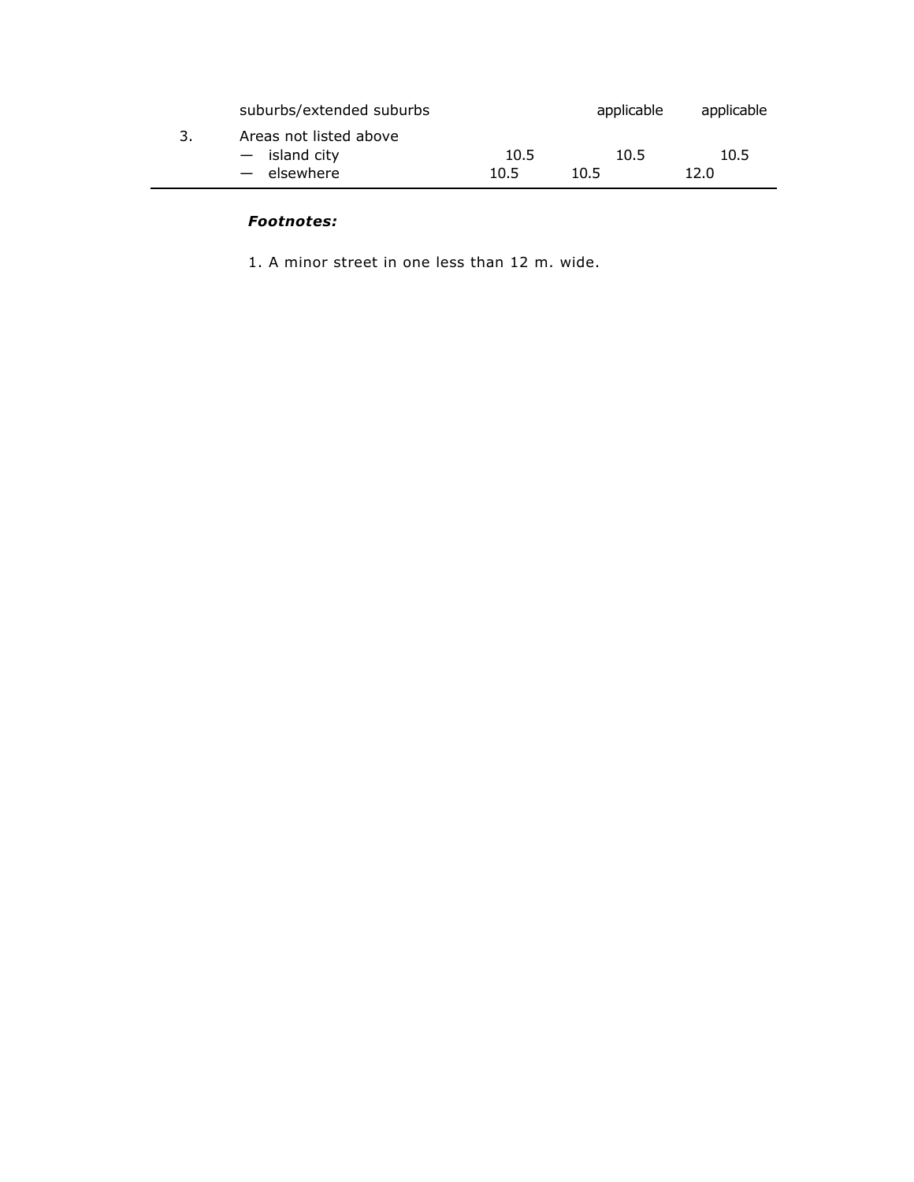| | | | | |
|---|---|---|---|---|
| | suburbs/extended suburbs | | applicable | applicable |
| 3. | Areas not listed above | | | |
| | — island city | 10.5 | 10.5 | 10.5 |
| | — elsewhere | 10.5 | 10.5 | 12.0 |

***Footnotes:***

1. A minor street in one less than 12 m. wide.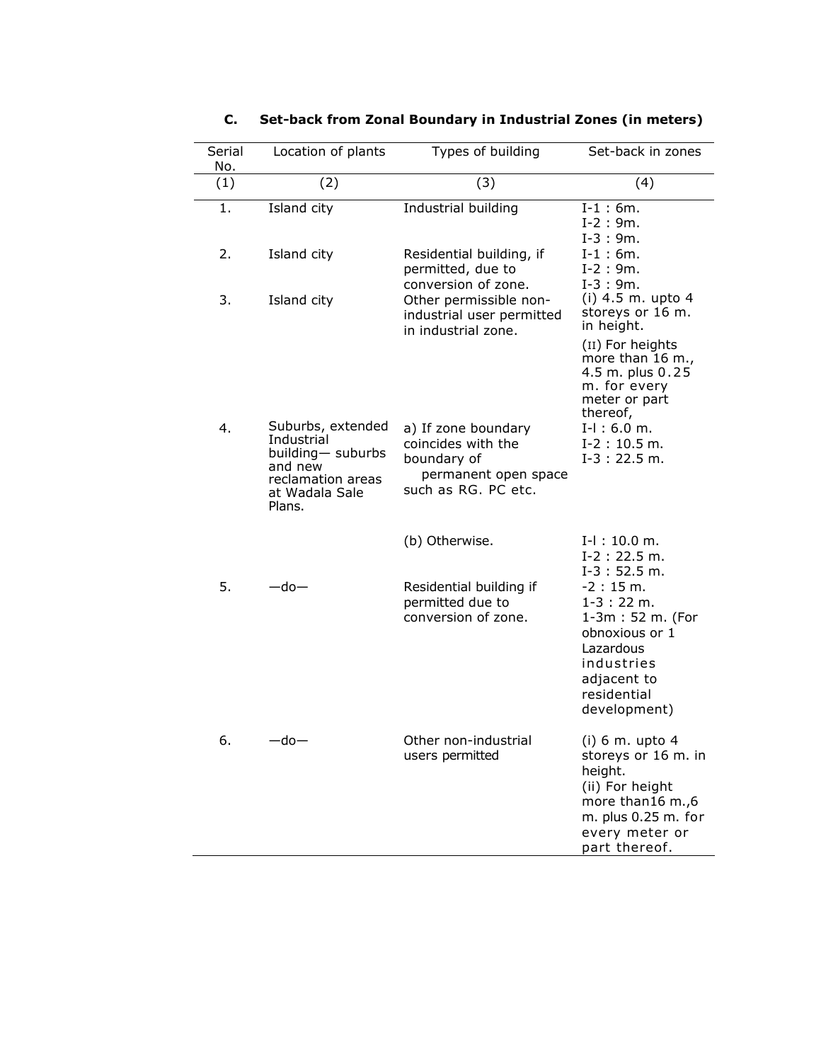### C. Set-back from Zonal Boundary in Industrial Zones (in meters)

| Serial No. | Location of plants | Types of building | Set-back in zones |
|---|---|---|---|
| (1) | (2) | (3) | (4) |
| 1. | Island city | Industrial building | I-1 : 6m.<br>I-2 : 9m.<br>I-3 : 9m. |
| 2. | Island city | Residential building, if permitted, due to conversion of zone. | I-1 : 6m.<br>I-2 : 9m.<br>I-3 : 9m. |
| 3. | Island city | Other permissible non-industrial user permitted in industrial zone. | (i) 4.5 m. upto 4 storeys or 16 m. in height.<br>(II) For heights more than 16 m., 4.5 m. plus 0.25 m. for every meter or part thereof, |
| 4. | Suburbs, extended Industrial building— suburbs and new reclamation areas at Wadala Sale Plans. | a) If zone boundary coincides with the boundary of permanent open space such as RG. PC etc. | I-l : 6.0 m.<br>I-2 : 10.5 m.<br>I-3 : 22.5 m. |
| | | (b) Otherwise. | I-l : 10.0 m.<br>I-2 : 22.5 m.<br>I-3 : 52.5 m. |
| 5. | —do— | Residential building if permitted due to conversion of zone. | -2 : 15 m.<br>1-3 : 22 m.<br>1-3m : 52 m. (For obnoxious or 1 Lazardous industries adjacent to residential development) |
| 6. | —do— | Other non-industrial users permitted | (i) 6 m. upto 4 storeys or 16 m. in height.<br>(ii) For height more than16 m.,6 m. plus 0.25 m. for every meter or part thereof. |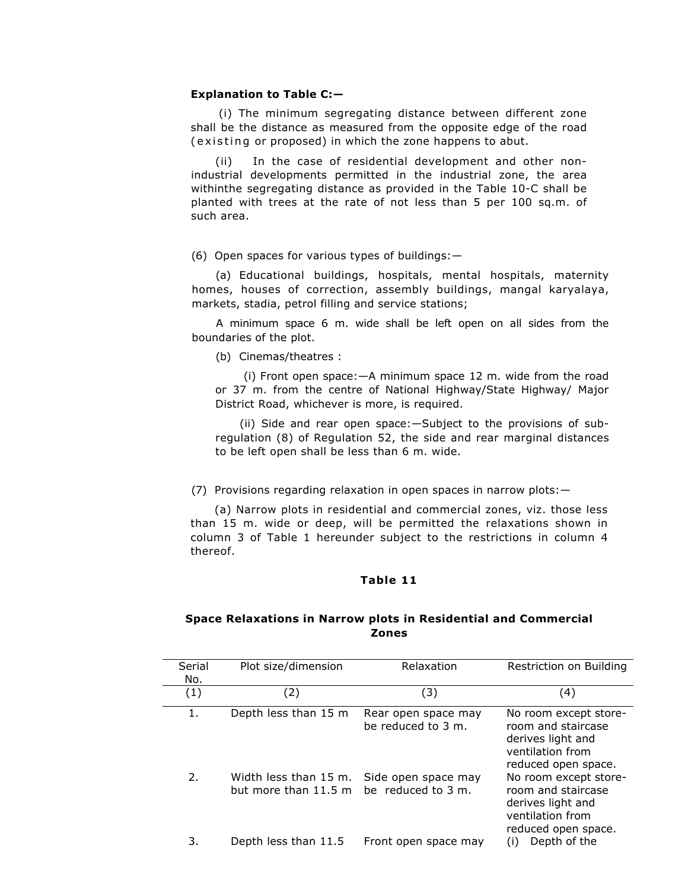**Explanation to Table C:—**

(i) The minimum segregating distance between different zone shall be the distance as measured from the opposite edge of the road (existing or proposed) in which the zone happens to abut.

(ii) In the case of residential development and other non-industrial developments permitted in the industrial zone, the area withinthe segregating distance as provided in the Table 10-C shall be planted with trees at the rate of not less than 5 per 100 sq.m. of such area.

(6) Open spaces for various types of buildings:—

(a) Educational buildings, hospitals, mental hospitals, maternity homes, houses of correction, assembly buildings, mangal karyalaya, markets, stadia, petrol filling and service stations;

A minimum space 6 m. wide shall be left open on all sides from the boundaries of the plot.

(b) Cinemas/theatres :

(i) Front open space:—A minimum space 12 m. wide from the road or 37 m. from the centre of National Highway/State Highway/ Major District Road, whichever is more, is required.

(ii) Side and rear open space:—Subject to the provisions of sub-regulation (8) of Regulation 52, the side and rear marginal distances to be left open shall be less than 6 m. wide.

(7) Provisions regarding relaxation in open spaces in narrow plots:—

(a) Narrow plots in residential and commercial zones, viz. those less than 15 m. wide or deep, will be permitted the relaxations shown in column 3 of Table 1 hereunder subject to the restrictions in column 4 thereof.

**Table 11**

**Space Relaxations in Narrow plots in Residential and Commercial Zones**

| Serial No. | Plot size/dimension | Relaxation | Restriction on Building |
|---|---|---|---|
| (1) | (2) | (3) | (4) |
| 1. | Depth less than 15 m | Rear open space may be reduced to 3 m. | No room except store-room and staircase derives light and ventilation from reduced open space. |
| 2. | Width less than 15 m. but more than 11.5 m | Side open space may be reduced to 3 m. | No room except store-room and staircase derives light and ventilation from reduced open space. |
| 3. | Depth less than 11.5 | Front open space may | (i) Depth of the |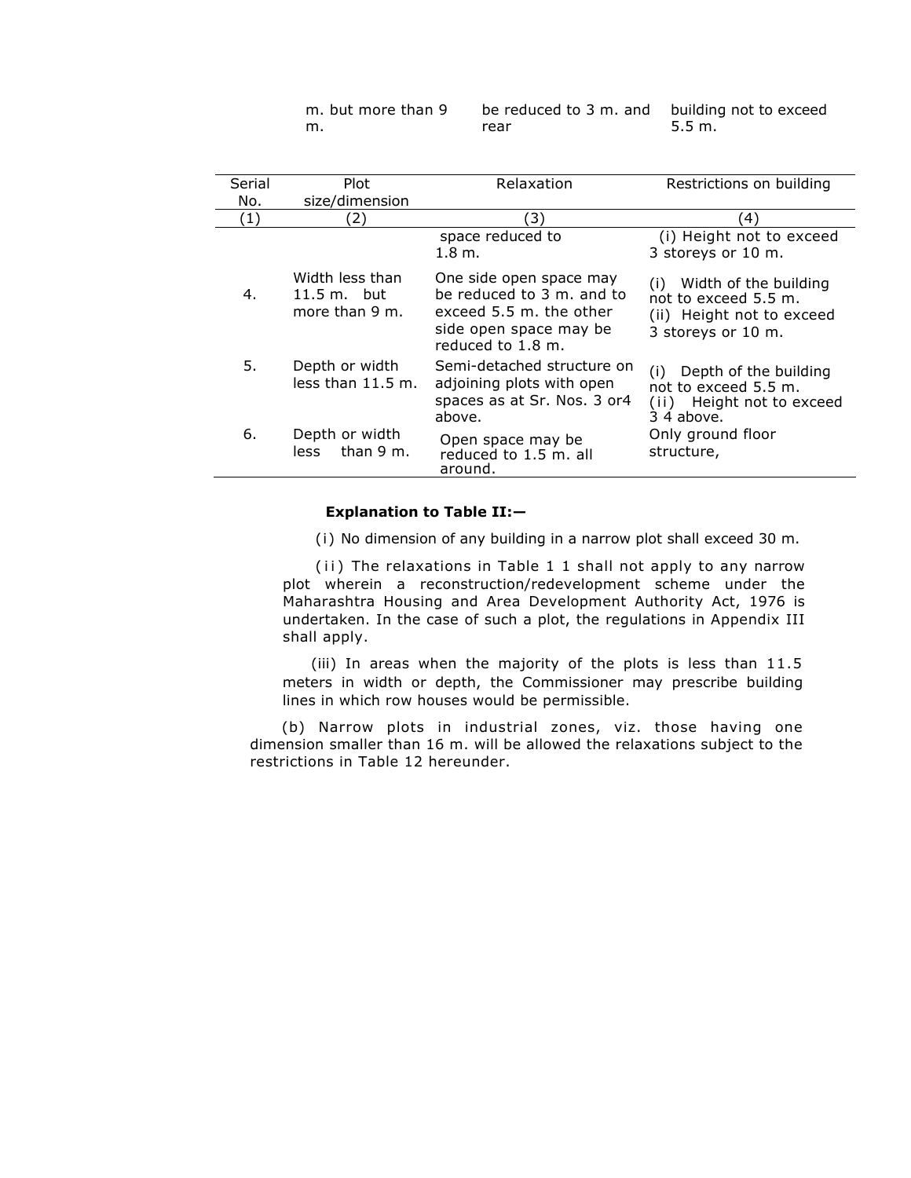| | m. but more than 9 m. | be reduced to 3 m. and rear | building not to exceed 5.5 m. |
|---|---|---|---|

| Serial No. | Plot size/dimension | Relaxation | Restrictions on building |
|---|---|---|---|
| (1) | (2) | (3) | (4) |
| | | space reduced to 1.8 m. | (i) Height not to exceed 3 storeys or 10 m. |
| 4. | Width less than 11.5 m. but more than 9 m. | One side open space may be reduced to 3 m. and to exceed 5.5 m. the other side open space may be reduced to 1.8 m. | (i) Width of the building not to exceed 5.5 m. (ii) Height not to exceed 3 storeys or 10 m. |
| 5. | Depth or width less than 11.5 m. | Semi-detached structure on adjoining plots with open spaces as at Sr. Nos. 3 or4 above. | (i) Depth of the building not to exceed 5.5 m. (ii) Height not to exceed 3 4 above. |
| 6. | Depth or width less than 9 m. | Open space may be reduced to 1.5 m. all around. | Only ground floor structure, |

**Explanation to Table II:—**

(i) No dimension of any building in a narrow plot shall exceed 30 m.

(ii) The relaxations in Table 1 1 shall not apply to any narrow plot wherein a reconstruction/redevelopment scheme under the Maharashtra Housing and Area Development Authority Act, 1976 is undertaken. In the case of such a plot, the regulations in Appendix III shall apply.

(iii) In areas when the majority of the plots is less than 11.5 meters in width or depth, the Commissioner may prescribe building lines in which row houses would be permissible.

(b) Narrow plots in industrial zones, viz. those having one dimension smaller than 16 m. will be allowed the relaxations subject to the restrictions in Table 12 hereunder.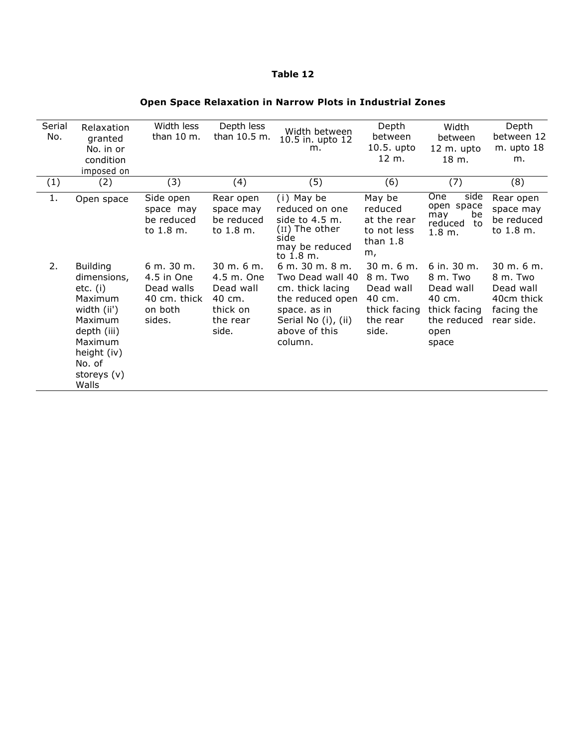**Table 12**

**Open Space Relaxation in Narrow Plots in Industrial Zones**

| Serial No. | Relaxation granted No. in or condition imposed on | Width less than 10 m. | Depth less than 10.5 m. | Width between 10.5 in. upto 12 m. | Depth between 10.5. upto 12 m. | Width between 12 m. upto 18 m. | Depth between 12 m. upto 18 m. |
|---|---|---|---|---|---|---|---|
| (1) | (2) | (3) | (4) | (5) | (6) | (7) | (8) |
| 1. | Open space | Side open space may be reduced to 1.8 m. | Rear open space may be reduced to 1.8 m. | (i) May be reduced on one side to 4.5 m. (II) The other side may be reduced to 1.8 m. | May be reduced at the rear to not less than 1.8 m, | One side open space may be reduced to 1.8 m. | Rear open space may be reduced to 1.8 m. |
| 2. | Building dimensions, etc. (i) Maximum width (ii') Maximum depth (iii) Maximum height (iv) No. of storeys (v) Walls | 6 m. 30 m. 4.5 in One Dead walls 40 cm. thick on both sides. | 30 m. 6 m. 4.5 m. One Dead wall 40 cm. thick on the rear side. | 6 m. 30 m. 8 m. Two Dead wall 40 cm. thick lacing the reduced open space. as in Serial No (i), (ii) above of this column. | 30 m. 6 m. 8 m. Two Dead wall 40 cm. thick facing the rear side. | 6 in. 30 m. 8 m. Two Dead wall 40 cm. thick facing the reduced open space | 30 m. 6 m. 8 m. Two Dead wall 40cm thick facing the rear side. |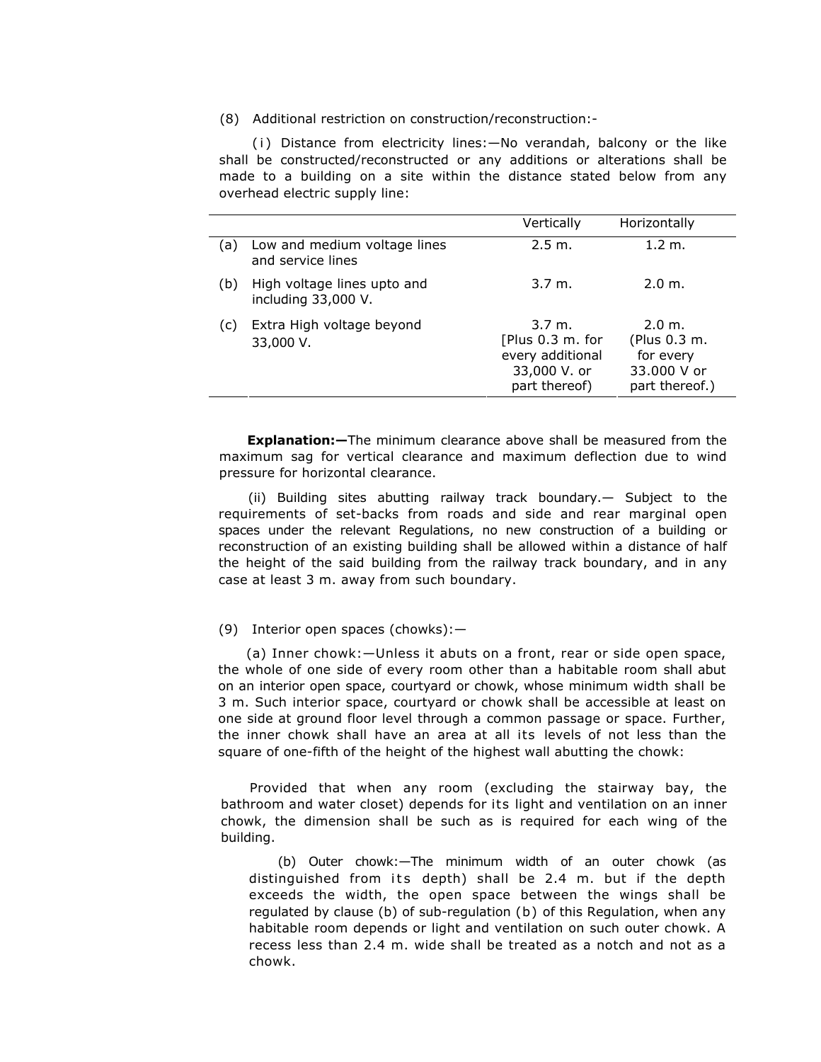(8) Additional restriction on construction/reconstruction:-

(i) Distance from electricity lines:—No verandah, balcony or the like shall be constructed/reconstructed or any additions or alterations shall be made to a building on a site within the distance stated below from any overhead electric supply line:

| | | Vertically | Horizontally |
|---|---|---|---|
| (a) | Low and medium voltage lines and service lines | 2.5 m. | 1.2 m. |
| (b) | High voltage lines upto and including 33,000 V. | 3.7 m. | 2.0 m. |
| (c) | Extra High voltage beyond 33,000 V. | 3.7 m. [Plus 0.3 m. for every additional 33,000 V. or part thereof) | 2.0 m. (Plus 0.3 m. for every 33.000 V or part thereof.) |

**Explanation:—**The minimum clearance above shall be measured from the maximum sag for vertical clearance and maximum deflection due to wind pressure for horizontal clearance.

(ii) Building sites abutting railway track boundary.— Subject to the requirements of set-backs from roads and side and rear marginal open spaces under the relevant Regulations, no new construction of a building or reconstruction of an existing building shall be allowed within a distance of half the height of the said building from the railway track boundary, and in any case at least 3 m. away from such boundary.

(9) Interior open spaces (chowks):—

(a) Inner chowk:—Unless it abuts on a front, rear or side open space, the whole of one side of every room other than a habitable room shall abut on an interior open space, courtyard or chowk, whose minimum width shall be 3 m. Such interior space, courtyard or chowk shall be accessible at least on one side at ground floor level through a common passage or space. Further, the inner chowk shall have an area at all its levels of not less than the square of one-fifth of the height of the highest wall abutting the chowk:

Provided that when any room (excluding the stairway bay, the bathroom and water closet) depends for its light and ventilation on an inner chowk, the dimension shall be such as is required for each wing of the building.

(b) Outer chowk:—The minimum width of an outer chowk (as distinguished from its depth) shall be 2.4 m. but if the depth exceeds the width, the open space between the wings shall be regulated by clause (b) of sub-regulation (b) of this Regulation, when any habitable room depends or light and ventilation on such outer chowk. A recess less than 2.4 m. wide shall be treated as a notch and not as a chowk.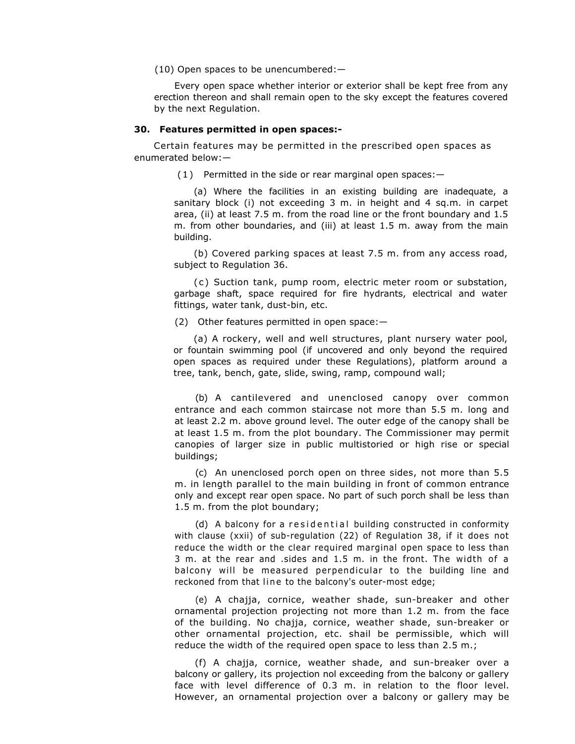(10) Open spaces to be unencumbered:—

Every open space whether interior or exterior shall be kept free from any erection thereon and shall remain open to the sky except the features covered by the next Regulation.

**30. Features permitted in open spaces:-**

Certain features may be permitted in the prescribed open spaces as enumerated below:—

(1) Permitted in the side or rear marginal open spaces:—

(a) Where the facilities in an existing building are inadequate, a sanitary block (i) not exceeding 3 m. in height and 4 sq.m. in carpet area, (ii) at least 7.5 m. from the road line or the front boundary and 1.5 m. from other boundaries, and (iii) at least 1.5 m. away from the main building.

(b) Covered parking spaces at least 7.5 m. from any access road, subject to Regulation 36.

(c) Suction tank, pump room, electric meter room or substation, garbage shaft, space required for fire hydrants, electrical and water fittings, water tank, dust-bin, etc.

(2) Other features permitted in open space:—

(a) A rockery, well and well structures, plant nursery water pool, or fountain swimming pool (if uncovered and only beyond the required open spaces as required under these Regulations), platform around a tree, tank, bench, gate, slide, swing, ramp, compound wall;

(b) A cantilevered and unenclosed canopy over common entrance and each common staircase not more than 5.5 m. long and at least 2.2 m. above ground level. The outer edge of the canopy shall be at least 1.5 m. from the plot boundary. The Commissioner may permit canopies of larger size in public multistoried or high rise or special buildings;

(c) An unenclosed porch open on three sides, not more than 5.5 m. in length parallel to the main building in front of common entrance only and except rear open space. No part of such porch shall be less than 1.5 m. from the plot boundary;

(d) A balcony for a residential building constructed in conformity with clause (xxii) of sub-regulation (22) of Regulation 38, if it does not reduce the width or the clear required marginal open space to less than 3 m. at the rear and .sides and 1.5 m. in the front. The width of a balcony will be measured perpendicular to the building line and reckoned from that line to the balcony's outer-most edge;

(e) A chajja, cornice, weather shade, sun-breaker and other ornamental projection projecting not more than 1.2 m. from the face of the building. No chajja, cornice, weather shade, sun-breaker or other ornamental projection, etc. shail be permissible, which will reduce the width of the required open space to less than 2.5 m.;

(f) A chajja, cornice, weather shade, and sun-breaker over a balcony or gallery, its projection nol exceeding from the balcony or gallery face with level difference of 0.3 m. in relation to the floor level. However, an ornamental projection over a balcony or gallery may be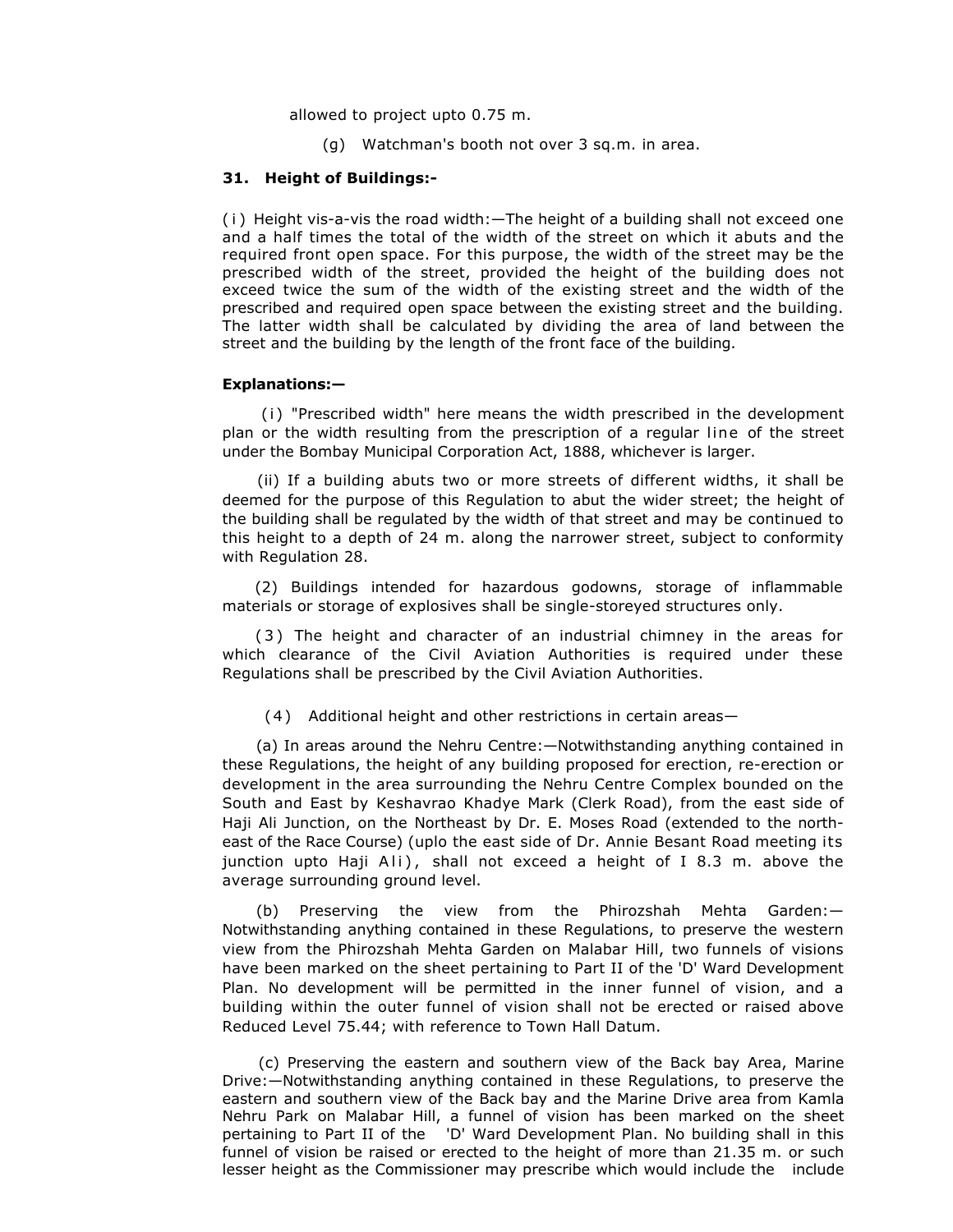allowed to project upto 0.75 m.

(g) Watchman's booth not over 3 sq.m. in area.

### 31. Height of Buildings:-

(i) Height vis-a-vis the road width:—The height of a building shall not exceed one and a half times the total of the width of the street on which it abuts and the required front open space. For this purpose, the width of the street may be the prescribed width of the street, provided the height of the building does not exceed twice the sum of the width of the existing street and the width of the prescribed and required open space between the existing street and the building. The latter width shall be calculated by dividing the area of land between the street and the building by the length of the front face of the building.

**Explanations:—**

(i) "Prescribed width" here means the width prescribed in the development plan or the width resulting from the prescription of a regular line of the street under the Bombay Municipal Corporation Act, 1888, whichever is larger.

(ii) If a building abuts two or more streets of different widths, it shall be deemed for the purpose of this Regulation to abut the wider street; the height of the building shall be regulated by the width of that street and may be continued to this height to a depth of 24 m. along the narrower street, subject to conformity with Regulation 28.

(2) Buildings intended for hazardous godowns, storage of inflammable materials or storage of explosives shall be single-storeyed structures only.

(3) The height and character of an industrial chimney in the areas for which clearance of the Civil Aviation Authorities is required under these Regulations shall be prescribed by the Civil Aviation Authorities.

(4) Additional height and other restrictions in certain areas—

(a) In areas around the Nehru Centre:—Notwithstanding anything contained in these Regulations, the height of any building proposed for erection, re-erection or development in the area surrounding the Nehru Centre Complex bounded on the South and East by Keshavrao Khadye Mark (Clerk Road), from the east side of Haji Ali Junction, on the Northeast by Dr. E. Moses Road (extended to the north-east of the Race Course) (uplo the east side of Dr. Annie Besant Road meeting its junction upto Haji Ali), shall not exceed a height of I 8.3 m. above the average surrounding ground level.

(b) Preserving the view from the Phirozshah Mehta Garden:—Notwithstanding anything contained in these Regulations, to preserve the western view from the Phirozshah Mehta Garden on Malabar Hill, two funnels of visions have been marked on the sheet pertaining to Part II of the 'D' Ward Development Plan. No development will be permitted in the inner funnel of vision, and a building within the outer funnel of vision shall not be erected or raised above Reduced Level 75.44; with reference to Town Hall Datum.

(c) Preserving the eastern and southern view of the Back bay Area, Marine Drive:—Notwithstanding anything contained in these Regulations, to preserve the eastern and southern view of the Back bay and the Marine Drive area from Kamla Nehru Park on Malabar Hill, a funnel of vision has been marked on the sheet pertaining to Part II of the 'D' Ward Development Plan. No building shall in this funnel of vision be raised or erected to the height of more than 21.35 m. or such lesser height as the Commissioner may prescribe which would include the include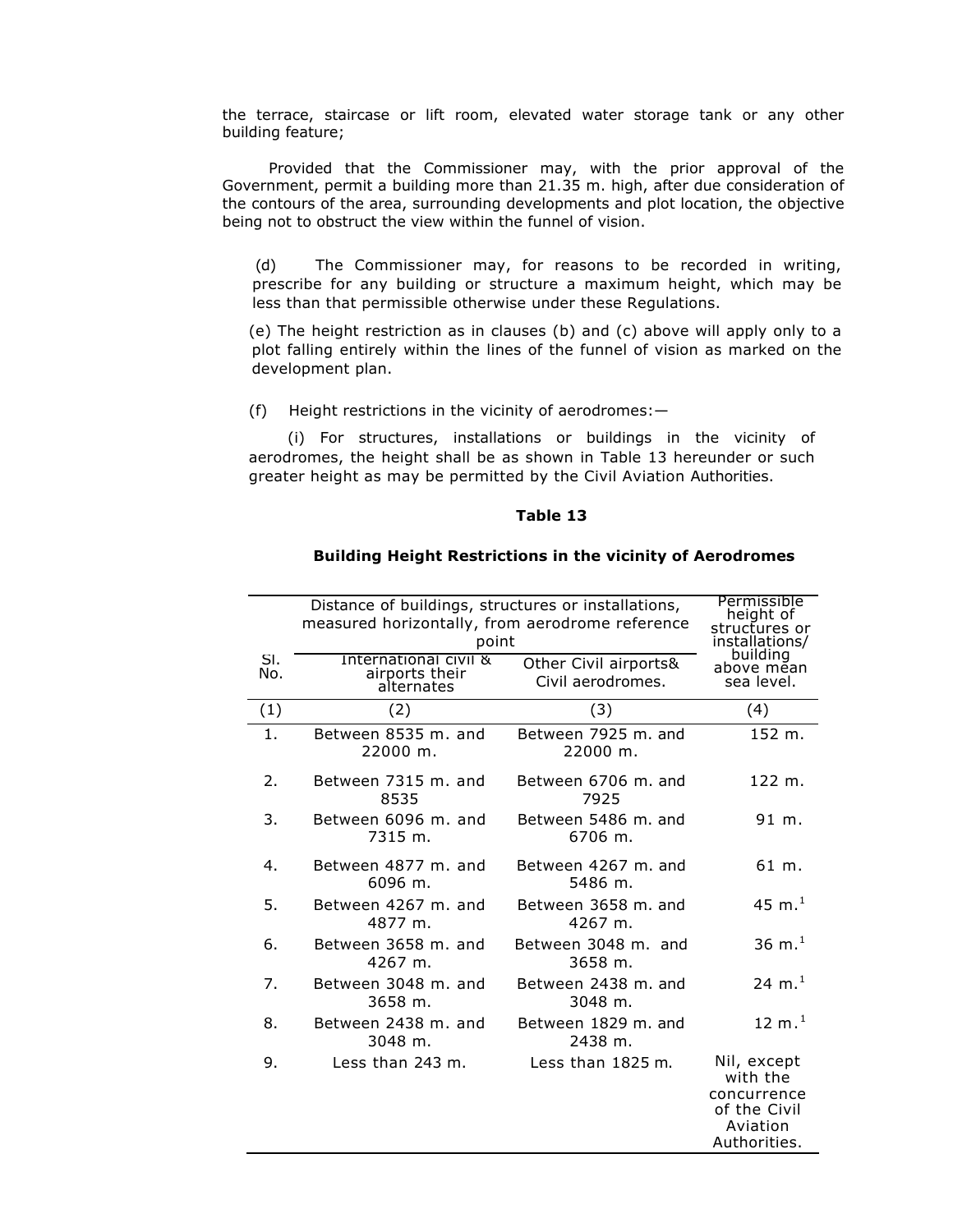the terrace, staircase or lift room, elevated water storage tank or any other building feature;

Provided that the Commissioner may, with the prior approval of the Government, permit a building more than 21.35 m. high, after due consideration of the contours of the area, surrounding developments and plot location, the objective being not to obstruct the view within the funnel of vision.

(d) The Commissioner may, for reasons to be recorded in writing, prescribe for any building or structure a maximum height, which may be less than that permissible otherwise under these Regulations.

(e) The height restriction as in clauses (b) and (c) above will apply only to a plot falling entirely within the lines of the funnel of vision as marked on the development plan.

(f) Height restrictions in the vicinity of aerodromes:—

(i) For structures, installations or buildings in the vicinity of aerodromes, the height shall be as shown in Table 13 hereunder or such greater height as may be permitted by the Civil Aviation Authorities.

**Table 13**

**Building Height Restrictions in the vicinity of Aerodromes**

| Sl. No. | Distance of buildings, structures or installations, measured horizontally, from aerodrome reference point | | Permissible height of structures or installations/ building above mean sea level. |
|---|---|---|---|
| | International civil & airports their alternates | Other Civil airports& Civil aerodromes. | |
| (1) | (2) | (3) | (4) |
| 1. | Between 8535 m. and 22000 m. | Between 7925 m. and 22000 m. | 152 m. |
| 2. | Between 7315 m. and 8535 | Between 6706 m. and 7925 | 122 m. |
| 3. | Between 6096 m. and 7315 m. | Between 5486 m. and 6706 m. | 91 m. |
| 4. | Between 4877 m. and 6096 m. | Between 4267 m. and 5486 m. | 61 m. |
| 5. | Between 4267 m. and 4877 m. | Between 3658 m. and 4267 m. | 45 m.[1] |
| 6. | Between 3658 m. and 4267 m. | Between 3048 m. and 3658 m. | 36 m.[1] |
| 7. | Between 3048 m. and 3658 m. | Between 2438 m. and 3048 m. | 24 m.[1] |
| 8. | Between 2438 m. and 3048 m. | Between 1829 m. and 2438 m. | 12 m.[1] |
| 9. | Less than 243 m. | Less than 1825 m. | Nil, except with the concurrence of the Civil Aviation Authorities. |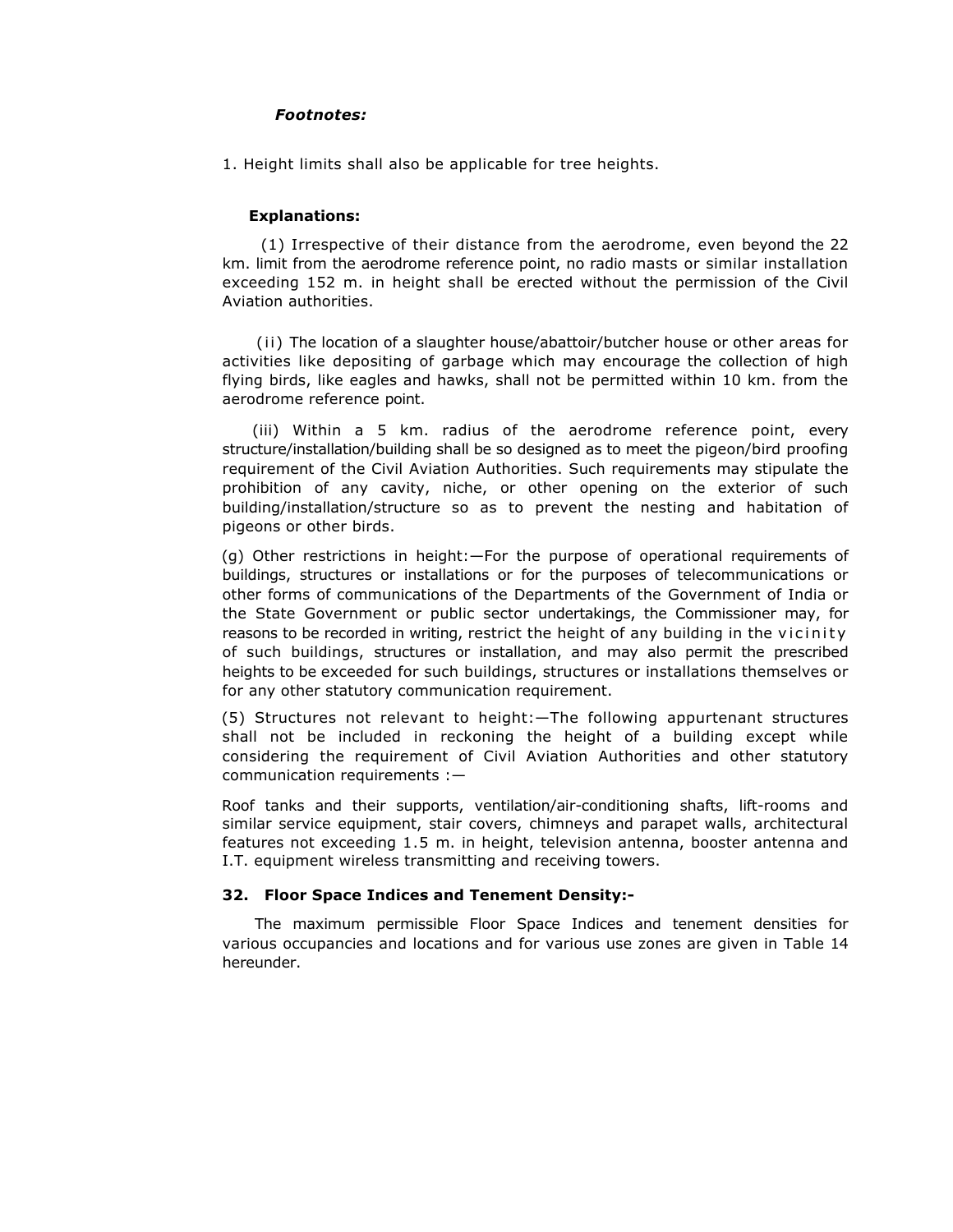*Footnotes:*

1. Height limits shall also be applicable for tree heights.

**Explanations:**

(1) Irrespective of their distance from the aerodrome, even beyond the 22 km. limit from the aerodrome reference point, no radio masts or similar installation exceeding 152 m. in height shall be erected without the permission of the Civil Aviation authorities.

(ii) The location of a slaughter house/abattoir/butcher house or other areas for activities like depositing of garbage which may encourage the collection of high flying birds, like eagles and hawks, shall not be permitted within 10 km. from the aerodrome reference point.

(iii) Within a 5 km. radius of the aerodrome reference point, every structure/installation/building shall be so designed as to meet the pigeon/bird proofing requirement of the Civil Aviation Authorities. Such requirements may stipulate the prohibition of any cavity, niche, or other opening on the exterior of such building/installation/structure so as to prevent the nesting and habitation of pigeons or other birds.

(g) Other restrictions in height:—For the purpose of operational requirements of buildings, structures or installations or for the purposes of telecommunications or other forms of communications of the Departments of the Government of India or the State Government or public sector undertakings, the Commissioner may, for reasons to be recorded in writing, restrict the height of any building in the vicinity of such buildings, structures or installation, and may also permit the prescribed heights to be exceeded for such buildings, structures or installations themselves or for any other statutory communication requirement.

(5) Structures not relevant to height:—The following appurtenant structures shall not be included in reckoning the height of a building except while considering the requirement of Civil Aviation Authorities and other statutory communication requirements :—

Roof tanks and their supports, ventilation/air-conditioning shafts, lift-rooms and similar service equipment, stair covers, chimneys and parapet walls, architectural features not exceeding 1.5 m. in height, television antenna, booster antenna and I.T. equipment wireless transmitting and receiving towers.

**32. Floor Space Indices and Tenement Density:-**

The maximum permissible Floor Space Indices and tenement densities for various occupancies and locations and for various use zones are given in Table 14 hereunder.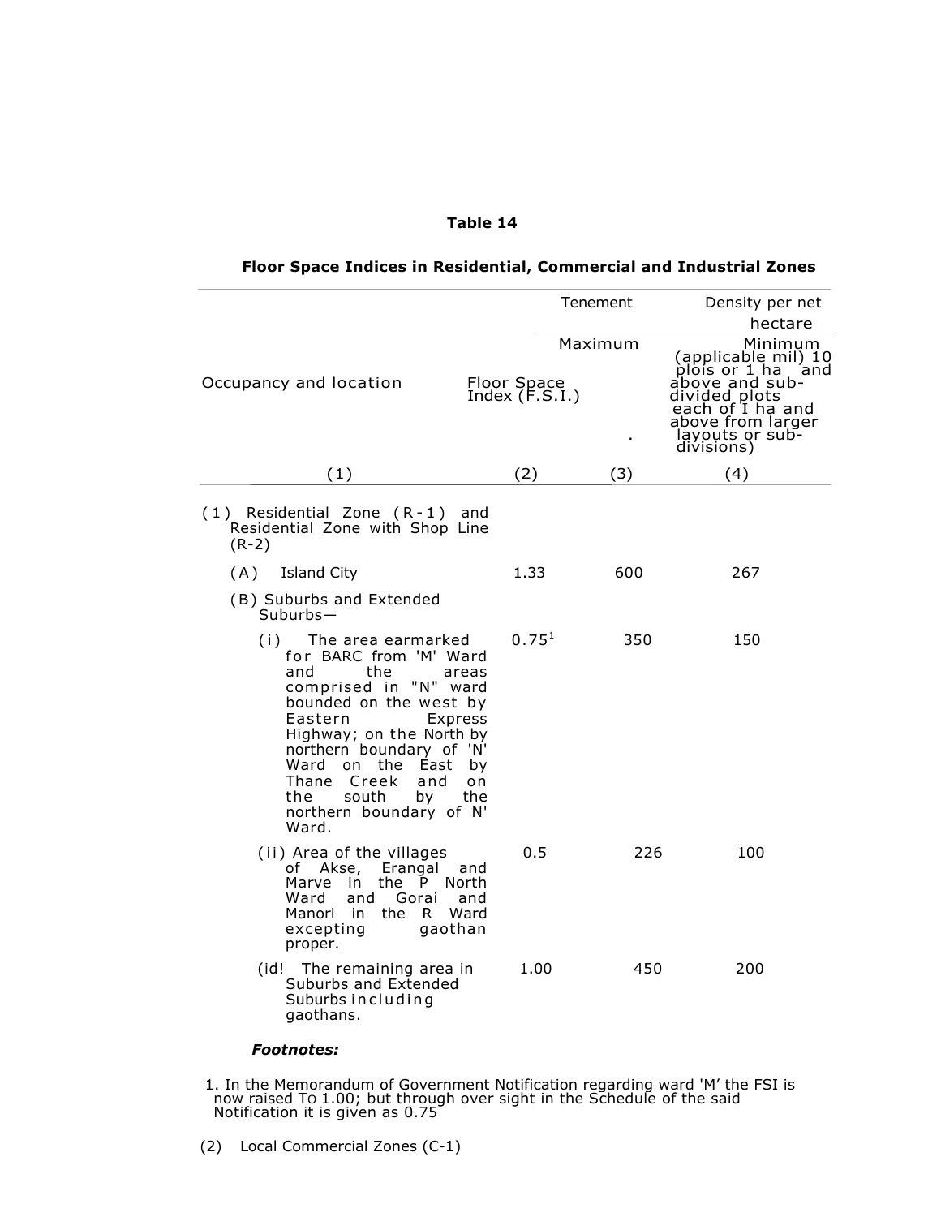**Table 14**

**Floor Space Indices in Residential, Commercial and Industrial Zones**

| Occupancy and location | Floor Space Index (F.S.I.) | Tenement Maximum | Density per net hectare Minimum (applicable mil) 10 plois or 1 ha and above and sub-divided plots each of I ha and above from larger layouts or sub-divisions) |
|---|---|---|---|
| (1) | (2) | (3) | (4) |
| (1) Residential Zone (R-1) and Residential Zone with Shop Line (R-2) | | | |
| (A) Island City | 1.33 | 600 | 267 |
| (B) Suburbs and Extended Suburbs— | | | |
| (i) The area earmarked for BARC from 'M' Ward and the areas comprised in "N" ward bounded on the west by Eastern Express Highway; on the North by northern boundary of 'N' Ward on the East by Thane Creek and on the south by the northern boundary of N' Ward. | 0.75[1] | 350 | 150 |
| (ii) Area of the villages of Akse, Erangal and Marve in the P North Ward and Gorai and Manori in the R Ward excepting gaothan proper. | 0.5 | 226 | 100 |
| (id! The remaining area in Suburbs and Extended Suburbs including gaothans. | 1.00 | 450 | 200 |

***Footnotes:***

1. In the Memorandum of Government Notification regarding ward 'M' the FSI is now raised To 1.00; but through over sight in the Schedule of the said Notification it is given as 0.75

(2) Local Commercial Zones (C-1)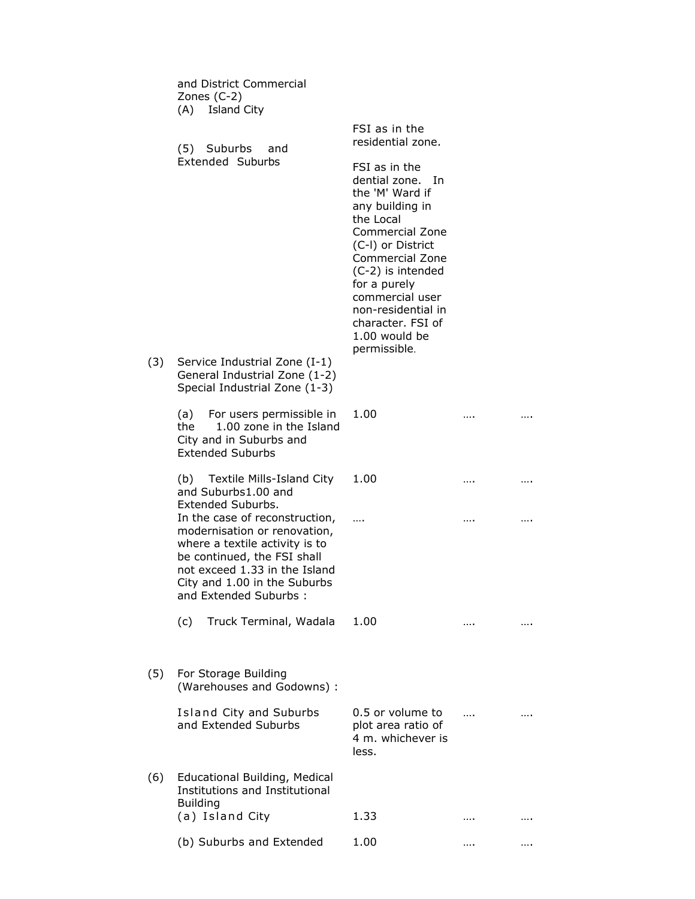| | | | | |
|---|---|---|---|---|
| | and District Commercial Zones (C-2) | | | |
| | (A) Island City | FSI as in the residential zone. | | |
| | (5) Suburbs and Extended Suburbs | FSI as in the dential zone. In the 'M' Ward if any building in the Local Commercial Zone (C-l) or District Commercial Zone (C-2) is intended for a purely commercial user non-residential in character. FSI of 1.00 would be permissible. | | |
| (3) | Service Industrial Zone (I-1) General Industrial Zone (1-2) Special Industrial Zone (1-3) | | | |
| | (a) For users permissible in the 1.00 zone in the Island City and in Suburbs and Extended Suburbs | 1.00 | …. | …. |
| | (b) Textile Mills-Island City and Suburbs1.00 and Extended Suburbs. | 1.00 | …. | …. |
| | In the case of reconstruction, modernisation or renovation, where a textile activity is to be continued, the FSI shall not exceed 1.33 in the Island City and 1.00 in the Suburbs and Extended Suburbs : | …. | …. | …. |
| | (c) Truck Terminal, Wadala | 1.00 | …. | …. |
| (5) | For Storage Building (Warehouses and Godowns) : | | | |
| | Island City and Suburbs and Extended Suburbs | 0.5 or volume to plot area ratio of 4 m. whichever is less. | …. | …. |
| (6) | Educational Building, Medical Institutions and Institutional Building | | | |
| | (a) Island City | 1.33 | …. | …. |
| | (b) Suburbs and Extended | 1.00 | …. | …. |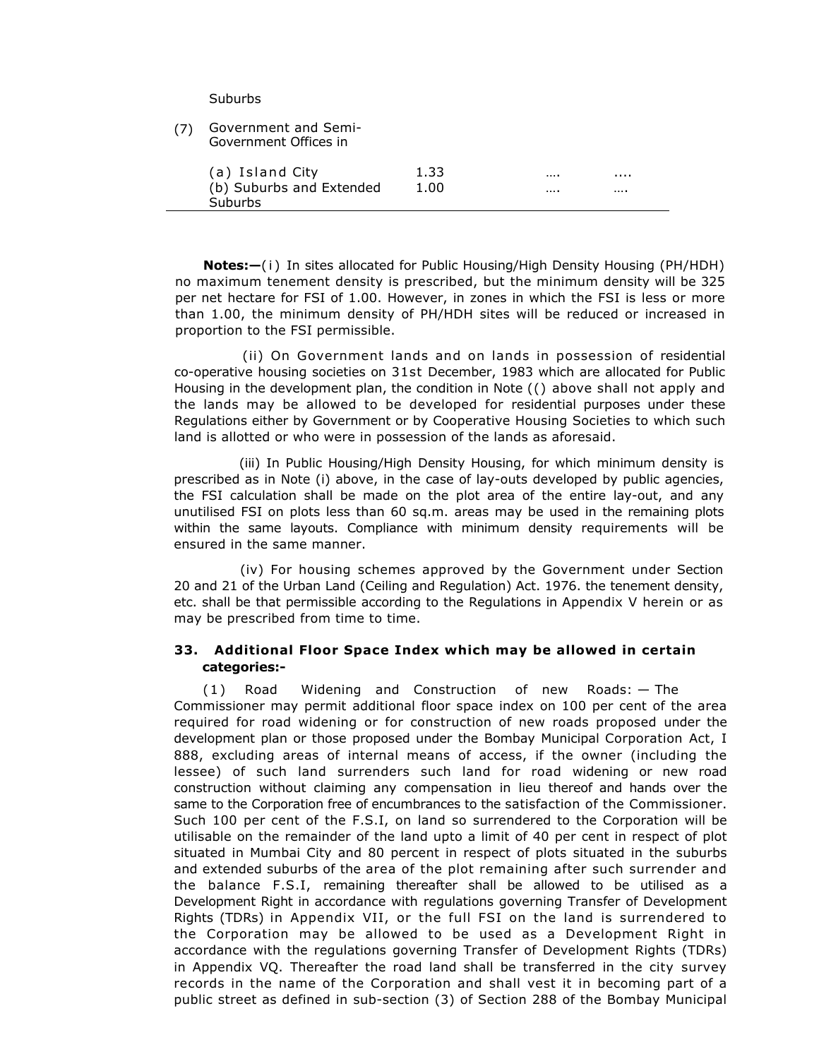| | | | | |
|---|---|---|---|---|
| | Suburbs | | | |
| (7) | Government and Semi-Government Offices in | | | |
| | (a) Island City | 1.33 | …. | .... |
| | (b) Suburbs and Extended Suburbs | 1.00 | …. | …. |

**Notes:—**(i) In sites allocated for Public Housing/High Density Housing (PH/HDH) no maximum tenement density is prescribed, but the minimum density will be 325 per net hectare for FSI of 1.00. However, in zones in which the FSI is less or more than 1.00, the minimum density of PH/HDH sites will be reduced or increased in proportion to the FSI permissible.

(ii) On Government lands and on lands in possession of residential co-operative housing societies on 31st December, 1983 which are allocated for Public Housing in the development plan, the condition in Note (() above shall not apply and the lands may be allowed to be developed for residential purposes under these Regulations either by Government or by Cooperative Housing Societies to which such land is allotted or who were in possession of the lands as aforesaid.

(iii) In Public Housing/High Density Housing, for which minimum density is prescribed as in Note (i) above, in the case of lay-outs developed by public agencies, the FSI calculation shall be made on the plot area of the entire lay-out, and any unutilised FSI on plots less than 60 sq.m. areas may be used in the remaining plots within the same layouts. Compliance with minimum density requirements will be ensured in the same manner.

(iv) For housing schemes approved by the Government under Section 20 and 21 of the Urban Land (Ceiling and Regulation) Act. 1976. the tenement density, etc. shall be that permissible according to the Regulations in Appendix V herein or as may be prescribed from time to time.

### 33. Additional Floor Space Index which may be allowed in certain categories:-

(1) Road Widening and Construction of new Roads: — The Commissioner may permit additional floor space index on 100 per cent of the area required for road widening or for construction of new roads proposed under the development plan or those proposed under the Bombay Municipal Corporation Act, I 888, excluding areas of internal means of access, if the owner (including the lessee) of such land surrenders such land for road widening or new road construction without claiming any compensation in lieu thereof and hands over the same to the Corporation free of encumbrances to the satisfaction of the Commissioner. Such 100 per cent of the F.S.I, on land so surrendered to the Corporation will be utilisable on the remainder of the land upto a limit of 40 per cent in respect of plot situated in Mumbai City and 80 percent in respect of plots situated in the suburbs and extended suburbs of the area of the plot remaining after such surrender and the balance F.S.I, remaining thereafter shall be allowed to be utilised as a Development Right in accordance with regulations governing Transfer of Development Rights (TDRs) in Appendix VII, or the full FSI on the land is surrendered to the Corporation may be allowed to be used as a Development Right in accordance with the regulations governing Transfer of Development Rights (TDRs) in Appendix VQ. Thereafter the road land shall be transferred in the city survey records in the name of the Corporation and shall vest it in becoming part of a public street as defined in sub-section (3) of Section 288 of the Bombay Municipal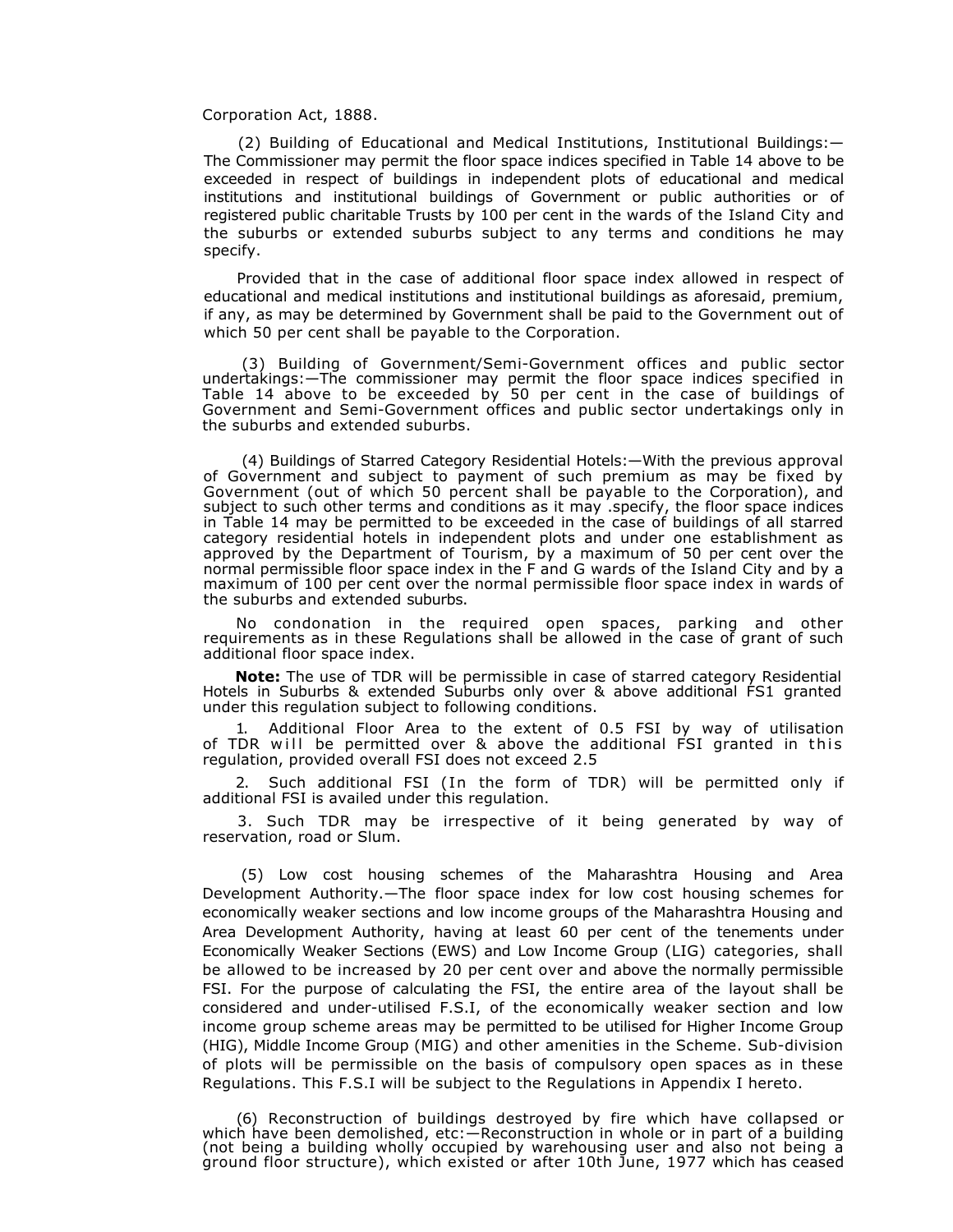Corporation Act, 1888.

(2) Building of Educational and Medical Institutions, Institutional Buildings:—The Commissioner may permit the floor space indices specified in Table 14 above to be exceeded in respect of buildings in independent plots of educational and medical institutions and institutional buildings of Government or public authorities or of registered public charitable Trusts by 100 per cent in the wards of the Island City and the suburbs or extended suburbs subject to any terms and conditions he may specify.

Provided that in the case of additional floor space index allowed in respect of educational and medical institutions and institutional buildings as aforesaid, premium, if any, as may be determined by Government shall be paid to the Government out of which 50 per cent shall be payable to the Corporation.

(3) Building of Government/Semi-Government offices and public sector undertakings:—The commissioner may permit the floor space indices specified in Table 14 above to be exceeded by 50 per cent in the case of buildings of Government and Semi-Government offices and public sector undertakings only in the suburbs and extended suburbs.

(4) Buildings of Starred Category Residential Hotels:—With the previous approval of Government and subject to payment of such premium as may be fixed by Government (out of which 50 percent shall be payable to the Corporation), and subject to such other terms and conditions as it may .specify, the floor space indices in Table 14 may be permitted to be exceeded in the case of buildings of all starred category residential hotels in independent plots and under one establishment as approved by the Department of Tourism, by a maximum of 50 per cent over the normal permissible floor space index in the F and G wards of the Island City and by a maximum of 100 per cent over the normal permissible floor space index in wards of the suburbs and extended suburbs.

No condonation in the required open spaces, parking and other requirements as in these Regulations shall be allowed in the case of grant of such additional floor space index.

**Note:** The use of TDR will be permissible in case of starred category Residential Hotels in Suburbs & extended Suburbs only over & above additional FS1 granted under this regulation subject to following conditions.

1. Additional Floor Area to the extent of 0.5 FSI by way of utilisation of TDR will be permitted over & above the additional FSI granted in this regulation, provided overall FSI does not exceed 2.5

2. Such additional FSI (In the form of TDR) will be permitted only if additional FSI is availed under this regulation.

3. Such TDR may be irrespective of it being generated by way of reservation, road or Slum.

(5) Low cost housing schemes of the Maharashtra Housing and Area Development Authority.—The floor space index for low cost housing schemes for economically weaker sections and low income groups of the Maharashtra Housing and Area Development Authority, having at least 60 per cent of the tenements under Economically Weaker Sections (EWS) and Low Income Group (LIG) categories, shall be allowed to be increased by 20 per cent over and above the normally permissible FSI. For the purpose of calculating the FSI, the entire area of the layout shall be considered and under-utilised F.S.I, of the economically weaker section and low income group scheme areas may be permitted to be utilised for Higher Income Group (HIG), Middle Income Group (MIG) and other amenities in the Scheme. Sub-division of plots will be permissible on the basis of compulsory open spaces as in these Regulations. This F.S.I will be subject to the Regulations in Appendix I hereto.

(6) Reconstruction of buildings destroyed by fire which have collapsed or which have been demolished, etc:—Reconstruction in whole or in part of a building (not being a building wholly occupied by warehousing user and also not being a ground floor structure), which existed or after 10th June, 1977 which has ceased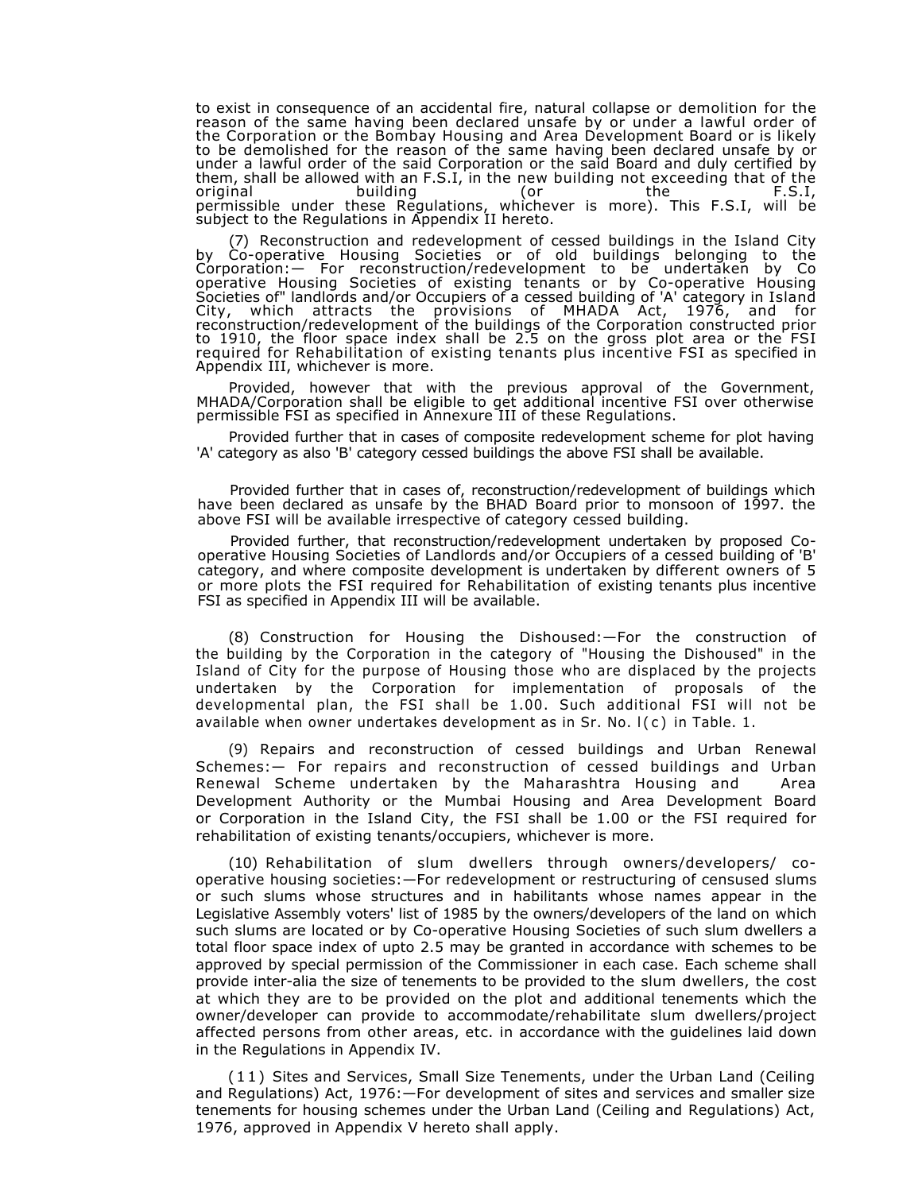to exist in consequence of an accidental fire, natural collapse or demolition for the reason of the same having been declared unsafe by or under a lawful order of the Corporation or the Bombay Housing and Area Development Board or is likely to be demolished for the reason of the same having been declared unsafe by or under a lawful order of the said Corporation or the said Board and duly certified by them, shall be allowed with an F.S.I, in the new building not exceeding that of the original building (or the F.S.I, permissible under these Regulations, whichever is more). This F.S.I, will be subject to the Regulations in Appendix II hereto.

(7) Reconstruction and redevelopment of cessed buildings in the Island City by Co-operative Housing Societies or of old buildings belonging to the Corporation:— For reconstruction/redevelopment to be undertaken by Co operative Housing Societies of existing tenants or by Co-operative Housing Societies of" landlords and/or Occupiers of a cessed building of 'A' category in Island City, which attracts the provisions of MHADA Act, 1976, and for reconstruction/redevelopment of the buildings of the Corporation constructed prior to 1910, the floor space index shall be 2.5 on the gross plot area or the FSI required for Rehabilitation of existing tenants plus incentive FSI as specified in Appendix III, whichever is more.

Provided, however that with the previous approval of the Government, MHADA/Corporation shall be eligible to get additional incentive FSI over otherwise permissible FSI as specified in Annexure III of these Regulations.

Provided further that in cases of composite redevelopment scheme for plot having 'A' category as also 'B' category cessed buildings the above FSI shall be available.

Provided further that in cases of, reconstruction/redevelopment of buildings which have been declared as unsafe by the BHAD Board prior to monsoon of 1997. the above FSI will be available irrespective of category cessed building.

Provided further, that reconstruction/redevelopment undertaken by proposed Co-operative Housing Societies of Landlords and/or Occupiers of a cessed building of 'B' category, and where composite development is undertaken by different owners of 5 or more plots the FSI required for Rehabilitation of existing tenants plus incentive FSI as specified in Appendix III will be available.

(8) Construction for Housing the Dishoused:—For the construction of the building by the Corporation in the category of "Housing the Dishoused" in the Island of City for the purpose of Housing those who are displaced by the projects undertaken by the Corporation for implementation of proposals of the developmental plan, the FSI shall be 1.00. Such additional FSI will not be available when owner undertakes development as in Sr. No. l(c) in Table. 1.

(9) Repairs and reconstruction of cessed buildings and Urban Renewal Schemes:— For repairs and reconstruction of cessed buildings and Urban Renewal Scheme undertaken by the Maharashtra Housing and Area Development Authority or the Mumbai Housing and Area Development Board or Corporation in the Island City, the FSI shall be 1.00 or the FSI required for rehabilitation of existing tenants/occupiers, whichever is more.

(10) Rehabilitation of slum dwellers through owners/developers/ co-operative housing societies:—For redevelopment or restructuring of censused slums or such slums whose structures and in habilitants whose names appear in the Legislative Assembly voters' list of 1985 by the owners/developers of the land on which such slums are located or by Co-operative Housing Societies of such slum dwellers a total floor space index of upto 2.5 may be granted in accordance with schemes to be approved by special permission of the Commissioner in each case. Each scheme shall provide inter-alia the size of tenements to be provided to the slum dwellers, the cost at which they are to be provided on the plot and additional tenements which the owner/developer can provide to accommodate/rehabilitate slum dwellers/project affected persons from other areas, etc. in accordance with the guidelines laid down in the Regulations in Appendix IV.

(11) Sites and Services, Small Size Tenements, under the Urban Land (Ceiling and Regulations) Act, 1976:—For development of sites and services and smaller size tenements for housing schemes under the Urban Land (Ceiling and Regulations) Act, 1976, approved in Appendix V hereto shall apply.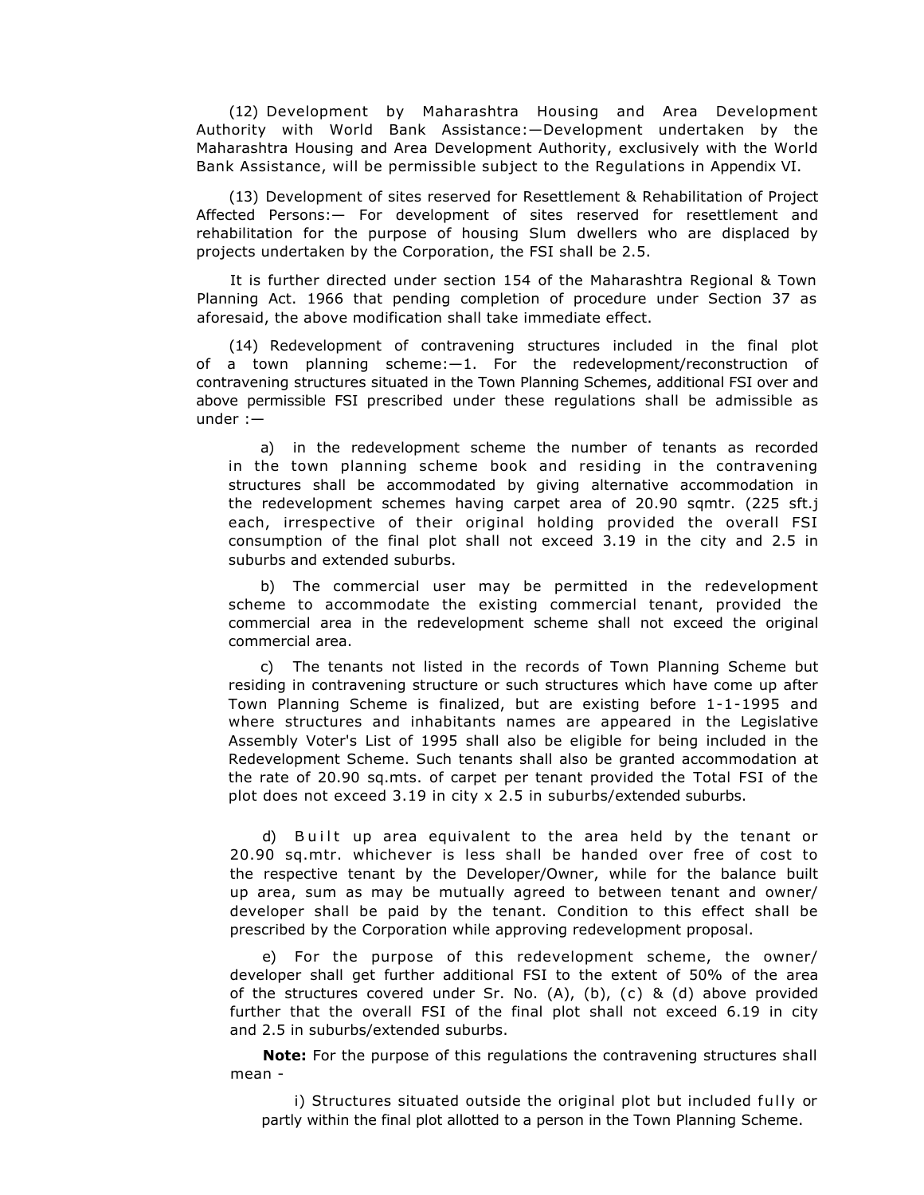(12) Development by Maharashtra Housing and Area Development Authority with World Bank Assistance:—Development undertaken by the Maharashtra Housing and Area Development Authority, exclusively with the World Bank Assistance, will be permissible subject to the Regulations in Appendix VI.

(13) Development of sites reserved for Resettlement & Rehabilitation of Project Affected Persons:— For development of sites reserved for resettlement and rehabilitation for the purpose of housing Slum dwellers who are displaced by projects undertaken by the Corporation, the FSI shall be 2.5.

It is further directed under section 154 of the Maharashtra Regional & Town Planning Act. 1966 that pending completion of procedure under Section 37 as aforesaid, the above modification shall take immediate effect.

(14) Redevelopment of contravening structures included in the final plot of a town planning scheme:—1. For the redevelopment/reconstruction of contravening structures situated in the Town Planning Schemes, additional FSI over and above permissible FSI prescribed under these regulations shall be admissible as under :—

a) in the redevelopment scheme the number of tenants as recorded in the town planning scheme book and residing in the contravening structures shall be accommodated by giving alternative accommodation in the redevelopment schemes having carpet area of 20.90 sqmtr. (225 sft.j each, irrespective of their original holding provided the overall FSI consumption of the final plot shall not exceed 3.19 in the city and 2.5 in suburbs and extended suburbs.

b) The commercial user may be permitted in the redevelopment scheme to accommodate the existing commercial tenant, provided the commercial area in the redevelopment scheme shall not exceed the original commercial area.

c) The tenants not listed in the records of Town Planning Scheme but residing in contravening structure or such structures which have come up after Town Planning Scheme is finalized, but are existing before 1-1-1995 and where structures and inhabitants names are appeared in the Legislative Assembly Voter's List of 1995 shall also be eligible for being included in the Redevelopment Scheme. Such tenants shall also be granted accommodation at the rate of 20.90 sq.mts. of carpet per tenant provided the Total FSI of the plot does not exceed 3.19 in city x 2.5 in suburbs/extended suburbs.

d) Built up area equivalent to the area held by the tenant or 20.90 sq.mtr. whichever is less shall be handed over free of cost to the respective tenant by the Developer/Owner, while for the balance built up area, sum as may be mutually agreed to between tenant and owner/ developer shall be paid by the tenant. Condition to this effect shall be prescribed by the Corporation while approving redevelopment proposal.

e) For the purpose of this redevelopment scheme, the owner/ developer shall get further additional FSI to the extent of 50% of the area of the structures covered under Sr. No. (A), (b), (c) & (d) above provided further that the overall FSI of the final plot shall not exceed 6.19 in city and 2.5 in suburbs/extended suburbs.

**Note:** For the purpose of this regulations the contravening structures shall mean -

i) Structures situated outside the original plot but included fully or partly within the final plot allotted to a person in the Town Planning Scheme.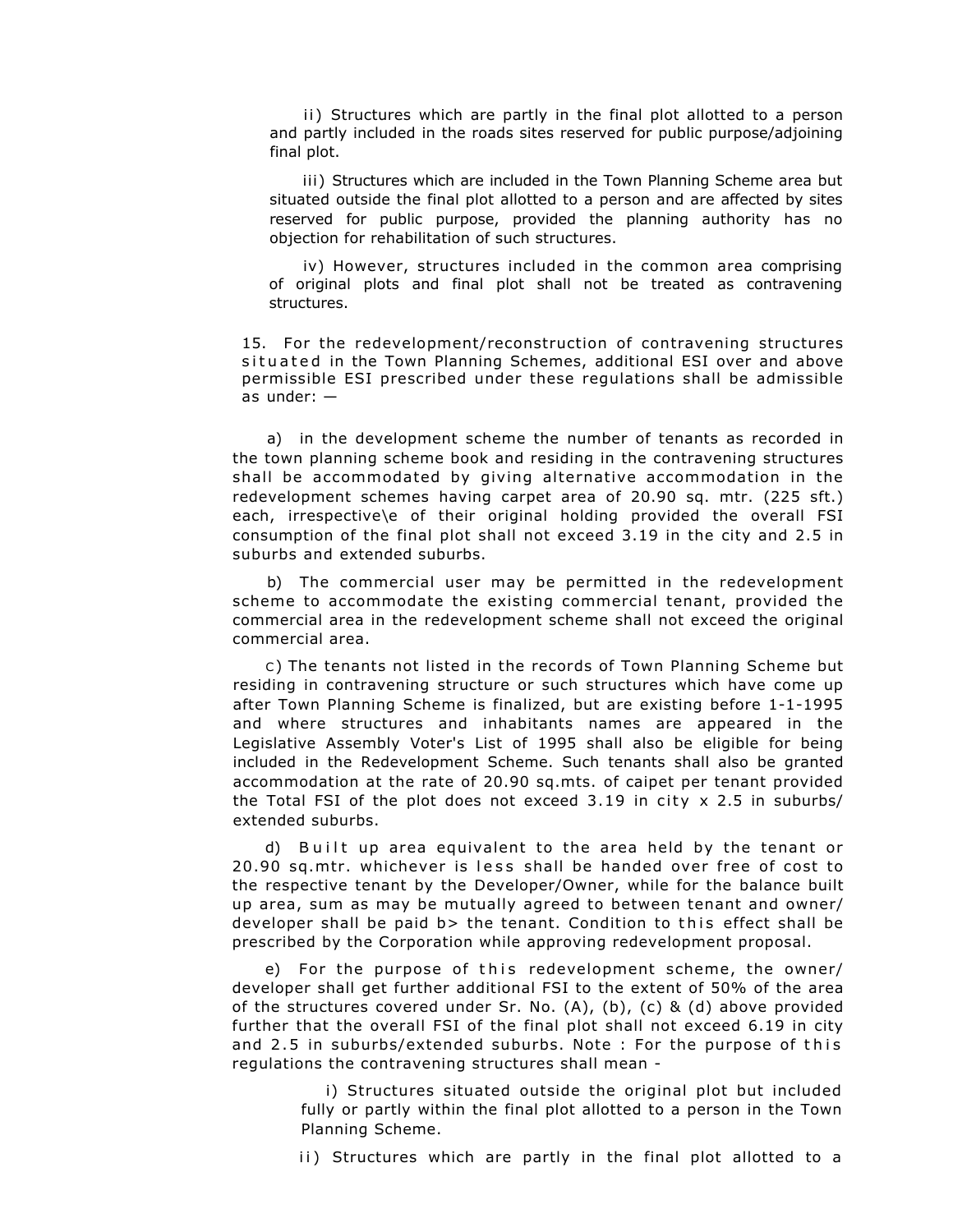ii) Structures which are partly in the final plot allotted to a person and partly included in the roads sites reserved for public purpose/adjoining final plot.

iii) Structures which are included in the Town Planning Scheme area but situated outside the final plot allotted to a person and are affected by sites reserved for public purpose, provided the planning authority has no objection for rehabilitation of such structures.

iv) However, structures included in the common area comprising of original plots and final plot shall not be treated as contravening structures.

15. For the redevelopment/reconstruction of contravening structures situated in the Town Planning Schemes, additional ESI over and above permissible ESI prescribed under these regulations shall be admissible as under: —

a) in the development scheme the number of tenants as recorded in the town planning scheme book and residing in the contravening structures shall be accommodated by giving alternative accommodation in the redevelopment schemes having carpet area of 20.90 sq. mtr. (225 sft.) each, irrespective\e of their original holding provided the overall FSI consumption of the final plot shall not exceed 3.19 in the city and 2.5 in suburbs and extended suburbs.

b) The commercial user may be permitted in the redevelopment scheme to accommodate the existing commercial tenant, provided the commercial area in the redevelopment scheme shall not exceed the original commercial area.

C) The tenants not listed in the records of Town Planning Scheme but residing in contravening structure or such structures which have come up after Town Planning Scheme is finalized, but are existing before 1-1-1995 and where structures and inhabitants names are appeared in the Legislative Assembly Voter's List of 1995 shall also be eligible for being included in the Redevelopment Scheme. Such tenants shall also be granted accommodation at the rate of 20.90 sq.mts. of caipet per tenant provided the Total FSI of the plot does not exceed 3.19 in city x 2.5 in suburbs/ extended suburbs.

d) Built up area equivalent to the area held by the tenant or 20.90 sq.mtr. whichever is less shall be handed over free of cost to the respective tenant by the Developer/Owner, while for the balance built up area, sum as may be mutually agreed to between tenant and owner/ developer shall be paid b> the tenant. Condition to this effect shall be prescribed by the Corporation while approving redevelopment proposal.

e) For the purpose of this redevelopment scheme, the owner/ developer shall get further additional FSI to the extent of 50% of the area of the structures covered under Sr. No. (A), (b), (c) & (d) above provided further that the overall FSI of the final plot shall not exceed 6.19 in city and 2.5 in suburbs/extended suburbs. Note : For the purpose of this regulations the contravening structures shall mean -

i) Structures situated outside the original plot but included fully or partly within the final plot allotted to a person in the Town Planning Scheme.

ii) Structures which are partly in the final plot allotted to a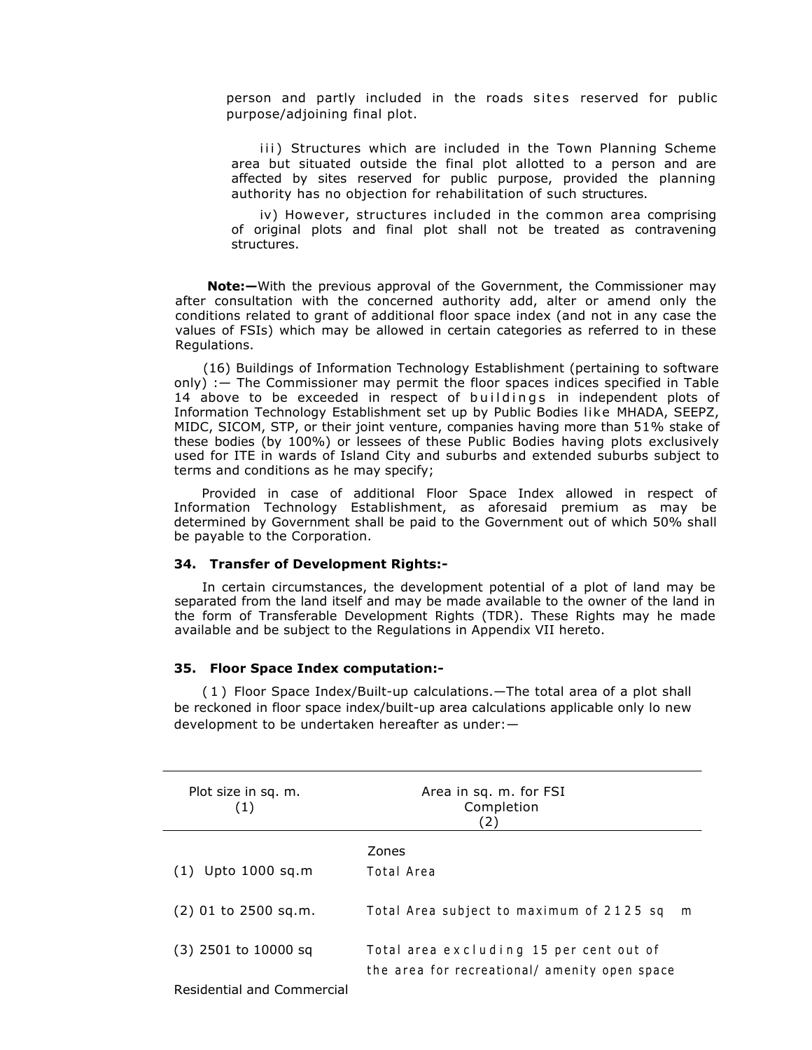person and partly included in the roads sites reserved for public purpose/adjoining final plot.

iii) Structures which are included in the Town Planning Scheme area but situated outside the final plot allotted to a person and are affected by sites reserved for public purpose, provided the planning authority has no objection for rehabilitation of such structures.

iv) However, structures included in the common area comprising of original plots and final plot shall not be treated as contravening structures.

**Note:—**With the previous approval of the Government, the Commissioner may after consultation with the concerned authority add, alter or amend only the conditions related to grant of additional floor space index (and not in any case the values of FSIs) which may be allowed in certain categories as referred to in these Regulations.

(16) Buildings of Information Technology Establishment (pertaining to software only) :— The Commissioner may permit the floor spaces indices specified in Table 14 above to be exceeded in respect of buildings in independent plots of Information Technology Establishment set up by Public Bodies like MHADA, SEEPZ, MIDC, SICOM, STP, or their joint venture, companies having more than 51% stake of these bodies (by 100%) or lessees of these Public Bodies having plots exclusively used for ITE in wards of Island City and suburbs and extended suburbs subject to terms and conditions as he may specify;

Provided in case of additional Floor Space Index allowed in respect of Information Technology Establishment, as aforesaid premium as may be determined by Government shall be paid to the Government out of which 50% shall be payable to the Corporation.

### 34. Transfer of Development Rights:-

In certain circumstances, the development potential of a plot of land may be separated from the land itself and may be made available to the owner of the land in the form of Transferable Development Rights (TDR). These Rights may he made available and be subject to the Regulations in Appendix VII hereto.

### 35. Floor Space Index computation:-

(1) Floor Space Index/Built-up calculations.—The total area of a plot shall be reckoned in floor space index/built-up area calculations applicable only lo new development to be undertaken hereafter as under:—

| Plot size in sq. m. (1) | Area in sq. m. for FSI Completion (2) |
|---|---|
| | Zones |
| (1) Upto 1000 sq.m | Total Area |
| (2) 01 to 2500 sq.m. | Total Area subject to maximum of 2125 sq m |
| (3) 2501 to 10000 sq | Total area excluding 15 per cent out of the area for recreational/ amenity open space |
| Residential and Commercial | |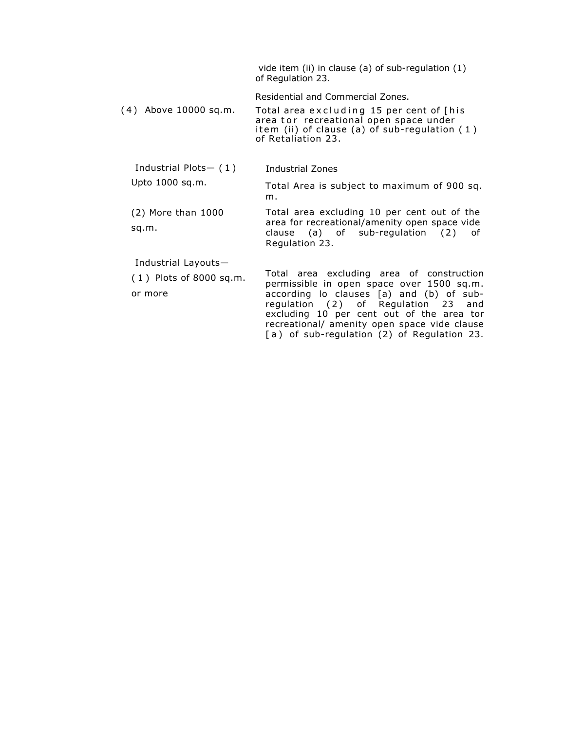| | |
|---|---|
| | vide item (ii) in clause (a) of sub-regulation (1) of Regulation 23. |
| | Residential and Commercial Zones. |
| (4) Above 10000 sq.m. | Total area excluding 15 per cent of [his area tor recreational open space under item (ii) of clause (a) of sub-regulation (1) of Retaliation 23. |
| Industrial Plots— (1) | Industrial Zones |
| Upto 1000 sq.m. | Total Area is subject to maximum of 900 sq. m. |
| (2) More than 1000 sq.m. | Total area excluding 10 per cent out of the area for recreational/amenity open space vide clause (a) of sub-regulation (2) of Regulation 23. |
| Industrial Layouts— | |
| (1) Plots of 8000 sq.m. or more | Total area excluding area of construction permissible in open space over 1500 sq.m. according lo clauses [a) and (b) of sub-regulation (2) of Regulation 23 and excluding 10 per cent out of the area tor recreational/ amenity open space vide clause [a) of sub-regulation (2) of Regulation 23. |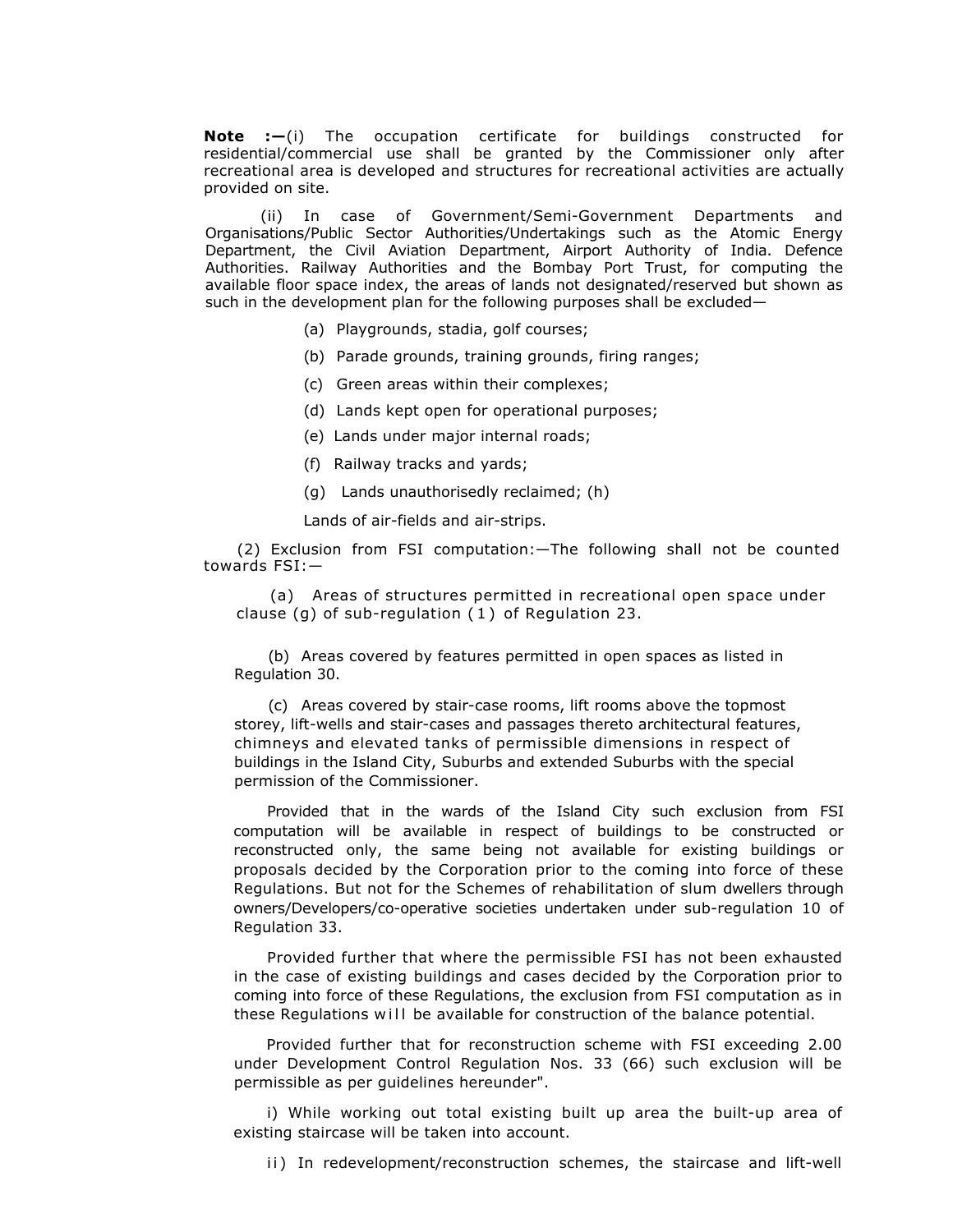**Note :—**(i) The occupation certificate for buildings constructed for residential/commercial use shall be granted by the Commissioner only after recreational area is developed and structures for recreational activities are actually provided on site.

(ii) In case of Government/Semi-Government Departments and Organisations/Public Sector Authorities/Undertakings such as the Atomic Energy Department, the Civil Aviation Department, Airport Authority of India. Defence Authorities. Railway Authorities and the Bombay Port Trust, for computing the available floor space index, the areas of lands not designated/reserved but shown as such in the development plan for the following purposes shall be excluded—

(a) Playgrounds, stadia, golf courses;

(b) Parade grounds, training grounds, firing ranges;

(c) Green areas within their complexes;

(d) Lands kept open for operational purposes;

(e) Lands under major internal roads;

(f) Railway tracks and yards;

(g) Lands unauthorisedly reclaimed; (h)

Lands of air-fields and air-strips.

(2) Exclusion from FSI computation:—The following shall not be counted towards FSI:—

(a) Areas of structures permitted in recreational open space under clause (g) of sub-regulation (1) of Regulation 23.

(b) Areas covered by features permitted in open spaces as listed in Regulation 30.

(c) Areas covered by stair-case rooms, lift rooms above the topmost storey, lift-wells and stair-cases and passages thereto architectural features, chimneys and elevated tanks of permissible dimensions in respect of buildings in the Island City, Suburbs and extended Suburbs with the special permission of the Commissioner.

Provided that in the wards of the Island City such exclusion from FSI computation will be available in respect of buildings to be constructed or reconstructed only, the same being not available for existing buildings or proposals decided by the Corporation prior to the coming into force of these Regulations. But not for the Schemes of rehabilitation of slum dwellers through owners/Developers/co-operative societies undertaken under sub-regulation 10 of Regulation 33.

Provided further that where the permissible FSI has not been exhausted in the case of existing buildings and cases decided by the Corporation prior to coming into force of these Regulations, the exclusion from FSI computation as in these Regulations will be available for construction of the balance potential.

Provided further that for reconstruction scheme with FSI exceeding 2.00 under Development Control Regulation Nos. 33 (66) such exclusion will be permissible as per guidelines hereunder".

i) While working out total existing built up area the built-up area of existing staircase will be taken into account.

ii) In redevelopment/reconstruction schemes, the staircase and lift-well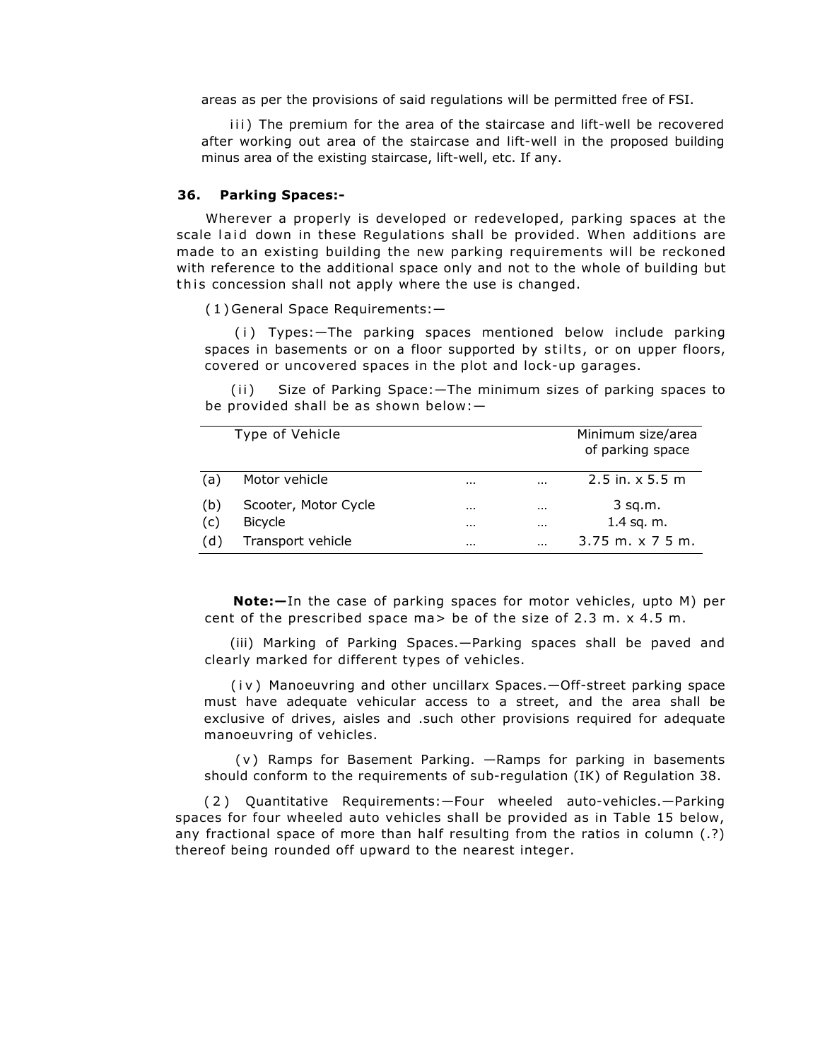areas as per the provisions of said regulations will be permitted free of FSI.

iii) The premium for the area of the staircase and lift-well be recovered after working out area of the staircase and lift-well in the proposed building minus area of the existing staircase, lift-well, etc. If any.

### 36. Parking Spaces:-

Wherever a properly is developed or redeveloped, parking spaces at the scale laid down in these Regulations shall be provided. When additions are made to an existing building the new parking requirements will be reckoned with reference to the additional space only and not to the whole of building but this concession shall not apply where the use is changed.

(1) General Space Requirements:—

(i) Types:—The parking spaces mentioned below include parking spaces in basements or on a floor supported by stilts, or on upper floors, covered or uncovered spaces in the plot and lock-up garages.

(ii) Size of Parking Space:—The minimum sizes of parking spaces to be provided shall be as shown below:—

| | Type of Vehicle | | | Minimum size/area of parking space |
|---|---|---|---|---|
| (a) | Motor vehicle | ... | ... | 2.5 in. x 5.5 m |
| (b) | Scooter, Motor Cycle | ... | ... | 3 sq.m. |
| (c) | Bicycle | ... | ... | 1.4 sq. m. |
| (d) | Transport vehicle | ... | ... | 3.75 m. x 7 5 m. |

**Note:—**In the case of parking spaces for motor vehicles, upto M) per cent of the prescribed space ma> be of the size of 2.3 m. x 4.5 m.

(iii) Marking of Parking Spaces.—Parking spaces shall be paved and clearly marked for different types of vehicles.

(iv) Manoeuvring and other uncillarx Spaces.—Off-street parking space must have adequate vehicular access to a street, and the area shall be exclusive of drives, aisles and .such other provisions required for adequate manoeuvring of vehicles.

(v) Ramps for Basement Parking. —Ramps for parking in basements should conform to the requirements of sub-regulation (IK) of Regulation 38.

(2) Quantitative Requirements:—Four wheeled auto-vehicles.—Parking spaces for four wheeled auto vehicles shall be provided as in Table 15 below, any fractional space of more than half resulting from the ratios in column (.?) thereof being rounded off upward to the nearest integer.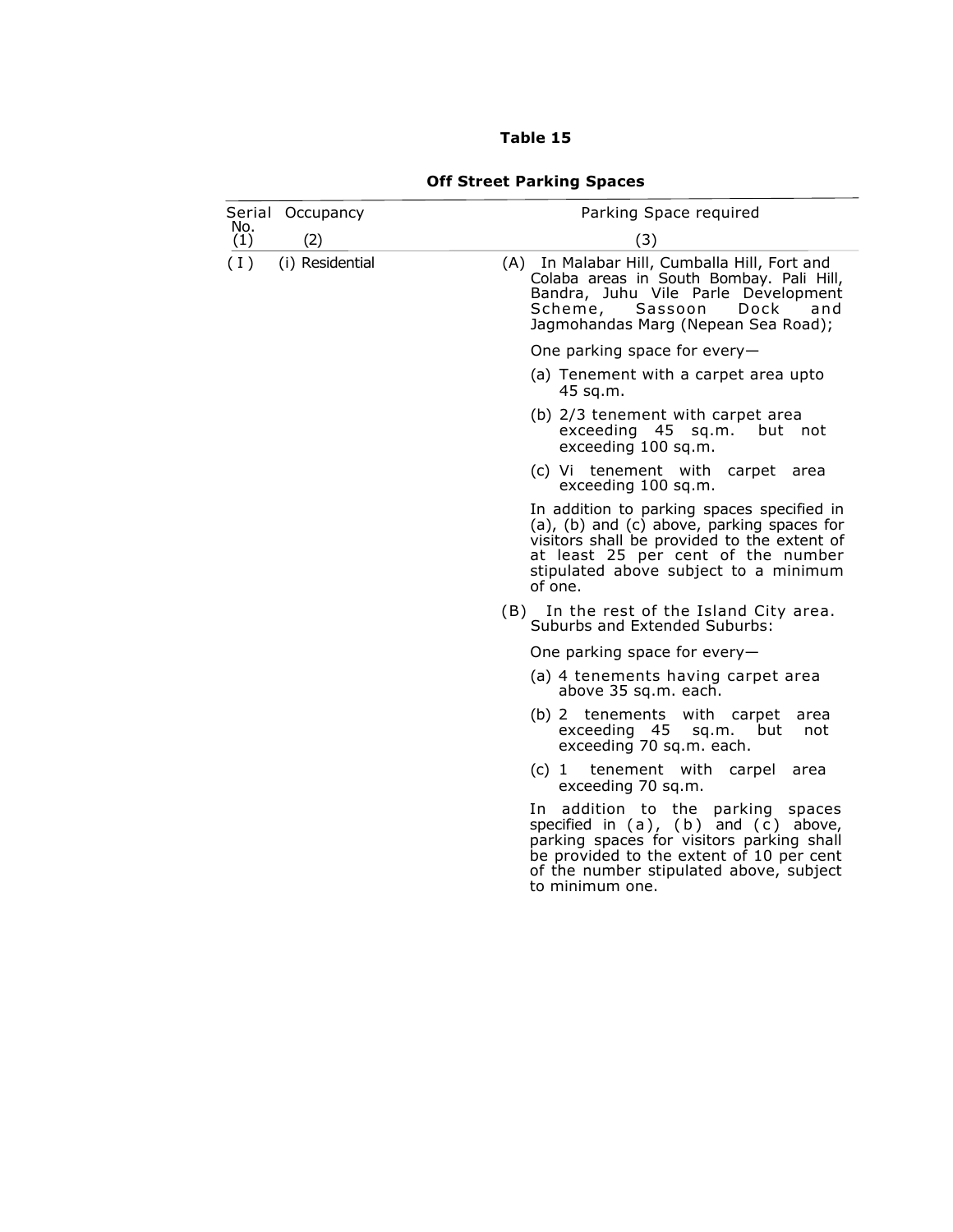**Table 15**

**Off Street Parking Spaces**

| Serial No. (1) | Occupancy (2) | Parking Space required (3) |
|---|---|---|
| ( I ) | (i) Residential | (A) In Malabar Hill, Cumballa Hill, Fort and Colaba areas in South Bombay. Pali Hill, Bandra, Juhu Vile Parle Development Scheme, Sassoon Dock and Jagmohandas Marg (Nepean Sea Road);<br><br>One parking space for every—<br><br>(a) Tenement with a carpet area upto 45 sq.m.<br><br>(b) 2/3 tenement with carpet area exceeding 45 sq.m. but not exceeding 100 sq.m.<br><br>(c) Vi tenement with carpet area exceeding 100 sq.m.<br><br>In addition to parking spaces specified in (a), (b) and (c) above, parking spaces for visitors shall be provided to the extent of at least 25 per cent of the number stipulated above subject to a minimum of one.<br><br>(B) In the rest of the Island City area. Suburbs and Extended Suburbs:<br><br>One parking space for every—<br><br>(a) 4 tenements having carpet area above 35 sq.m. each.<br><br>(b) 2 tenements with carpet area exceeding 45 sq.m. but not exceeding 70 sq.m. each.<br><br>(c) 1 tenement with carpel area exceeding 70 sq.m.<br><br>In addition to the parking spaces specified in (a), (b) and (c) above, parking spaces for visitors parking shall be provided to the extent of 10 per cent of the number stipulated above, subject to minimum one. |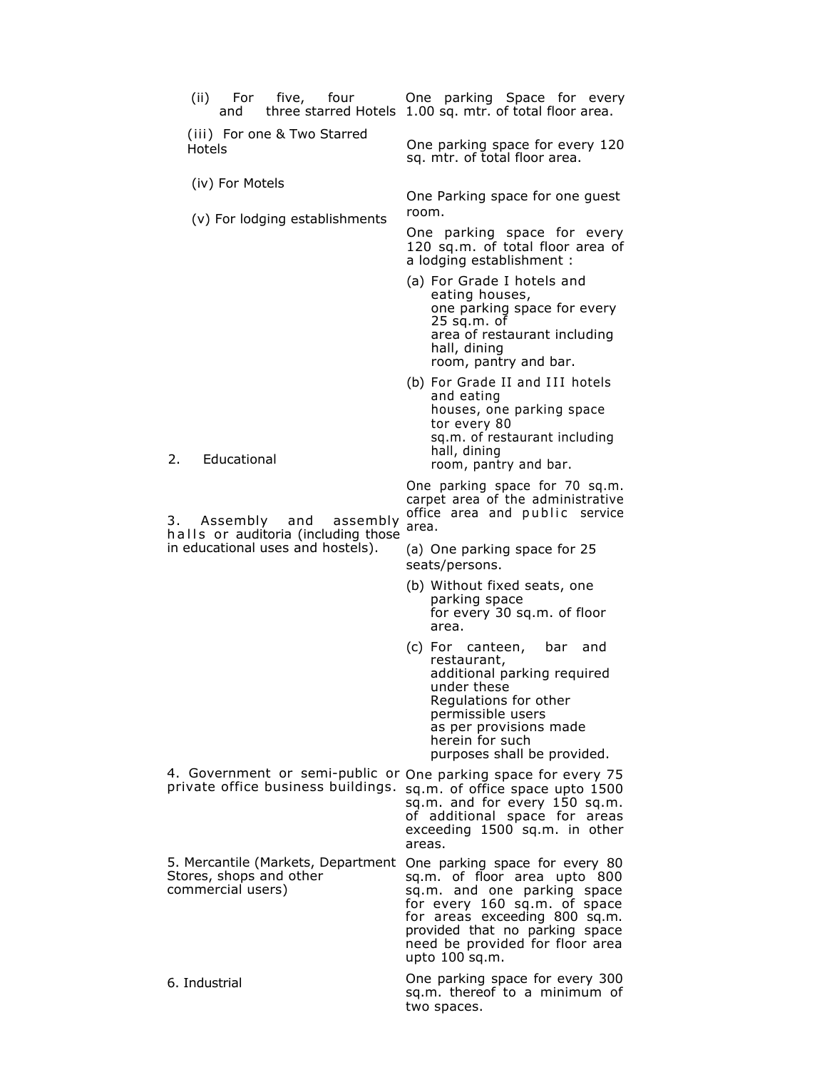| | |
|---|---|
| (ii) For five, four and three starred Hotels | One parking Space for every 1.00 sq. mtr. of total floor area. |
| (iii) For one & Two Starred Hotels | One parking space for every 120 sq. mtr. of total floor area. |
| (iv) For Motels | One Parking space for one guest room. |
| (v) For lodging establishments | One parking space for every 120 sq.m. of total floor area of a lodging establishment :<br>(a) For Grade I hotels and eating houses, one parking space for every 25 sq.m. of area of restaurant including hall, dining room, pantry and bar.<br>(b) For Grade II and III hotels and eating houses, one parking space tor every 80 sq.m. of restaurant including hall, dining room, pantry and bar. |
| 2. Educational | One parking space for 70 sq.m. carpet area of the administrative office area and public service area. |
| 3. Assembly and assembly halls or auditoria (including those in educational uses and hostels). | (a) One parking space for 25 seats/persons.<br>(b) Without fixed seats, one parking space for every 30 sq.m. of floor area.<br>(c) For canteen, bar and restaurant, additional parking required under these Regulations for other permissible users as per provisions made herein for such purposes shall be provided. |
| 4. Government or semi-public or private office business buildings. | One parking space for every 75 sq.m. of office space upto 1500 sq.m. and for every 150 sq.m. of additional space for areas exceeding 1500 sq.m. in other areas. |
| 5. Mercantile (Markets, Department Stores, shops and other commercial users) | One parking space for every 80 sq.m. of floor area upto 800 sq.m. and one parking space for every 160 sq.m. of space for areas exceeding 800 sq.m. provided that no parking space need be provided for floor area upto 100 sq.m. |
| 6. Industrial | One parking space for every 300 sq.m. thereof to a minimum of two spaces. |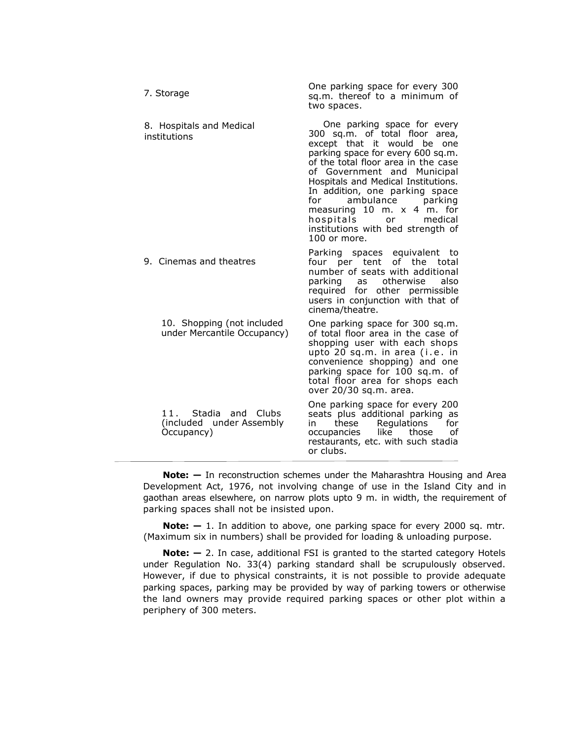| | |
|---|---|
| 7. Storage | One parking space for every 300 sq.m. thereof to a minimum of two spaces. |
| 8. Hospitals and Medical institutions | One parking space for every 300 sq.m. of total floor area, except that it would be one parking space for every 600 sq.m. of the total floor area in the case of Government and Municipal Hospitals and Medical Institutions. In addition, one parking space for ambulance parking measuring 10 m. x 4 m. for hospitals or medical institutions with bed strength of 100 or more. |
| 9. Cinemas and theatres | Parking spaces equivalent to four per tent of the total number of seats with additional parking as otherwise also required for other permissible users in conjunction with that of cinema/theatre. |
| 10. Shopping (not included under Mercantile Occupancy) | One parking space for 300 sq.m. of total floor area in the case of shopping user with each shops upto 20 sq.m. in area (i.e. in convenience shopping) and one parking space for 100 sq.m. of total floor area for shops each over 20/30 sq.m. area. |
| 11. Stadia and Clubs (included under Assembly Occupancy) | One parking space for every 200 seats plus additional parking as in these Regulations for occupancies like those of restaurants, etc. with such stadia or clubs. |

**Note: —** In reconstruction schemes under the Maharashtra Housing and Area Development Act, 1976, not involving change of use in the Island City and in gaothan areas elsewhere, on narrow plots upto 9 m. in width, the requirement of parking spaces shall not be insisted upon.

**Note: —** 1. In addition to above, one parking space for every 2000 sq. mtr. (Maximum six in numbers) shall be provided for loading & unloading purpose.

**Note: —** 2. In case, additional FSI is granted to the started category Hotels under Regulation No. 33(4) parking standard shall be scrupulously observed. However, if due to physical constraints, it is not possible to provide adequate parking spaces, parking may be provided by way of parking towers or otherwise the land owners may provide required parking spaces or other plot within a periphery of 300 meters.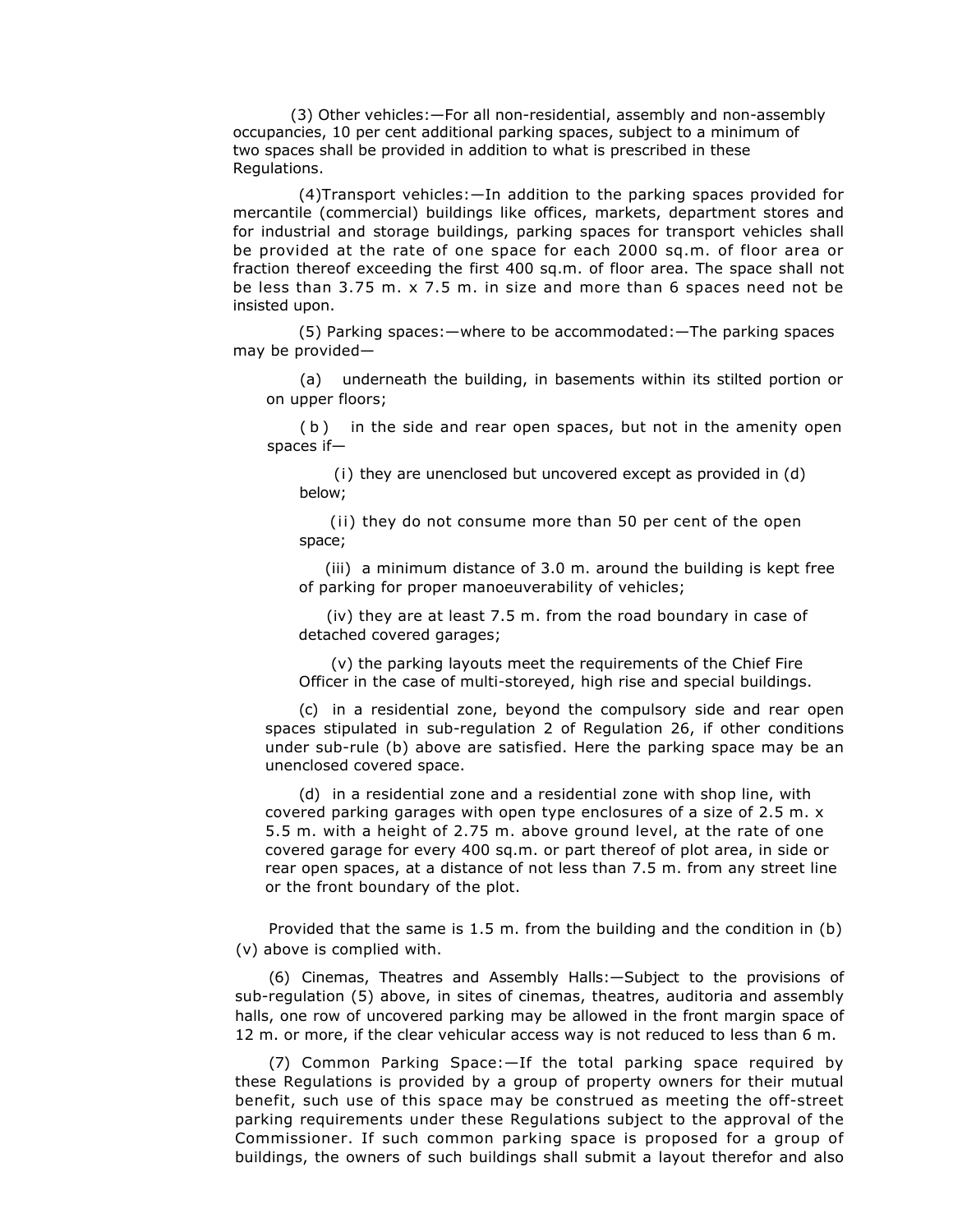(3) Other vehicles:—For all non-residential, assembly and non-assembly occupancies, 10 per cent additional parking spaces, subject to a minimum of two spaces shall be provided in addition to what is prescribed in these Regulations.

(4)Transport vehicles:—In addition to the parking spaces provided for mercantile (commercial) buildings like offices, markets, department stores and for industrial and storage buildings, parking spaces for transport vehicles shall be provided at the rate of one space for each 2000 sq.m. of floor area or fraction thereof exceeding the first 400 sq.m. of floor area. The space shall not be less than 3.75 m. x 7.5 m. in size and more than 6 spaces need not be insisted upon.

(5) Parking spaces:—where to be accommodated:—The parking spaces may be provided—

(a) underneath the building, in basements within its stilted portion or on upper floors;

(b) in the side and rear open spaces, but not in the amenity open spaces if—

(i) they are unenclosed but uncovered except as provided in (d) below;

(ii) they do not consume more than 50 per cent of the open space;

(iii) a minimum distance of 3.0 m. around the building is kept free of parking for proper manoeuverability of vehicles;

(iv) they are at least 7.5 m. from the road boundary in case of detached covered garages;

(v) the parking layouts meet the requirements of the Chief Fire Officer in the case of multi-storeyed, high rise and special buildings.

(c) in a residential zone, beyond the compulsory side and rear open spaces stipulated in sub-regulation 2 of Regulation 26, if other conditions under sub-rule (b) above are satisfied. Here the parking space may be an unenclosed covered space.

(d) in a residential zone and a residential zone with shop line, with covered parking garages with open type enclosures of a size of 2.5 m. x 5.5 m. with a height of 2.75 m. above ground level, at the rate of one covered garage for every 400 sq.m. or part thereof of plot area, in side or rear open spaces, at a distance of not less than 7.5 m. from any street line or the front boundary of the plot.

Provided that the same is 1.5 m. from the building and the condition in (b) (v) above is complied with.

(6) Cinemas, Theatres and Assembly Halls:—Subject to the provisions of sub-regulation (5) above, in sites of cinemas, theatres, auditoria and assembly halls, one row of uncovered parking may be allowed in the front margin space of 12 m. or more, if the clear vehicular access way is not reduced to less than 6 m.

(7) Common Parking Space:—If the total parking space required by these Regulations is provided by a group of property owners for their mutual benefit, such use of this space may be construed as meeting the off-street parking requirements under these Regulations subject to the approval of the Commissioner. If such common parking space is proposed for a group of buildings, the owners of such buildings shall submit a layout therefor and also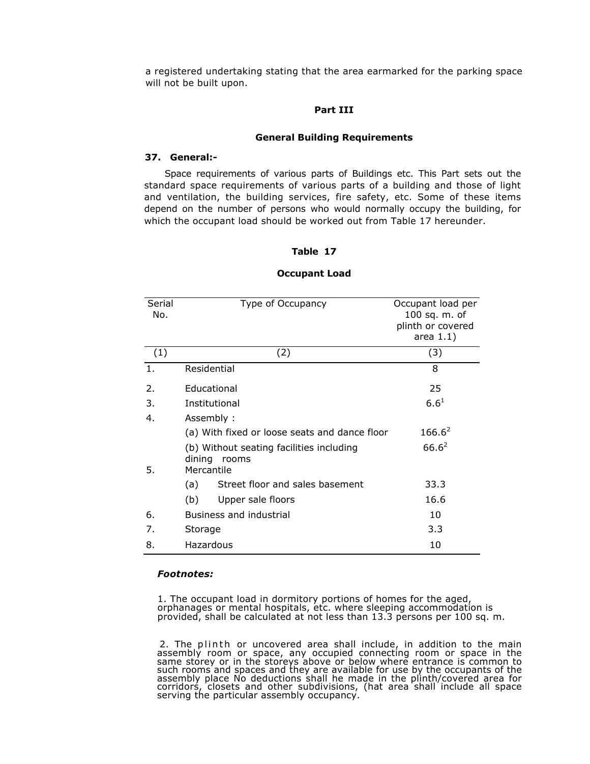a registered undertaking stating that the area earmarked for the parking space will not be built upon.

## Part III

## General Building Requirements

**37. General:-**

Space requirements of various parts of Buildings etc. This Part sets out the standard space requirements of various parts of a building and those of light and ventilation, the building services, fire safety, etc. Some of these items depend on the number of persons who would normally occupy the building, for which the occupant load should be worked out from Table 17 hereunder.

**Table 17**

**Occupant Load**

| Serial No. | Type of Occupancy | Occupant load per 100 sq. m. of plinth or covered area 1.1) |
|---|---|---|
| (1) | (2) | (3) |
| 1. | Residential | 8 |
| 2. | Educational | 25 |
| 3. | Institutional | 6.6[1] |
| 4. | Assembly : | |
| | (a) With fixed or loose seats and dance floor | 166.6[2] |
| | (b) Without seating facilities including dining rooms | 66.6[2] |
| 5. | Mercantile | |
| | (a) Street floor and sales basement | 33.3 |
| | (b) Upper sale floors | 16.6 |
| 6. | Business and industrial | 10 |
| 7. | Storage | 3.3 |
| 8. | Hazardous | 10 |

***Footnotes:***

1. The occupant load in dormitory portions of homes for the aged, orphanages or mental hospitals, etc. where sleeping accommodation is provided, shall be calculated at not less than 13.3 persons per 100 sq. m.

2. The plinth or uncovered area shall include, in addition to the main assembly room or space, any occupied connecting room or space in the same storey or in the storeys above or below where entrance is common to such rooms and spaces and they are available for use by the occupants of the assembly place No deductions shall he made in the plinth/covered area for corridors, closets and other subdivisions, (hat area shall include all space serving the particular assembly occupancy.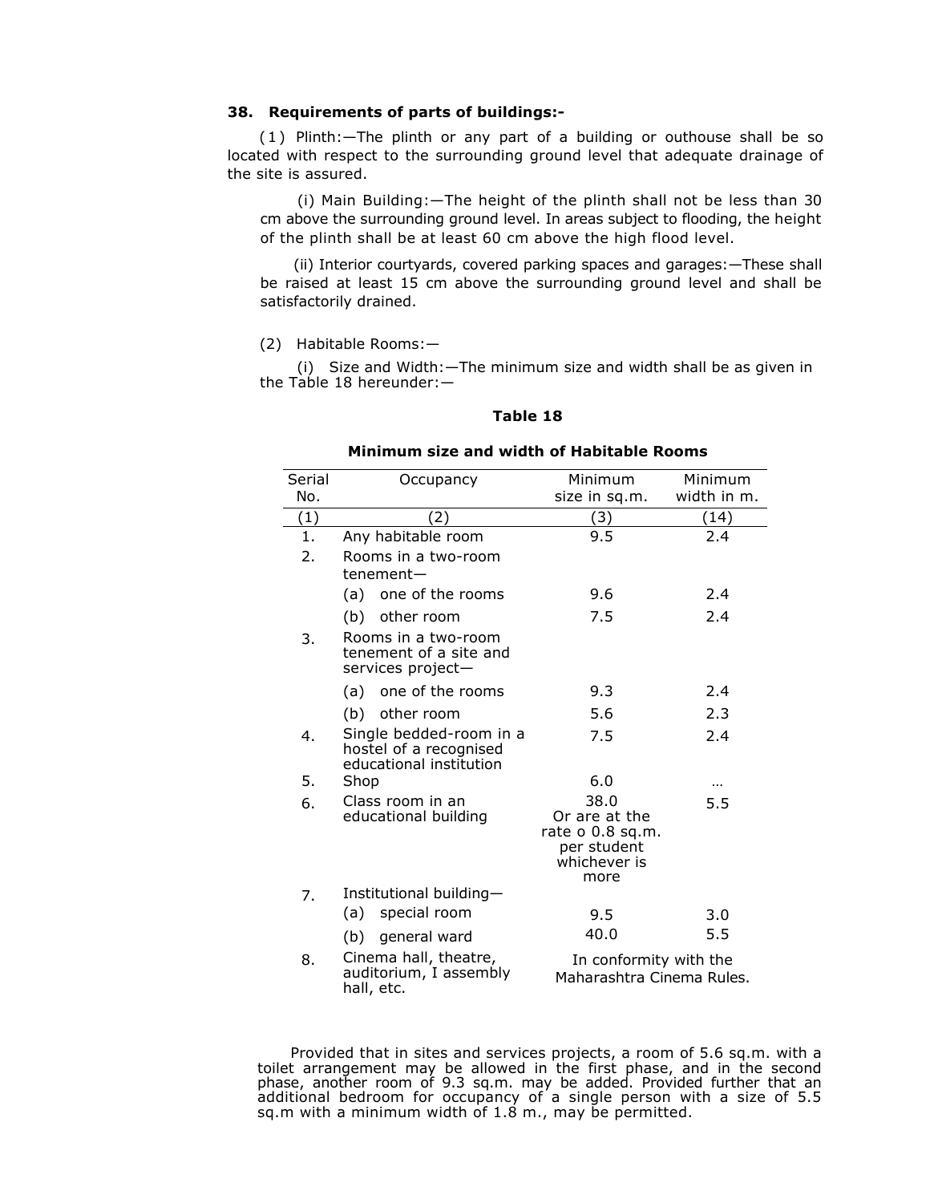**38. Requirements of parts of buildings:-**

(1) Plinth:—The plinth or any part of a building or outhouse shall be so located with respect to the surrounding ground level that adequate drainage of the site is assured.

(i) Main Building:—The height of the plinth shall not be less than 30 cm above the surrounding ground level. In areas subject to flooding, the height of the plinth shall be at least 60 cm above the high flood level.

(ii) Interior courtyards, covered parking spaces and garages:—These shall be raised at least 15 cm above the surrounding ground level and shall be satisfactorily drained.

(2) Habitable Rooms:—

(i) Size and Width:—The minimum size and width shall be as given in the Table 18 hereunder:—

**Table 18**

**Minimum size and width of Habitable Rooms**

| Serial No. | Occupancy | Minimum size in sq.m. | Minimum width in m. |
|---|---|---|---|
| (1) | (2) | (3) | (14) |
| 1. | Any habitable room | 9.5 | 2.4 |
| 2. | Rooms in a two-room tenement— | | |
| | (a) one of the rooms | 9.6 | 2.4 |
| | (b) other room | 7.5 | 2.4 |
| 3. | Rooms in a two-room tenement of a site and services project— | | |
| | (a) one of the rooms | 9.3 | 2.4 |
| | (b) other room | 5.6 | 2.3 |
| 4. | Single bedded-room in a hostel of a recognised educational institution | 7.5 | 2.4 |
| 5. | Shop | 6.0 | ... |
| 6. | Class room in an educational building | 38.0 Or are at the rate o 0.8 sq.m. per student whichever is more | 5.5 |
| 7. | Institutional building— | | |
| | (a) special room | 9.5 | 3.0 |
| | (b) general ward | 40.0 | 5.5 |
| 8. | Cinema hall, theatre, auditorium, I assembly hall, etc. | In conformity with the Maharashtra Cinema Rules. | |

Provided that in sites and services projects, a room of 5.6 sq.m. with a toilet arrangement may be allowed in the first phase, and in the second phase, another room of 9.3 sq.m. may be added. Provided further that an additional bedroom for occupancy of a single person with a size of 5.5 sq.m with a minimum width of 1.8 m., may be permitted.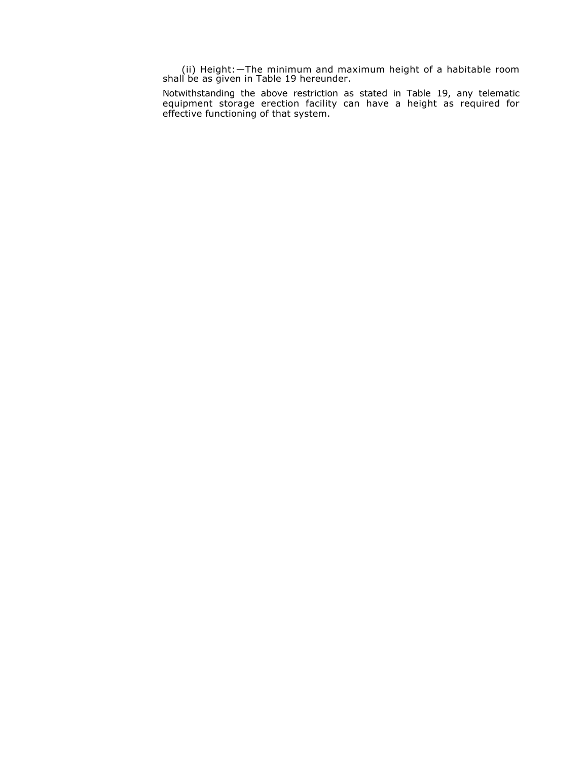(ii) Height:—The minimum and maximum height of a habitable room shall be as given in Table 19 hereunder.

Notwithstanding the above restriction as stated in Table 19, any telematic equipment storage erection facility can have a height as required for effective functioning of that system.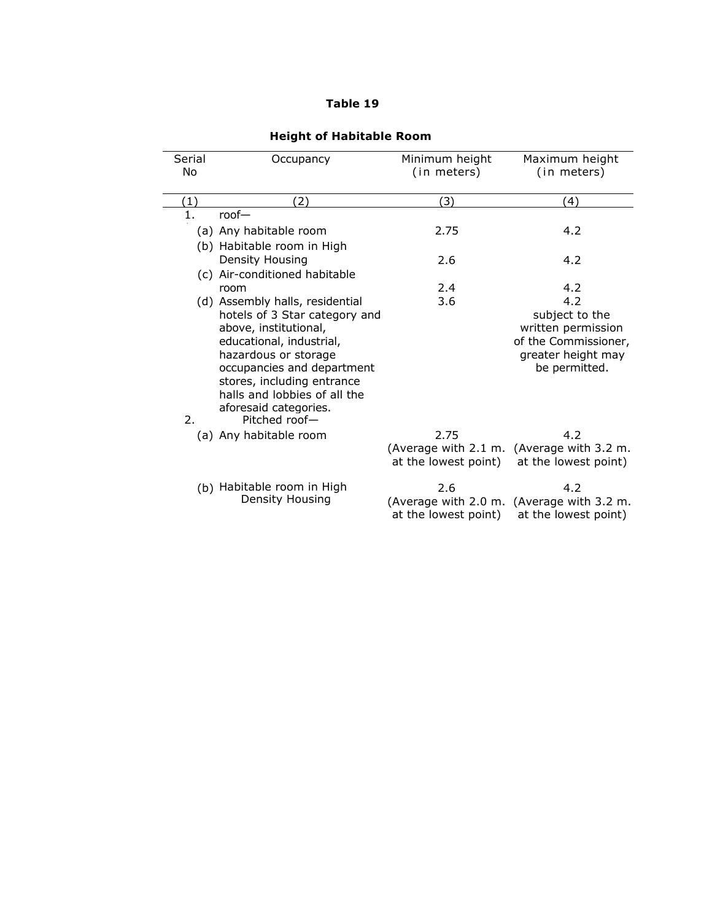**Table 19**

**Height of Habitable Room**

| Serial No | Occupancy | Minimum height (in meters) | Maximum height (in meters) |
|---|---|---|---|
| (1) | (2) | (3) | (4) |
| 1. | roof— | | |
| | (a) Any habitable room | 2.75 | 4.2 |
| | (b) Habitable room in High Density Housing | 2.6 | 4.2 |
| | (c) Air-conditioned habitable room | 2.4 | 4.2 |
| | (d) Assembly halls, residential hotels of 3 Star category and above, institutional, educational, industrial, hazardous or storage occupancies and department stores, including entrance halls and lobbies of all the aforesaid categories. | 3.6 | 4.2 subject to the written permission of the Commissioner, greater height may be permitted. |
| 2. | Pitched roof— | | |
| | (a) Any habitable room | 2.75 (Average with 2.1 m. at the lowest point) | 4.2 (Average with 3.2 m. at the lowest point) |
| | (b) Habitable room in High Density Housing | 2.6 (Average with 2.0 m. at the lowest point) | 4.2 (Average with 3.2 m. at the lowest point) |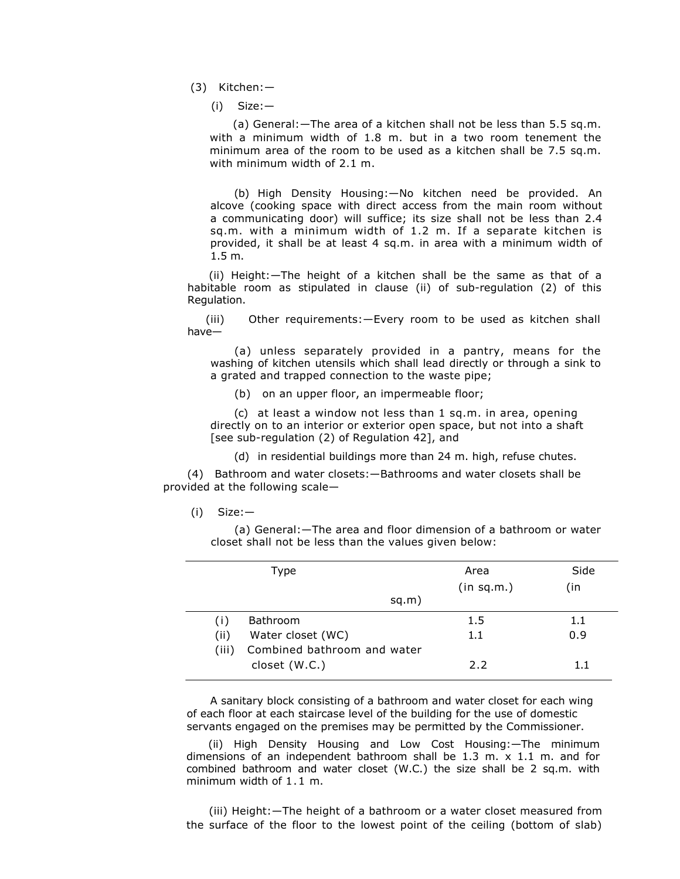(3) Kitchen:—

(i) Size:—

(a) General:—The area of a kitchen shall not be less than 5.5 sq.m. with a minimum width of 1.8 m. but in a two room tenement the minimum area of the room to be used as a kitchen shall be 7.5 sq.m. with minimum width of 2.1 m.

(b) High Density Housing:—No kitchen need be provided. An alcove (cooking space with direct access from the main room without a communicating door) will suffice; its size shall not be less than 2.4 sq.m. with a minimum width of 1.2 m. If a separate kitchen is provided, it shall be at least 4 sq.m. in area with a minimum width of 1.5 m.

(ii) Height:—The height of a kitchen shall be the same as that of a habitable room as stipulated in clause (ii) of sub-regulation (2) of this Regulation.

(iii) Other requirements:—Every room to be used as kitchen shall have—

(a) unless separately provided in a pantry, means for the washing of kitchen utensils which shall lead directly or through a sink to a grated and trapped connection to the waste pipe;

(b) on an upper floor, an impermeable floor;

(c) at least a window not less than 1 sq.m. in area, opening directly on to an interior or exterior open space, but not into a shaft [see sub-regulation (2) of Regulation 42], and

(d) in residential buildings more than 24 m. high, refuse chutes.

(4) Bathroom and water closets:—Bathrooms and water closets shall be provided at the following scale—

(i) Size:—

(a) General:—The area and floor dimension of a bathroom or water closet shall not be less than the values given below:

| Type | Area (in sq.m.) | Side (in sq.m) |
|---|---|---|
| (i) Bathroom | 1.5 | 1.1 |
| (ii) Water closet (WC) | 1.1 | 0.9 |
| (iii) Combined bathroom and water closet (W.C.) | 2.2 | 1.1 |

A sanitary block consisting of a bathroom and water closet for each wing of each floor at each staircase level of the building for the use of domestic servants engaged on the premises may be permitted by the Commissioner.

(ii) High Density Housing and Low Cost Housing:—The minimum dimensions of an independent bathroom shall be 1.3 m. x 1.1 m. and for combined bathroom and water closet (W.C.) the size shall be 2 sq.m. with minimum width of 1.1 m.

(iii) Height:—The height of a bathroom or a water closet measured from the surface of the floor to the lowest point of the ceiling (bottom of slab)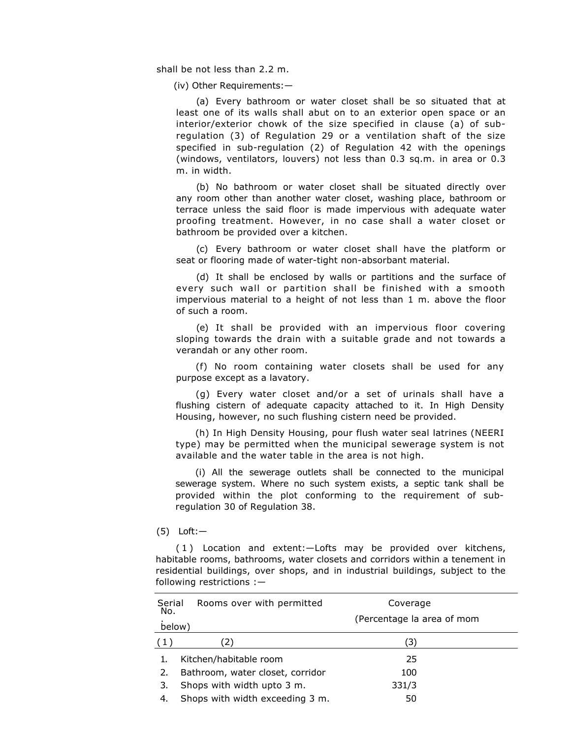shall be not less than 2.2 m.

(iv) Other Requirements:—

(a) Every bathroom or water closet shall be so situated that at least one of its walls shall abut on to an exterior open space or an interior/exterior chowk of the size specified in clause (a) of sub-regulation (3) of Regulation 29 or a ventilation shaft of the size specified in sub-regulation (2) of Regulation 42 with the openings (windows, ventilators, louvers) not less than 0.3 sq.m. in area or 0.3 m. in width.

(b) No bathroom or water closet shall be situated directly over any room other than another water closet, washing place, bathroom or terrace unless the said floor is made impervious with adequate water proofing treatment. However, in no case shall a water closet or bathroom be provided over a kitchen.

(c) Every bathroom or water closet shall have the platform or seat or flooring made of water-tight non-absorbant material.

(d) It shall be enclosed by walls or partitions and the surface of every such wall or partition shall be finished with a smooth impervious material to a height of not less than 1 m. above the floor of such a room.

(e) It shall be provided with an impervious floor covering sloping towards the drain with a suitable grade and not towards a verandah or any other room.

(f) No room containing water closets shall be used for any purpose except as a lavatory.

(g) Every water closet and/or a set of urinals shall have a flushing cistern of adequate capacity attached to it. In High Density Housing, however, no such flushing cistern need be provided.

(h) In High Density Housing, pour flush water seal latrines (NEERI type) may be permitted when the municipal sewerage system is not available and the water table in the area is not high.

(i) All the sewerage outlets shall be connected to the municipal sewerage system. Where no such system exists, a septic tank shall be provided within the plot conforming to the requirement of sub-regulation 30 of Regulation 38.

(5) Loft:—

(1) Location and extent:—Lofts may be provided over kitchens, habitable rooms, bathrooms, water closets and corridors within a tenement in residential buildings, over shops, and in industrial buildings, subject to the following restrictions :—

| Serial No. | Rooms over with permitted below) | Coverage (Percentage la area of mom |
|---|---|---|
| (1) | (2) | (3) |
| 1. | Kitchen/habitable room | 25 |
| 2. | Bathroom, water closet, corridor | 100 |
| 3. | Shops with width upto 3 m. | 331/3 |
| 4. | Shops with width exceeding 3 m. | 50 |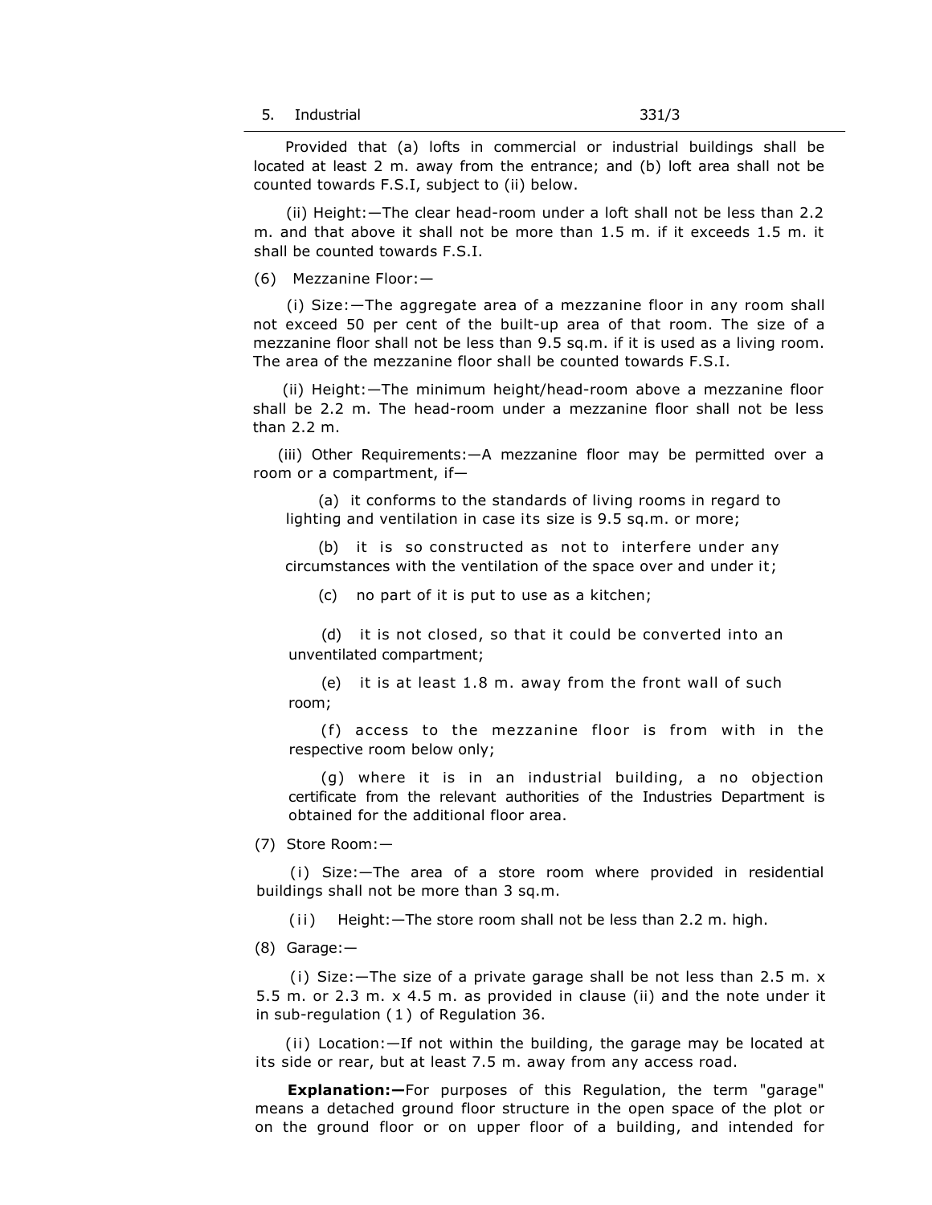Provided that (a) lofts in commercial or industrial buildings shall be located at least 2 m. away from the entrance; and (b) loft area shall not be counted towards F.S.I, subject to (ii) below.

(ii) Height:—The clear head-room under a loft shall not be less than 2.2 m. and that above it shall not be more than 1.5 m. if it exceeds 1.5 m. it shall be counted towards F.S.I.

(6) Mezzanine Floor:—

(i) Size:—The aggregate area of a mezzanine floor in any room shall not exceed 50 per cent of the built-up area of that room. The size of a mezzanine floor shall not be less than 9.5 sq.m. if it is used as a living room. The area of the mezzanine floor shall be counted towards F.S.I.

(ii) Height:—The minimum height/head-room above a mezzanine floor shall be 2.2 m. The head-room under a mezzanine floor shall not be less than 2.2 m.

(iii) Other Requirements:—A mezzanine floor may be permitted over a room or a compartment, if—

(a) it conforms to the standards of living rooms in regard to lighting and ventilation in case its size is 9.5 sq.m. or more;

(b) it is so constructed as not to interfere under any circumstances with the ventilation of the space over and under it;

(c) no part of it is put to use as a kitchen;

(d) it is not closed, so that it could be converted into an unventilated compartment;

(e) it is at least 1.8 m. away from the front wall of such room;

(f) access to the mezzanine floor is from with in the respective room below only;

(g) where it is in an industrial building, a no objection certificate from the relevant authorities of the Industries Department is obtained for the additional floor area.

(7) Store Room:—

(i) Size:—The area of a store room where provided in residential buildings shall not be more than 3 sq.m.

(ii) Height:—The store room shall not be less than 2.2 m. high.

(8) Garage:—

(i) Size:—The size of a private garage shall be not less than 2.5 m. x 5.5 m. or 2.3 m. x 4.5 m. as provided in clause (ii) and the note under it in sub-regulation (1) of Regulation 36.

(ii) Location:—If not within the building, the garage may be located at its side or rear, but at least 7.5 m. away from any access road.

**Explanation:—**For purposes of this Regulation, the term "garage" means a detached ground floor structure in the open space of the plot or on the ground floor or on upper floor of a building, and intended for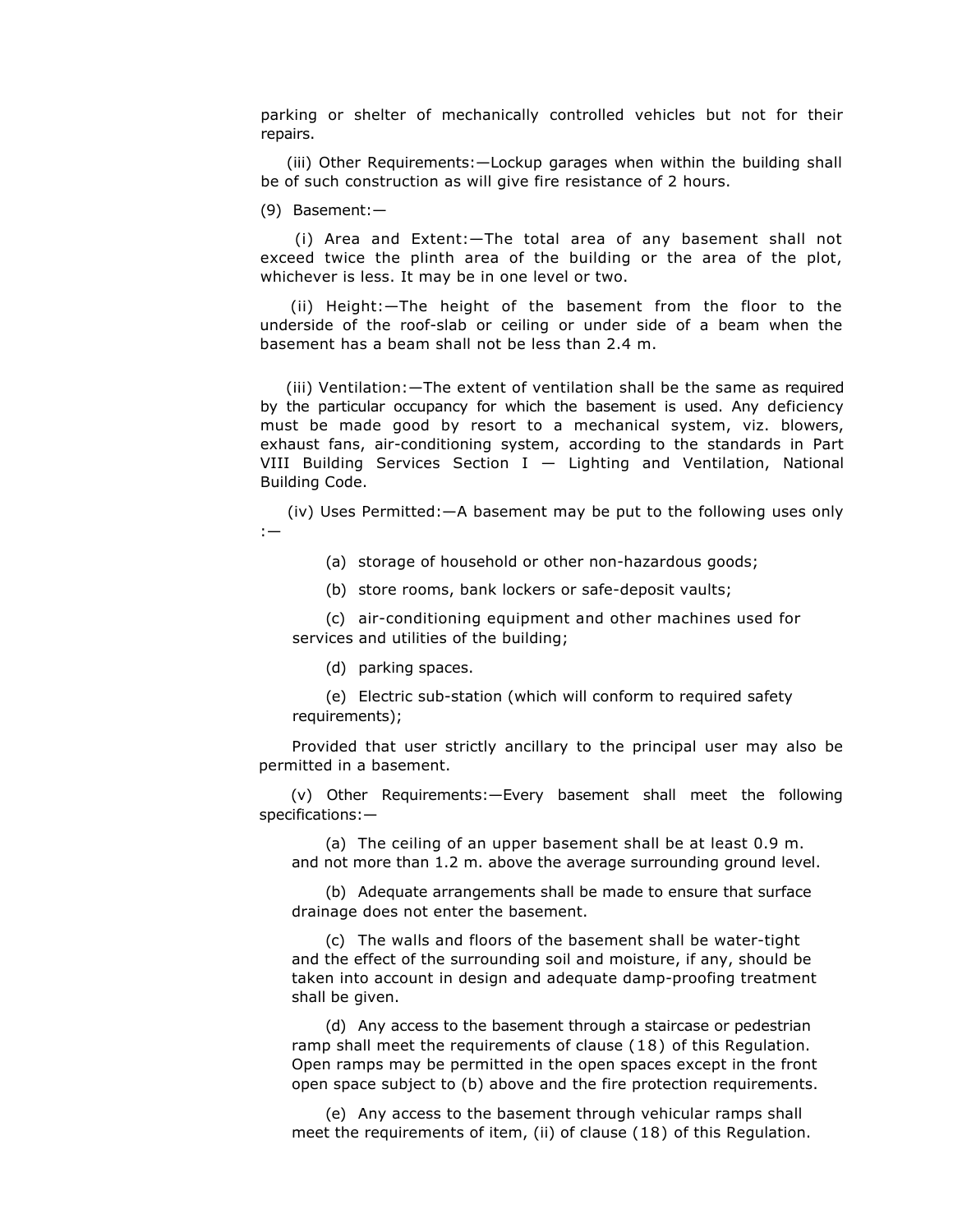parking or shelter of mechanically controlled vehicles but not for their repairs.

(iii) Other Requirements:—Lockup garages when within the building shall be of such construction as will give fire resistance of 2 hours.

(9) Basement:—

(i) Area and Extent:—The total area of any basement shall not exceed twice the plinth area of the building or the area of the plot, whichever is less. It may be in one level or two.

(ii) Height:—The height of the basement from the floor to the underside of the roof-slab or ceiling or under side of a beam when the basement has a beam shall not be less than 2.4 m.

(iii) Ventilation:—The extent of ventilation shall be the same as required by the particular occupancy for which the basement is used. Any deficiency must be made good by resort to a mechanical system, viz. blowers, exhaust fans, air-conditioning system, according to the standards in Part VIII Building Services Section I — Lighting and Ventilation, National Building Code.

(iv) Uses Permitted:—A basement may be put to the following uses only :—

(a) storage of household or other non-hazardous goods;

(b) store rooms, bank lockers or safe-deposit vaults;

(c) air-conditioning equipment and other machines used for services and utilities of the building;

(d) parking spaces.

(e) Electric sub-station (which will conform to required safety requirements);

Provided that user strictly ancillary to the principal user may also be permitted in a basement.

(v) Other Requirements:—Every basement shall meet the following specifications:—

(a) The ceiling of an upper basement shall be at least 0.9 m. and not more than 1.2 m. above the average surrounding ground level.

(b) Adequate arrangements shall be made to ensure that surface drainage does not enter the basement.

(c) The walls and floors of the basement shall be water-tight and the effect of the surrounding soil and moisture, if any, should be taken into account in design and adequate damp-proofing treatment shall be given.

(d) Any access to the basement through a staircase or pedestrian ramp shall meet the requirements of clause (18) of this Regulation. Open ramps may be permitted in the open spaces except in the front open space subject to (b) above and the fire protection requirements.

(e) Any access to the basement through vehicular ramps shall meet the requirements of item, (ii) of clause (18) of this Regulation.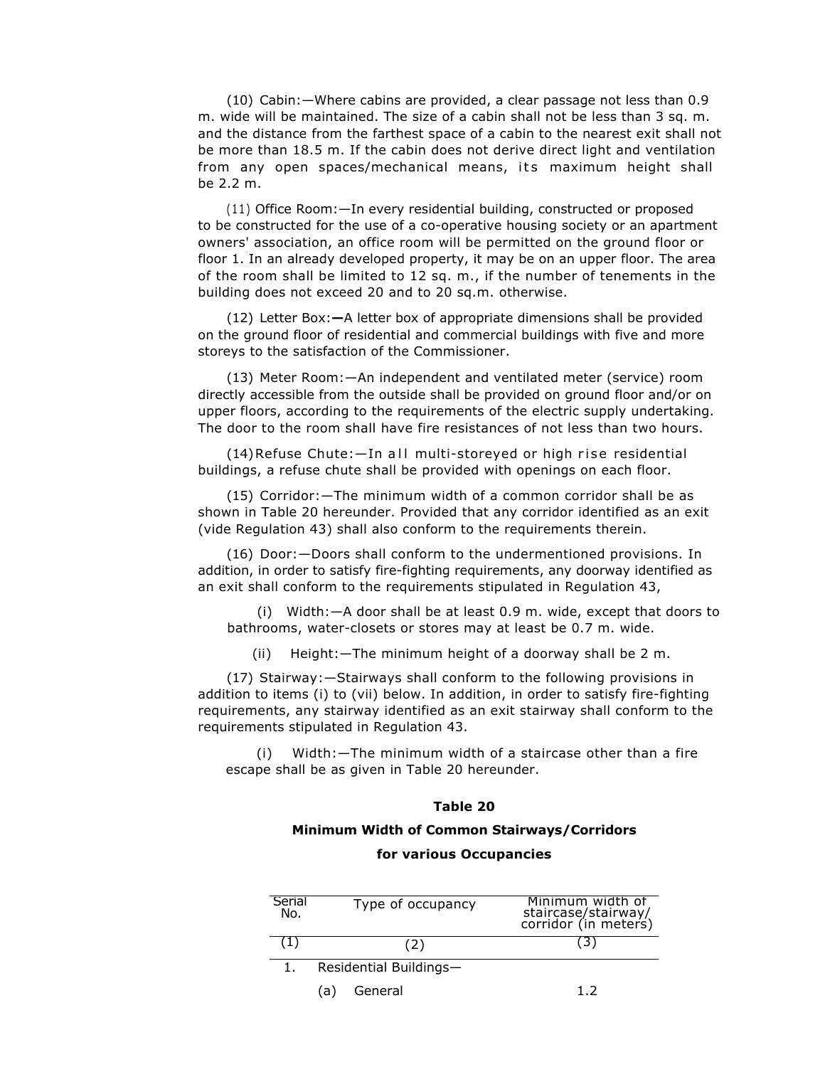(10) Cabin:—Where cabins are provided, a clear passage not less than 0.9 m. wide will be maintained. The size of a cabin shall not be less than 3 sq. m. and the distance from the farthest space of a cabin to the nearest exit shall not be more than 18.5 m. If the cabin does not derive direct light and ventilation from any open spaces/mechanical means, its maximum height shall be 2.2 m.

(11) Office Room:—In every residential building, constructed or proposed to be constructed for the use of a co-operative housing society or an apartment owners' association, an office room will be permitted on the ground floor or floor 1. In an already developed property, it may be on an upper floor. The area of the room shall be limited to 12 sq. m., if the number of tenements in the building does not exceed 20 and to 20 sq.m. otherwise.

(12) Letter Box:—A letter box of appropriate dimensions shall be provided on the ground floor of residential and commercial buildings with five and more storeys to the satisfaction of the Commissioner.

(13) Meter Room:—An independent and ventilated meter (service) room directly accessible from the outside shall be provided on ground floor and/or on upper floors, according to the requirements of the electric supply undertaking. The door to the room shall have fire resistances of not less than two hours.

(14) Refuse Chute:—In all multi-storeyed or high rise residential buildings, a refuse chute shall be provided with openings on each floor.

(15) Corridor:—The minimum width of a common corridor shall be as shown in Table 20 hereunder. Provided that any corridor identified as an exit (vide Regulation 43) shall also conform to the requirements therein.

(16) Door:—Doors shall conform to the undermentioned provisions. In addition, in order to satisfy fire-fighting requirements, any doorway identified as an exit shall conform to the requirements stipulated in Regulation 43,

(i) Width:—A door shall be at least 0.9 m. wide, except that doors to bathrooms, water-closets or stores may at least be 0.7 m. wide.

(ii) Height:—The minimum height of a doorway shall be 2 m.

(17) Stairway:—Stairways shall conform to the following provisions in addition to items (i) to (vii) below. In addition, in order to satisfy fire-fighting requirements, any stairway identified as an exit stairway shall conform to the requirements stipulated in Regulation 43.

(i) Width:—The minimum width of a staircase other than a fire escape shall be as given in Table 20 hereunder.

**Table 20**

**Minimum Width of Common Stairways/Corridors for various Occupancies**

| Serial No. | Type of occupancy | Minimum width of staircase/stairway/ corridor (in meters) |
|---|---|---|
| (1) | (2) | (3) |
| 1. | Residential Buildings— | |
| | (a) General | 1.2 |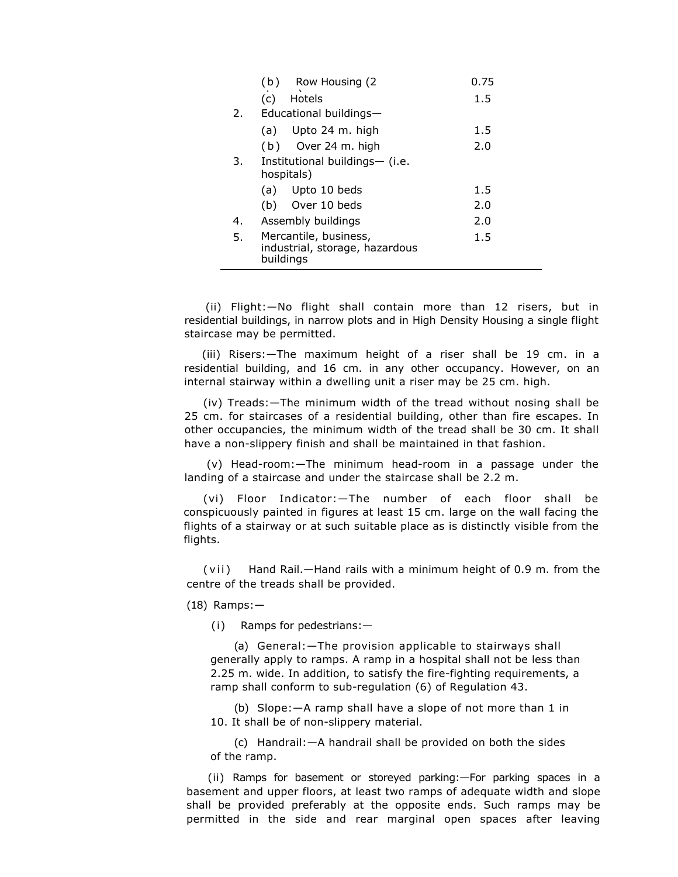|  |  |  |
|---|---|---|
|  | (b) Row Housing (2 | 0.75 |
|  | (c) Hotels | 1.5 |
| 2. | Educational buildings— |  |
|  | (a) Upto 24 m. high | 1.5 |
|  | (b) Over 24 m. high | 2.0 |
| 3. | Institutional buildings— (i.e. hospitals) |  |
|  | (a) Upto 10 beds | 1.5 |
|  | (b) Over 10 beds | 2.0 |
| 4. | Assembly buildings | 2.0 |
| 5. | Mercantile, business, industrial, storage, hazardous buildings | 1.5 |

(ii) Flight:—No flight shall contain more than 12 risers, but in residential buildings, in narrow plots and in High Density Housing a single flight staircase may be permitted.

(iii) Risers:—The maximum height of a riser shall be 19 cm. in a residential building, and 16 cm. in any other occupancy. However, on an internal stairway within a dwelling unit a riser may be 25 cm. high.

(iv) Treads:—The minimum width of the tread without nosing shall be 25 cm. for staircases of a residential building, other than fire escapes. In other occupancies, the minimum width of the tread shall be 30 cm. It shall have a non-slippery finish and shall be maintained in that fashion.

(v) Head-room:—The minimum head-room in a passage under the landing of a staircase and under the staircase shall be 2.2 m.

(vi) Floor Indicator:—The number of each floor shall be conspicuously painted in figures at least 15 cm. large on the wall facing the flights of a stairway or at such suitable place as is distinctly visible from the flights.

(vii) Hand Rail.—Hand rails with a minimum height of 0.9 m. from the centre of the treads shall be provided.

(18) Ramps:—

(i) Ramps for pedestrians:—

(a) General:—The provision applicable to stairways shall generally apply to ramps. A ramp in a hospital shall not be less than 2.25 m. wide. In addition, to satisfy the fire-fighting requirements, a ramp shall conform to sub-regulation (6) of Regulation 43.

(b) Slope:—A ramp shall have a slope of not more than 1 in 10. It shall be of non-slippery material.

(c) Handrail:—A handrail shall be provided on both the sides of the ramp.

(ii) Ramps for basement or storeyed parking:—For parking spaces in a basement and upper floors, at least two ramps of adequate width and slope shall be provided preferably at the opposite ends. Such ramps may be permitted in the side and rear marginal open spaces after leaving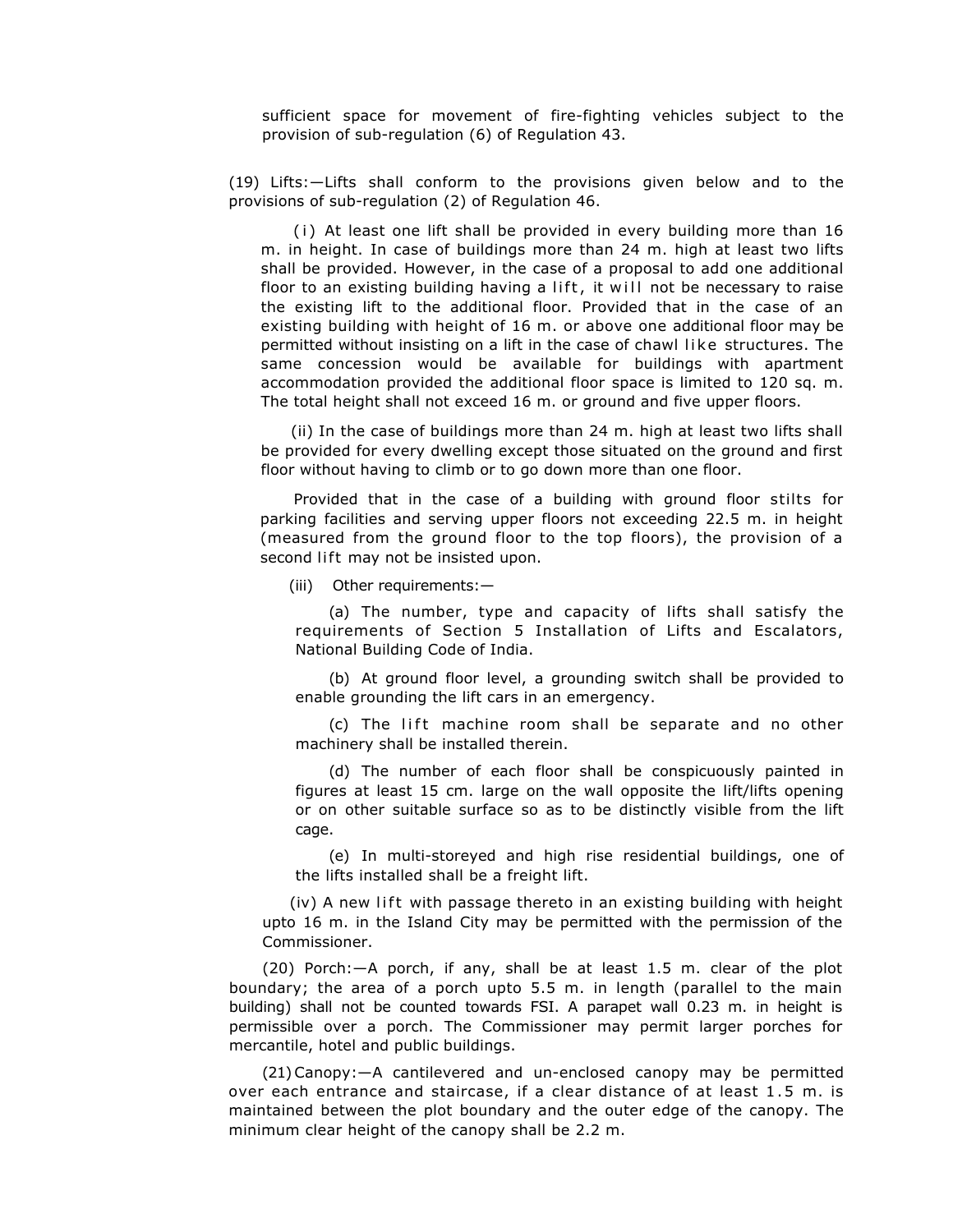sufficient space for movement of fire-fighting vehicles subject to the provision of sub-regulation (6) of Regulation 43.

(19) Lifts:—Lifts shall conform to the provisions given below and to the provisions of sub-regulation (2) of Regulation 46.

(i) At least one lift shall be provided in every building more than 16 m. in height. In case of buildings more than 24 m. high at least two lifts shall be provided. However, in the case of a proposal to add one additional floor to an existing building having a lift, it will not be necessary to raise the existing lift to the additional floor. Provided that in the case of an existing building with height of 16 m. or above one additional floor may be permitted without insisting on a lift in the case of chawl like structures. The same concession would be available for buildings with apartment accommodation provided the additional floor space is limited to 120 sq. m. The total height shall not exceed 16 m. or ground and five upper floors.

(ii) In the case of buildings more than 24 m. high at least two lifts shall be provided for every dwelling except those situated on the ground and first floor without having to climb or to go down more than one floor.

Provided that in the case of a building with ground floor stilts for parking facilities and serving upper floors not exceeding 22.5 m. in height (measured from the ground floor to the top floors), the provision of a second lift may not be insisted upon.

(iii) Other requirements:—

(a) The number, type and capacity of lifts shall satisfy the requirements of Section 5 Installation of Lifts and Escalators, National Building Code of India.

(b) At ground floor level, a grounding switch shall be provided to enable grounding the lift cars in an emergency.

(c) The lift machine room shall be separate and no other machinery shall be installed therein.

(d) The number of each floor shall be conspicuously painted in figures at least 15 cm. large on the wall opposite the lift/lifts opening or on other suitable surface so as to be distinctly visible from the lift cage.

(e) In multi-storeyed and high rise residential buildings, one of the lifts installed shall be a freight lift.

(iv) A new lift with passage thereto in an existing building with height upto 16 m. in the Island City may be permitted with the permission of the Commissioner.

(20) Porch:—A porch, if any, shall be at least 1.5 m. clear of the plot boundary; the area of a porch upto 5.5 m. in length (parallel to the main building) shall not be counted towards FSI. A parapet wall 0.23 m. in height is permissible over a porch. The Commissioner may permit larger porches for mercantile, hotel and public buildings.

(21) Canopy:—A cantilevered and un-enclosed canopy may be permitted over each entrance and staircase, if a clear distance of at least 1.5 m. is maintained between the plot boundary and the outer edge of the canopy. The minimum clear height of the canopy shall be 2.2 m.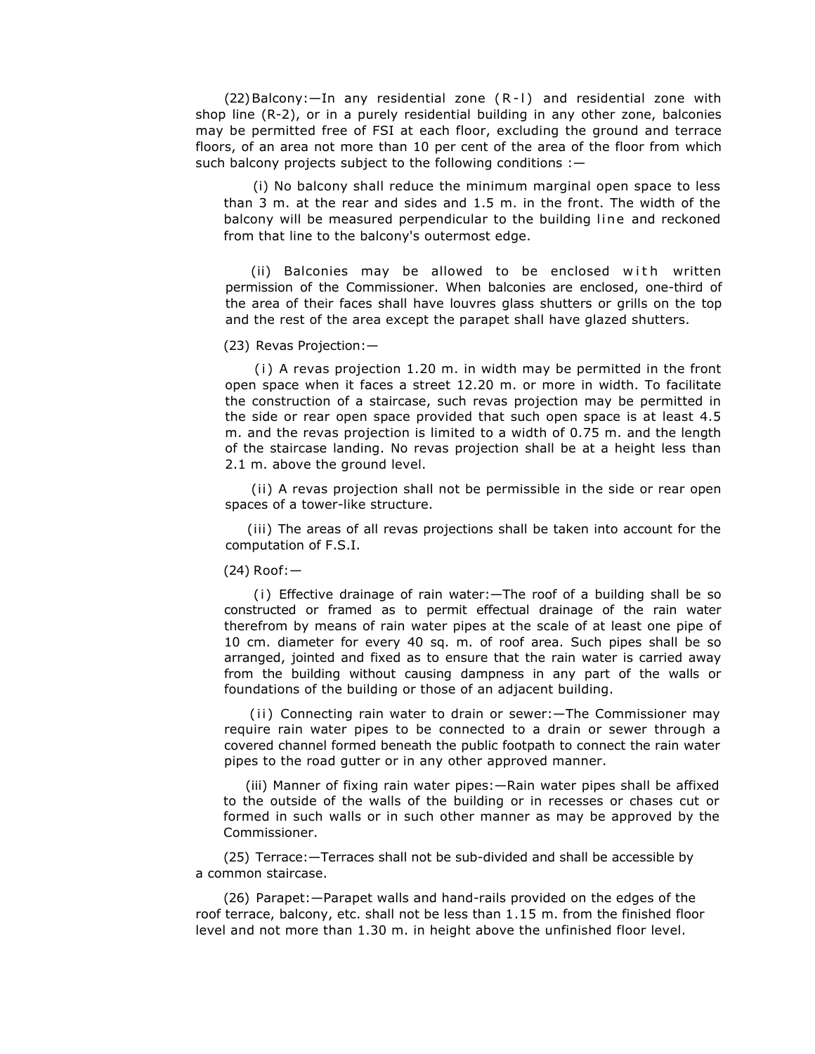(22) Balcony:—In any residential zone (R-l) and residential zone with shop line (R-2), or in a purely residential building in any other zone, balconies may be permitted free of FSI at each floor, excluding the ground and terrace floors, of an area not more than 10 per cent of the area of the floor from which such balcony projects subject to the following conditions :—

(i) No balcony shall reduce the minimum marginal open space to less than 3 m. at the rear and sides and 1.5 m. in the front. The width of the balcony will be measured perpendicular to the building line and reckoned from that line to the balcony's outermost edge.

(ii) Balconies may be allowed to be enclosed with written permission of the Commissioner. When balconies are enclosed, one-third of the area of their faces shall have louvres glass shutters or grills on the top and the rest of the area except the parapet shall have glazed shutters.

(23) Revas Projection:—

(i) A revas projection 1.20 m. in width may be permitted in the front open space when it faces a street 12.20 m. or more in width. To facilitate the construction of a staircase, such revas projection may be permitted in the side or rear open space provided that such open space is at least 4.5 m. and the revas projection is limited to a width of 0.75 m. and the length of the staircase landing. No revas projection shall be at a height less than 2.1 m. above the ground level.

(ii) A revas projection shall not be permissible in the side or rear open spaces of a tower-like structure.

(iii) The areas of all revas projections shall be taken into account for the computation of F.S.I.

(24) Roof:—

(i) Effective drainage of rain water:—The roof of a building shall be so constructed or framed as to permit effectual drainage of the rain water therefrom by means of rain water pipes at the scale of at least one pipe of 10 cm. diameter for every 40 sq. m. of roof area. Such pipes shall be so arranged, jointed and fixed as to ensure that the rain water is carried away from the building without causing dampness in any part of the walls or foundations of the building or those of an adjacent building.

(ii) Connecting rain water to drain or sewer:—The Commissioner may require rain water pipes to be connected to a drain or sewer through a covered channel formed beneath the public footpath to connect the rain water pipes to the road gutter or in any other approved manner.

(iii) Manner of fixing rain water pipes:—Rain water pipes shall be affixed to the outside of the walls of the building or in recesses or chases cut or formed in such walls or in such other manner as may be approved by the Commissioner.

(25) Terrace:—Terraces shall not be sub-divided and shall be accessible by a common staircase.

(26) Parapet:—Parapet walls and hand-rails provided on the edges of the roof terrace, balcony, etc. shall not be less than 1.15 m. from the finished floor level and not more than 1.30 m. in height above the unfinished floor level.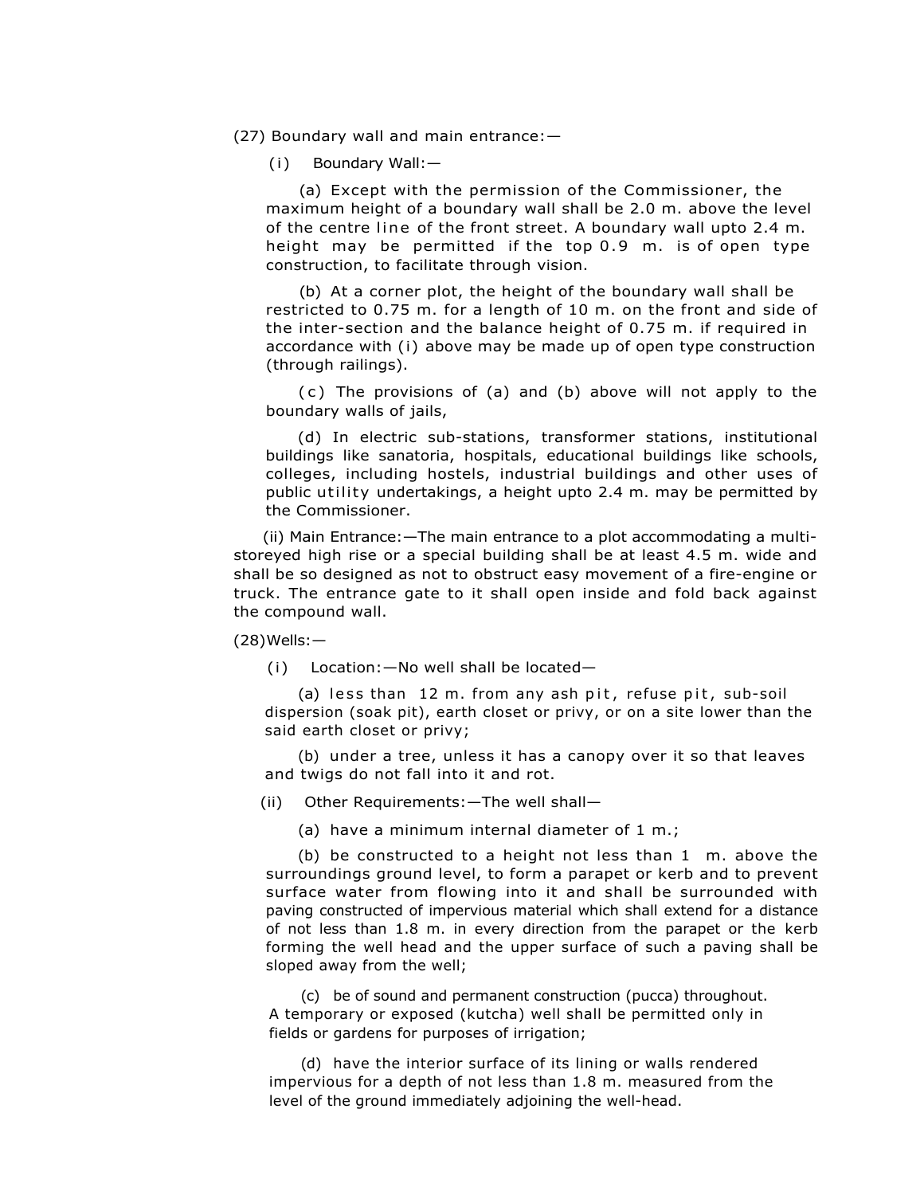(27) Boundary wall and main entrance:—

(i) Boundary Wall:—

(a) Except with the permission of the Commissioner, the maximum height of a boundary wall shall be 2.0 m. above the level of the centre line of the front street. A boundary wall upto 2.4 m. height may be permitted if the top 0.9 m. is of open type construction, to facilitate through vision.

(b) At a corner plot, the height of the boundary wall shall be restricted to 0.75 m. for a length of 10 m. on the front and side of the inter-section and the balance height of 0.75 m. if required in accordance with (i) above may be made up of open type construction (through railings).

(c) The provisions of (a) and (b) above will not apply to the boundary walls of jails,

(d) In electric sub-stations, transformer stations, institutional buildings like sanatoria, hospitals, educational buildings like schools, colleges, including hostels, industrial buildings and other uses of public utility undertakings, a height upto 2.4 m. may be permitted by the Commissioner.

(ii) Main Entrance:—The main entrance to a plot accommodating a multi-storeyed high rise or a special building shall be at least 4.5 m. wide and shall be so designed as not to obstruct easy movement of a fire-engine or truck. The entrance gate to it shall open inside and fold back against the compound wall.

(28) Wells:—

(i) Location:—No well shall be located—

(a) less than 12 m. from any ash pit, refuse pit, sub-soil dispersion (soak pit), earth closet or privy, or on a site lower than the said earth closet or privy;

(b) under a tree, unless it has a canopy over it so that leaves and twigs do not fall into it and rot.

(ii) Other Requirements:—The well shall—

(a) have a minimum internal diameter of 1 m.;

(b) be constructed to a height not less than 1 m. above the surroundings ground level, to form a parapet or kerb and to prevent surface water from flowing into it and shall be surrounded with paving constructed of impervious material which shall extend for a distance of not less than 1.8 m. in every direction from the parapet or the kerb forming the well head and the upper surface of such a paving shall be sloped away from the well;

(c) be of sound and permanent construction (pucca) throughout. A temporary or exposed (kutcha) well shall be permitted only in fields or gardens for purposes of irrigation;

(d) have the interior surface of its lining or walls rendered impervious for a depth of not less than 1.8 m. measured from the level of the ground immediately adjoining the well-head.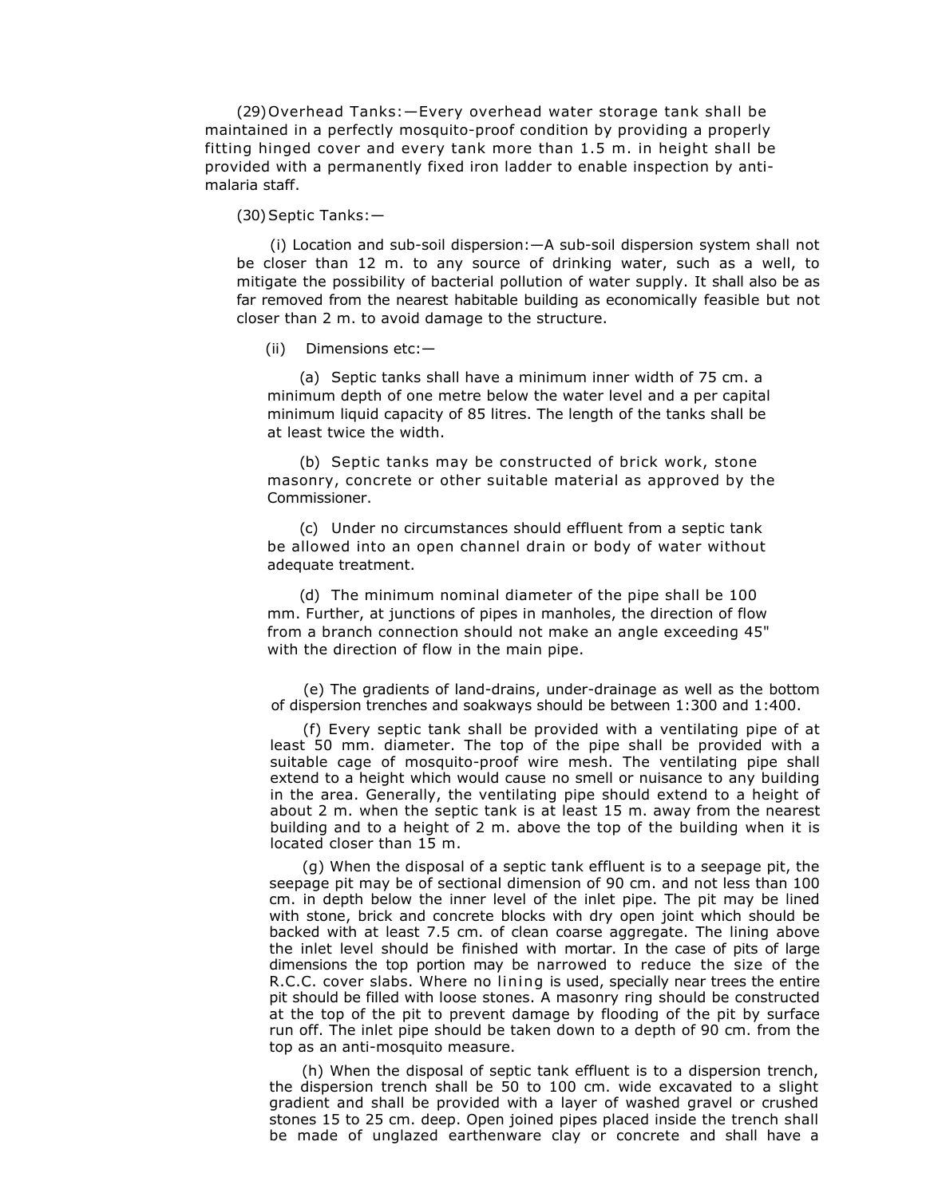(29) Overhead Tanks:—Every overhead water storage tank shall be maintained in a perfectly mosquito-proof condition by providing a properly fitting hinged cover and every tank more than 1.5 m. in height shall be provided with a permanently fixed iron ladder to enable inspection by anti-malaria staff.

(30) Septic Tanks:—

(i) Location and sub-soil dispersion:—A sub-soil dispersion system shall not be closer than 12 m. to any source of drinking water, such as a well, to mitigate the possibility of bacterial pollution of water supply. It shall also be as far removed from the nearest habitable building as economically feasible but not closer than 2 m. to avoid damage to the structure.

(ii) Dimensions etc:—

(a) Septic tanks shall have a minimum inner width of 75 cm. a minimum depth of one metre below the water level and a per capital minimum liquid capacity of 85 litres. The length of the tanks shall be at least twice the width.

(b) Septic tanks may be constructed of brick work, stone masonry, concrete or other suitable material as approved by the Commissioner.

(c) Under no circumstances should effluent from a septic tank be allowed into an open channel drain or body of water without adequate treatment.

(d) The minimum nominal diameter of the pipe shall be 100 mm. Further, at junctions of pipes in manholes, the direction of flow from a branch connection should not make an angle exceeding 45" with the direction of flow in the main pipe.

(e) The gradients of land-drains, under-drainage as well as the bottom of dispersion trenches and soakways should be between 1:300 and 1:400.

(f) Every septic tank shall be provided with a ventilating pipe of at least 50 mm. diameter. The top of the pipe shall be provided with a suitable cage of mosquito-proof wire mesh. The ventilating pipe shall extend to a height which would cause no smell or nuisance to any building in the area. Generally, the ventilating pipe should extend to a height of about 2 m. when the septic tank is at least 15 m. away from the nearest building and to a height of 2 m. above the top of the building when it is located closer than 15 m.

(g) When the disposal of a septic tank effluent is to a seepage pit, the seepage pit may be of sectional dimension of 90 cm. and not less than 100 cm. in depth below the inner level of the inlet pipe. The pit may be lined with stone, brick and concrete blocks with dry open joint which should be backed with at least 7.5 cm. of clean coarse aggregate. The lining above the inlet level should be finished with mortar. In the case of pits of large dimensions the top portion may be narrowed to reduce the size of the R.C.C. cover slabs. Where no lining is used, specially near trees the entire pit should be filled with loose stones. A masonry ring should be constructed at the top of the pit to prevent damage by flooding of the pit by surface run off. The inlet pipe should be taken down to a depth of 90 cm. from the top as an anti-mosquito measure.

(h) When the disposal of septic tank effluent is to a dispersion trench, the dispersion trench shall be 50 to 100 cm. wide excavated to a slight gradient and shall be provided with a layer of washed gravel or crushed stones 15 to 25 cm. deep. Open joined pipes placed inside the trench shall be made of unglazed earthenware clay or concrete and shall have a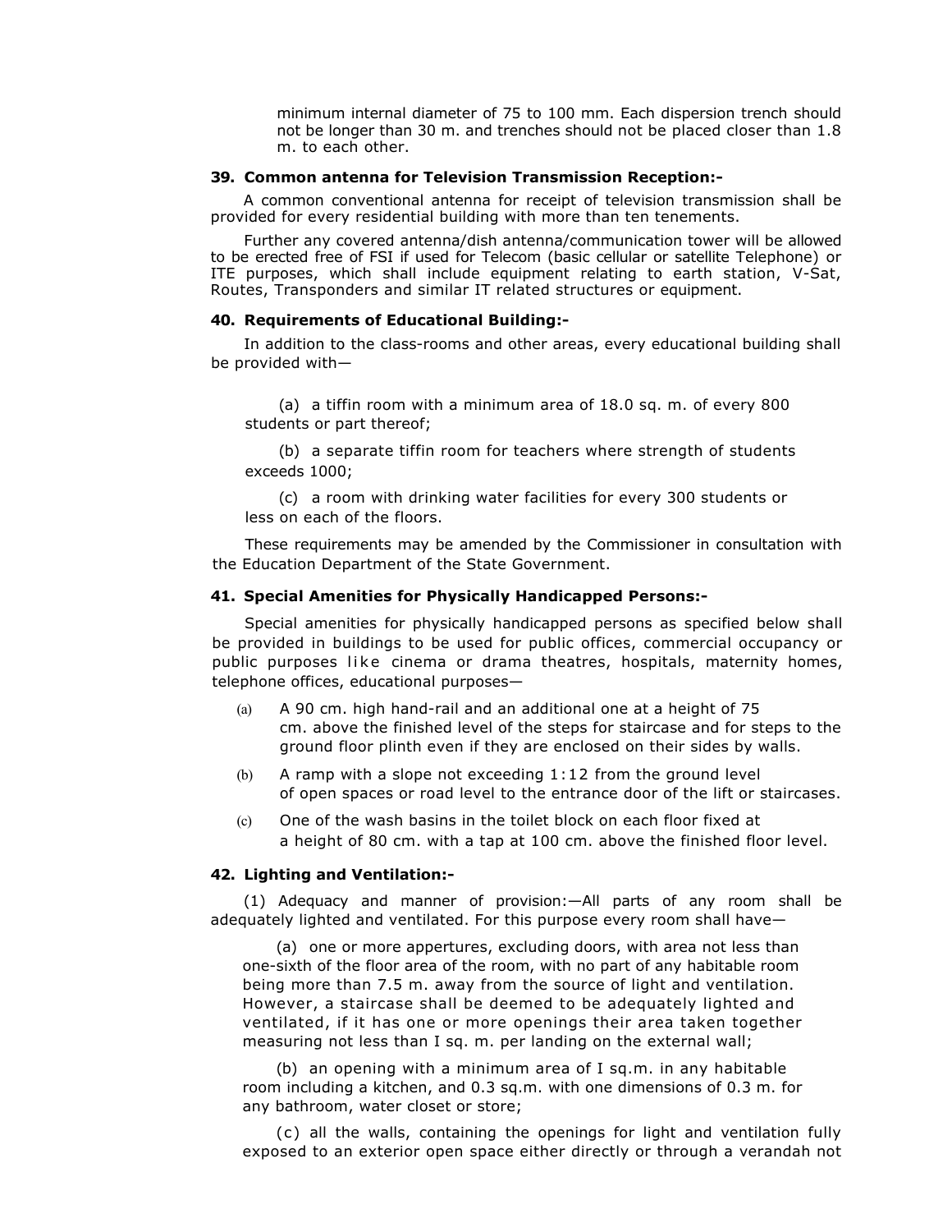minimum internal diameter of 75 to 100 mm. Each dispersion trench should not be longer than 30 m. and trenches should not be placed closer than 1.8 m. to each other.

### 39. Common antenna for Television Transmission Reception:-

A common conventional antenna for receipt of television transmission shall be provided for every residential building with more than ten tenements.

Further any covered antenna/dish antenna/communication tower will be allowed to be erected free of FSI if used for Telecom (basic cellular or satellite Telephone) or ITE purposes, which shall include equipment relating to earth station, V-Sat, Routes, Transponders and similar IT related structures or equipment.

### 40. Requirements of Educational Building:-

In addition to the class-rooms and other areas, every educational building shall be provided with—

(a) a tiffin room with a minimum area of 18.0 sq. m. of every 800 students or part thereof;

(b) a separate tiffin room for teachers where strength of students exceeds 1000;

(c) a room with drinking water facilities for every 300 students or less on each of the floors.

These requirements may be amended by the Commissioner in consultation with the Education Department of the State Government.

### 41. Special Amenities for Physically Handicapped Persons:-

Special amenities for physically handicapped persons as specified below shall be provided in buildings to be used for public offices, commercial occupancy or public purposes like cinema or drama theatres, hospitals, maternity homes, telephone offices, educational purposes—

(a) A 90 cm. high hand-rail and an additional one at a height of 75 cm. above the finished level of the steps for staircase and for steps to the ground floor plinth even if they are enclosed on their sides by walls.

(b) A ramp with a slope not exceeding 1:12 from the ground level of open spaces or road level to the entrance door of the lift or staircases.

(c) One of the wash basins in the toilet block on each floor fixed at a height of 80 cm. with a tap at 100 cm. above the finished floor level.

### 42. Lighting and Ventilation:-

(1) Adequacy and manner of provision:—All parts of any room shall be adequately lighted and ventilated. For this purpose every room shall have—

(a) one or more appertures, excluding doors, with area not less than one-sixth of the floor area of the room, with no part of any habitable room being more than 7.5 m. away from the source of light and ventilation. However, a staircase shall be deemed to be adequately lighted and ventilated, if it has one or more openings their area taken together measuring not less than I sq. m. per landing on the external wall;

(b) an opening with a minimum area of I sq.m. in any habitable room including a kitchen, and 0.3 sq.m. with one dimensions of 0.3 m. for any bathroom, water closet or store;

(c) all the walls, containing the openings for light and ventilation fully exposed to an exterior open space either directly or through a verandah not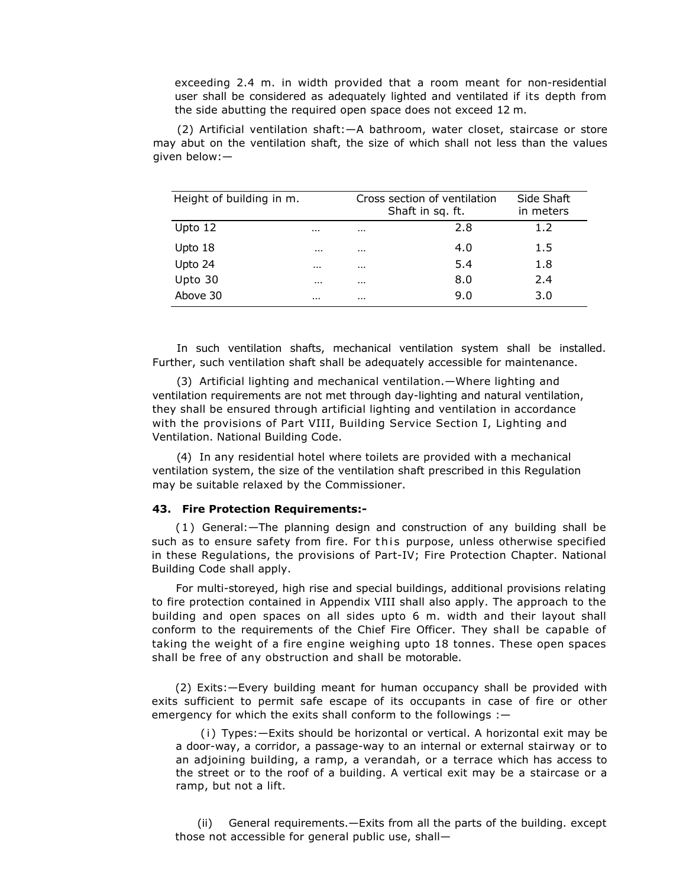exceeding 2.4 m. in width provided that a room meant for non-residential user shall be considered as adequately lighted and ventilated if its depth from the side abutting the required open space does not exceed 12 m.

(2) Artificial ventilation shaft:—A bathroom, water closet, staircase or store may abut on the ventilation shaft, the size of which shall not less than the values given below:—

| Height of building in m. | | | Cross section of ventilation Shaft in sq. ft. | Side Shaft in meters |
|---|---|---|---|---|
| Upto 12 | ... | ... | 2.8 | 1.2 |
| Upto 18 | ... | ... | 4.0 | 1.5 |
| Upto 24 | ... | ... | 5.4 | 1.8 |
| Upto 30 | ... | ... | 8.0 | 2.4 |
| Above 30 | ... | ... | 9.0 | 3.0 |

In such ventilation shafts, mechanical ventilation system shall be installed. Further, such ventilation shaft shall be adequately accessible for maintenance.

(3) Artificial lighting and mechanical ventilation.—Where lighting and ventilation requirements are not met through day-lighting and natural ventilation, they shall be ensured through artificial lighting and ventilation in accordance with the provisions of Part VIII, Building Service Section I, Lighting and Ventilation. National Building Code.

(4) In any residential hotel where toilets are provided with a mechanical ventilation system, the size of the ventilation shaft prescribed in this Regulation may be suitable relaxed by the Commissioner.

**43. Fire Protection Requirements:-**

(1) General:—The planning design and construction of any building shall be such as to ensure safety from fire. For this purpose, unless otherwise specified in these Regulations, the provisions of Part-IV; Fire Protection Chapter. National Building Code shall apply.

For multi-storeyed, high rise and special buildings, additional provisions relating to fire protection contained in Appendix VIII shall also apply. The approach to the building and open spaces on all sides upto 6 m. width and their layout shall conform to the requirements of the Chief Fire Officer. They shall be capable of taking the weight of a fire engine weighing upto 18 tonnes. These open spaces shall be free of any obstruction and shall be motorable.

(2) Exits:—Every building meant for human occupancy shall be provided with exits sufficient to permit safe escape of its occupants in case of fire or other emergency for which the exits shall conform to the followings :—

(i) Types:—Exits should be horizontal or vertical. A horizontal exit may be a door-way, a corridor, a passage-way to an internal or external stairway or to an adjoining building, a ramp, a verandah, or a terrace which has access to the street or to the roof of a building. A vertical exit may be a staircase or a ramp, but not a lift.

(ii) General requirements.—Exits from all the parts of the building. except those not accessible for general public use, shall—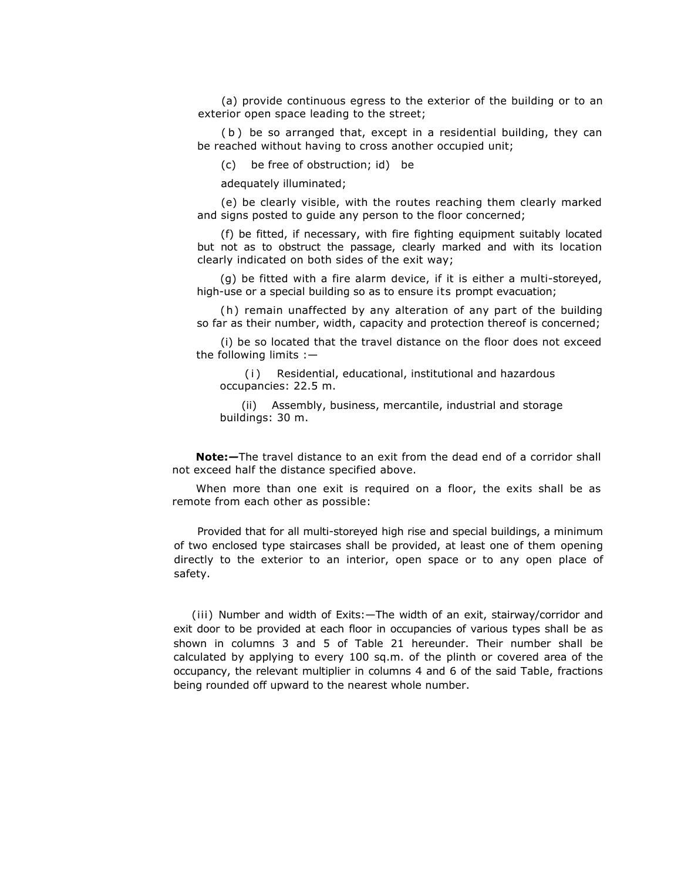(a) provide continuous egress to the exterior of the building or to an exterior open space leading to the street;

(b) be so arranged that, except in a residential building, they can be reached without having to cross another occupied unit;

(c) be free of obstruction; id) be

adequately illuminated;

(e) be clearly visible, with the routes reaching them clearly marked and signs posted to guide any person to the floor concerned;

(f) be fitted, if necessary, with fire fighting equipment suitably located but not as to obstruct the passage, clearly marked and with its location clearly indicated on both sides of the exit way;

(g) be fitted with a fire alarm device, if it is either a multi-storeyed, high-use or a special building so as to ensure its prompt evacuation;

(h) remain unaffected by any alteration of any part of the building so far as their number, width, capacity and protection thereof is concerned;

(i) be so located that the travel distance on the floor does not exceed the following limits :—

(i) Residential, educational, institutional and hazardous occupancies: 22.5 m.

(ii) Assembly, business, mercantile, industrial and storage buildings: 30 m.

**Note:—**The travel distance to an exit from the dead end of a corridor shall not exceed half the distance specified above.

When more than one exit is required on a floor, the exits shall be as remote from each other as possible:

Provided that for all multi-storeyed high rise and special buildings, a minimum of two enclosed type staircases shall be provided, at least one of them opening directly to the exterior to an interior, open space or to any open place of safety.

(iii) Number and width of Exits:—The width of an exit, stairway/corridor and exit door to be provided at each floor in occupancies of various types shall be as shown in columns 3 and 5 of Table 21 hereunder. Their number shall be calculated by applying to every 100 sq.m. of the plinth or covered area of the occupancy, the relevant multiplier in columns 4 and 6 of the said Table, fractions being rounded off upward to the nearest whole number.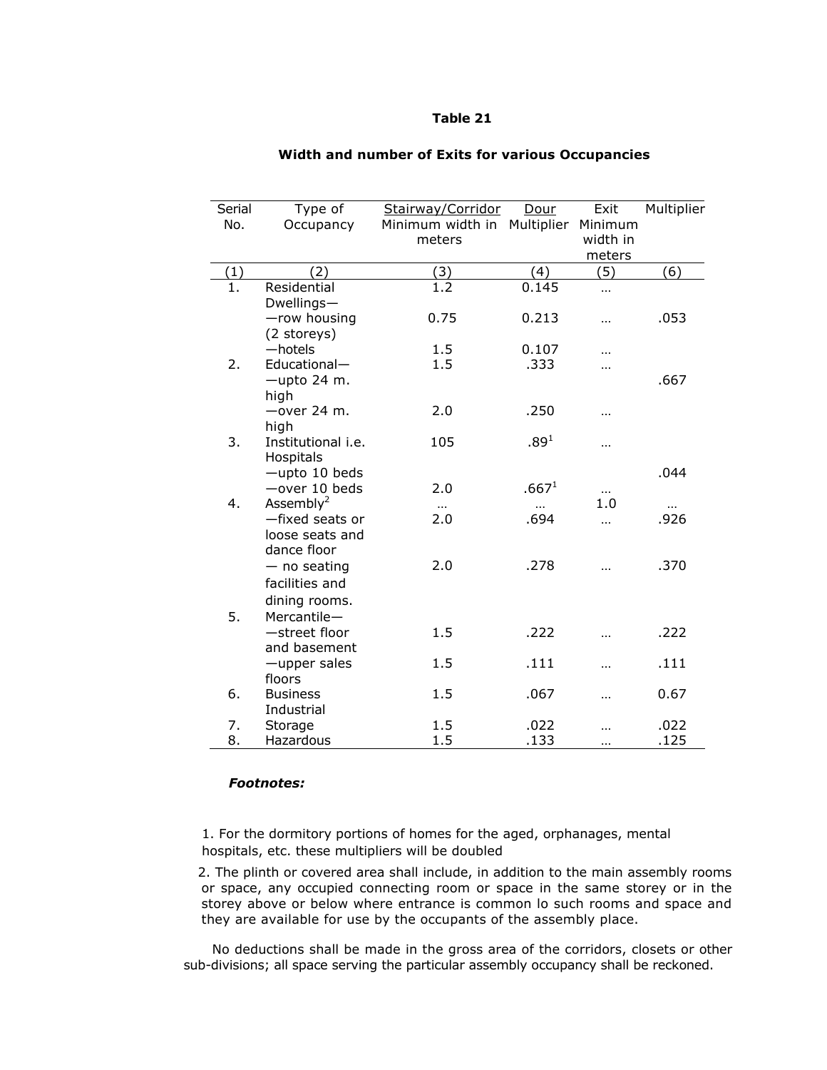**Table 21**

**Width and number of Exits for various Occupancies**

| Serial No. | Type of Occupancy | Stairway/Corridor Minimum width in meters | Dour Multiplier | Exit Minimum width in meters | Multiplier |
|---|---|---|---|---|---|
| (1) | (2) | (3) | (4) | (5) | (6) |
| 1. | Residential Dwellings— | 1.2 | 0.145 | ... | |
| | —row housing (2 storeys) | 0.75 | 0.213 | ... | .053 |
| | —hotels | 1.5 | 0.107 | ... | |
| 2. | Educational— | 1.5 | .333 | ... | |
| | —upto 24 m. high | | | | .667 |
| | —over 24 m. high | 2.0 | .250 | ... | |
| 3. | Institutional i.e. Hospitals | 105 | .89[1] | ... | |
| | —upto 10 beds | | | | .044 |
| | —over 10 beds | 2.0 | .667[1] | ... | |
| 4. | Assembly[2] | ... | ... | 1.0 | ... |
| | —fixed seats or loose seats and dance floor | 2.0 | .694 | ... | .926 |
| | — no seating facilities and dining rooms. | 2.0 | .278 | ... | .370 |
| 5. | Mercantile— | | | | |
| | —street floor and basement | 1.5 | .222 | ... | .222 |
| | —upper sales floors | 1.5 | .111 | ... | .111 |
| 6. | Business Industrial | 1.5 | .067 | ... | 0.67 |
| 7. | Storage | 1.5 | .022 | ... | .022 |
| 8. | Hazardous | 1.5 | .133 | ... | .125 |

***Footnotes:***

1. For the dormitory portions of homes for the aged, orphanages, mental hospitals, etc. these multipliers will be doubled

2. The plinth or covered area shall include, in addition to the main assembly rooms or space, any occupied connecting room or space in the same storey or in the storey above or below where entrance is common lo such rooms and space and they are available for use by the occupants of the assembly place.

No deductions shall be made in the gross area of the corridors, closets or other sub-divisions; all space serving the particular assembly occupancy shall be reckoned.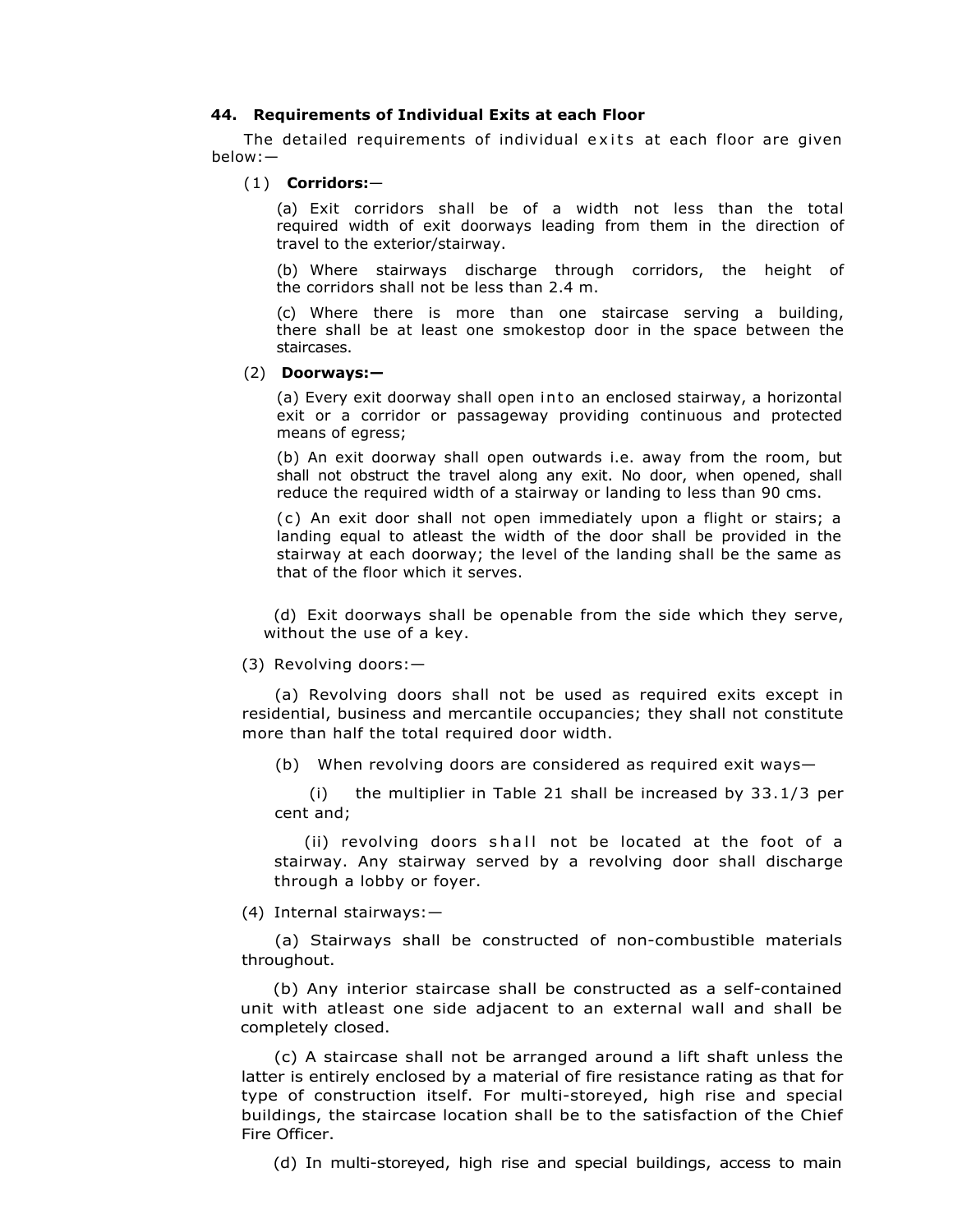### 44. Requirements of Individual Exits at each Floor

The detailed requirements of individual exits at each floor are given below:—

(1) **Corridors:**—

(a) Exit corridors shall be of a width not less than the total required width of exit doorways leading from them in the direction of travel to the exterior/stairway.

(b) Where stairways discharge through corridors, the height of the corridors shall not be less than 2.4 m.

(c) Where there is more than one staircase serving a building, there shall be at least one smokestop door in the space between the staircases.

(2) **Doorways:—**

(a) Every exit doorway shall open into an enclosed stairway, a horizontal exit or a corridor or passageway providing continuous and protected means of egress;

(b) An exit doorway shall open outwards i.e. away from the room, but shall not obstruct the travel along any exit. No door, when opened, shall reduce the required width of a stairway or landing to less than 90 cms.

(c) An exit door shall not open immediately upon a flight or stairs; a landing equal to atleast the width of the door shall be provided in the stairway at each doorway; the level of the landing shall be the same as that of the floor which it serves.

(d) Exit doorways shall be openable from the side which they serve, without the use of a key.

(3) Revolving doors:—

(a) Revolving doors shall not be used as required exits except in residential, business and mercantile occupancies; they shall not constitute more than half the total required door width.

(b) When revolving doors are considered as required exit ways—

(i) the multiplier in Table 21 shall be increased by 33.1/3 per cent and;

(ii) revolving doors shall not be located at the foot of a stairway. Any stairway served by a revolving door shall discharge through a lobby or foyer.

(4) Internal stairways:—

(a) Stairways shall be constructed of non-combustible materials throughout.

(b) Any interior staircase shall be constructed as a self-contained unit with atleast one side adjacent to an external wall and shall be completely closed.

(c) A staircase shall not be arranged around a lift shaft unless the latter is entirely enclosed by a material of fire resistance rating as that for type of construction itself. For multi-storeyed, high rise and special buildings, the staircase location shall be to the satisfaction of the Chief Fire Officer.

(d) In multi-storeyed, high rise and special buildings, access to main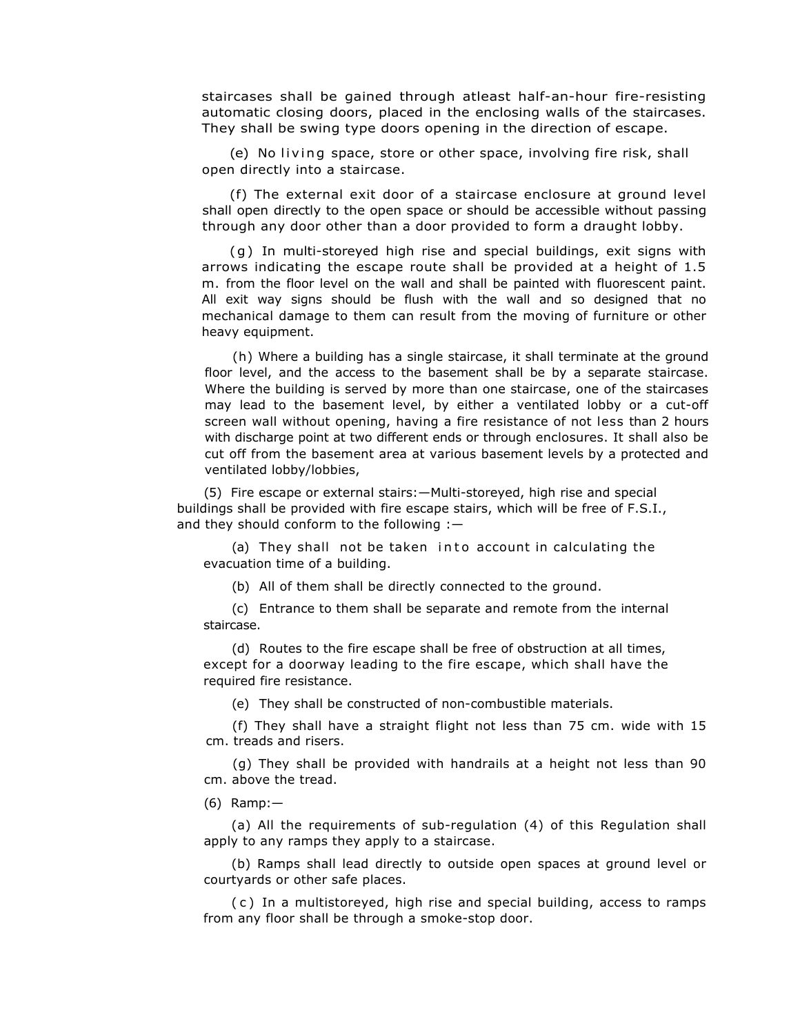staircases shall be gained through atleast half-an-hour fire-resisting automatic closing doors, placed in the enclosing walls of the staircases. They shall be swing type doors opening in the direction of escape.

(e) No living space, store or other space, involving fire risk, shall open directly into a staircase.

(f) The external exit door of a staircase enclosure at ground level shall open directly to the open space or should be accessible without passing through any door other than a door provided to form a draught lobby.

(g) In multi-storeyed high rise and special buildings, exit signs with arrows indicating the escape route shall be provided at a height of 1.5 m. from the floor level on the wall and shall be painted with fluorescent paint. All exit way signs should be flush with the wall and so designed that no mechanical damage to them can result from the moving of furniture or other heavy equipment.

(h) Where a building has a single staircase, it shall terminate at the ground floor level, and the access to the basement shall be by a separate staircase. Where the building is served by more than one staircase, one of the staircases may lead to the basement level, by either a ventilated lobby or a cut-off screen wall without opening, having a fire resistance of not less than 2 hours with discharge point at two different ends or through enclosures. It shall also be cut off from the basement area at various basement levels by a protected and ventilated lobby/lobbies,

(5) Fire escape or external stairs:—Multi-storeyed, high rise and special buildings shall be provided with fire escape stairs, which will be free of F.S.I., and they should conform to the following :—

(a) They shall not be taken into account in calculating the evacuation time of a building.

(b) All of them shall be directly connected to the ground.

(c) Entrance to them shall be separate and remote from the internal staircase.

(d) Routes to the fire escape shall be free of obstruction at all times, except for a doorway leading to the fire escape, which shall have the required fire resistance.

(e) They shall be constructed of non-combustible materials.

(f) They shall have a straight flight not less than 75 cm. wide with 15 cm. treads and risers.

(g) They shall be provided with handrails at a height not less than 90 cm. above the tread.

(6) Ramp:—

(a) All the requirements of sub-regulation (4) of this Regulation shall apply to any ramps they apply to a staircase.

(b) Ramps shall lead directly to outside open spaces at ground level or courtyards or other safe places.

(c) In a multistoreyed, high rise and special building, access to ramps from any floor shall be through a smoke-stop door.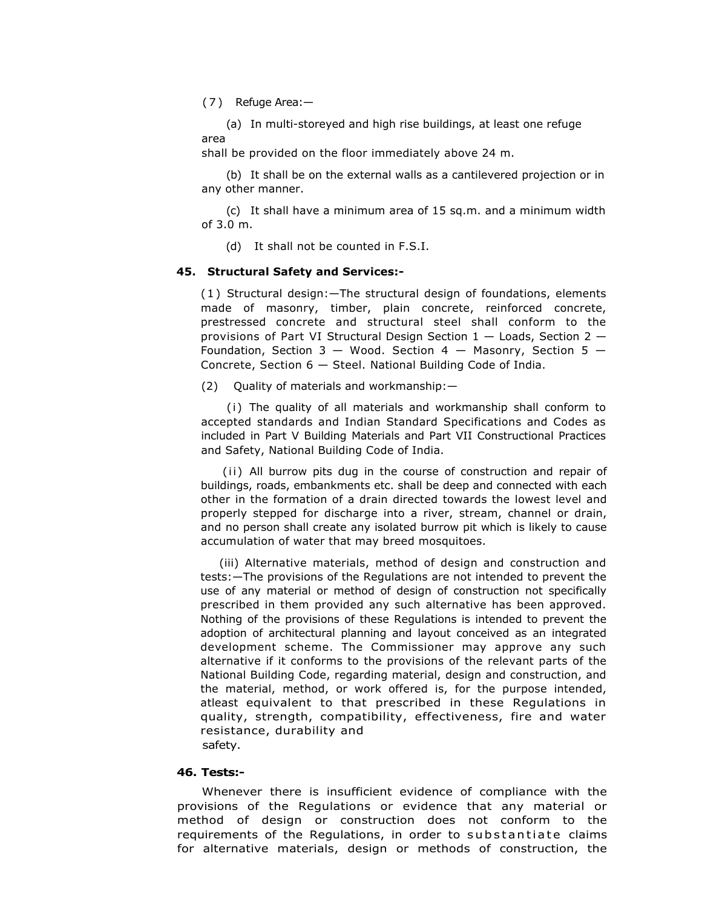(7) Refuge Area:—

(a) In multi-storeyed and high rise buildings, at least one refuge area shall be provided on the floor immediately above 24 m.

(b) It shall be on the external walls as a cantilevered projection or in any other manner.

(c) It shall have a minimum area of 15 sq.m. and a minimum width of 3.0 m.

(d) It shall not be counted in F.S.I.

### 45. Structural Safety and Services:-

(1) Structural design:—The structural design of foundations, elements made of masonry, timber, plain concrete, reinforced concrete, prestressed concrete and structural steel shall conform to the provisions of Part VI Structural Design Section 1 — Loads, Section 2 — Foundation, Section 3 — Wood. Section 4 — Masonry, Section 5 — Concrete, Section 6 — Steel. National Building Code of India.

(2) Quality of materials and workmanship:—

(i) The quality of all materials and workmanship shall conform to accepted standards and Indian Standard Specifications and Codes as included in Part V Building Materials and Part VII Constructional Practices and Safety, National Building Code of India.

(ii) All burrow pits dug in the course of construction and repair of buildings, roads, embankments etc. shall be deep and connected with each other in the formation of a drain directed towards the lowest level and properly stepped for discharge into a river, stream, channel or drain, and no person shall create any isolated burrow pit which is likely to cause accumulation of water that may breed mosquitoes.

(iii) Alternative materials, method of design and construction and tests:—The provisions of the Regulations are not intended to prevent the use of any material or method of design of construction not specifically prescribed in them provided any such alternative has been approved. Nothing of the provisions of these Regulations is intended to prevent the adoption of architectural planning and layout conceived as an integrated development scheme. The Commissioner may approve any such alternative if it conforms to the provisions of the relevant parts of the National Building Code, regarding material, design and construction, and the material, method, or work offered is, for the purpose intended, atleast equivalent to that prescribed in these Regulations in quality, strength, compatibility, effectiveness, fire and water resistance, durability and safety.

### 46. Tests:-

Whenever there is insufficient evidence of compliance with the provisions of the Regulations or evidence that any material or method of design or construction does not conform to the requirements of the Regulations, in order to substantiate claims for alternative materials, design or methods of construction, the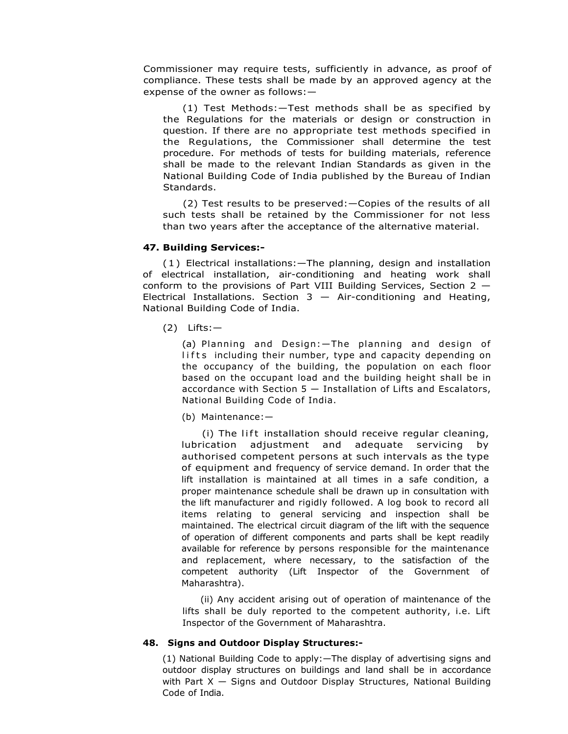Commissioner may require tests, sufficiently in advance, as proof of compliance. These tests shall be made by an approved agency at the expense of the owner as follows:—

(1) Test Methods:—Test methods shall be as specified by the Regulations for the materials or design or construction in question. If there are no appropriate test methods specified in the Regulations, the Commissioner shall determine the test procedure. For methods of tests for building materials, reference shall be made to the relevant Indian Standards as given in the National Building Code of India published by the Bureau of Indian Standards.

(2) Test results to be preserved:—Copies of the results of all such tests shall be retained by the Commissioner for not less than two years after the acceptance of the alternative material.

**47. Building Services:-**

(1) Electrical installations:—The planning, design and installation of electrical installation, air-conditioning and heating work shall conform to the provisions of Part VIII Building Services, Section 2 — Electrical Installations. Section 3 — Air-conditioning and Heating, National Building Code of India.

(2) Lifts:—

(a) Planning and Design:—The planning and design of lifts including their number, type and capacity depending on the occupancy of the building, the population on each floor based on the occupant load and the building height shall be in accordance with Section 5 — Installation of Lifts and Escalators, National Building Code of India.

(b) Maintenance:—

(i) The lift installation should receive regular cleaning, lubrication adjustment and adequate servicing by authorised competent persons at such intervals as the type of equipment and frequency of service demand. In order that the lift installation is maintained at all times in a safe condition, a proper maintenance schedule shall be drawn up in consultation with the lift manufacturer and rigidly followed. A log book to record all items relating to general servicing and inspection shall be maintained. The electrical circuit diagram of the lift with the sequence of operation of different components and parts shall be kept readily available for reference by persons responsible for the maintenance and replacement, where necessary, to the satisfaction of the competent authority (Lift Inspector of the Government of Maharashtra).

(ii) Any accident arising out of operation of maintenance of the lifts shall be duly reported to the competent authority, i.e. Lift Inspector of the Government of Maharashtra.

**48. Signs and Outdoor Display Structures:-**

(1) National Building Code to apply:—The display of advertising signs and outdoor display structures on buildings and land shall be in accordance with Part X — Signs and Outdoor Display Structures, National Building Code of India.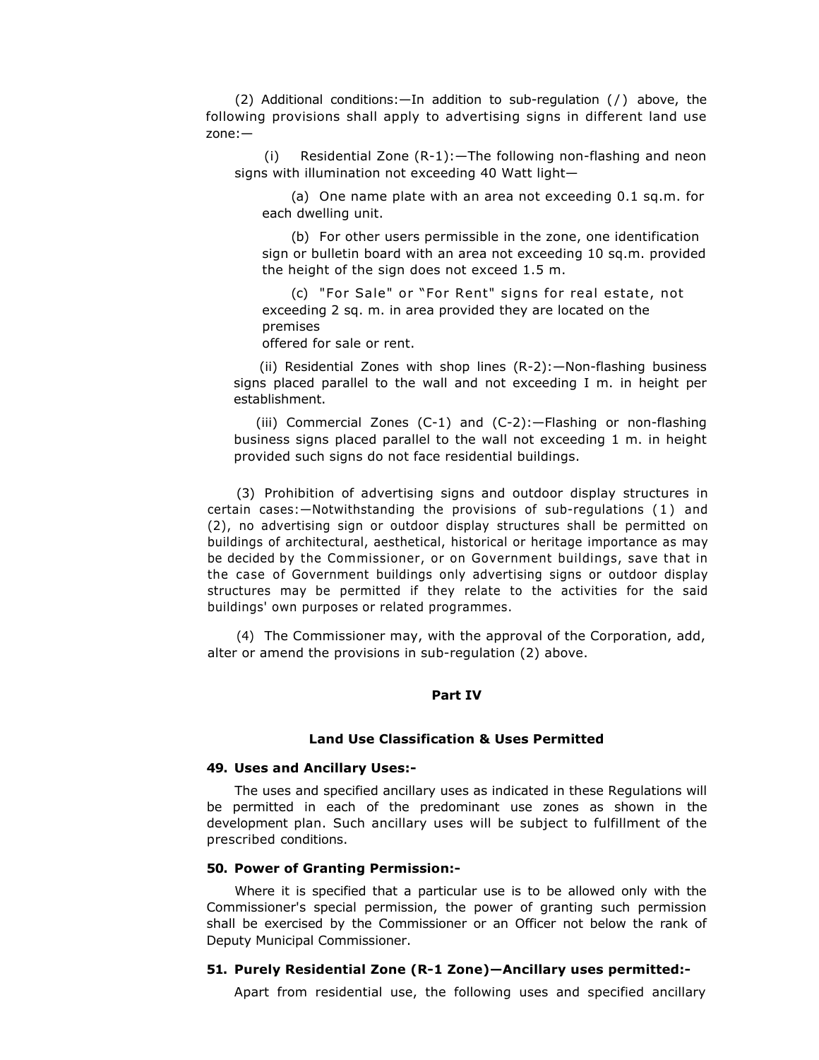(2) Additional conditions:—In addition to sub-regulation (/) above, the following provisions shall apply to advertising signs in different land use zone:—

(i) Residential Zone (R-1):—The following non-flashing and neon signs with illumination not exceeding 40 Watt light—

(a) One name plate with an area not exceeding 0.1 sq.m. for each dwelling unit.

(b) For other users permissible in the zone, one identification sign or bulletin board with an area not exceeding 10 sq.m. provided the height of the sign does not exceed 1.5 m.

(c) "For Sale" or "For Rent" signs for real estate, not exceeding 2 sq. m. in area provided they are located on the premises offered for sale or rent.

(ii) Residential Zones with shop lines (R-2):—Non-flashing business signs placed parallel to the wall and not exceeding I m. in height per establishment.

(iii) Commercial Zones (C-1) and (C-2):—Flashing or non-flashing business signs placed parallel to the wall not exceeding 1 m. in height provided such signs do not face residential buildings.

(3) Prohibition of advertising signs and outdoor display structures in certain cases:—Notwithstanding the provisions of sub-regulations (1) and (2), no advertising sign or outdoor display structures shall be permitted on buildings of architectural, aesthetical, historical or heritage importance as may be decided by the Commissioner, or on Government buildings, save that in the case of Government buildings only advertising signs or outdoor display structures may be permitted if they relate to the activities for the said buildings' own purposes or related programmes.

(4) The Commissioner may, with the approval of the Corporation, add, alter or amend the provisions in sub-regulation (2) above.

## Part IV

### Land Use Classification & Uses Permitted

#### 49. Uses and Ancillary Uses:-

The uses and specified ancillary uses as indicated in these Regulations will be permitted in each of the predominant use zones as shown in the development plan. Such ancillary uses will be subject to fulfillment of the prescribed conditions.

#### 50. Power of Granting Permission:-

Where it is specified that a particular use is to be allowed only with the Commissioner's special permission, the power of granting such permission shall be exercised by the Commissioner or an Officer not below the rank of Deputy Municipal Commissioner.

#### 51. Purely Residential Zone (R-1 Zone)—Ancillary uses permitted:-

Apart from residential use, the following uses and specified ancillary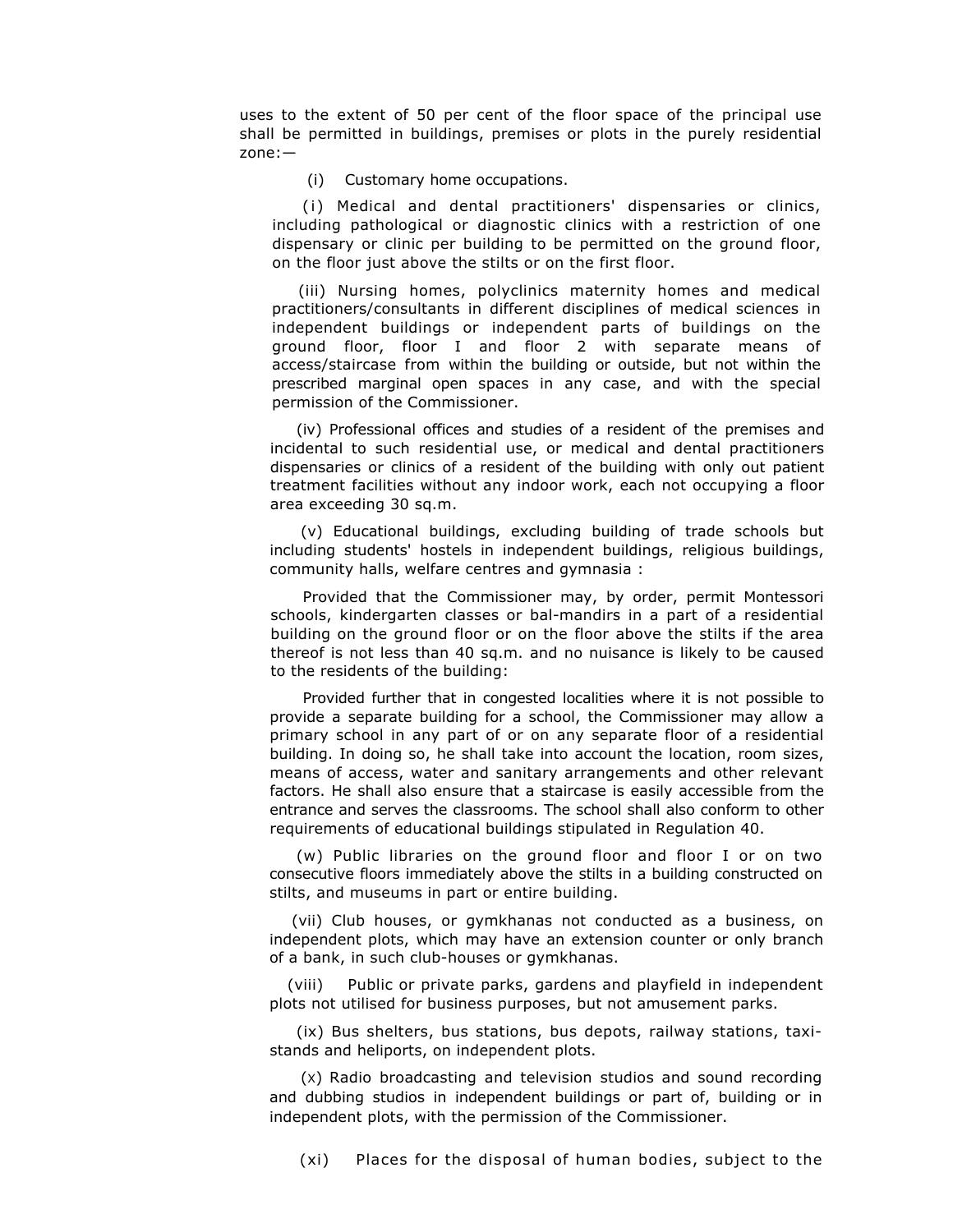uses to the extent of 50 per cent of the floor space of the principal use shall be permitted in buildings, premises or plots in the purely residential zone:—

(i) Customary home occupations.

(i) Medical and dental practitioners' dispensaries or clinics, including pathological or diagnostic clinics with a restriction of one dispensary or clinic per building to be permitted on the ground floor, on the floor just above the stilts or on the first floor.

(iii) Nursing homes, polyclinics maternity homes and medical practitioners/consultants in different disciplines of medical sciences in independent buildings or independent parts of buildings on the ground floor, floor I and floor 2 with separate means of access/staircase from within the building or outside, but not within the prescribed marginal open spaces in any case, and with the special permission of the Commissioner.

(iv) Professional offices and studies of a resident of the premises and incidental to such residential use, or medical and dental practitioners dispensaries or clinics of a resident of the building with only out patient treatment facilities without any indoor work, each not occupying a floor area exceeding 30 sq.m.

(v) Educational buildings, excluding building of trade schools but including students' hostels in independent buildings, religious buildings, community halls, welfare centres and gymnasia :

Provided that the Commissioner may, by order, permit Montessori schools, kindergarten classes or bal-mandirs in a part of a residential building on the ground floor or on the floor above the stilts if the area thereof is not less than 40 sq.m. and no nuisance is likely to be caused to the residents of the building:

Provided further that in congested localities where it is not possible to provide a separate building for a school, the Commissioner may allow a primary school in any part of or on any separate floor of a residential building. In doing so, he shall take into account the location, room sizes, means of access, water and sanitary arrangements and other relevant factors. He shall also ensure that a staircase is easily accessible from the entrance and serves the classrooms. The school shall also conform to other requirements of educational buildings stipulated in Regulation 40.

(w) Public libraries on the ground floor and floor I or on two consecutive floors immediately above the stilts in a building constructed on stilts, and museums in part or entire building.

(vii) Club houses, or gymkhanas not conducted as a business, on independent plots, which may have an extension counter or only branch of a bank, in such club-houses or gymkhanas.

(viii) Public or private parks, gardens and playfield in independent plots not utilised for business purposes, but not amusement parks.

(ix) Bus shelters, bus stations, bus depots, railway stations, taxi-stands and heliports, on independent plots.

(x) Radio broadcasting and television studios and sound recording and dubbing studios in independent buildings or part of, building or in independent plots, with the permission of the Commissioner.

(xi) Places for the disposal of human bodies, subject to the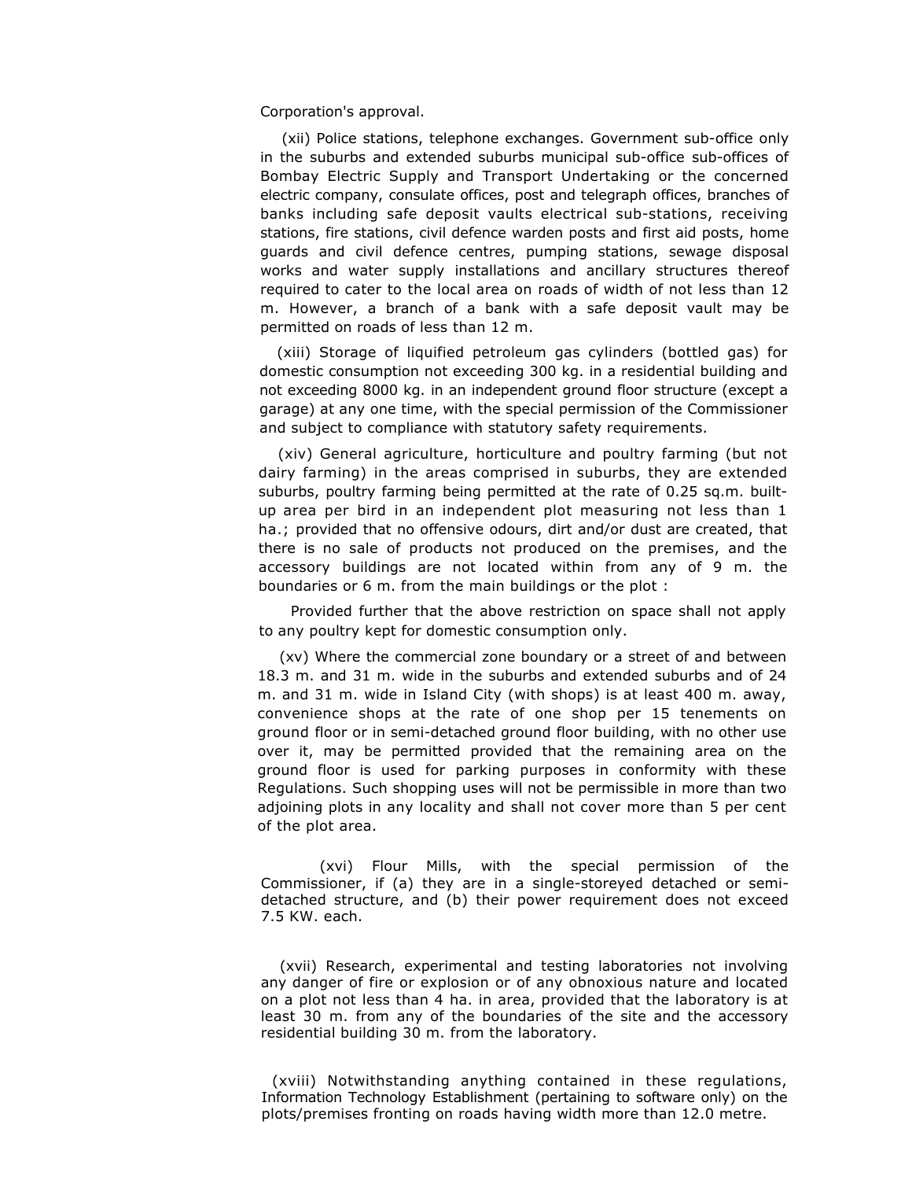Corporation's approval.

(xii) Police stations, telephone exchanges. Government sub-office only in the suburbs and extended suburbs municipal sub-office sub-offices of Bombay Electric Supply and Transport Undertaking or the concerned electric company, consulate offices, post and telegraph offices, branches of banks including safe deposit vaults electrical sub-stations, receiving stations, fire stations, civil defence warden posts and first aid posts, home guards and civil defence centres, pumping stations, sewage disposal works and water supply installations and ancillary structures thereof required to cater to the local area on roads of width of not less than 12 m. However, a branch of a bank with a safe deposit vault may be permitted on roads of less than 12 m.

(xiii) Storage of liquified petroleum gas cylinders (bottled gas) for domestic consumption not exceeding 300 kg. in a residential building and not exceeding 8000 kg. in an independent ground floor structure (except a garage) at any one time, with the special permission of the Commissioner and subject to compliance with statutory safety requirements.

(xiv) General agriculture, horticulture and poultry farming (but not dairy farming) in the areas comprised in suburbs, they are extended suburbs, poultry farming being permitted at the rate of 0.25 sq.m. built-up area per bird in an independent plot measuring not less than 1 ha.; provided that no offensive odours, dirt and/or dust are created, that there is no sale of products not produced on the premises, and the accessory buildings are not located within from any of 9 m. the boundaries or 6 m. from the main buildings or the plot :

Provided further that the above restriction on space shall not apply to any poultry kept for domestic consumption only.

(xv) Where the commercial zone boundary or a street of and between 18.3 m. and 31 m. wide in the suburbs and extended suburbs and of 24 m. and 31 m. wide in Island City (with shops) is at least 400 m. away, convenience shops at the rate of one shop per 15 tenements on ground floor or in semi-detached ground floor building, with no other use over it, may be permitted provided that the remaining area on the ground floor is used for parking purposes in conformity with these Regulations. Such shopping uses will not be permissible in more than two adjoining plots in any locality and shall not cover more than 5 per cent of the plot area.

(xvi) Flour Mills, with the special permission of the Commissioner, if (a) they are in a single-storeyed detached or semi-detached structure, and (b) their power requirement does not exceed 7.5 KW. each.

(xvii) Research, experimental and testing laboratories not involving any danger of fire or explosion or of any obnoxious nature and located on a plot not less than 4 ha. in area, provided that the laboratory is at least 30 m. from any of the boundaries of the site and the accessory residential building 30 m. from the laboratory.

(xviii) Notwithstanding anything contained in these regulations, Information Technology Establishment (pertaining to software only) on the plots/premises fronting on roads having width more than 12.0 metre.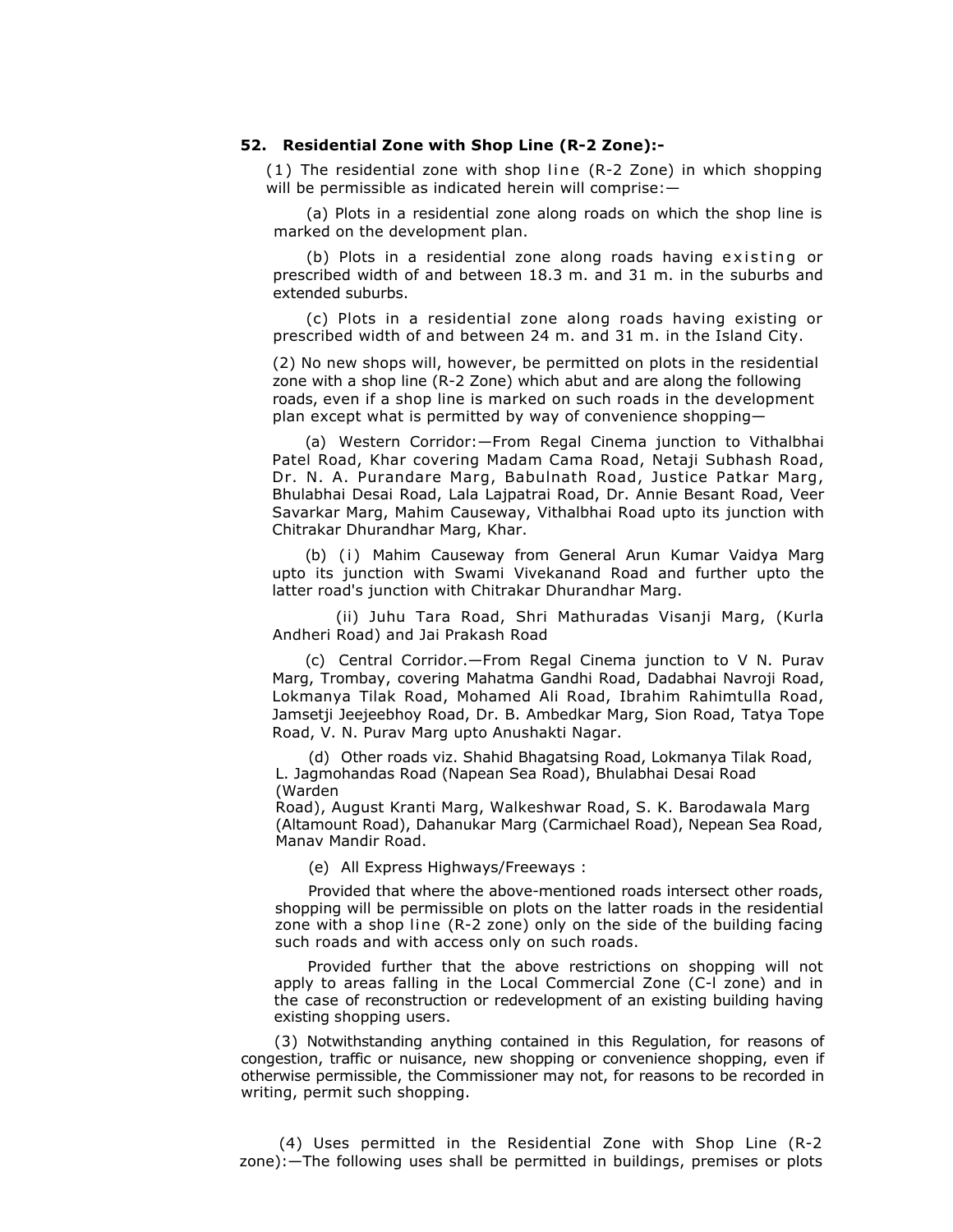**52. Residential Zone with Shop Line (R-2 Zone):-**

(1) The residential zone with shop line (R-2 Zone) in which shopping will be permissible as indicated herein will comprise:—

(a) Plots in a residential zone along roads on which the shop line is marked on the development plan.

(b) Plots in a residential zone along roads having existing or prescribed width of and between 18.3 m. and 31 m. in the suburbs and extended suburbs.

(c) Plots in a residential zone along roads having existing or prescribed width of and between 24 m. and 31 m. in the Island City.

(2) No new shops will, however, be permitted on plots in the residential zone with a shop line (R-2 Zone) which abut and are along the following roads, even if a shop line is marked on such roads in the development plan except what is permitted by way of convenience shopping—

(a) Western Corridor:—From Regal Cinema junction to Vithalbhai Patel Road, Khar covering Madam Cama Road, Netaji Subhash Road, Dr. N. A. Purandare Marg, Babulnath Road, Justice Patkar Marg, Bhulabhai Desai Road, Lala Lajpatrai Road, Dr. Annie Besant Road, Veer Savarkar Marg, Mahim Causeway, Vithalbhai Road upto its junction with Chitrakar Dhurandhar Marg, Khar.

(b) (i) Mahim Causeway from General Arun Kumar Vaidya Marg upto its junction with Swami Vivekanand Road and further upto the latter road's junction with Chitrakar Dhurandhar Marg.

(ii) Juhu Tara Road, Shri Mathuradas Visanji Marg, (Kurla Andheri Road) and Jai Prakash Road

(c) Central Corridor.—From Regal Cinema junction to V N. Purav Marg, Trombay, covering Mahatma Gandhi Road, Dadabhai Navroji Road, Lokmanya Tilak Road, Mohamed Ali Road, Ibrahim Rahimtulla Road, Jamsetji Jeejeebhoy Road, Dr. B. Ambedkar Marg, Sion Road, Tatya Tope Road, V. N. Purav Marg upto Anushakti Nagar.

(d) Other roads viz. Shahid Bhagatsing Road, Lokmanya Tilak Road, L. Jagmohandas Road (Napean Sea Road), Bhulabhai Desai Road (Warden Road), August Kranti Marg, Walkeshwar Road, S. K. Barodawala Marg (Altamount Road), Dahanukar Marg (Carmichael Road), Nepean Sea Road, Manav Mandir Road.

(e) All Express Highways/Freeways :

Provided that where the above-mentioned roads intersect other roads, shopping will be permissible on plots on the latter roads in the residential zone with a shop line (R-2 zone) only on the side of the building facing such roads and with access only on such roads.

Provided further that the above restrictions on shopping will not apply to areas falling in the Local Commercial Zone (C-l zone) and in the case of reconstruction or redevelopment of an existing building having existing shopping users.

(3) Notwithstanding anything contained in this Regulation, for reasons of congestion, traffic or nuisance, new shopping or convenience shopping, even if otherwise permissible, the Commissioner may not, for reasons to be recorded in writing, permit such shopping.

(4) Uses permitted in the Residential Zone with Shop Line (R-2 zone):—The following uses shall be permitted in buildings, premises or plots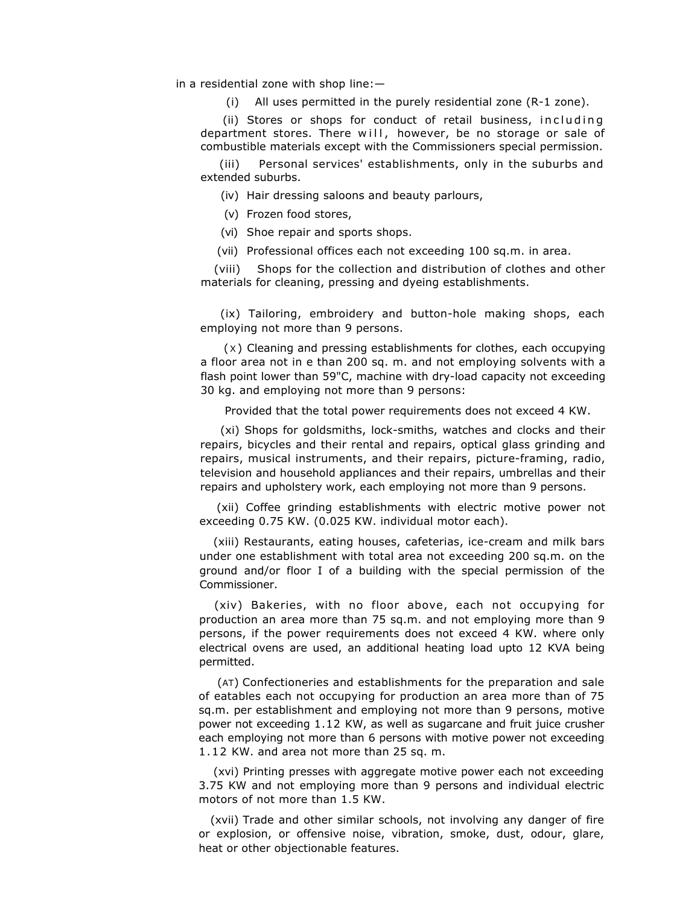in a residential zone with shop line:—

(i) All uses permitted in the purely residential zone (R-1 zone).

(ii) Stores or shops for conduct of retail business, including department stores. There will, however, be no storage or sale of combustible materials except with the Commissioners special permission.

(iii) Personal services' establishments, only in the suburbs and extended suburbs.

(iv) Hair dressing saloons and beauty parlours,

(v) Frozen food stores,

(vi) Shoe repair and sports shops.

(vii) Professional offices each not exceeding 100 sq.m. in area.

(viii) Shops for the collection and distribution of clothes and other materials for cleaning, pressing and dyeing establishments.

(ix) Tailoring, embroidery and button-hole making shops, each employing not more than 9 persons.

(X) Cleaning and pressing establishments for clothes, each occupying a floor area not in e than 200 sq. m. and not employing solvents with a flash point lower than 59"C, machine with dry-load capacity not exceeding 30 kg. and employing not more than 9 persons:

Provided that the total power requirements does not exceed 4 KW.

(xi) Shops for goldsmiths, lock-smiths, watches and clocks and their repairs, bicycles and their rental and repairs, optical glass grinding and repairs, musical instruments, and their repairs, picture-framing, radio, television and household appliances and their repairs, umbrellas and their repairs and upholstery work, each employing not more than 9 persons.

(xii) Coffee grinding establishments with electric motive power not exceeding 0.75 KW. (0.025 KW. individual motor each).

(xiii) Restaurants, eating houses, cafeterias, ice-cream and milk bars under one establishment with total area not exceeding 200 sq.m. on the ground and/or floor I of a building with the special permission of the Commissioner.

(xiv) Bakeries, with no floor above, each not occupying for production an area more than 75 sq.m. and not employing more than 9 persons, if the power requirements does not exceed 4 KW. where only electrical ovens are used, an additional heating load upto 12 KVA being permitted.

(AT) Confectioneries and establishments for the preparation and sale of eatables each not occupying for production an area more than of 75 sq.m. per establishment and employing not more than 9 persons, motive power not exceeding 1.12 KW, as well as sugarcane and fruit juice crusher each employing not more than 6 persons with motive power not exceeding 1.12 KW. and area not more than 25 sq. m.

(xvi) Printing presses with aggregate motive power each not exceeding 3.75 KW and not employing more than 9 persons and individual electric motors of not more than 1.5 KW.

(xvii) Trade and other similar schools, not involving any danger of fire or explosion, or offensive noise, vibration, smoke, dust, odour, glare, heat or other objectionable features.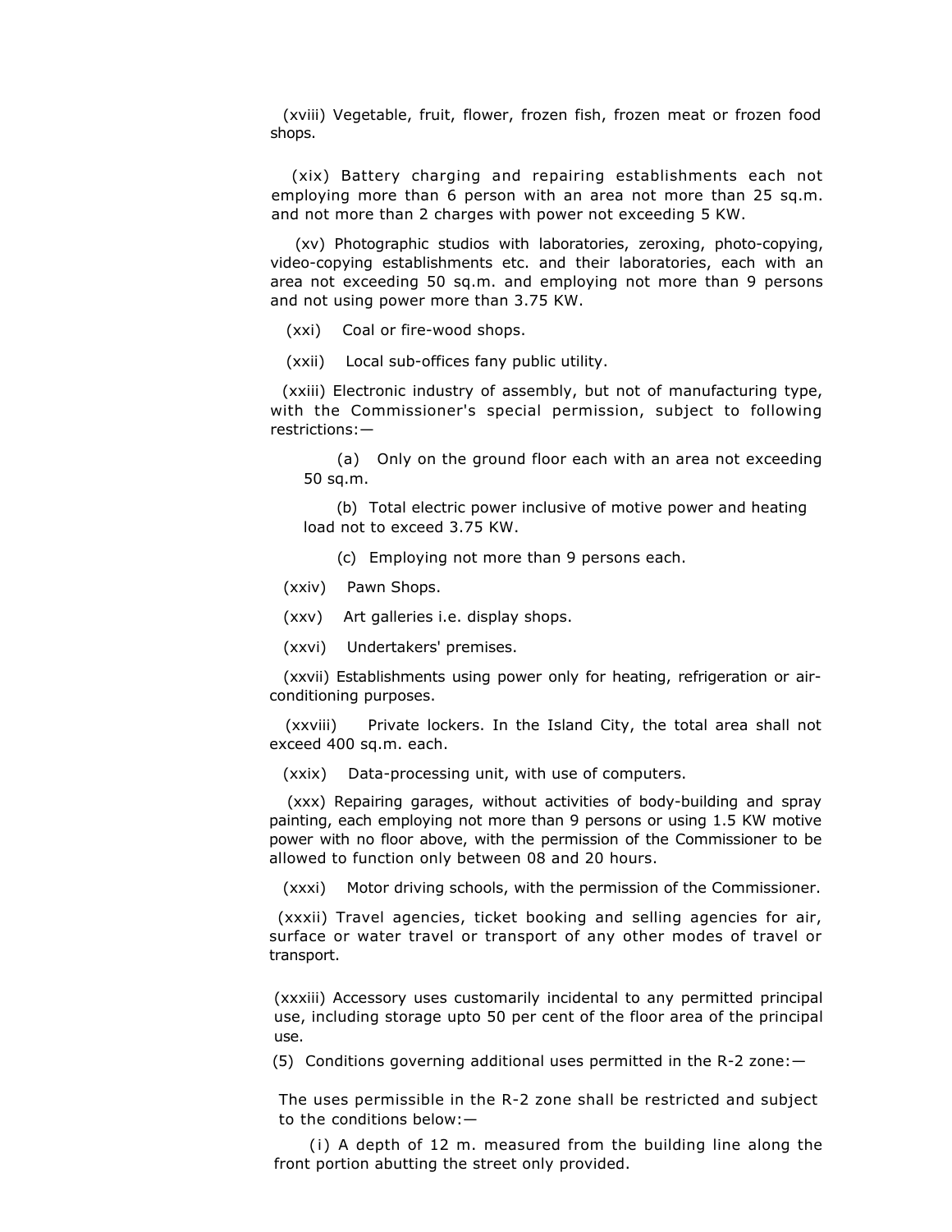(xviii) Vegetable, fruit, flower, frozen fish, frozen meat or frozen food shops.

(xix) Battery charging and repairing establishments each not employing more than 6 person with an area not more than 25 sq.m. and not more than 2 charges with power not exceeding 5 KW.

(xv) Photographic studios with laboratories, zeroxing, photo-copying, video-copying establishments etc. and their laboratories, each with an area not exceeding 50 sq.m. and employing not more than 9 persons and not using power more than 3.75 KW.

(xxi) Coal or fire-wood shops.

(xxii) Local sub-offices fany public utility.

(xxiii) Electronic industry of assembly, but not of manufacturing type, with the Commissioner's special permission, subject to following restrictions:—

(a) Only on the ground floor each with an area not exceeding 50 sq.m.

(b) Total electric power inclusive of motive power and heating load not to exceed 3.75 KW.

(c) Employing not more than 9 persons each.

(xxiv) Pawn Shops.

(xxv) Art galleries i.e. display shops.

(xxvi) Undertakers' premises.

(xxvii) Establishments using power only for heating, refrigeration or air-conditioning purposes.

(xxviii) Private lockers. In the Island City, the total area shall not exceed 400 sq.m. each.

(xxix) Data-processing unit, with use of computers.

(xxx) Repairing garages, without activities of body-building and spray painting, each employing not more than 9 persons or using 1.5 KW motive power with no floor above, with the permission of the Commissioner to be allowed to function only between 08 and 20 hours.

(xxxi) Motor driving schools, with the permission of the Commissioner.

(xxxii) Travel agencies, ticket booking and selling agencies for air, surface or water travel or transport of any other modes of travel or transport.

(xxxiii) Accessory uses customarily incidental to any permitted principal use, including storage upto 50 per cent of the floor area of the principal use.

(5) Conditions governing additional uses permitted in the R-2 zone:—

The uses permissible in the R-2 zone shall be restricted and subject to the conditions below:—

(i) A depth of 12 m. measured from the building line along the front portion abutting the street only provided.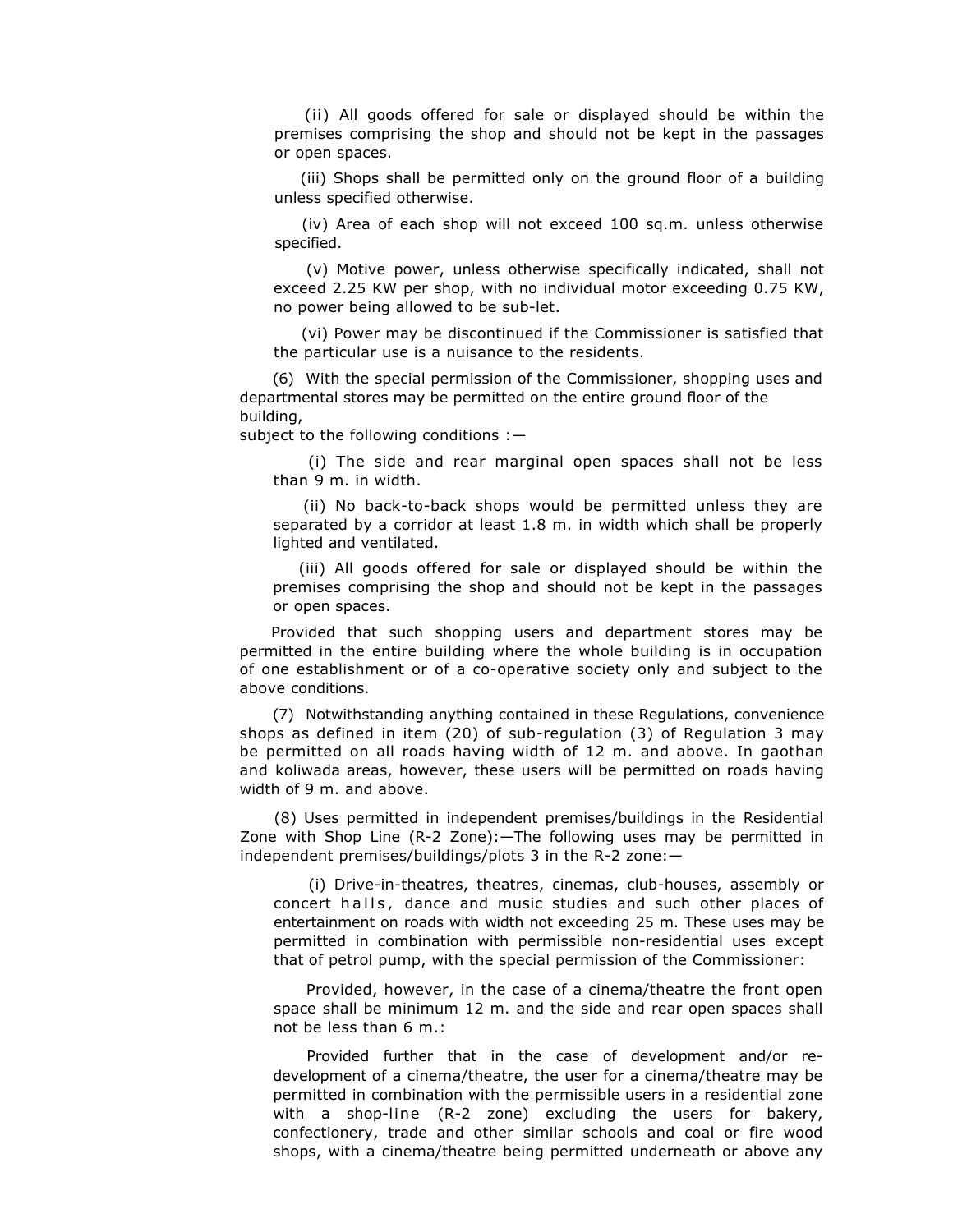(ii) All goods offered for sale or displayed should be within the premises comprising the shop and should not be kept in the passages or open spaces.

(iii) Shops shall be permitted only on the ground floor of a building unless specified otherwise.

(iv) Area of each shop will not exceed 100 sq.m. unless otherwise specified.

(v) Motive power, unless otherwise specifically indicated, shall not exceed 2.25 KW per shop, with no individual motor exceeding 0.75 KW, no power being allowed to be sub-let.

(vi) Power may be discontinued if the Commissioner is satisfied that the particular use is a nuisance to the residents.

(6) With the special permission of the Commissioner, shopping uses and departmental stores may be permitted on the entire ground floor of the building,
subject to the following conditions :—

(i) The side and rear marginal open spaces shall not be less than 9 m. in width.

(ii) No back-to-back shops would be permitted unless they are separated by a corridor at least 1.8 m. in width which shall be properly lighted and ventilated.

(iii) All goods offered for sale or displayed should be within the premises comprising the shop and should not be kept in the passages or open spaces.

Provided that such shopping users and department stores may be permitted in the entire building where the whole building is in occupation of one establishment or of a co-operative society only and subject to the above conditions.

(7) Notwithstanding anything contained in these Regulations, convenience shops as defined in item (20) of sub-regulation (3) of Regulation 3 may be permitted on all roads having width of 12 m. and above. In gaothan and koliwada areas, however, these users will be permitted on roads having width of 9 m. and above.

(8) Uses permitted in independent premises/buildings in the Residential Zone with Shop Line (R-2 Zone):—The following uses may be permitted in independent premises/buildings/plots 3 in the R-2 zone:—

(i) Drive-in-theatres, theatres, cinemas, club-houses, assembly or concert halls, dance and music studies and such other places of entertainment on roads with width not exceeding 25 m. These uses may be permitted in combination with permissible non-residential uses except that of petrol pump, with the special permission of the Commissioner:

Provided, however, in the case of a cinema/theatre the front open space shall be minimum 12 m. and the side and rear open spaces shall not be less than 6 m.:

Provided further that in the case of development and/or re-development of a cinema/theatre, the user for a cinema/theatre may be permitted in combination with the permissible users in a residential zone with a shop-line (R-2 zone) excluding the users for bakery, confectionery, trade and other similar schools and coal or fire wood shops, with a cinema/theatre being permitted underneath or above any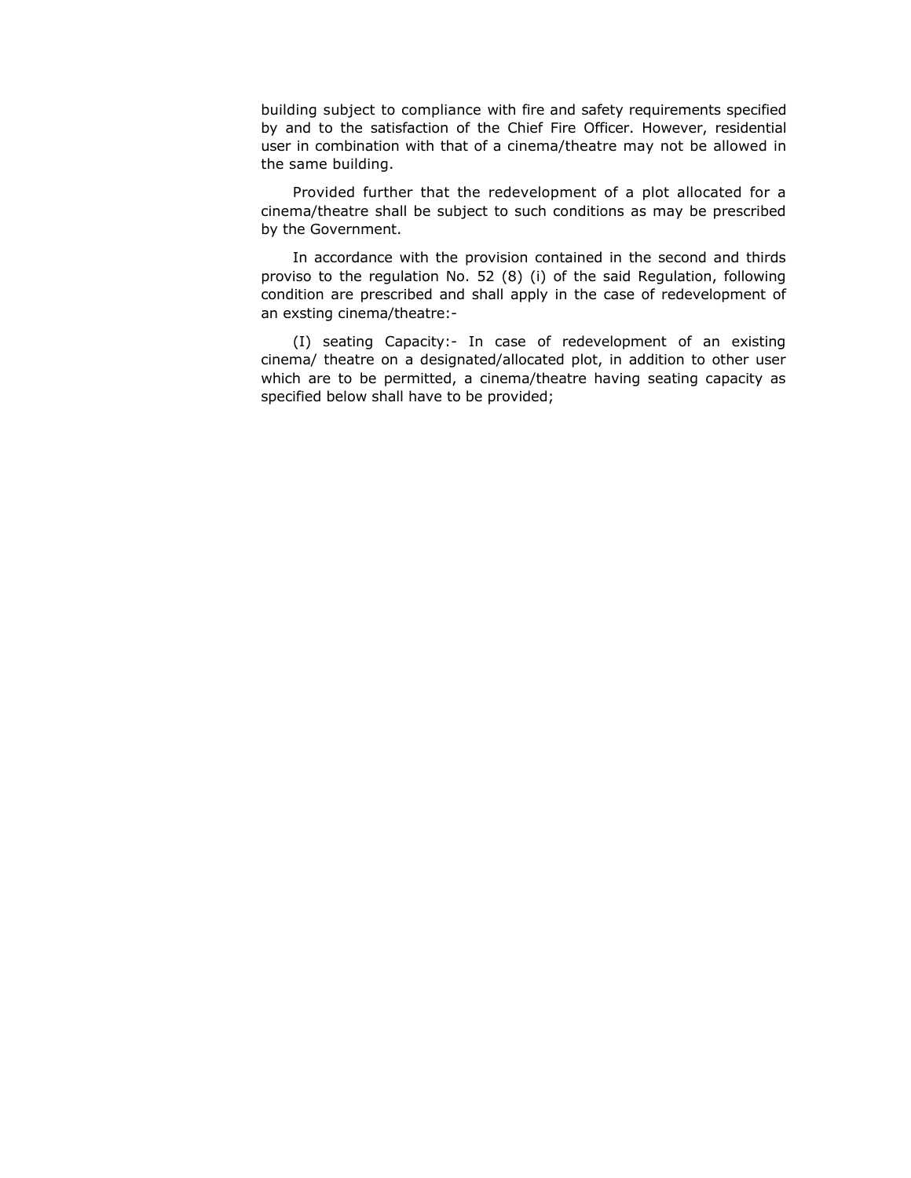building subject to compliance with fire and safety requirements specified by and to the satisfaction of the Chief Fire Officer. However, residential user in combination with that of a cinema/theatre may not be allowed in the same building.

Provided further that the redevelopment of a plot allocated for a cinema/theatre shall be subject to such conditions as may be prescribed by the Government.

In accordance with the provision contained in the second and thirds proviso to the regulation No. 52 (8) (i) of the said Regulation, following condition are prescribed and shall apply in the case of redevelopment of an exsting cinema/theatre:-

(I) seating Capacity:- In case of redevelopment of an existing cinema/ theatre on a designated/allocated plot, in addition to other user which are to be permitted, a cinema/theatre having seating capacity as specified below shall have to be provided;